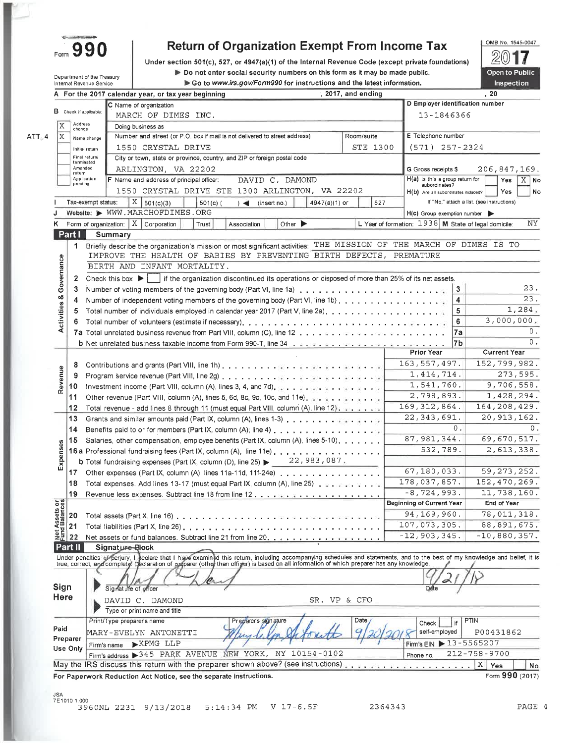# Form 990

## Return of Organization Exempt From Income Tax

Under section 501(c), 527, or 4947(a)(1) of the Internal Revenue Code (except private foundations)

▶ Do not enter social security numbers on this form as it may be made public.

▶ Go to www.irs.gov/Form990 for instructions and the latest information.

OMB No. 1545-0047

**2017**

Open to Public Inspection

Department of the Treasury
Internal Revenue Service

**A** For the 2017 calendar year, or tax year beginning , 2017, and ending , 20

**B** Check if applicable:
- [X] Address change
- [X] Name change (ATT. 4)
- [ ] Initial return
- [ ] Final return/terminated
- [ ] Amended return
- [ ] Application pending

**C** Name of organization: MARCH OF DIMES INC.

Doing business as

Number and street (or P.O. box if mail is not delivered to street address): 1550 CRYSTAL DRIVE — Room/suite: STE 1300

City or town, state or province, country, and ZIP or foreign postal code: ARLINGTON, VA 22202

**D** Employer identification number: 13-1846366

**E** Telephone number: (571) 257-2324

**G** Gross receipts $ 206,847,169.

**F** Name and address of principal officer: DAVID C. DAMOND, 1550 CRYSTAL DRIVE STE 1300 ARLINGTON, VA 22202

**H(a)** Is this a group return for subordinates? [ ] Yes [X] No

**H(b)** Are all subordinates included? [ ] Yes [ ] No — If "No," attach a list. (see instructions)

**I** Tax-exempt status: [X] 501(c)(3) [ ] 501(c) ( ) ◀ (insert no.) [ ] 4947(a)(1) or [ ] 527

**J** Website: ▶ WWW.MARCHOFDIMES.ORG

**H(c)** Group exemption number ▶

**K** Form of organization: [X] Corporation [ ] Trust [ ] Association [ ] Other ▶

**L** Year of formation: 1938 **M** State of legal domicile: NY

## Part I Summary

**Activities & Governance**

1. Briefly describe the organization's mission or most significant activities: THE MISSION OF THE MARCH OF DIMES IS TO IMPROVE THE HEALTH OF BABIES BY PREVENTING BIRTH DEFECTS, PREMATURE BIRTH AND INFANT MORTALITY.
2. Check this box ▶ [ ] if the organization discontinued its operations or disposed of more than 25% of its net assets.

| Line | Description | | Value |
|---|---|---|---|
| 3 | Number of voting members of the governing body (Part VI, line 1a) | 3 | 23. |
| 4 | Number of independent voting members of the governing body (Part VI, line 1b) | 4 | 23. |
| 5 | Total number of individuals employed in calendar year 2017 (Part V, line 2a) | 5 | 1,284. |
| 6 | Total number of volunteers (estimate if necessary) | 6 | 3,000,000. |
| 7a | Total unrelated business revenue from Part VIII, column (C), line 12 | 7a | 0. |
| b | Net unrelated business taxable income from Form 990-T, line 34 | 7b | 0. |

| Line | Description | Prior Year | Current Year |
|---|---|---|---|
| **Revenue** | | | |
| 8 | Contributions and grants (Part VIII, line 1h) | 163,557,497. | 152,799,982. |
| 9 | Program service revenue (Part VIII, line 2g) | 1,414,714. | 273,595. |
| 10 | Investment income (Part VIII, column (A), lines 3, 4, and 7d) | 1,541,760. | 9,706,558. |
| 11 | Other revenue (Part VIII, column (A), lines 5, 6d, 8c, 9c, 10c, and 11e) | 2,798,893. | 1,428,294. |
| 12 | Total revenue - add lines 8 through 11 (must equal Part VIII, column (A), line 12) | 169,312,864. | 164,208,429. |
| **Expenses** | | | |
| 13 | Grants and similar amounts paid (Part IX, column (A), lines 1-3) | 22,343,691. | 20,913,162. |
| 14 | Benefits paid to or for members (Part IX, column (A), line 4) | 0. | 0. |
| 15 | Salaries, other compensation, employee benefits (Part IX, column (A), lines 5-10) | 87,981,344. | 69,670,517. |
| 16a | Professional fundraising fees (Part IX, column (A), line 11e) | 532,789. | 2,613,338. |
| b | Total fundraising expenses (Part IX, column (D), line 25) ▶ 22,983,087. | | |
| 17 | Other expenses (Part IX, column (A), lines 11a-11d, 11f-24e) | 67,180,033. | 59,273,252. |
| 18 | Total expenses. Add lines 13-17 (must equal Part IX, column (A), line 25) | 178,037,857. | 152,470,269. |
| 19 | Revenue less expenses. Subtract line 18 from line 12 | -8,724,993. | 11,738,160. |

| Line | Net Assets or Fund Balances | Beginning of Current Year | End of Year |
|---|---|---|---|
| 20 | Total assets (Part X, line 16) | 94,169,960. | 78,011,318. |
| 21 | Total liabilities (Part X, line 26) | 107,073,305. | 88,891,675. |
| 22 | Net assets or fund balances. Subtract line 21 from line 20 | -12,903,345. | -10,880,357. |

## Part II Signature Block

Under penalties of perjury, I declare that I have examined this return, including accompanying schedules and statements, and to the best of my knowledge and belief, it is true, correct, and complete. Declaration of preparer (other than officer) is based on all information of which preparer has any knowledge.

**Sign Here**

Signature of officer — Date: 9/21/18

DAVID C. DAMOND — SR. VP & CFO

Type or print name and title

**Paid Preparer Use Only**

| Print/Type preparer's name | Preparer's signature | Date | Check [ ] if self-employed | PTIN |
|---|---|---|---|---|
| MARY-EVELYN ANTONETTI | | 9/20/2018 | | P00431862 |

Firm's name ▶ KPMG LLP — Firm's EIN ▶ 13-5565207

Firm's address ▶ 345 PARK AVENUE NEW YORK, NY 10154-0102 — Phone no. 212-758-9700

May the IRS discuss this return with the preparer shown above? (see instructions) [X] Yes [ ] No

For Paperwork Reduction Act Notice, see the separate instructions.

Form **990** (2017)

JSA
7E1010 1.000
3960NL 2231 9/13/2018 5:14:34 PM V 17-6.5F 2364343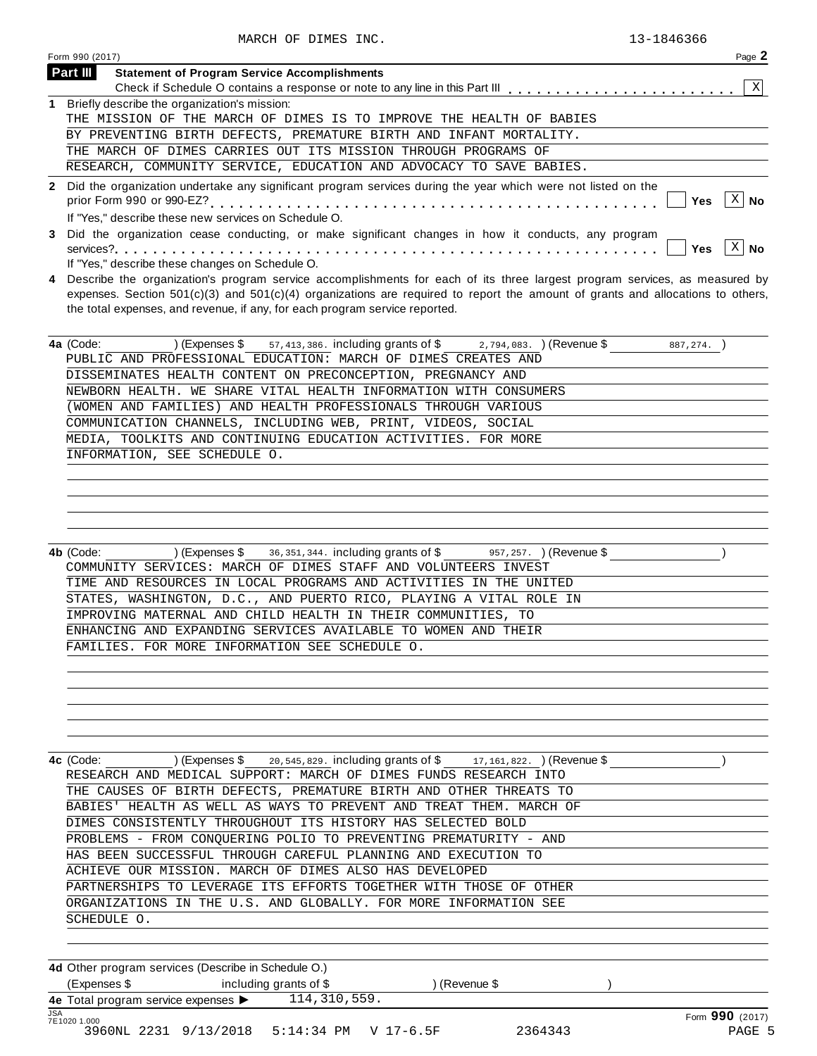MARCH OF DIMES INC. 13-1846366

Form 990 (2017) Page 2

## Part III Statement of Program Service Accomplishments

Check if Schedule O contains a response or note to any line in this Part III . . . . . . . . . . . . . . . . . . . . . . . [X]

**1** Briefly describe the organization's mission:

THE MISSION OF THE MARCH OF DIMES IS TO IMPROVE THE HEALTH OF BABIES BY PREVENTING BIRTH DEFECTS, PREMATURE BIRTH AND INFANT MORTALITY. THE MARCH OF DIMES CARRIES OUT ITS MISSION THROUGH PROGRAMS OF RESEARCH, COMMUNITY SERVICE, EDUCATION AND ADVOCACY TO SAVE BABIES.

**2** Did the organization undertake any significant program services during the year which were not listed on the prior Form 990 or 990-EZ? . . . . . . . . . . . . . . . . . . . . . . . . . . . . . . . . . . . . . . . . [ ] Yes [X] No

If "Yes," describe these new services on Schedule O.

**3** Did the organization cease conducting, or make significant changes in how it conducts, any program services? . . . . . . . . . . . . . . . . . . . . . . . . . . . . . . . . . . . . . . . . . . . . . . . . . . . . . [ ] Yes [X] No

If "Yes," describe these changes on Schedule O.

**4** Describe the organization's program service accomplishments for each of its three largest program services, as measured by expenses. Section 501(c)(3) and 501(c)(4) organizations are required to report the amount of grants and allocations to others, the total expenses, and revenue, if any, for each program service reported.

**4a** (Code: ) (Expenses $ 57,413,386. including grants of $ 2,794,083. ) (Revenue $ 887,274. )

PUBLIC AND PROFESSIONAL EDUCATION: MARCH OF DIMES CREATES AND DISSEMINATES HEALTH CONTENT ON PRECONCEPTION, PREGNANCY AND NEWBORN HEALTH. WE SHARE VITAL HEALTH INFORMATION WITH CONSUMERS (WOMEN AND FAMILIES) AND HEALTH PROFESSIONALS THROUGH VARIOUS COMMUNICATION CHANNELS, INCLUDING WEB, PRINT, VIDEOS, SOCIAL MEDIA, TOOLKITS AND CONTINUING EDUCATION ACTIVITIES. FOR MORE INFORMATION, SEE SCHEDULE O.

**4b** (Code: ) (Expenses $ 36,351,344. including grants of $ 957,257. ) (Revenue $ )

COMMUNITY SERVICES: MARCH OF DIMES STAFF AND VOLUNTEERS INVEST TIME AND RESOURCES IN LOCAL PROGRAMS AND ACTIVITIES IN THE UNITED STATES, WASHINGTON, D.C., AND PUERTO RICO, PLAYING A VITAL ROLE IN IMPROVING MATERNAL AND CHILD HEALTH IN THEIR COMMUNITIES, TO ENHANCING AND EXPANDING SERVICES AVAILABLE TO WOMEN AND THEIR FAMILIES. FOR MORE INFORMATION SEE SCHEDULE O.

**4c** (Code: ) (Expenses $ 20,545,829. including grants of $ 17,161,822. ) (Revenue $ )

RESEARCH AND MEDICAL SUPPORT: MARCH OF DIMES FUNDS RESEARCH INTO THE CAUSES OF BIRTH DEFECTS, PREMATURE BIRTH AND OTHER THREATS TO BABIES' HEALTH AS WELL AS WAYS TO PREVENT AND TREAT THEM. MARCH OF DIMES CONSISTENTLY THROUGHOUT ITS HISTORY HAS SELECTED BOLD PROBLEMS - FROM CONQUERING POLIO TO PREVENTING PREMATURITY - AND HAS BEEN SUCCESSFUL THROUGH CAREFUL PLANNING AND EXECUTION TO ACHIEVE OUR MISSION. MARCH OF DIMES ALSO HAS DEVELOPED PARTNERSHIPS TO LEVERAGE ITS EFFORTS TOGETHER WITH THOSE OF OTHER ORGANIZATIONS IN THE U.S. AND GLOBALLY. FOR MORE INFORMATION SEE SCHEDULE O.

**4d** Other program services (Describe in Schedule O.)

(Expenses $ including grants of $ ) (Revenue $ )

**4e** Total program service expenses ▶ 114,310,559.

Form **990** (2017)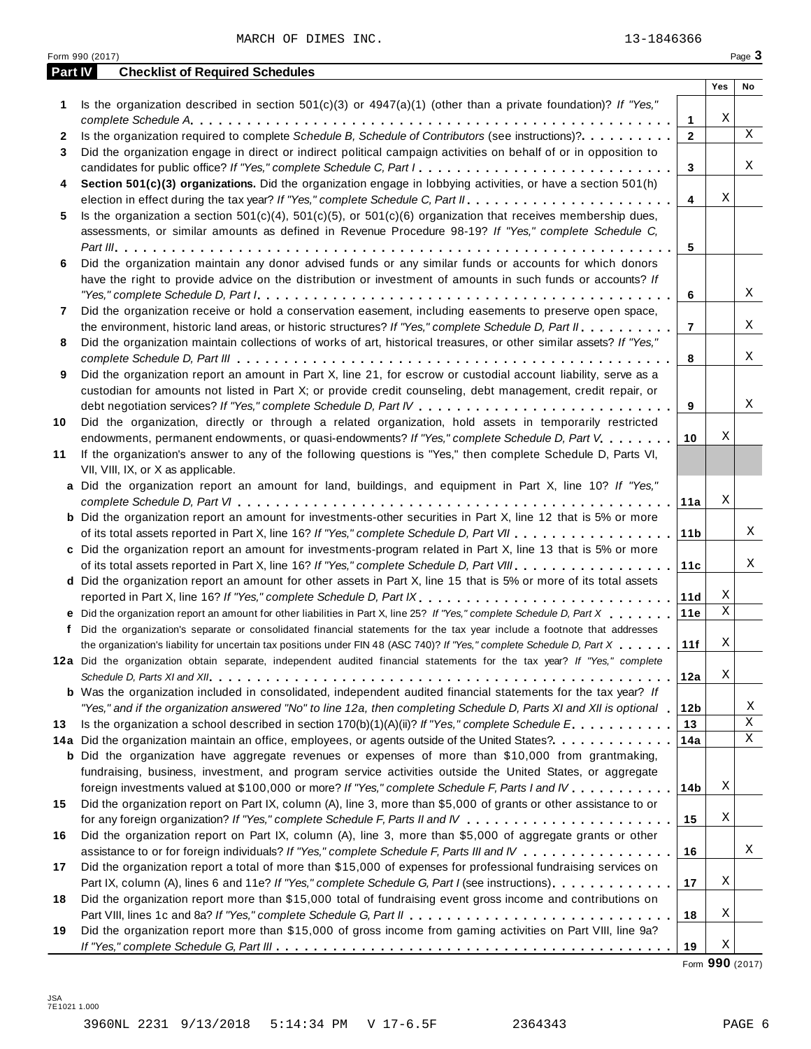MARCH OF DIMES INC. 13-1846366

Form 990 (2017) Page **3**

**Part IV Checklist of Required Schedules**

| | | | Yes | No |
|---|---|---|---|---|
| **1** | Is the organization described in section 501(c)(3) or 4947(a)(1) (other than a private foundation)? *If "Yes," complete Schedule A* | **1** | X | |
| **2** | Is the organization required to complete *Schedule B, Schedule of Contributors* (see instructions)? | **2** | | X |
| **3** | Did the organization engage in direct or indirect political campaign activities on behalf of or in opposition to candidates for public office? *If "Yes," complete Schedule C, Part I* | **3** | | X |
| **4** | **Section 501(c)(3) organizations.** Did the organization engage in lobbying activities, or have a section 501(h) election in effect during the tax year? *If "Yes," complete Schedule C, Part II* | **4** | X | |
| **5** | Is the organization a section 501(c)(4), 501(c)(5), or 501(c)(6) organization that receives membership dues, assessments, or similar amounts as defined in Revenue Procedure 98-19? *If "Yes," complete Schedule C, Part III* | **5** | | |
| **6** | Did the organization maintain any donor advised funds or any similar funds or accounts for which donors have the right to provide advice on the distribution or investment of amounts in such funds or accounts? *If "Yes," complete Schedule D, Part I* | **6** | | X |
| **7** | Did the organization receive or hold a conservation easement, including easements to preserve open space, the environment, historic land areas, or historic structures? *If "Yes," complete Schedule D, Part II* | **7** | | X |
| **8** | Did the organization maintain collections of works of art, historical treasures, or other similar assets? *If "Yes," complete Schedule D, Part III* | **8** | | X |
| **9** | Did the organization report an amount in Part X, line 21, for escrow or custodial account liability, serve as a custodian for amounts not listed in Part X; or provide credit counseling, debt management, credit repair, or debt negotiation services? *If "Yes," complete Schedule D, Part IV* | **9** | | X |
| **10** | Did the organization, directly or through a related organization, hold assets in temporarily restricted endowments, permanent endowments, or quasi-endowments? *If "Yes," complete Schedule D, Part V* | **10** | X | |
| **11** | If the organization's answer to any of the following questions is "Yes," then complete Schedule D, Parts VI, VII, VIII, IX, or X as applicable. | | | |
| **a** | Did the organization report an amount for land, buildings, and equipment in Part X, line 10? *If "Yes," complete Schedule D, Part VI* | **11a** | X | |
| **b** | Did the organization report an amount for investments-other securities in Part X, line 12 that is 5% or more of its total assets reported in Part X, line 16? *If "Yes," complete Schedule D, Part VII* | **11b** | | X |
| **c** | Did the organization report an amount for investments-program related in Part X, line 13 that is 5% or more of its total assets reported in Part X, line 16? *If "Yes," complete Schedule D, Part VIII* | **11c** | | X |
| **d** | Did the organization report an amount for other assets in Part X, line 15 that is 5% or more of its total assets reported in Part X, line 16? *If "Yes," complete Schedule D, Part IX* | **11d** | X | |
| **e** | Did the organization report an amount for other liabilities in Part X, line 25? *If "Yes," complete Schedule D, Part X* | **11e** | X | |
| **f** | Did the organization's separate or consolidated financial statements for the tax year include a footnote that addresses the organization's liability for uncertain tax positions under FIN 48 (ASC 740)? *If "Yes," complete Schedule D, Part X* | **11f** | X | |
| **12a** | Did the organization obtain separate, independent audited financial statements for the tax year? *If "Yes," complete Schedule D, Parts XI and XII* | **12a** | X | |
| **b** | Was the organization included in consolidated, independent audited financial statements for the tax year? *If "Yes," and if the organization answered "No" to line 12a, then completing Schedule D, Parts XI and XII is optional* | **12b** | | X |
| **13** | Is the organization a school described in section 170(b)(1)(A)(ii)? *If "Yes," complete Schedule E* | **13** | | X |
| **14a** | Did the organization maintain an office, employees, or agents outside of the United States? | **14a** | | X |
| **b** | Did the organization have aggregate revenues or expenses of more than $10,000 from grantmaking, fundraising, business, investment, and program service activities outside the United States, or aggregate foreign investments valued at $100,000 or more? *If "Yes," complete Schedule F, Parts I and IV* | **14b** | X | |
| **15** | Did the organization report on Part IX, column (A), line 3, more than $5,000 of grants or other assistance to or for any foreign organization? *If "Yes," complete Schedule F, Parts II and IV* | **15** | X | |
| **16** | Did the organization report on Part IX, column (A), line 3, more than $5,000 of aggregate grants or other assistance to or for foreign individuals? *If "Yes," complete Schedule F, Parts III and IV* | **16** | | X |
| **17** | Did the organization report a total of more than $15,000 of expenses for professional fundraising services on Part IX, column (A), lines 6 and 11e? *If "Yes," complete Schedule G, Part I* (see instructions) | **17** | X | |
| **18** | Did the organization report more than $15,000 total of fundraising event gross income and contributions on Part VIII, lines 1c and 8a? *If "Yes," complete Schedule G, Part II* | **18** | X | |
| **19** | Did the organization report more than $15,000 of gross income from gaming activities on Part VIII, line 9a? *If "Yes," complete Schedule G, Part III* | **19** | X | |

Form **990** (2017)

JSA
7E1021 1.000

3960NL 2231 9/13/2018 5:14:34 PM V 17-6.5F 2364343 PAGE 6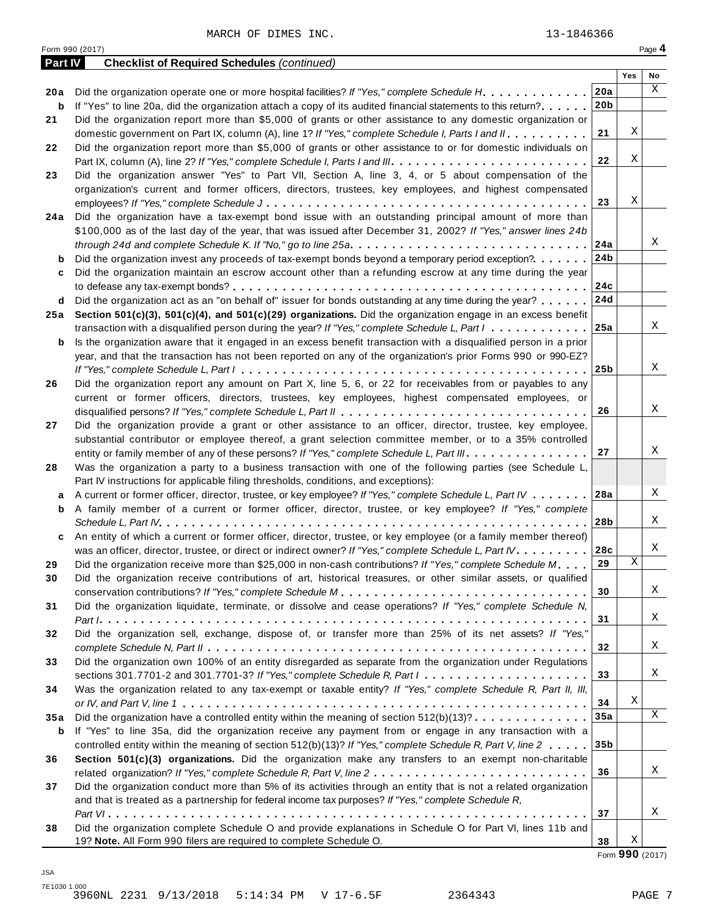MARCH OF DIMES INC. 13-1846366

Form 990 (2017) Page 4

**Part IV — Checklist of Required Schedules** *(continued)*

| | | | Yes | No |
|---|---|---|---|---|
| **20a** | Did the organization operate one or more hospital facilities? *If "Yes," complete Schedule H* | **20a** | | X |
| **b** | If "Yes" to line 20a, did the organization attach a copy of its audited financial statements to this return? | **20b** | | |
| **21** | Did the organization report more than $5,000 of grants or other assistance to any domestic organization or domestic government on Part IX, column (A), line 1? *If "Yes," complete Schedule I, Parts I and II* | **21** | X | |
| **22** | Did the organization report more than $5,000 of grants or other assistance to or for domestic individuals on Part IX, column (A), line 2? *If "Yes," complete Schedule I, Parts I and III* | **22** | X | |
| **23** | Did the organization answer "Yes" to Part VII, Section A, line 3, 4, or 5 about compensation of the organization's current and former officers, directors, trustees, key employees, and highest compensated employees? *If "Yes," complete Schedule J* | **23** | X | |
| **24a** | Did the organization have a tax-exempt bond issue with an outstanding principal amount of more than $100,000 as of the last day of the year, that was issued after December 31, 2002? *If "Yes," answer lines 24b through 24d and complete Schedule K. If "No," go to line 25a* | **24a** | | X |
| **b** | Did the organization invest any proceeds of tax-exempt bonds beyond a temporary period exception? | **24b** | | |
| **c** | Did the organization maintain an escrow account other than a refunding escrow at any time during the year to defease any tax-exempt bonds? | **24c** | | |
| **d** | Did the organization act as an "on behalf of" issuer for bonds outstanding at any time during the year? | **24d** | | |
| **25a** | **Section 501(c)(3), 501(c)(4), and 501(c)(29) organizations.** Did the organization engage in an excess benefit transaction with a disqualified person during the year? *If "Yes," complete Schedule L, Part I* | **25a** | | X |
| **b** | Is the organization aware that it engaged in an excess benefit transaction with a disqualified person in a prior year, and that the transaction has not been reported on any of the organization's prior Forms 990 or 990-EZ? *If "Yes," complete Schedule L, Part I* | **25b** | | X |
| **26** | Did the organization report any amount on Part X, line 5, 6, or 22 for receivables from or payables to any current or former officers, directors, trustees, key employees, highest compensated employees, or disqualified persons? *If "Yes," complete Schedule L, Part II* | **26** | | X |
| **27** | Did the organization provide a grant or other assistance to an officer, director, trustee, key employee, substantial contributor or employee thereof, a grant selection committee member, or to a 35% controlled entity or family member of any of these persons? *If "Yes," complete Schedule L, Part III* | **27** | | X |
| **28** | Was the organization a party to a business transaction with one of the following parties (see Schedule L, Part IV instructions for applicable filing thresholds, conditions, and exceptions): | | | |
| **a** | A current or former officer, director, trustee, or key employee? *If "Yes," complete Schedule L, Part IV* | **28a** | | X |
| **b** | A family member of a current or former officer, director, trustee, or key employee? *If "Yes," complete Schedule L, Part IV* | **28b** | | X |
| **c** | An entity of which a current or former officer, director, trustee, or key employee (or a family member thereof) was an officer, director, trustee, or direct or indirect owner? *If "Yes," complete Schedule L, Part IV* | **28c** | | X |
| **29** | Did the organization receive more than $25,000 in non-cash contributions? *If "Yes," complete Schedule M* | **29** | X | |
| **30** | Did the organization receive contributions of art, historical treasures, or other similar assets, or qualified conservation contributions? *If "Yes," complete Schedule M* | **30** | | X |
| **31** | Did the organization liquidate, terminate, or dissolve and cease operations? *If "Yes," complete Schedule N, Part I* | **31** | | X |
| **32** | Did the organization sell, exchange, dispose of, or transfer more than 25% of its net assets? *If "Yes," complete Schedule N, Part II* | **32** | | X |
| **33** | Did the organization own 100% of an entity disregarded as separate from the organization under Regulations sections 301.7701-2 and 301.7701-3? *If "Yes," complete Schedule R, Part I* | **33** | | X |
| **34** | Was the organization related to any tax-exempt or taxable entity? *If "Yes," complete Schedule R, Part II, III, or IV, and Part V, line 1* | **34** | X | |
| **35a** | Did the organization have a controlled entity within the meaning of section 512(b)(13)? | **35a** | | X |
| **b** | If "Yes" to line 35a, did the organization receive any payment from or engage in any transaction with a controlled entity within the meaning of section 512(b)(13)? *If "Yes," complete Schedule R, Part V, line 2* | **35b** | | |
| **36** | **Section 501(c)(3) organizations.** Did the organization make any transfers to an exempt non-charitable related organization? *If "Yes," complete Schedule R, Part V, line 2* | **36** | | X |
| **37** | Did the organization conduct more than 5% of its activities through an entity that is not a related organization and that is treated as a partnership for federal income tax purposes? *If "Yes," complete Schedule R, Part VI* | **37** | | X |
| **38** | Did the organization complete Schedule O and provide explanations in Schedule O for Part VI, lines 11b and 19? **Note.** All Form 990 filers are required to complete Schedule O. | **38** | X | |

Form **990** (2017)

JSA
7E1030 1.000
3960NL 2231 9/13/2018 5:14:34 PM V 17-6.5F 2364343 PAGE 7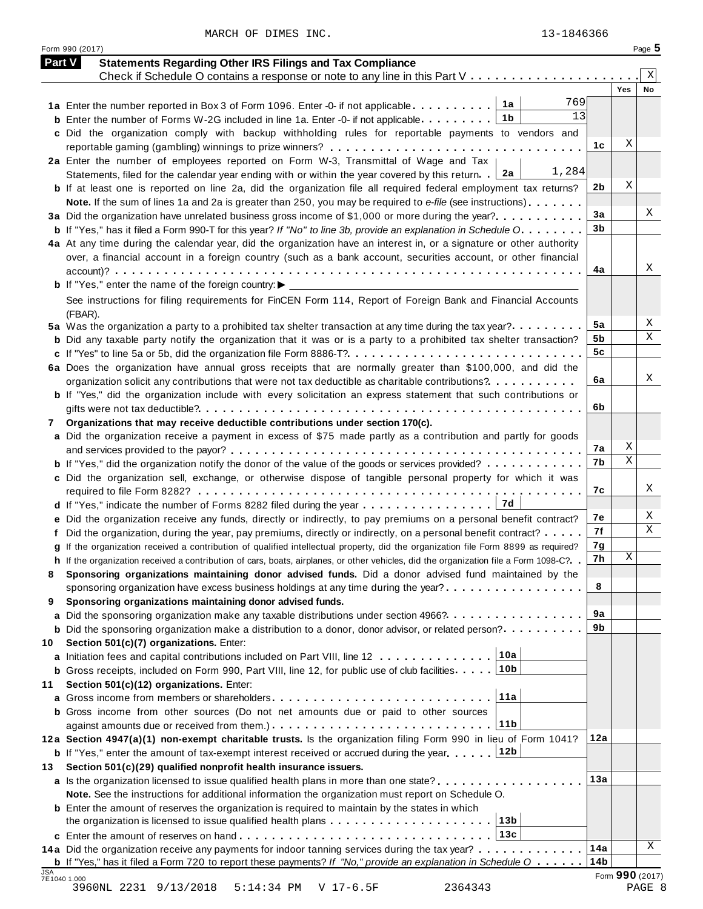MARCH OF DIMES INC. 13-1846366

Form 990 (2017) Page **5**

**Part V Statements Regarding Other IRS Filings and Tax Compliance**

Check if Schedule O contains a response or note to any line in this Part V . . . . . . . . . . . . . . . . . . . . . X

| | | | | Yes | No |
|---|---|---|---|---|---|
| **1a** Enter the number reported in Box 3 of Form 1096. Enter -0- if not applicable | 1a | 769 | | | |
| **b** Enter the number of Forms W-2G included in line 1a. Enter -0- if not applicable | 1b | 13 | | | |
| **c** Did the organization comply with backup withholding rules for reportable payments to vendors and reportable gaming (gambling) winnings to prize winners? | | | 1c | X | |
| **2a** Enter the number of employees reported on Form W-3, Transmittal of Wage and Tax Statements, filed for the calendar year ending with or within the year covered by this return | 2a | 1,284 | | | |
| **b** If at least one is reported on line 2a, did the organization file all required federal employment tax returns? | | | 2b | X | |
| **Note.** If the sum of lines 1a and 2a is greater than 250, you may be required to *e-file* (see instructions) | | | | | |
| **3a** Did the organization have unrelated business gross income of $1,000 or more during the year? | | | 3a | | X |
| **b** If "Yes," has it filed a Form 990-T for this year? *If "No" to line 3b, provide an explanation in Schedule O* | | | 3b | | |
| **4a** At any time during the calendar year, did the organization have an interest in, or a signature or other authority over, a financial account in a foreign country (such as a bank account, securities account, or other financial account)? | | | 4a | | X |
| **b** If "Yes," enter the name of the foreign country: ▶ | | | | | |
| See instructions for filing requirements for FinCEN Form 114, Report of Foreign Bank and Financial Accounts (FBAR). | | | | | |
| **5a** Was the organization a party to a prohibited tax shelter transaction at any time during the tax year? | | | 5a | | X |
| **b** Did any taxable party notify the organization that it was or is a party to a prohibited tax shelter transaction? | | | 5b | | X |
| **c** If "Yes" to line 5a or 5b, did the organization file Form 8886-T? | | | 5c | | |
| **6a** Does the organization have annual gross receipts that are normally greater than $100,000, and did the organization solicit any contributions that were not tax deductible as charitable contributions? | | | 6a | | X |
| **b** If "Yes," did the organization include with every solicitation an express statement that such contributions or gifts were not tax deductible? | | | 6b | | |
| **7 Organizations that may receive deductible contributions under section 170(c).** | | | | | |
| **a** Did the organization receive a payment in excess of $75 made partly as a contribution and partly for goods and services provided to the payor? | | | 7a | X | |
| **b** If "Yes," did the organization notify the donor of the value of the goods or services provided? | | | 7b | X | |
| **c** Did the organization sell, exchange, or otherwise dispose of tangible personal property for which it was required to file Form 8282? | | | 7c | | X |
| **d** If "Yes," indicate the number of Forms 8282 filed during the year | 7d | | | | |
| **e** Did the organization receive any funds, directly or indirectly, to pay premiums on a personal benefit contract? | | | 7e | | X |
| **f** Did the organization, during the year, pay premiums, directly or indirectly, on a personal benefit contract? | | | 7f | | X |
| **g** If the organization received a contribution of qualified intellectual property, did the organization file Form 8899 as required? | | | 7g | | |
| **h** If the organization received a contribution of cars, boats, airplanes, or other vehicles, did the organization file a Form 1098-C? | | | 7h | X | |
| **8 Sponsoring organizations maintaining donor advised funds.** Did a donor advised fund maintained by the sponsoring organization have excess business holdings at any time during the year? | | | 8 | | |
| **9 Sponsoring organizations maintaining donor advised funds.** | | | | | |
| **a** Did the sponsoring organization make any taxable distributions under section 4966? | | | 9a | | |
| **b** Did the sponsoring organization make a distribution to a donor, donor advisor, or related person? | | | 9b | | |
| **10 Section 501(c)(7) organizations.** Enter: | | | | | |
| **a** Initiation fees and capital contributions included on Part VIII, line 12 | 10a | | | | |
| **b** Gross receipts, included on Form 990, Part VIII, line 12, for public use of club facilities | 10b | | | | |
| **11 Section 501(c)(12) organizations.** Enter: | | | | | |
| **a** Gross income from members or shareholders | 11a | | | | |
| **b** Gross income from other sources (Do not net amounts due or paid to other sources against amounts due or received from them.) | 11b | | | | |
| **12a Section 4947(a)(1) non-exempt charitable trusts.** Is the organization filing Form 990 in lieu of Form 1041? | | | 12a | | |
| **b** If "Yes," enter the amount of tax-exempt interest received or accrued during the year | 12b | | | | |
| **13 Section 501(c)(29) qualified nonprofit health insurance issuers.** | | | | | |
| **a** Is the organization licensed to issue qualified health plans in more than one state? | | | 13a | | |
| **Note.** See the instructions for additional information the organization must report on Schedule O. | | | | | |
| **b** Enter the amount of reserves the organization is required to maintain by the states in which the organization is licensed to issue qualified health plans | 13b | | | | |
| **c** Enter the amount of reserves on hand | 13c | | | | |
| **14a** Did the organization receive any payments for indoor tanning services during the tax year? | | | 14a | | X |
| **b** If "Yes," has it filed a Form 720 to report these payments? *If "No," provide an explanation in Schedule O* | | | 14b | | |

JSA 7E1040 1.000

Form **990** (2017)

3960NL 2231 9/13/2018 5:14:34 PM V 17-6.5F 2364343 PAGE 8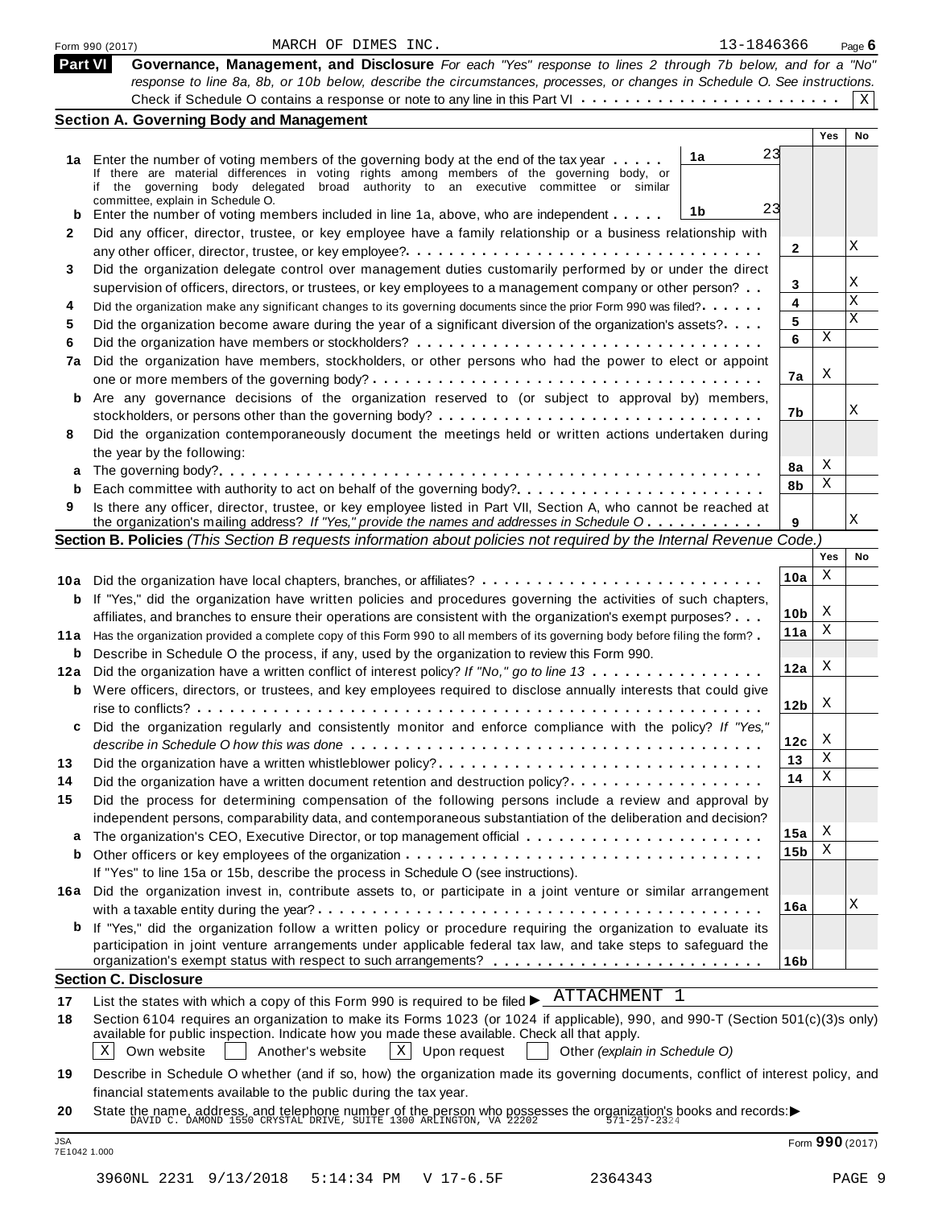Form 990 (2017) MARCH OF DIMES INC. 13-1846366 Page 6

## Part VI Governance, Management, and Disclosure

*For each "Yes" response to lines 2 through 7b below, and for a "No" response to line 8a, 8b, or 10b below, describe the circumstances, processes, or changes in Schedule O. See instructions.*

Check if Schedule O contains a response or note to any line in this Part VI . . . . . . . . . . . . . . . . . . . . . . . . [X]

### Section A. Governing Body and Management

| | | | Yes | No |
|---|---|---|---|---|
| 1a | Enter the number of voting members of the governing body at the end of the tax year . . . . . **1a** 23. If there are material differences in voting rights among members of the governing body, or if the governing body delegated broad authority to an executive committee or similar committee, explain in Schedule O. | | | |
| b | Enter the number of voting members included in line 1a, above, who are independent . . . . . **1b** 23 | | | |
| 2 | Did any officer, director, trustee, or key employee have a family relationship or a business relationship with any other officer, director, trustee, or key employee? | 2 | | X |
| 3 | Did the organization delegate control over management duties customarily performed by or under the direct supervision of officers, directors, or trustees, or key employees to a management company or other person? | 3 | | X |
| 4 | Did the organization make any significant changes to its governing documents since the prior Form 990 was filed? | 4 | | X |
| 5 | Did the organization become aware during the year of a significant diversion of the organization's assets? | 5 | | X |
| 6 | Did the organization have members or stockholders? | 6 | X | |
| 7a | Did the organization have members, stockholders, or other persons who had the power to elect or appoint one or more members of the governing body? | 7a | X | |
| b | Are any governance decisions of the organization reserved to (or subject to approval by) members, stockholders, or persons other than the governing body? | 7b | | X |
| 8 | Did the organization contemporaneously document the meetings held or written actions undertaken during the year by the following: | | | |
| a | The governing body? | 8a | X | |
| b | Each committee with authority to act on behalf of the governing body? | 8b | X | |
| 9 | Is there any officer, director, trustee, or key employee listed in Part VII, Section A, who cannot be reached at the organization's mailing address? *If "Yes," provide the names and addresses in Schedule O* | 9 | | X |

### Section B. Policies *(This Section B requests information about policies not required by the Internal Revenue Code.)*

| | | | Yes | No |
|---|---|---|---|---|
| 10a | Did the organization have local chapters, branches, or affiliates? | 10a | X | |
| b | If "Yes," did the organization have written policies and procedures governing the activities of such chapters, affiliates, and branches to ensure their operations are consistent with the organization's exempt purposes? | 10b | X | |
| 11a | Has the organization provided a complete copy of this Form 990 to all members of its governing body before filing the form? | 11a | X | |
| b | Describe in Schedule O the process, if any, used by the organization to review this Form 990. | | | |
| 12a | Did the organization have a written conflict of interest policy? *If "No," go to line 13* | 12a | X | |
| b | Were officers, directors, or trustees, and key employees required to disclose annually interests that could give rise to conflicts? | 12b | X | |
| c | Did the organization regularly and consistently monitor and enforce compliance with the policy? *If "Yes," describe in Schedule O how this was done* | 12c | X | |
| 13 | Did the organization have a written whistleblower policy? | 13 | X | |
| 14 | Did the organization have a written document retention and destruction policy? | 14 | X | |
| 15 | Did the process for determining compensation of the following persons include a review and approval by independent persons, comparability data, and contemporaneous substantiation of the deliberation and decision? | | | |
| a | The organization's CEO, Executive Director, or top management official | 15a | X | |
| b | Other officers or key employees of the organization | 15b | X | |
| | If "Yes" to line 15a or 15b, describe the process in Schedule O (see instructions). | | | |
| 16a | Did the organization invest in, contribute assets to, or participate in a joint venture or similar arrangement with a taxable entity during the year? | 16a | | X |
| b | If "Yes," did the organization follow a written policy or procedure requiring the organization to evaluate its participation in joint venture arrangements under applicable federal tax law, and take steps to safeguard the organization's exempt status with respect to such arrangements? | 16b | | |

### Section C. Disclosure

17 List the states with which a copy of this Form 990 is required to be filed ▶ ATTACHMENT 1

18 Section 6104 requires an organization to make its Forms 1023 (or 1024 if applicable), 990, and 990-T (Section 501(c)(3)s only) available for public inspection. Indicate how you made these available. Check all that apply.

[X] Own website [ ] Another's website [X] Upon request [ ] Other *(explain in Schedule O)*

19 Describe in Schedule O whether (and if so, how) the organization made its governing documents, conflict of interest policy, and financial statements available to the public during the tax year.

20 State the name, address, and telephone number of the person who possesses the organization's books and records: ▶ DAVID C. DAMOND 1550 CRYSTAL DRIVE, SUITE 1300 ARLINGTON, VA 22202 571-257-2324

JSA 7E1042 1.000 Form **990** (2017)

3960NL 2231 9/13/2018 5:14:34 PM V 17-6.5F 2364343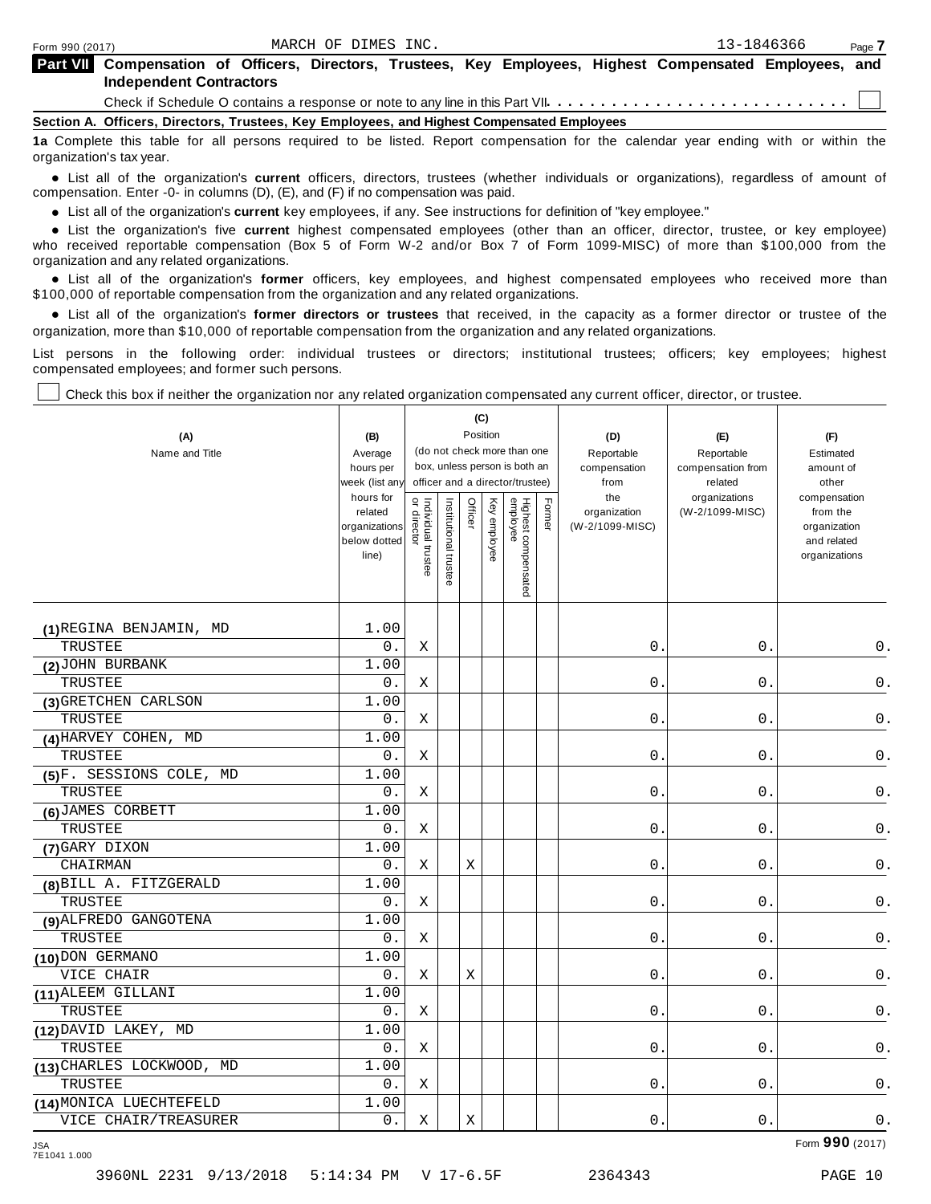## Part VII Compensation of Officers, Directors, Trustees, Key Employees, Highest Compensated Employees, and Independent Contractors

Check if Schedule O contains a response or note to any line in this Part VII . . . . . . . . . . . . . . . . . . . . . . . . . . . ☐

### Section A. Officers, Directors, Trustees, Key Employees, and Highest Compensated Employees

**1a** Complete this table for all persons required to be listed. Report compensation for the calendar year ending with or within the organization's tax year.

- List all of the organization's **current** officers, directors, trustees (whether individuals or organizations), regardless of amount of compensation. Enter -0- in columns (D), (E), and (F) if no compensation was paid.
- List all of the organization's **current** key employees, if any. See instructions for definition of "key employee."
- List the organization's five **current** highest compensated employees (other than an officer, director, trustee, or key employee) who received reportable compensation (Box 5 of Form W-2 and/or Box 7 of Form 1099-MISC) of more than $100,000 from the organization and any related organizations.
- List all of the organization's **former** officers, key employees, and highest compensated employees who received more than $100,000 of reportable compensation from the organization and any related organizations.
- List all of the organization's **former directors or trustees** that received, in the capacity as a former director or trustee of the organization, more than $10,000 of reportable compensation from the organization and any related organizations.

List persons in the following order: individual trustees or directors; institutional trustees; officers; key employees; highest compensated employees; and former such persons.

☐ Check this box if neither the organization nor any related organization compensated any current officer, director, or trustee.

| (A) Name and Title | (B) Average hours per week (list any hours for related organizations below dotted line) | (C) Position (do not check more than one box, unless person is both an officer and a director/trustee) | | | | | | (D) Reportable compensation from the organization (W-2/1099-MISC) | (E) Reportable compensation from related organizations (W-2/1099-MISC) | (F) Estimated amount of other compensation from the organization and related organizations |
|---|---|---|---|---|---|---|---|---|---|---|
| | | Individual trustee or director | Institutional trustee | Officer | Key employee | Highest compensated employee | Former | | | |
| (1) REGINA BENJAMIN, MD<br>TRUSTEE | 1.00<br>0. | X | | | | | | 0. | 0. | 0. |
| (2) JOHN BURBANK<br>TRUSTEE | 1.00<br>0. | X | | | | | | 0. | 0. | 0. |
| (3) GRETCHEN CARLSON<br>TRUSTEE | 1.00<br>0. | X | | | | | | 0. | 0. | 0. |
| (4) HARVEY COHEN, MD<br>TRUSTEE | 1.00<br>0. | X | | | | | | 0. | 0. | 0. |
| (5) F. SESSIONS COLE, MD<br>TRUSTEE | 1.00<br>0. | X | | | | | | 0. | 0. | 0. |
| (6) JAMES CORBETT<br>TRUSTEE | 1.00<br>0. | X | | | | | | 0. | 0. | 0. |
| (7) GARY DIXON<br>CHAIRMAN | 1.00<br>0. | X | | X | | | | 0. | 0. | 0. |
| (8) BILL A. FITZGERALD<br>TRUSTEE | 1.00<br>0. | X | | | | | | 0. | 0. | 0. |
| (9) ALFREDO GANGOTENA<br>TRUSTEE | 1.00<br>0. | X | | | | | | 0. | 0. | 0. |
| (10) DON GERMANO<br>VICE CHAIR | 1.00<br>0. | X | | X | | | | 0. | 0. | 0. |
| (11) ALEEM GILLANI<br>TRUSTEE | 1.00<br>0. | X | | | | | | 0. | 0. | 0. |
| (12) DAVID LAKEY, MD<br>TRUSTEE | 1.00<br>0. | X | | | | | | 0. | 0. | 0. |
| (13) CHARLES LOCKWOOD, MD<br>TRUSTEE | 1.00<br>0. | X | | | | | | 0. | 0. | 0. |
| (14) MONICA LUECHTEFELD<br>VICE CHAIR/TREASURER | 1.00<br>0. | X | | X | | | | 0. | 0. | 0. |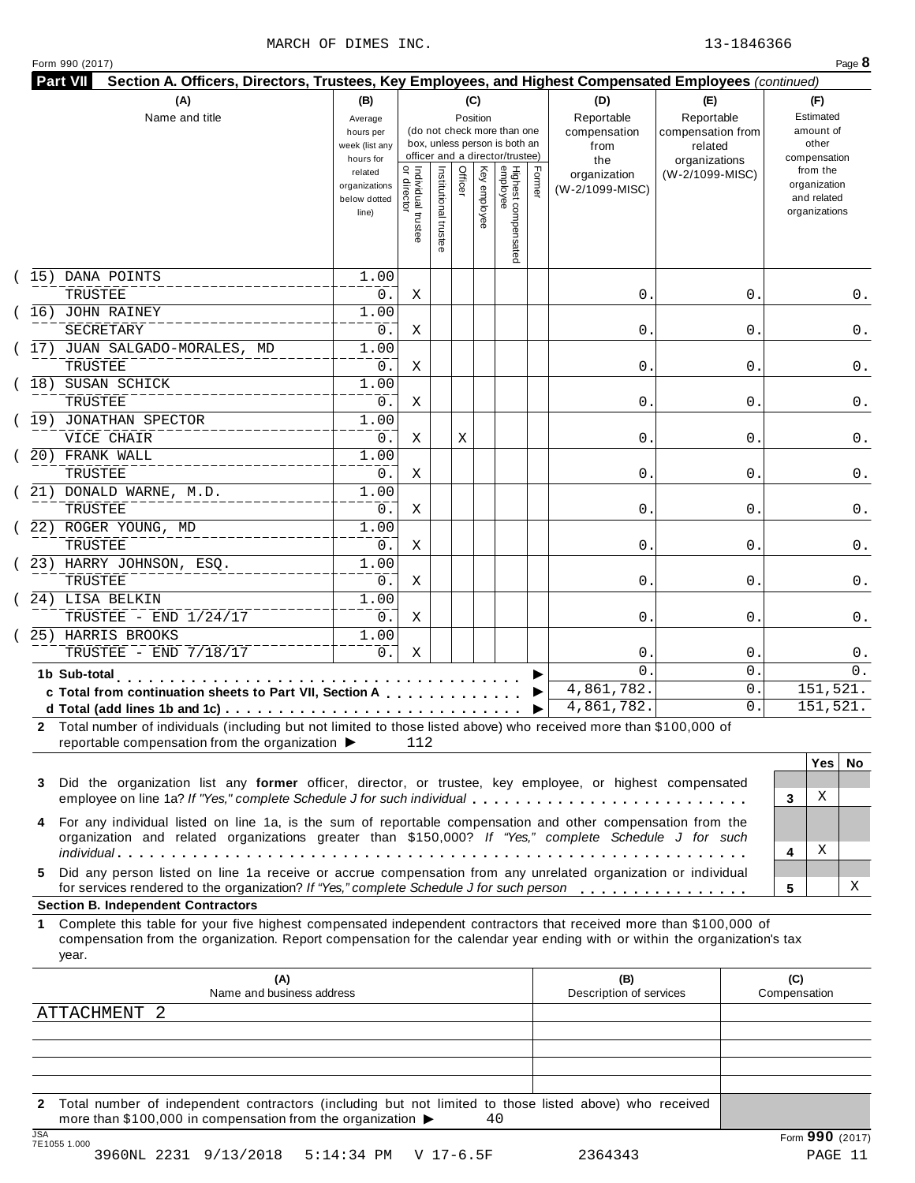MARCH OF DIMES INC. 13-1846366

Form 990 (2017)

**Part VII Section A. Officers, Directors, Trustees, Key Employees, and Highest Compensated Employees** *(continued)*

| (A) Name and title | (B) Average hours per week (list any hours for related organizations below dotted line) | (C) Position: Individual trustee or director | Institutional trustee | Officer | Key employee | Highest compensated employee | Former | (D) Reportable compensation from the organization (W-2/1099-MISC) | (E) Reportable compensation from related organizations (W-2/1099-MISC) | (F) Estimated amount of other compensation from the organization and related organizations |
|---|---|---|---|---|---|---|---|---|---|---|
| (15) DANA POINTS<br>TRUSTEE | 1.00<br>0. | X | | | | | | 0. | 0. | 0. |
| (16) JOHN RAINEY<br>SECRETARY | 1.00<br>0. | X | | | | | | 0. | 0. | 0. |
| (17) JUAN SALGADO-MORALES, MD<br>TRUSTEE | 1.00<br>0. | X | | | | | | 0. | 0. | 0. |
| (18) SUSAN SCHICK<br>TRUSTEE | 1.00<br>0. | X | | | | | | 0. | 0. | 0. |
| (19) JONATHAN SPECTOR<br>VICE CHAIR | 1.00<br>0. | X | | X | | | | 0. | 0. | 0. |
| (20) FRANK WALL<br>TRUSTEE | 1.00<br>0. | X | | | | | | 0. | 0. | 0. |
| (21) DONALD WARNE, M.D.<br>TRUSTEE | 1.00<br>0. | X | | | | | | 0. | 0. | 0. |
| (22) ROGER YOUNG, MD<br>TRUSTEE | 1.00<br>0. | X | | | | | | 0. | 0. | 0. |
| (23) HARRY JOHNSON, ESQ.<br>TRUSTEE | 1.00<br>0. | X | | | | | | 0. | 0. | 0. |
| (24) LISA BELKIN<br>TRUSTEE - END 1/24/17 | 1.00<br>0. | X | | | | | | 0. | 0. | 0. |
| (25) HARRIS BROOKS<br>TRUSTEE - END 7/18/17 | 1.00<br>0. | X | | | | | | 0. | 0. | 0. |
| **1b Sub-total** | | | | | | | | 0. | 0. | 0. |
| **c Total from continuation sheets to Part VII, Section A** | | | | | | | | 4,861,782. | 0. | 151,521. |
| **d Total (add lines 1b and 1c)** | | | | | | | | 4,861,782. | 0. | 151,521. |

**2** Total number of individuals (including but not limited to those listed above) who received more than $100,000 of reportable compensation from the organization ▶ 112

| | | Yes | No |
|---|---|---|---|
| **3** Did the organization list any **former** officer, director, or trustee, key employee, or highest compensated employee on line 1a? *If "Yes," complete Schedule J for such individual* | 3 | X | |
| **4** For any individual listed on line 1a, is the sum of reportable compensation and other compensation from the organization and related organizations greater than $150,000? *If "Yes," complete Schedule J for such individual* | 4 | X | |
| **5** Did any person listed on line 1a receive or accrue compensation from any unrelated organization or individual for services rendered to the organization? *If "Yes," complete Schedule J for such person* | 5 | | X |

**Section B. Independent Contractors**

**1** Complete this table for your five highest compensated independent contractors that received more than $100,000 of compensation from the organization. Report compensation for the calendar year ending with or within the organization's tax year.

| (A) Name and business address | (B) Description of services | (C) Compensation |
|---|---|---|
| ATTACHMENT 2 | | |
| | | |
| | | |
| | | |
| | | |

**2** Total number of independent contractors (including but not limited to those listed above) who received more than $100,000 in compensation from the organization ▶ 40

Form **990** (2017)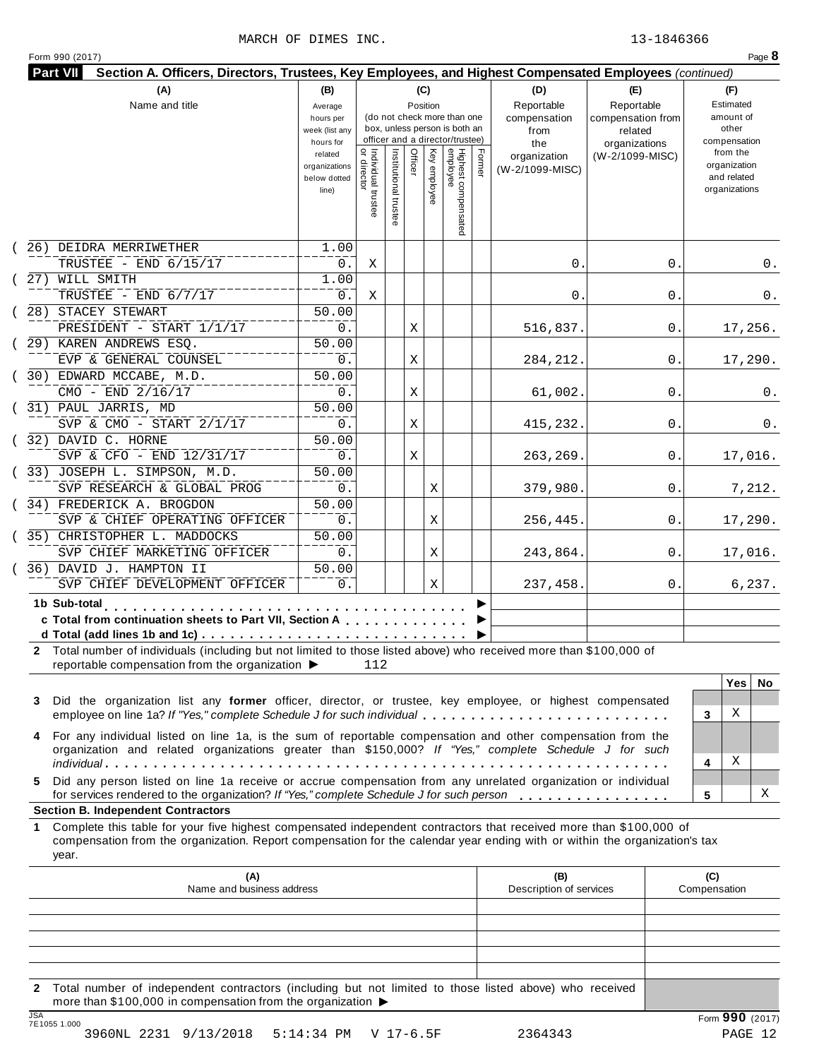MARCH OF DIMES INC. 13-1846366

Form 990 (2017) Page **8**

**Part VII Section A. Officers, Directors, Trustees, Key Employees, and Highest Compensated Employees** *(continued)*

| (A) Name and title | (B) Average hours per week (list any hours for related organizations below dotted line) | (C) Position: Individual trustee or director | Institutional trustee | Officer | Key employee | Highest compensated employee | Former | (D) Reportable compensation from the organization (W-2/1099-MISC) | (E) Reportable compensation from related organizations (W-2/1099-MISC) | (F) Estimated amount of other compensation from the organization and related organizations |
|---|---|---|---|---|---|---|---|---|---|---|
| (26) DEIDRA MERRIWETHER<br>TRUSTEE - END 6/15/17 | 1.00<br>0. | X | | | | | | 0. | 0. | 0. |
| (27) WILL SMITH<br>TRUSTEE - END 6/7/17 | 1.00<br>0. | X | | | | | | 0. | 0. | 0. |
| (28) STACEY STEWART<br>PRESIDENT - START 1/1/17 | 50.00<br>0. | | | X | | | | 516,837. | 0. | 17,256. |
| (29) KAREN ANDREWS ESQ.<br>EVP & GENERAL COUNSEL | 50.00<br>0. | | | X | | | | 284,212. | 0. | 17,290. |
| (30) EDWARD MCCABE, M.D.<br>CMO - END 2/16/17 | 50.00<br>0. | | | X | | | | 61,002. | 0. | 0. |
| (31) PAUL JARRIS, MD<br>SVP & CMO - START 2/1/17 | 50.00<br>0. | | | X | | | | 415,232. | 0. | 0. |
| (32) DAVID C. HORNE<br>SVP & CFO - END 12/31/17 | 50.00<br>0. | | | X | | | | 263,269. | 0. | 17,016. |
| (33) JOSEPH L. SIMPSON, M.D.<br>SVP RESEARCH & GLOBAL PROG | 50.00<br>0. | | | | X | | | 379,980. | 0. | 7,212. |
| (34) FREDERICK A. BROGDON<br>SVP & CHIEF OPERATING OFFICER | 50.00<br>0. | | | | X | | | 256,445. | 0. | 17,290. |
| (35) CHRISTOPHER L. MADDOCKS<br>SVP CHIEF MARKETING OFFICER | 50.00<br>0. | | | | X | | | 243,864. | 0. | 17,016. |
| (36) DAVID J. HAMPTON II<br>SVP CHIEF DEVELOPMENT OFFICER | 50.00<br>0. | | | | X | | | 237,458. | 0. | 6,237. |
| **1b Sub-total** | | | | | | | | | | |
| **c Total from continuation sheets to Part VII, Section A** | | | | | | | | | | |
| **d Total (add lines 1b and 1c)** | | | | | | | | | | |

**2** Total number of individuals (including but not limited to those listed above) who received more than $100,000 of reportable compensation from the organization ▶ 112

| | | Yes | No |
|---|---|---|---|
| **3** Did the organization list any **former** officer, director, or trustee, key employee, or highest compensated employee on line 1a? *If "Yes," complete Schedule J for such individual* | 3 | X | |
| **4** For any individual listed on line 1a, is the sum of reportable compensation and other compensation from the organization and related organizations greater than $150,000? *If "Yes," complete Schedule J for such individual* | 4 | X | |
| **5** Did any person listed on line 1a receive or accrue compensation from any unrelated organization or individual for services rendered to the organization? *If "Yes," complete Schedule J for such person* | 5 | | X |

**Section B. Independent Contractors**

**1** Complete this table for your five highest compensated independent contractors that received more than $100,000 of compensation from the organization. Report compensation for the calendar year ending with or within the organization's tax year.

| (A) Name and business address | (B) Description of services | (C) Compensation |
|---|---|---|
| | | |
| | | |
| | | |
| | | |
| | | |

**2** Total number of independent contractors (including but not limited to those listed above) who received more than $100,000 in compensation from the organization ▶

JSA 7E1055 1.000 Form **990** (2017)

3960NL 2231 9/13/2018 5:14:34 PM V 17-6.5F 2364343 PAGE 12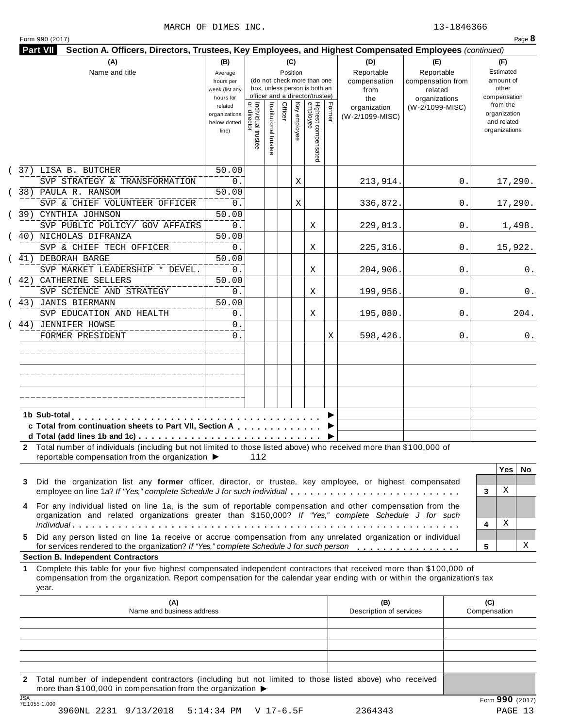MARCH OF DIMES INC. 13-1846366

Form 990 (2017)

**Part VII Section A. Officers, Directors, Trustees, Key Employees, and Highest Compensated Employees** *(continued)*

| (A) Name and title | (B) Average hours per week (list any hours for related organizations below dotted line) | (C) Position: Individual trustee or director | Institutional trustee | Officer | Key employee | Highest compensated employee | Former | (D) Reportable compensation from the organization (W-2/1099-MISC) | (E) Reportable compensation from related organizations (W-2/1099-MISC) | (F) Estimated amount of other compensation from the organization and related organizations |
|---|---|---|---|---|---|---|---|---|---|---|
| (37) LISA B. BUTCHER<br>SVP STRATEGY & TRANSFORMATION | 50.00<br>0. | | | | X | | | 213,914. | 0. | 17,290. |
| (38) PAULA R. RANSOM<br>SVP & CHIEF VOLUNTEER OFFICER | 50.00<br>0. | | | | X | | | 336,872. | 0. | 17,290. |
| (39) CYNTHIA JOHNSON<br>SVP PUBLIC POLICY/ GOV AFFAIRS | 50.00<br>0. | | | | | X | | 229,013. | 0. | 1,498. |
| (40) NICHOLAS DIFRANZA<br>SVP & CHIEF TECH OFFICER | 50.00<br>0. | | | | | X | | 225,316. | 0. | 15,922. |
| (41) DEBORAH BARGE<br>SVP MARKET LEADERSHIP * DEVEL. | 50.00<br>0. | | | | | X | | 204,906. | 0. | 0. |
| (42) CATHERINE SELLERS<br>SVP SCIENCE AND STRATEGY | 50.00<br>0. | | | | | X | | 199,956. | 0. | 0. |
| (43) JANIS BIERMANN<br>SVP EDUCATION AND HEALTH | 50.00<br>0. | | | | | X | | 195,080. | 0. | 204. |
| (44) JENNIFER HOWSE<br>FORMER PRESIDENT | 0.<br>0. | | | | | | X | 598,426. | 0. | 0. |
| | | | | | | | | | | |
| | | | | | | | | | | |
| | | | | | | | | | | |

**1b Sub-total** . . . . . . . . . . . . . . . . . . . . . . . . . . . . . . . . . . . ▶

**c Total from continuation sheets to Part VII, Section A** . . . . . . . . . . . . ▶

**d Total (add lines 1b and 1c)** . . . . . . . . . . . . . . . . . . . . . . . . . . ▶

**2** Total number of individuals (including but not limited to those listed above) who received more than $100,000 of reportable compensation from the organization ▶ 112

| | | Yes | No |
|---|---|---|---|
| **3** Did the organization list any **former** officer, director, or trustee, key employee, or highest compensated employee on line 1a? *If "Yes," complete Schedule J for such individual* . . . . . . . . . . . . . . . . . . . . . . . . . | 3 | X | |
| **4** For any individual listed on line 1a, is the sum of reportable compensation and other compensation from the organization and related organizations greater than $150,000? *If "Yes," complete Schedule J for such individual* . . . . . . . . . . . . . . . . . . . . . . . . . . . . . . . . . . . . . . . . . . . . . . . . . . . . . . . . . | 4 | X | |
| **5** Did any person listed on line 1a receive or accrue compensation from any unrelated organization or individual for services rendered to the organization? *If "Yes," complete Schedule J for such person* . . . . . . . . . . . . . . . . | 5 | | X |

**Section B. Independent Contractors**

**1** Complete this table for your five highest compensated independent contractors that received more than $100,000 of compensation from the organization. Report compensation for the calendar year ending with or within the organization's tax year.

| (A) Name and business address | (B) Description of services | (C) Compensation |
|---|---|---|
| | | |
| | | |
| | | |
| | | |
| | | |

**2** Total number of independent contractors (including but not limited to those listed above) who received more than $100,000 in compensation from the organization ▶

Form **990** (2017)

JSA 7E1055 1.000

3960NL 2231 9/13/2018 5:14:34 PM V 17-6.5F 2364343 PAGE 13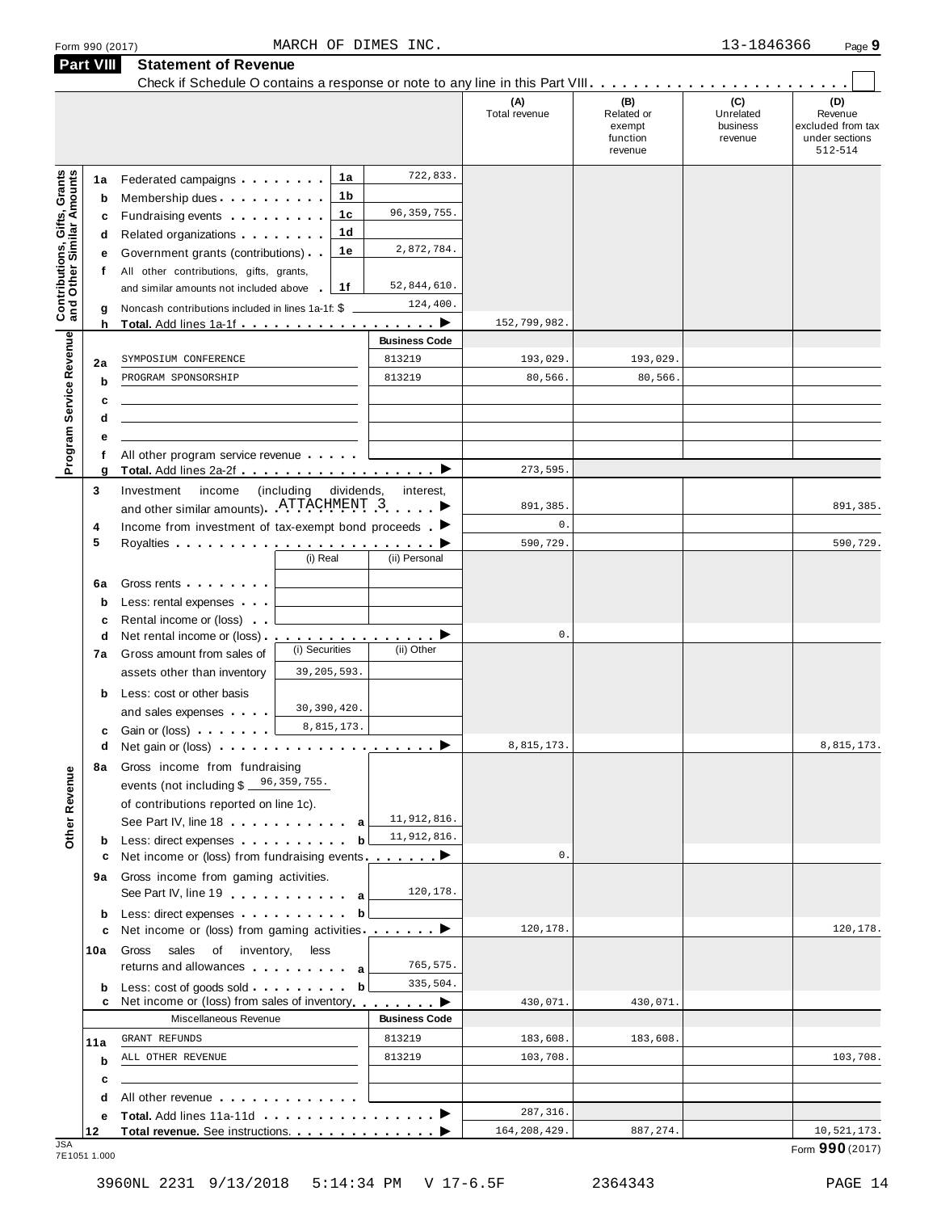Form 990 (2017) MARCH OF DIMES INC. 13-1846366

## Part VIII Statement of Revenue

Check if Schedule O contains a response or note to any line in this Part VIII . . . . . . . . . . . . . . . . . . . . . . . . ☐

| | | | | (A) Total revenue | (B) Related or exempt function revenue | (C) Unrelated business revenue | (D) Revenue excluded from tax under sections 512-514 |
|---|---|---|---|---|---|---|---|
| **Contributions, Gifts, Grants and Other Similar Amounts** | 1a Federated campaigns | 1a | 722,833. | | | | |
| | b Membership dues | 1b | | | | | |
| | c Fundraising events | 1c | 96,359,755. | | | | |
| | d Related organizations | 1d | | | | | |
| | e Government grants (contributions) | 1e | 2,872,784. | | | | |
| | f All other contributions, gifts, grants, and similar amounts not included above | 1f | 52,844,610. | | | | |
| | g Noncash contributions included in lines 1a-1f: $ | | 124,400. | | | | |
| | h **Total.** Add lines 1a-1f ▶ | | | 152,799,982. | | | |
| **Program Service Revenue** | | | **Business Code** | | | | |
| | 2a SYMPOSIUM CONFERENCE | | 813219 | 193,029. | 193,029. | | |
| | b PROGRAM SPONSORSHIP | | 813219 | 80,566. | 80,566. | | |
| | c | | | | | | |
| | d | | | | | | |
| | e | | | | | | |
| | f All other program service revenue | | | | | | |
| | g **Total.** Add lines 2a-2f ▶ | | | 273,595. | | | |
| **Other Revenue** | 3 Investment income (including dividends, interest, and other similar amounts) ATTACHMENT 3 ▶ | | | 891,385. | | | 891,385. |
| | 4 Income from investment of tax-exempt bond proceeds ▶ | | | 0. | | | |
| | 5 Royalties ▶ | | | 590,729. | | | 590,729. |
| | | (i) Real | (ii) Personal | | | | |
| | 6a Gross rents | | | | | | |
| | b Less: rental expenses | | | | | | |
| | c Rental income or (loss) | | | | | | |
| | d Net rental income or (loss) ▶ | | | 0. | | | |
| | | (i) Securities | (ii) Other | | | | |
| | 7a Gross amount from sales of assets other than inventory | 39,205,593. | | | | | |
| | b Less: cost or other basis and sales expenses | 30,390,420. | | | | | |
| | c Gain or (loss) | 8,815,173. | | | | | |
| | d Net gain or (loss) ▶ | | | 8,815,173. | | | 8,815,173. |
| | 8a Gross income from fundraising events (not including $ 96,359,755. of contributions reported on line 1c). See Part IV, line 18 | a | 11,912,816. | | | | |
| | b Less: direct expenses | b | 11,912,816. | | | | |
| | c Net income or (loss) from fundraising events ▶ | | | 0. | | | |
| | 9a Gross income from gaming activities. See Part IV, line 19 | a | 120,178. | | | | |
| | b Less: direct expenses | b | | | | | |
| | c Net income or (loss) from gaming activities ▶ | | | 120,178. | | | 120,178. |
| | 10a Gross sales of inventory, less returns and allowances | a | 765,575. | | | | |
| | b Less: cost of goods sold | b | 335,504. | | | | |
| | c Net income or (loss) from sales of inventory ▶ | | | 430,071. | 430,071. | | |
| | Miscellaneous Revenue | | **Business Code** | | | | |
| | 11a GRANT REFUNDS | | 813219 | 183,608. | 183,608. | | |
| | b ALL OTHER REVENUE | | 813219 | 103,708. | | | 103,708. |
| | c | | | | | | |
| | d All other revenue | | | | | | |
| | e **Total.** Add lines 11a-11d ▶ | | | 287,316. | | | |
| | 12 **Total revenue.** See instructions. ▶ | | | 164,208,429. | 887,274. | | 10,521,173. |

JSA 7E1051 1.000

Form **990** (2017)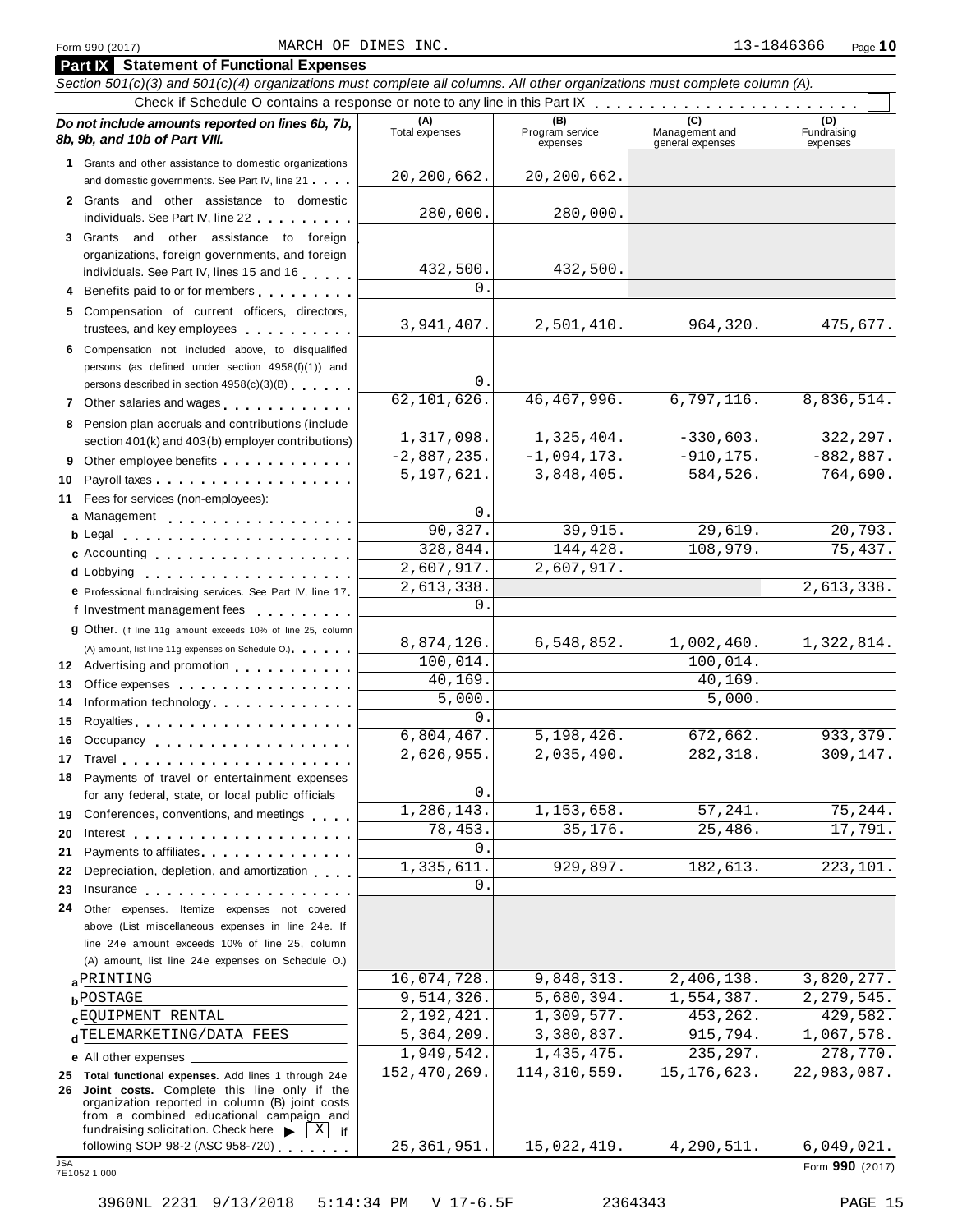Form 990 (2017) MARCH OF DIMES INC. 13-1846366 Page **10**

## Part IX Statement of Functional Expenses

*Section 501(c)(3) and 501(c)(4) organizations must complete all columns. All other organizations must complete column (A).*

Check if Schedule O contains a response or note to any line in this Part IX . . . . . . . . . . . . . . . . . . . . . . . . ☐

| *Do not include amounts reported on lines 6b, 7b, 8b, 9b, and 10b of Part VIII.* | (A) Total expenses | (B) Program service expenses | (C) Management and general expenses | (D) Fundraising expenses |
|---|---|---|---|---|
| **1** Grants and other assistance to domestic organizations and domestic governments. See Part IV, line 21 | 20,200,662. | 20,200,662. | | |
| **2** Grants and other assistance to domestic individuals. See Part IV, line 22 | 280,000. | 280,000. | | |
| **3** Grants and other assistance to foreign organizations, foreign governments, and foreign individuals. See Part IV, lines 15 and 16 | 432,500. | 432,500. | | |
| **4** Benefits paid to or for members | 0. | | | |
| **5** Compensation of current officers, directors, trustees, and key employees | 3,941,407. | 2,501,410. | 964,320. | 475,677. |
| **6** Compensation not included above, to disqualified persons (as defined under section 4958(f)(1)) and persons described in section 4958(c)(3)(B) | 0. | | | |
| **7** Other salaries and wages | 62,101,626. | 46,467,996. | 6,797,116. | 8,836,514. |
| **8** Pension plan accruals and contributions (include section 401(k) and 403(b) employer contributions) | 1,317,098. | 1,325,404. | -330,603. | 322,297. |
| **9** Other employee benefits | -2,887,235. | -1,094,173. | -910,175. | -882,887. |
| **10** Payroll taxes | 5,197,621. | 3,848,405. | 584,526. | 764,690. |
| **11** Fees for services (non-employees): | | | | |
| **a** Management | 0. | | | |
| **b** Legal | 90,327. | 39,915. | 29,619. | 20,793. |
| **c** Accounting | 328,844. | 144,428. | 108,979. | 75,437. |
| **d** Lobbying | 2,607,917. | 2,607,917. | | |
| **e** Professional fundraising services. See Part IV, line 17 | 2,613,338. | | | 2,613,338. |
| **f** Investment management fees | 0. | | | |
| **g** Other. (If line 11g amount exceeds 10% of line 25, column (A) amount, list line 11g expenses on Schedule O.) | 8,874,126. | 6,548,852. | 1,002,460. | 1,322,814. |
| **12** Advertising and promotion | 100,014. | | 100,014. | |
| **13** Office expenses | 40,169. | | 40,169. | |
| **14** Information technology | 5,000. | | 5,000. | |
| **15** Royalties | 0. | | | |
| **16** Occupancy | 6,804,467. | 5,198,426. | 672,662. | 933,379. |
| **17** Travel | 2,626,955. | 2,035,490. | 282,318. | 309,147. |
| **18** Payments of travel or entertainment expenses for any federal, state, or local public officials | 0. | | | |
| **19** Conferences, conventions, and meetings | 1,286,143. | 1,153,658. | 57,241. | 75,244. |
| **20** Interest | 78,453. | 35,176. | 25,486. | 17,791. |
| **21** Payments to affiliates | 0. | | | |
| **22** Depreciation, depletion, and amortization | 1,335,611. | 929,897. | 182,613. | 223,101. |
| **23** Insurance | 0. | | | |
| **24** Other expenses. Itemize expenses not covered above (List miscellaneous expenses in line 24e. If line 24e amount exceeds 10% of line 25, column (A) amount, list line 24e expenses on Schedule O.) | | | | |
| **a** PRINTING | 16,074,728. | 9,848,313. | 2,406,138. | 3,820,277. |
| **b** POSTAGE | 9,514,326. | 5,680,394. | 1,554,387. | 2,279,545. |
| **c** EQUIPMENT RENTAL | 2,192,421. | 1,309,577. | 453,262. | 429,582. |
| **d** TELEMARKETING/DATA FEES | 5,364,209. | 3,380,837. | 915,794. | 1,067,578. |
| **e** All other expenses | 1,949,542. | 1,435,475. | 235,297. | 278,770. |
| **25 Total functional expenses.** Add lines 1 through 24e | 152,470,269. | 114,310,559. | 15,176,623. | 22,983,087. |
| **26 Joint costs.** Complete this line only if the organization reported in column (B) joint costs from a combined educational campaign and fundraising solicitation. Check here ▶ ☒ if following SOP 98-2 (ASC 958-720) | 25,361,951. | 15,022,419. | 4,290,511. | 6,049,021. |

JSA 7E1052 1.000

Form **990** (2017)

3960NL 2231 9/13/2018 5:14:34 PM V 17-6.5F 2364343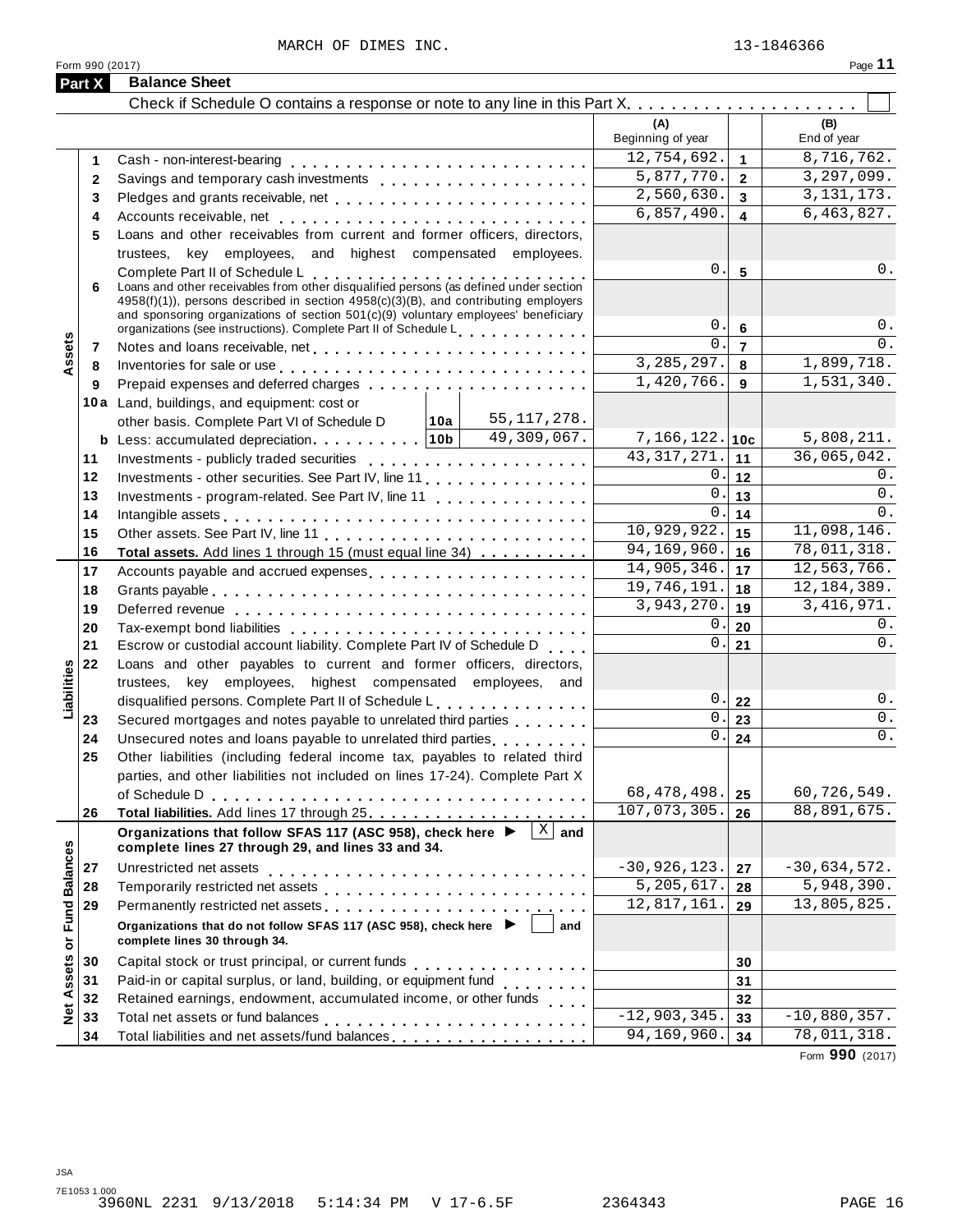MARCH OF DIMES INC. 13-1846366

Form 990 (2017)

## Part X Balance Sheet

Check if Schedule O contains a response or note to any line in this Part X. . . . . . . . . . . . . . . . . . . . . ☐

| | | | | (A) Beginning of year | | (B) End of year |
|---|---|---|---|---|---|---|
| **Assets** | 1 | Cash - non-interest-bearing | | 12,754,692. | 1 | 8,716,762. |
| | 2 | Savings and temporary cash investments | | 5,877,770. | 2 | 3,297,099. |
| | 3 | Pledges and grants receivable, net | | 2,560,630. | 3 | 3,131,173. |
| | 4 | Accounts receivable, net | | 6,857,490. | 4 | 6,463,827. |
| | 5 | Loans and other receivables from current and former officers, directors, trustees, key employees, and highest compensated employees. Complete Part II of Schedule L | | 0. | 5 | 0. |
| | 6 | Loans and other receivables from other disqualified persons (as defined under section 4958(f)(1)), persons described in section 4958(c)(3)(B), and contributing employers and sponsoring organizations of section 501(c)(9) voluntary employees' beneficiary organizations (see instructions). Complete Part II of Schedule L | | 0. | 6 | 0. |
| | 7 | Notes and loans receivable, net | | 0. | 7 | 0. |
| | 8 | Inventories for sale or use | | 3,285,297. | 8 | 1,899,718. |
| | 9 | Prepaid expenses and deferred charges | | 1,420,766. | 9 | 1,531,340. |
| | 10a | Land, buildings, and equipment: cost or other basis. Complete Part VI of Schedule D | 10a 55,117,278. | | | |
| | b | Less: accumulated depreciation | 10b 49,309,067. | 7,166,122. | 10c | 5,808,211. |
| | 11 | Investments - publicly traded securities | | 43,317,271. | 11 | 36,065,042. |
| | 12 | Investments - other securities. See Part IV, line 11 | | 0. | 12 | 0. |
| | 13 | Investments - program-related. See Part IV, line 11 | | 0. | 13 | 0. |
| | 14 | Intangible assets | | 0. | 14 | 0. |
| | 15 | Other assets. See Part IV, line 11 | | 10,929,922. | 15 | 11,098,146. |
| | 16 | **Total assets.** Add lines 1 through 15 (must equal line 34) | | 94,169,960. | 16 | 78,011,318. |
| **Liabilities** | 17 | Accounts payable and accrued expenses | | 14,905,346. | 17 | 12,563,766. |
| | 18 | Grants payable | | 19,746,191. | 18 | 12,184,389. |
| | 19 | Deferred revenue | | 3,943,270. | 19 | 3,416,971. |
| | 20 | Tax-exempt bond liabilities | | 0. | 20 | 0. |
| | 21 | Escrow or custodial account liability. Complete Part IV of Schedule D | | 0. | 21 | 0. |
| | 22 | Loans and other payables to current and former officers, directors, trustees, key employees, highest compensated employees, and disqualified persons. Complete Part II of Schedule L | | 0. | 22 | 0. |
| | 23 | Secured mortgages and notes payable to unrelated third parties | | 0. | 23 | 0. |
| | 24 | Unsecured notes and loans payable to unrelated third parties | | 0. | 24 | 0. |
| | 25 | Other liabilities (including federal income tax, payables to related third parties, and other liabilities not included on lines 17-24). Complete Part X of Schedule D | | 68,478,498. | 25 | 60,726,549. |
| | 26 | **Total liabilities.** Add lines 17 through 25 | | 107,073,305. | 26 | 88,891,675. |
| **Net Assets or Fund Balances** | | **Organizations that follow SFAS 117 (ASC 958), check here ▶ ☒ and complete lines 27 through 29, and lines 33 and 34.** | | | | |
| | 27 | Unrestricted net assets | | -30,926,123. | 27 | -30,634,572. |
| | 28 | Temporarily restricted net assets | | 5,205,617. | 28 | 5,948,390. |
| | 29 | Permanently restricted net assets | | 12,817,161. | 29 | 13,805,825. |
| | | **Organizations that do not follow SFAS 117 (ASC 958), check here ▶ ☐ and complete lines 30 through 34.** | | | | |
| | 30 | Capital stock or trust principal, or current funds | | | 30 | |
| | 31 | Paid-in or capital surplus, or land, building, or equipment fund | | | 31 | |
| | 32 | Retained earnings, endowment, accumulated income, or other funds | | | 32 | |
| | 33 | Total net assets or fund balances | | -12,903,345. | 33 | -10,880,357. |
| | 34 | Total liabilities and net assets/fund balances | | 94,169,960. | 34 | 78,011,318. |

Form **990** (2017)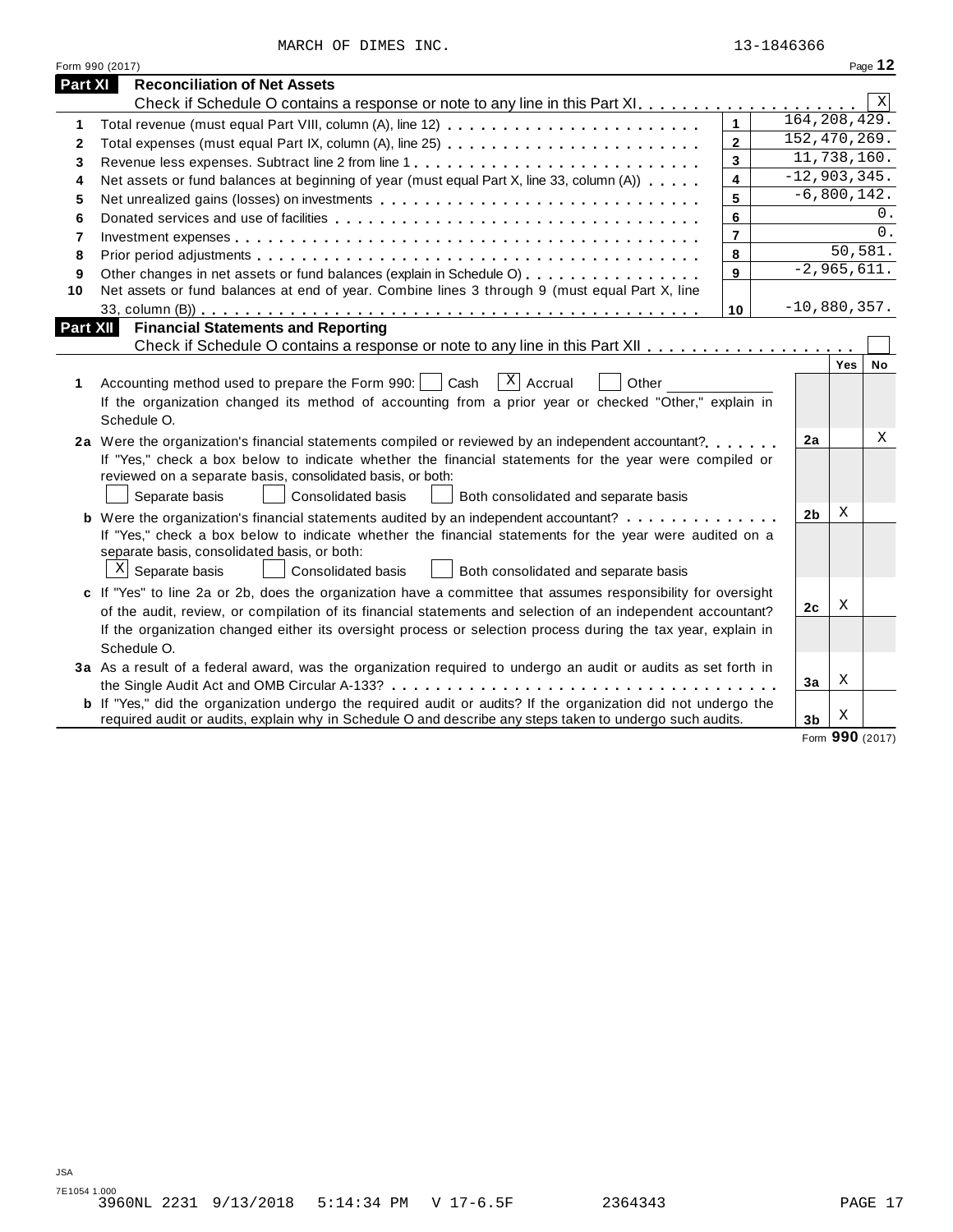MARCH OF DIMES INC. 13-1846366

Form 990 (2017) Page **12**

## Part XI Reconciliation of Net Assets

Check if Schedule O contains a response or note to any line in this Part XI. . . . . . . . . . . . . . . . . . . . . [X]

| | | | |
|---|---|---|---|
| 1 | Total revenue (must equal Part VIII, column (A), line 12) | 1 | 164,208,429. |
| 2 | Total expenses (must equal Part IX, column (A), line 25) | 2 | 152,470,269. |
| 3 | Revenue less expenses. Subtract line 2 from line 1 | 3 | 11,738,160. |
| 4 | Net assets or fund balances at beginning of year (must equal Part X, line 33, column (A)) | 4 | -12,903,345. |
| 5 | Net unrealized gains (losses) on investments | 5 | -6,800,142. |
| 6 | Donated services and use of facilities | 6 | 0. |
| 7 | Investment expenses | 7 | 0. |
| 8 | Prior period adjustments | 8 | 50,581. |
| 9 | Other changes in net assets or fund balances (explain in Schedule O) | 9 | -2,965,611. |
| 10 | Net assets or fund balances at end of year. Combine lines 3 through 9 (must equal Part X, line 33, column (B)) | 10 | -10,880,357. |

## Part XII Financial Statements and Reporting

Check if Schedule O contains a response or note to any line in this Part XII . . . . . . . . . . . . . . . . . . [ ]

| | | | Yes | No |
|---|---|---|---|---|
| 1 | Accounting method used to prepare the Form 990: [ ] Cash [X] Accrual [ ] Other ____________<br>If the organization changed its method of accounting from a prior year or checked "Other," explain in Schedule O. | | | |
| 2a | Were the organization's financial statements compiled or reviewed by an independent accountant?<br>If "Yes," check a box below to indicate whether the financial statements for the year were compiled or reviewed on a separate basis, consolidated basis, or both:<br>[ ] Separate basis [ ] Consolidated basis [ ] Both consolidated and separate basis | 2a | | X |
| b | Were the organization's financial statements audited by an independent accountant?<br>If "Yes," check a box below to indicate whether the financial statements for the year were audited on a separate basis, consolidated basis, or both:<br>[X] Separate basis [ ] Consolidated basis [ ] Both consolidated and separate basis | 2b | X | |
| c | If "Yes" to line 2a or 2b, does the organization have a committee that assumes responsibility for oversight of the audit, review, or compilation of its financial statements and selection of an independent accountant?<br>If the organization changed either its oversight process or selection process during the tax year, explain in Schedule O. | 2c | X | |
| 3a | As a result of a federal award, was the organization required to undergo an audit or audits as set forth in the Single Audit Act and OMB Circular A-133? | 3a | X | |
| b | If "Yes," did the organization undergo the required audit or audits? If the organization did not undergo the required audit or audits, explain why in Schedule O and describe any steps taken to undergo such audits. | 3b | X | |

Form **990** (2017)

JSA
7E1054 1.000
3960NL 2231 9/13/2018 5:14:34 PM V 17-6.5F 2364343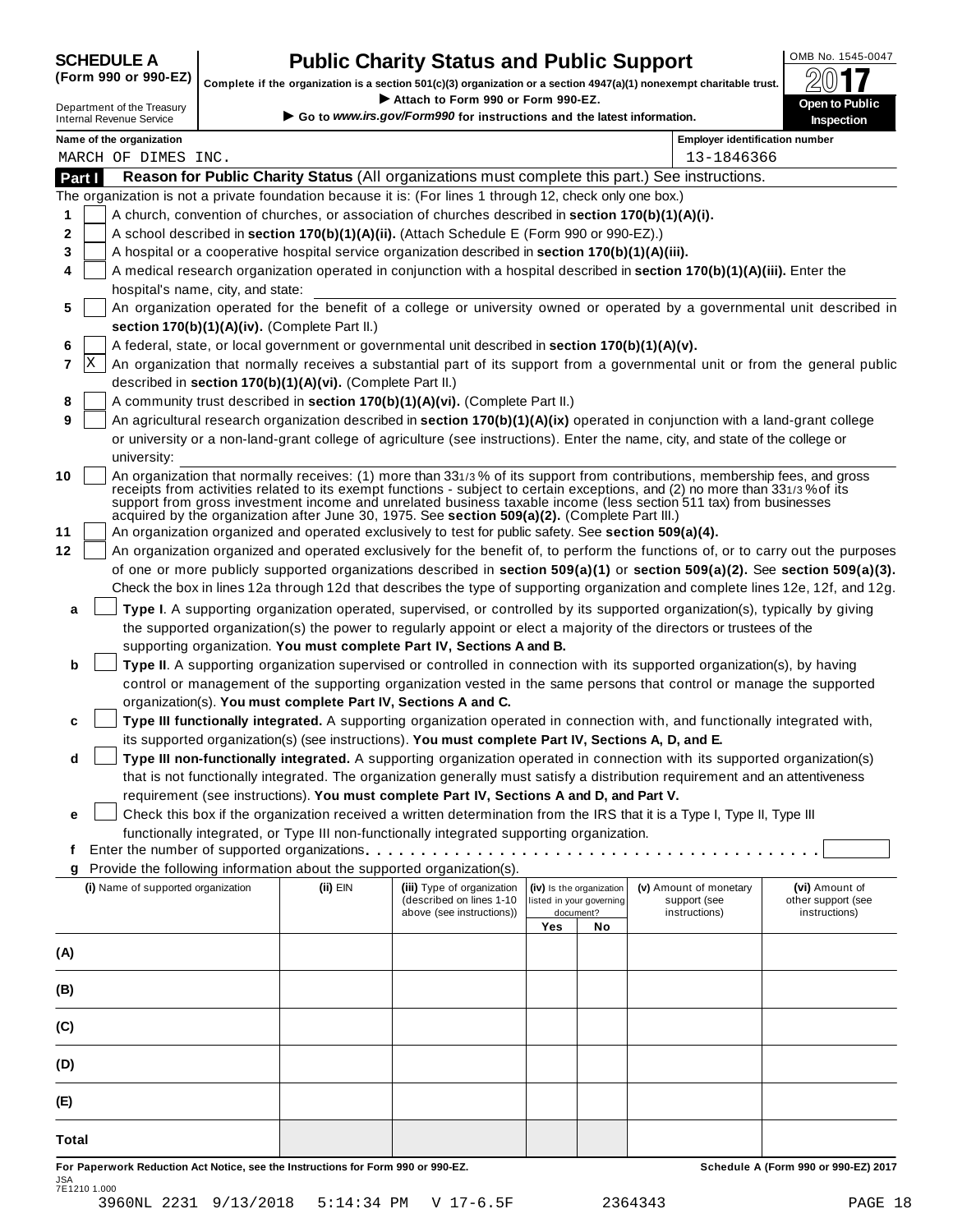**SCHEDULE A**
**(Form 990 or 990-EZ)**

Department of the Treasury
Internal Revenue Service

# Public Charity Status and Public Support

**Complete if the organization is a section 501(c)(3) organization or a section 4947(a)(1) nonexempt charitable trust.**
▶ **Attach to Form 990 or Form 990-EZ.**
▶ **Go to www.irs.gov/Form990 for instructions and the latest information.**

OMB No. 1545-0047
**2017**
**Open to Public Inspection**

**Name of the organization**
MARCH OF DIMES INC.

**Employer identification number**
13-1846366

## Part I Reason for Public Charity Status (All organizations must complete this part.) See instructions.

The organization is not a private foundation because it is: (For lines 1 through 12, check only one box.)

1. [ ] A church, convention of churches, or association of churches described in **section 170(b)(1)(A)(i).**
2. [ ] A school described in **section 170(b)(1)(A)(ii).** (Attach Schedule E (Form 990 or 990-EZ).)
3. [ ] A hospital or a cooperative hospital service organization described in **section 170(b)(1)(A)(iii).**
4. [ ] A medical research organization operated in conjunction with a hospital described in **section 170(b)(1)(A)(iii).** Enter the hospital's name, city, and state:
5. [ ] An organization operated for the benefit of a college or university owned or operated by a governmental unit described in **section 170(b)(1)(A)(iv).** (Complete Part II.)
6. [ ] A federal, state, or local government or governmental unit described in **section 170(b)(1)(A)(v).**
7. [X] An organization that normally receives a substantial part of its support from a governmental unit or from the general public described in **section 170(b)(1)(A)(vi).** (Complete Part II.)
8. [ ] A community trust described in **section 170(b)(1)(A)(vi).** (Complete Part II.)
9. [ ] An agricultural research organization described in **section 170(b)(1)(A)(ix)** operated in conjunction with a land-grant college or university or a non-land-grant college of agriculture (see instructions). Enter the name, city, and state of the college or university:
10. [ ] An organization that normally receives: (1) more than 33 1/3 % of its support from contributions, membership fees, and gross receipts from activities related to its exempt functions - subject to certain exceptions, and (2) no more than 33 1/3 % of its support from gross investment income and unrelated business taxable income (less section 511 tax) from businesses acquired by the organization after June 30, 1975. See **section 509(a)(2).** (Complete Part III.)
11. [ ] An organization organized and operated exclusively to test for public safety. See **section 509(a)(4).**
12. [ ] An organization organized and operated exclusively for the benefit of, to perform the functions of, or to carry out the purposes of one or more publicly supported organizations described in **section 509(a)(1)** or **section 509(a)(2).** See **section 509(a)(3).** Check the box in lines 12a through 12d that describes the type of supporting organization and complete lines 12e, 12f, and 12g.
   - **a** [ ] **Type I.** A supporting organization operated, supervised, or controlled by its supported organization(s), typically by giving the supported organization(s) the power to regularly appoint or elect a majority of the directors or trustees of the supporting organization. **You must complete Part IV, Sections A and B.**
   - **b** [ ] **Type II.** A supporting organization supervised or controlled in connection with its supported organization(s), by having control or management of the supporting organization vested in the same persons that control or manage the supported organization(s). **You must complete Part IV, Sections A and C.**
   - **c** [ ] **Type III functionally integrated.** A supporting organization operated in connection with, and functionally integrated with, its supported organization(s) (see instructions). **You must complete Part IV, Sections A, D, and E.**
   - **d** [ ] **Type III non-functionally integrated.** A supporting organization operated in connection with its supported organization(s) that is not functionally integrated. The organization generally must satisfy a distribution requirement and an attentiveness requirement (see instructions). **You must complete Part IV, Sections A and D, and Part V.**
   - **e** [ ] Check this box if the organization received a written determination from the IRS that it is a Type I, Type II, Type III functionally integrated, or Type III non-functionally integrated supporting organization.
   - **f** Enter the number of supported organizations
   - **g** Provide the following information about the supported organization(s).

| (i) Name of supported organization | (ii) EIN | (iii) Type of organization (described on lines 1-10 above (see instructions)) | (iv) Is the organization listed in your governing document? Yes | No | (v) Amount of monetary support (see instructions) | (vi) Amount of other support (see instructions) |
|---|---|---|---|---|---|---|
| (A) | | | | | | |
| (B) | | | | | | |
| (C) | | | | | | |
| (D) | | | | | | |
| (E) | | | | | | |
| **Total** | | | | | | |

**For Paperwork Reduction Act Notice, see the Instructions for Form 990 or 990-EZ.** **Schedule A (Form 990 or 990-EZ) 2017**

JSA
7E1210 1.000
3960NL 2231 9/13/2018 5:14:34 PM V 17-6.5F 2364343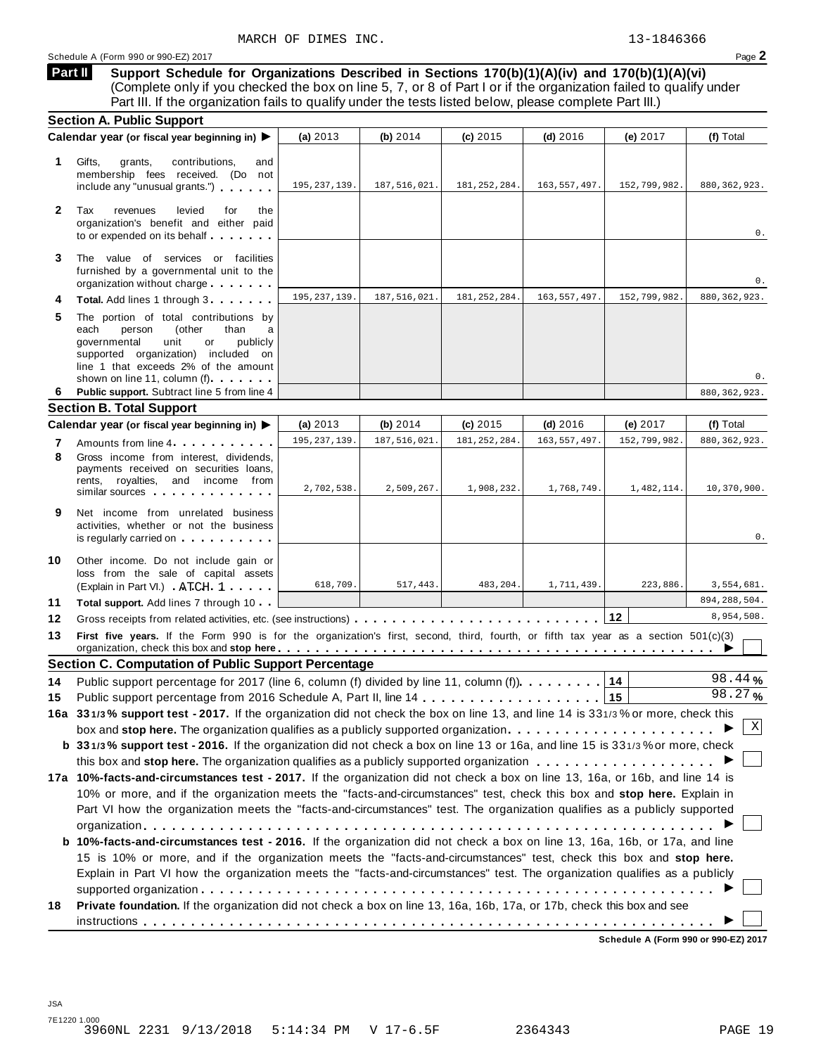MARCH OF DIMES INC. 13-1846366

Schedule A (Form 990 or 990-EZ) 2017

## Part II Support Schedule for Organizations Described in Sections 170(b)(1)(A)(iv) and 170(b)(1)(A)(vi)

(Complete only if you checked the box on line 5, 7, or 8 of Part I or if the organization failed to qualify under Part III. If the organization fails to qualify under the tests listed below, please complete Part III.)

### Section A. Public Support

| Calendar year (or fiscal year beginning in) ▶ | (a) 2013 | (b) 2014 | (c) 2015 | (d) 2016 | (e) 2017 | (f) Total |
|---|---|---|---|---|---|---|
| **1** Gifts, grants, contributions, and membership fees received. (Do not include any "unusual grants.") | 195,237,139. | 187,516,021. | 181,252,284. | 163,557,497. | 152,799,982. | 880,362,923. |
| **2** Tax revenues levied for the organization's benefit and either paid to or expended on its behalf | | | | | | 0. |
| **3** The value of services or facilities furnished by a governmental unit to the organization without charge | | | | | | 0. |
| **4** **Total.** Add lines 1 through 3 | 195,237,139. | 187,516,021. | 181,252,284. | 163,557,497. | 152,799,982. | 880,362,923. |
| **5** The portion of total contributions by each person (other than a governmental unit or publicly supported organization) included on line 1 that exceeds 2% of the amount shown on line 11, column (f) | | | | | | 0. |
| **6** **Public support.** Subtract line 5 from line 4 | | | | | | 880,362,923. |

### Section B. Total Support

| Calendar year (or fiscal year beginning in) ▶ | (a) 2013 | (b) 2014 | (c) 2015 | (d) 2016 | (e) 2017 | (f) Total |
|---|---|---|---|---|---|---|
| **7** Amounts from line 4 | 195,237,139. | 187,516,021. | 181,252,284. | 163,557,497. | 152,799,982. | 880,362,923. |
| **8** Gross income from interest, dividends, payments received on securities loans, rents, royalties, and income from similar sources | 2,702,538. | 2,509,267. | 1,908,232. | 1,768,749. | 1,482,114. | 10,370,900. |
| **9** Net income from unrelated business activities, whether or not the business is regularly carried on | | | | | | 0. |
| **10** Other income. Do not include gain or loss from the sale of capital assets (Explain in Part VI.) ATCH 1 | 618,709. | 517,443. | 483,204. | 1,711,439. | 223,886. | 3,554,681. |
| **11** **Total support.** Add lines 7 through 10 | | | | | | 894,288,504. |
| **12** Gross receipts from related activities, etc. (see instructions) | | | | | 12 | 8,954,508. |

**13** **First five years.** If the Form 990 is for the organization's first, second, third, fourth, or fifth tax year as a section 501(c)(3) organization, check this box and **stop here** ▶ ☐

### Section C. Computation of Public Support Percentage

**14** Public support percentage for 2017 (line 6, column (f) divided by line 11, column (f)) **14** 98.44 %

**15** Public support percentage from 2016 Schedule A, Part II, line 14 **15** 98.27 %

**16a** **33 1/3 % support test - 2017.** If the organization did not check the box on line 13, and line 14 is 33 1/3 % or more, check this box and **stop here.** The organization qualifies as a publicly supported organization ▶ ☒

**b** **33 1/3 % support test - 2016.** If the organization did not check a box on line 13 or 16a, and line 15 is 33 1/3 % or more, check this box and **stop here.** The organization qualifies as a publicly supported organization ▶ ☐

**17a** **10%-facts-and-circumstances test - 2017.** If the organization did not check a box on line 13, 16a, or 16b, and line 14 is 10% or more, and if the organization meets the "facts-and-circumstances" test, check this box and **stop here.** Explain in Part VI how the organization meets the "facts-and-circumstances" test. The organization qualifies as a publicly supported organization ▶ ☐

**b** **10%-facts-and-circumstances test - 2016.** If the organization did not check a box on line 13, 16a, 16b, or 17a, and line 15 is 10% or more, and if the organization meets the "facts-and-circumstances" test, check this box and **stop here.** Explain in Part VI how the organization meets the "facts-and-circumstances" test. The organization qualifies as a publicly supported organization ▶ ☐

**18** **Private foundation.** If the organization did not check a box on line 13, 16a, 16b, 17a, or 17b, check this box and see instructions ▶ ☐

**Schedule A (Form 990 or 990-EZ) 2017**

JSA
7E1220 1.000
3960NL 2231 9/13/2018 5:14:34 PM V 17-6.5F 2364343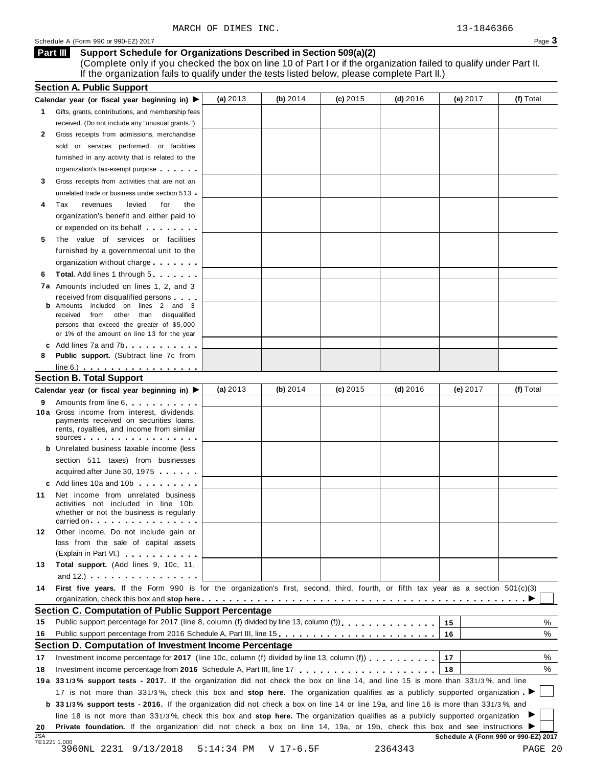MARCH OF DIMES INC. 13-1846366

Schedule A (Form 990 or 990-EZ) 2017

## Part III Support Schedule for Organizations Described in Section 509(a)(2)

(Complete only if you checked the box on line 10 of Part I or if the organization failed to qualify under Part II. If the organization fails to qualify under the tests listed below, please complete Part II.)

### Section A. Public Support

| Calendar year (or fiscal year beginning in) ▶ | (a) 2013 | (b) 2014 | (c) 2015 | (d) 2016 | (e) 2017 | (f) Total |
|---|---|---|---|---|---|---|
| **1** Gifts, grants, contributions, and membership fees received. (Do not include any "unusual grants.") | | | | | | |
| **2** Gross receipts from admissions, merchandise sold or services performed, or facilities furnished in any activity that is related to the organization's tax-exempt purpose | | | | | | |
| **3** Gross receipts from activities that are not an unrelated trade or business under section 513 | | | | | | |
| **4** Tax revenues levied for the organization's benefit and either paid to or expended on its behalf | | | | | | |
| **5** The value of services or facilities furnished by a governmental unit to the organization without charge | | | | | | |
| **6** **Total.** Add lines 1 through 5 | | | | | | |
| **7a** Amounts included on lines 1, 2, and 3 received from disqualified persons | | | | | | |
| **b** Amounts included on lines 2 and 3 received from other than disqualified persons that exceed the greater of $5,000 or 1% of the amount on line 13 for the year | | | | | | |
| **c** Add lines 7a and 7b | | | | | | |
| **8** **Public support.** (Subtract line 7c from line 6.) | | | | | | |

### Section B. Total Support

| Calendar year (or fiscal year beginning in) ▶ | (a) 2013 | (b) 2014 | (c) 2015 | (d) 2016 | (e) 2017 | (f) Total |
|---|---|---|---|---|---|---|
| **9** Amounts from line 6 | | | | | | |
| **10a** Gross income from interest, dividends, payments received on securities loans, rents, royalties, and income from similar sources | | | | | | |
| **b** Unrelated business taxable income (less section 511 taxes) from businesses acquired after June 30, 1975 | | | | | | |
| **c** Add lines 10a and 10b | | | | | | |
| **11** Net income from unrelated business activities not included in line 10b, whether or not the business is regularly carried on | | | | | | |
| **12** Other income. Do not include gain or loss from the sale of capital assets (Explain in Part VI.) | | | | | | |
| **13** **Total support.** (Add lines 9, 10c, 11, and 12.) | | | | | | |

**14** **First five years.** If the Form 990 is for the organization's first, second, third, fourth, or fifth tax year as a section 501(c)(3) organization, check this box and **stop here** ▶ ☐

### Section C. Computation of Public Support Percentage

| | | | |
|---|---|---|---|
| **15** | Public support percentage for 2017 (line 8, column (f) divided by line 13, column (f)) | 15 | % |
| **16** | Public support percentage from 2016 Schedule A, Part III, line 15 | 16 | % |

### Section D. Computation of Investment Income Percentage

| | | | |
|---|---|---|---|
| **17** | Investment income percentage for **2017** (line 10c, column (f) divided by line 13, column (f)) | 17 | % |
| **18** | Investment income percentage from **2016** Schedule A, Part III, line 17 | 18 | % |

**19a** **33 1/3% support tests - 2017.** If the organization did not check the box on line 14, and line 15 is more than 33 1/3%, and line 17 is not more than 33 1/3%, check this box and **stop here.** The organization qualifies as a publicly supported organization ▶ ☐

**b** **33 1/3% support tests - 2016.** If the organization did not check a box on line 14 or line 19a, and line 16 is more than 33 1/3%, and line 18 is not more than 33 1/3%, check this box and **stop here.** The organization qualifies as a publicly supported organization ▶ ☐

**20** **Private foundation.** If the organization did not check a box on line 14, 19a, or 19b, check this box and see instructions ▶ ☐

Schedule A (Form 990 or 990-EZ) 2017

JSA 7E1221 1.000

3960NL 2231 9/13/2018 5:14:34 PM V 17-6.5F 2364343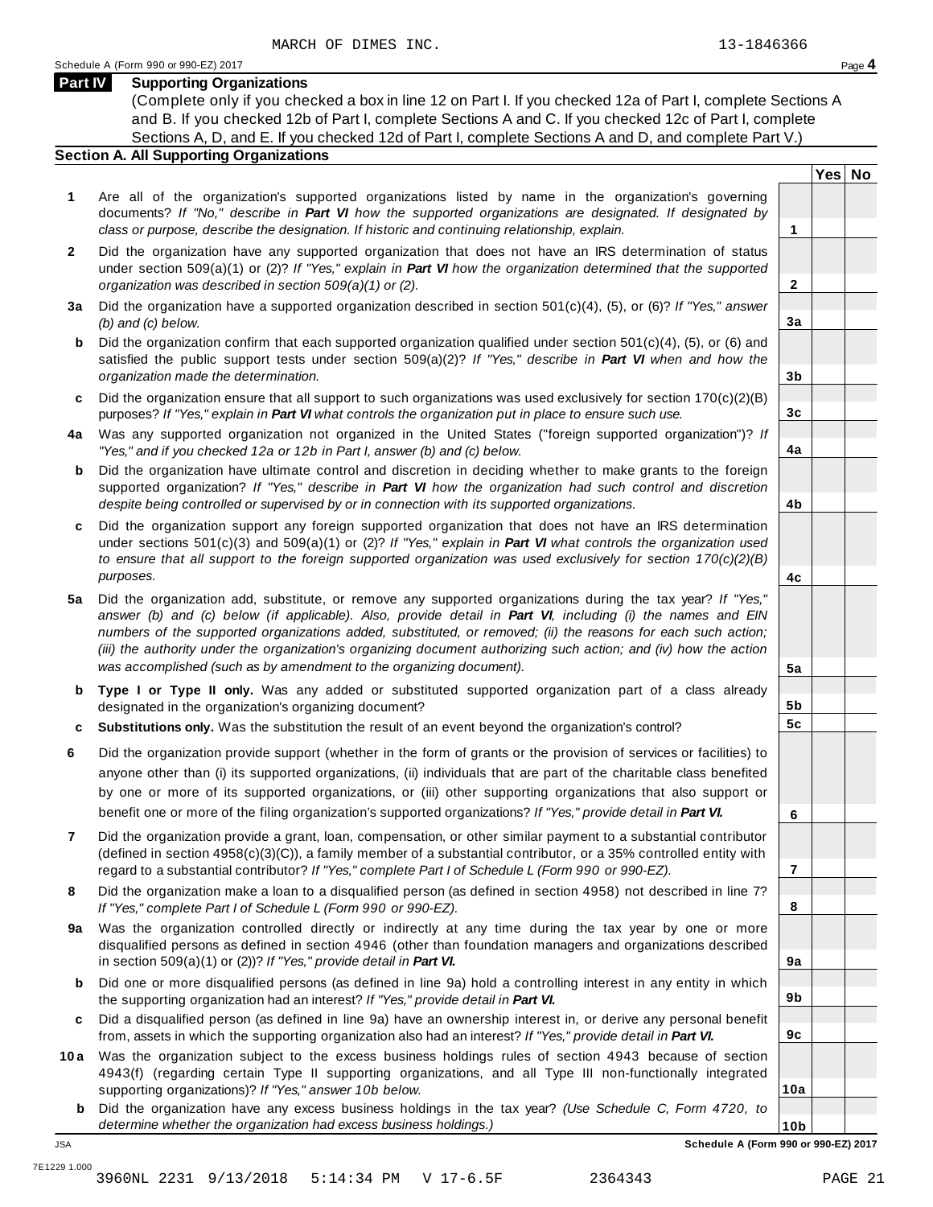MARCH OF DIMES INC. 13-1846366

Schedule A (Form 990 or 990-EZ) 2017 Page **4**

## Part IV Supporting Organizations

(Complete only if you checked a box in line 12 on Part I. If you checked 12a of Part I, complete Sections A and B. If you checked 12b of Part I, complete Sections A and C. If you checked 12c of Part I, complete Sections A, D, and E. If you checked 12d of Part I, complete Sections A and D, and complete Part V.)

### Section A. All Supporting Organizations

| | | | Yes | No |
|---|---|---|---|---|
| **1** | Are all of the organization's supported organizations listed by name in the organization's governing documents? *If "No," describe in **Part VI** how the supported organizations are designated. If designated by class or purpose, describe the designation. If historic and continuing relationship, explain.* | **1** | | |
| **2** | Did the organization have any supported organization that does not have an IRS determination of status under section 509(a)(1) or (2)? *If "Yes," explain in **Part VI** how the organization determined that the supported organization was described in section 509(a)(1) or (2).* | **2** | | |
| **3a** | Did the organization have a supported organization described in section 501(c)(4), (5), or (6)? *If "Yes," answer (b) and (c) below.* | **3a** | | |
| **b** | Did the organization confirm that each supported organization qualified under section 501(c)(4), (5), or (6) and satisfied the public support tests under section 509(a)(2)? *If "Yes," describe in **Part VI** when and how the organization made the determination.* | **3b** | | |
| **c** | Did the organization ensure that all support to such organizations was used exclusively for section 170(c)(2)(B) purposes? *If "Yes," explain in **Part VI** what controls the organization put in place to ensure such use.* | **3c** | | |
| **4a** | Was any supported organization not organized in the United States ("foreign supported organization")? *If "Yes," and if you checked 12a or 12b in Part I, answer (b) and (c) below.* | **4a** | | |
| **b** | Did the organization have ultimate control and discretion in deciding whether to make grants to the foreign supported organization? *If "Yes," describe in **Part VI** how the organization had such control and discretion despite being controlled or supervised by or in connection with its supported organizations.* | **4b** | | |
| **c** | Did the organization support any foreign supported organization that does not have an IRS determination under sections 501(c)(3) and 509(a)(1) or (2)? *If "Yes," explain in **Part VI** what controls the organization used to ensure that all support to the foreign supported organization was used exclusively for section 170(c)(2)(B) purposes.* | **4c** | | |
| **5a** | Did the organization add, substitute, or remove any supported organizations during the tax year? *If "Yes," answer (b) and (c) below (if applicable). Also, provide detail in **Part VI**, including (i) the names and EIN numbers of the supported organizations added, substituted, or removed; (ii) the reasons for each such action; (iii) the authority under the organization's organizing document authorizing such action; and (iv) how the action was accomplished (such as by amendment to the organizing document).* | **5a** | | |
| **b** | **Type I or Type II only.** Was any added or substituted supported organization part of a class already designated in the organization's organizing document? | **5b** | | |
| **c** | **Substitutions only.** Was the substitution the result of an event beyond the organization's control? | **5c** | | |
| **6** | Did the organization provide support (whether in the form of grants or the provision of services or facilities) to anyone other than (i) its supported organizations, (ii) individuals that are part of the charitable class benefited by one or more of its supported organizations, or (iii) other supporting organizations that also support or benefit one or more of the filing organization's supported organizations? *If "Yes," provide detail in **Part VI.*** | **6** | | |
| **7** | Did the organization provide a grant, loan, compensation, or other similar payment to a substantial contributor (defined in section 4958(c)(3)(C)), a family member of a substantial contributor, or a 35% controlled entity with regard to a substantial contributor? *If "Yes," complete Part I of Schedule L (Form 990 or 990-EZ).* | **7** | | |
| **8** | Did the organization make a loan to a disqualified person (as defined in section 4958) not described in line 7? *If "Yes," complete Part I of Schedule L (Form 990 or 990-EZ).* | **8** | | |
| **9a** | Was the organization controlled directly or indirectly at any time during the tax year by one or more disqualified persons as defined in section 4946 (other than foundation managers and organizations described in section 509(a)(1) or (2))? *If "Yes," provide detail in **Part VI.*** | **9a** | | |
| **b** | Did one or more disqualified persons (as defined in line 9a) hold a controlling interest in any entity in which the supporting organization had an interest? *If "Yes," provide detail in **Part VI.*** | **9b** | | |
| **c** | Did a disqualified person (as defined in line 9a) have an ownership interest in, or derive any personal benefit from, assets in which the supporting organization also had an interest? *If "Yes," provide detail in **Part VI.*** | **9c** | | |
| **10a** | Was the organization subject to the excess business holdings rules of section 4943 because of section 4943(f) (regarding certain Type II supporting organizations, and all Type III non-functionally integrated supporting organizations)? *If "Yes," answer 10b below.* | **10a** | | |
| **b** | Did the organization have any excess business holdings in the tax year? *(Use Schedule C, Form 4720, to determine whether the organization had excess business holdings.)* | **10b** | | |

JSA

**Schedule A (Form 990 or 990-EZ) 2017**

7E1229 1.000

3960NL 2231 9/13/2018 5:14:34 PM V 17-6.5F 2364343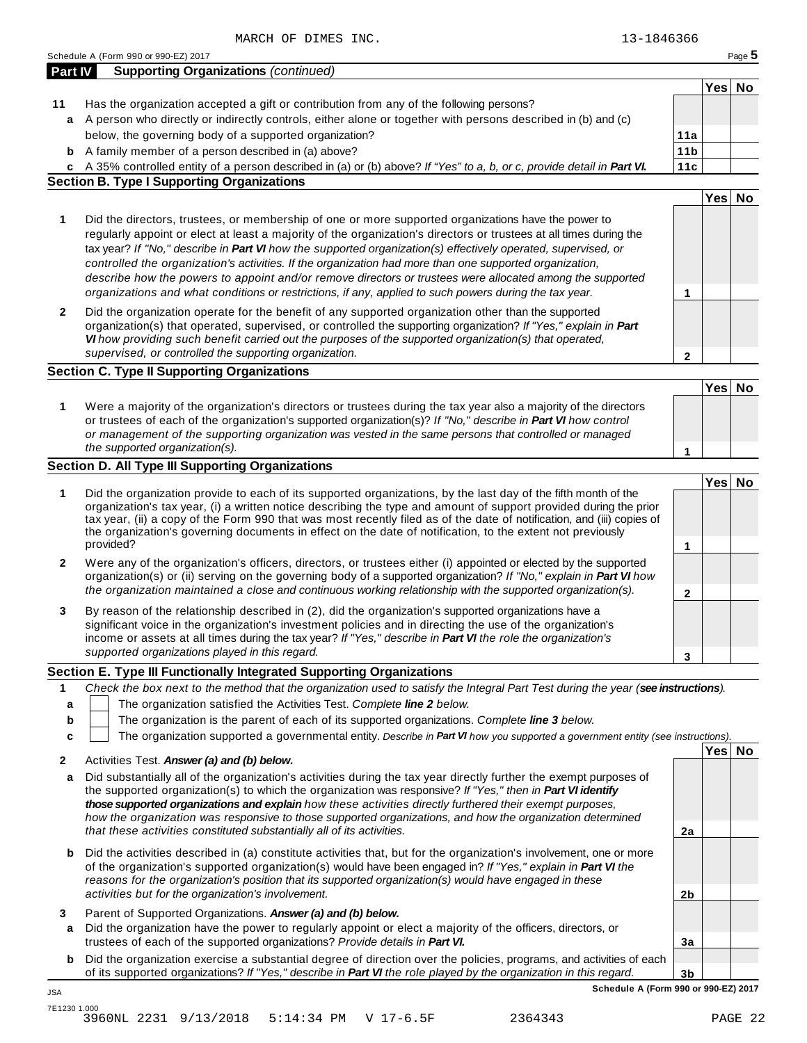MARCH OF DIMES INC. 13-1846366

Schedule A (Form 990 or 990-EZ) 2017

## Part IV Supporting Organizations *(continued)*

| | | | Yes | No |
|---|---|---|---|---|
| **11** | Has the organization accepted a gift or contribution from any of the following persons? | | | |
| **a** | A person who directly or indirectly controls, either alone or together with persons described in (b) and (c) below, the governing body of a supported organization? | 11a | | |
| **b** | A family member of a person described in (a) above? | 11b | | |
| **c** | A 35% controlled entity of a person described in (a) or (b) above? *If "Yes" to a, b, or c, provide detail in **Part VI**.* | 11c | | |

### Section B. Type I Supporting Organizations

| | | | Yes | No |
|---|---|---|---|---|
| **1** | Did the directors, trustees, or membership of one or more supported organizations have the power to regularly appoint or elect at least a majority of the organization's directors or trustees at all times during the tax year? *If "No," describe in **Part VI** how the supported organization(s) effectively operated, supervised, or controlled the organization's activities. If the organization had more than one supported organization, describe how the powers to appoint and/or remove directors or trustees were allocated among the supported organizations and what conditions or restrictions, if any, applied to such powers during the tax year.* | 1 | | |
| **2** | Did the organization operate for the benefit of any supported organization other than the supported organization(s) that operated, supervised, or controlled the supporting organization? *If "Yes," explain in **Part VI** how providing such benefit carried out the purposes of the supported organization(s) that operated, supervised, or controlled the supporting organization.* | 2 | | |

### Section C. Type II Supporting Organizations

| | | | Yes | No |
|---|---|---|---|---|
| **1** | Were a majority of the organization's directors or trustees during the tax year also a majority of the directors or trustees of each of the organization's supported organization(s)? *If "No," describe in **Part VI** how control or management of the supporting organization was vested in the same persons that controlled or managed the supported organization(s).* | 1 | | |

### Section D. All Type III Supporting Organizations

| | | | Yes | No |
|---|---|---|---|---|
| **1** | Did the organization provide to each of its supported organizations, by the last day of the fifth month of the organization's tax year, (i) a written notice describing the type and amount of support provided during the prior tax year, (ii) a copy of the Form 990 that was most recently filed as of the date of notification, and (iii) copies of the organization's governing documents in effect on the date of notification, to the extent not previously provided? | 1 | | |
| **2** | Were any of the organization's officers, directors, or trustees either (i) appointed or elected by the supported organization(s) or (ii) serving on the governing body of a supported organization? *If "No," explain in **Part VI** how the organization maintained a close and continuous working relationship with the supported organization(s).* | 2 | | |
| **3** | By reason of the relationship described in (2), did the organization's supported organizations have a significant voice in the organization's investment policies and in directing the use of the organization's income or assets at all times during the tax year? *If "Yes," describe in **Part VI** the role the organization's supported organizations played in this regard.* | 3 | | |

### Section E. Type III Functionally Integrated Supporting Organizations

**1** *Check the box next to the method that the organization used to satisfy the Integral Part Test during the year (**see instructions**).*

- **a** ☐ The organization satisfied the Activities Test. *Complete **line 2** below.*
- **b** ☐ The organization is the parent of each of its supported organizations. *Complete **line 3** below.*
- **c** ☐ The organization supported a governmental entity. *Describe in **Part VI** how you supported a government entity (see instructions).*

| | | | Yes | No |
|---|---|---|---|---|
| **2** | Activities Test. ***Answer (a) and (b) below.*** | | | |
| **a** | Did substantially all of the organization's activities during the tax year directly further the exempt purposes of the supported organization(s) to which the organization was responsive? *If "Yes," then in **Part VI identify those supported organizations and explain** how these activities directly furthered their exempt purposes, how the organization was responsive to those supported organizations, and how the organization determined that these activities constituted substantially all of its activities.* | 2a | | |
| **b** | Did the activities described in (a) constitute activities that, but for the organization's involvement, one or more of the organization's supported organization(s) would have been engaged in? *If "Yes," explain in **Part VI** the reasons for the organization's position that its supported organization(s) would have engaged in these activities but for the organization's involvement.* | 2b | | |
| **3** | Parent of Supported Organizations. ***Answer (a) and (b) below.*** | | | |
| **a** | Did the organization have the power to regularly appoint or elect a majority of the officers, directors, or trustees of each of the supported organizations? *Provide details in **Part VI**.* | 3a | | |
| **b** | Did the organization exercise a substantial degree of direction over the policies, programs, and activities of each of its supported organizations? *If "Yes," describe in **Part VI** the role played by the organization in this regard.* | 3b | | |

**Schedule A (Form 990 or 990-EZ) 2017**

JSA
7E1230 1.000
3960NL 2231 9/13/2018 5:14:34 PM V 17-6.5F 2364343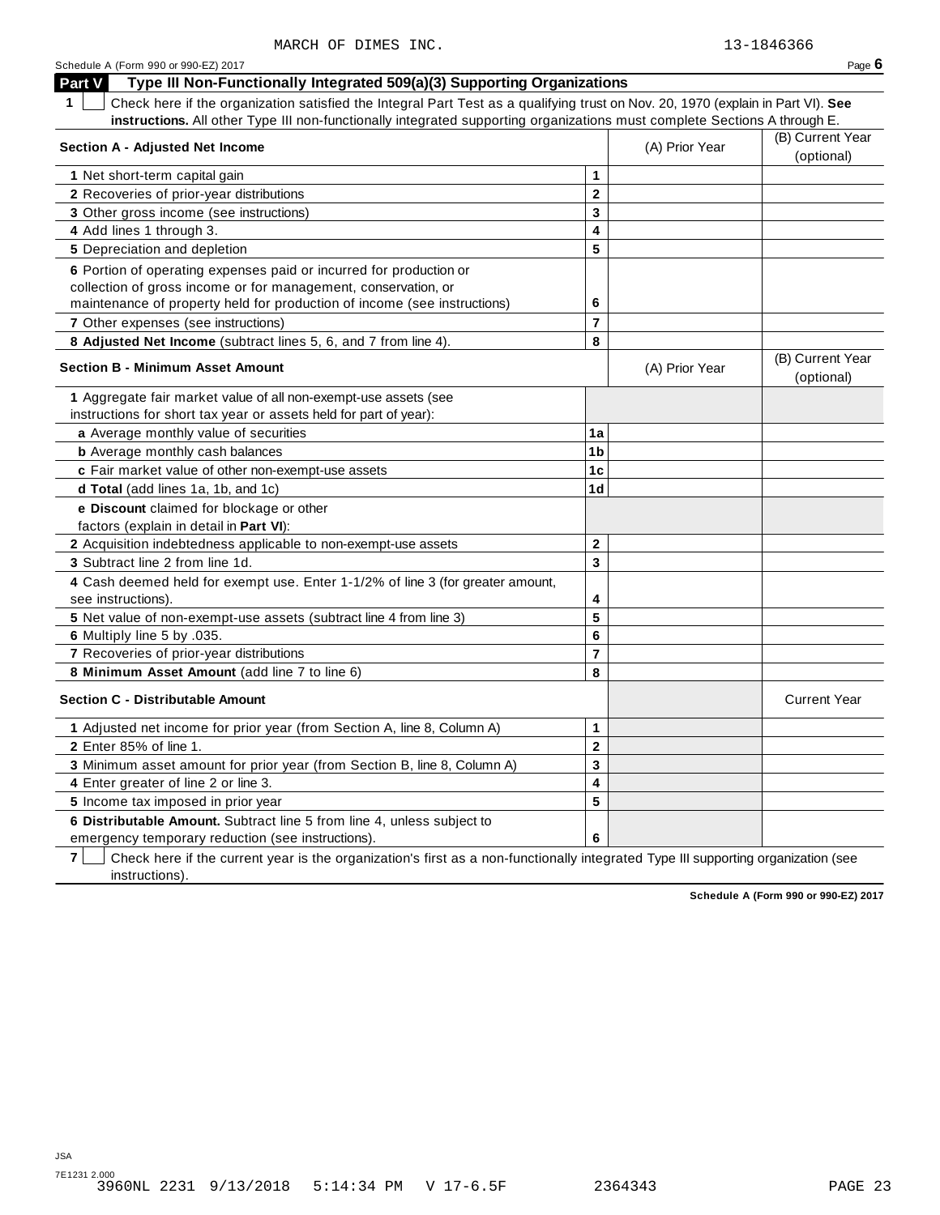MARCH OF DIMES INC. 13-1846366

## Part V Type III Non-Functionally Integrated 509(a)(3) Supporting Organizations

**1** ☐ Check here if the organization satisfied the Integral Part Test as a qualifying trust on Nov. 20, 1970 (explain in Part VI). **See instructions.** All other Type III non-functionally integrated supporting organizations must complete Sections A through E.

| Section A - Adjusted Net Income | | (A) Prior Year | (B) Current Year (optional) |
|---|---|---|---|
| 1 Net short-term capital gain | 1 | | |
| 2 Recoveries of prior-year distributions | 2 | | |
| 3 Other gross income (see instructions) | 3 | | |
| 4 Add lines 1 through 3. | 4 | | |
| 5 Depreciation and depletion | 5 | | |
| 6 Portion of operating expenses paid or incurred for production or collection of gross income or for management, conservation, or maintenance of property held for production of income (see instructions) | 6 | | |
| 7 Other expenses (see instructions) | 7 | | |
| 8 **Adjusted Net Income** (subtract lines 5, 6, and 7 from line 4). | 8 | | |

| Section B - Minimum Asset Amount | | (A) Prior Year | (B) Current Year (optional) |
|---|---|---|---|
| 1 Aggregate fair market value of all non-exempt-use assets (see instructions for short tax year or assets held for part of year): | | | |
| a Average monthly value of securities | 1a | | |
| b Average monthly cash balances | 1b | | |
| c Fair market value of other non-exempt-use assets | 1c | | |
| d **Total** (add lines 1a, 1b, and 1c) | 1d | | |
| e **Discount** claimed for blockage or other factors (explain in detail in **Part VI**): | | | |
| 2 Acquisition indebtedness applicable to non-exempt-use assets | 2 | | |
| 3 Subtract line 2 from line 1d. | 3 | | |
| 4 Cash deemed held for exempt use. Enter 1-1/2% of line 3 (for greater amount, see instructions). | 4 | | |
| 5 Net value of non-exempt-use assets (subtract line 4 from line 3) | 5 | | |
| 6 Multiply line 5 by .035. | 6 | | |
| 7 Recoveries of prior-year distributions | 7 | | |
| 8 **Minimum Asset Amount** (add line 7 to line 6) | 8 | | |

| Section C - Distributable Amount | | | Current Year |
|---|---|---|---|
| 1 Adjusted net income for prior year (from Section A, line 8, Column A) | 1 | | |
| 2 Enter 85% of line 1. | 2 | | |
| 3 Minimum asset amount for prior year (from Section B, line 8, Column A) | 3 | | |
| 4 Enter greater of line 2 or line 3. | 4 | | |
| 5 Income tax imposed in prior year | 5 | | |
| 6 **Distributable Amount.** Subtract line 5 from line 4, unless subject to emergency temporary reduction (see instructions). | 6 | | |

**7** ☐ Check here if the current year is the organization's first as a non-functionally integrated Type III supporting organization (see instructions).

**Schedule A (Form 990 or 990-EZ) 2017**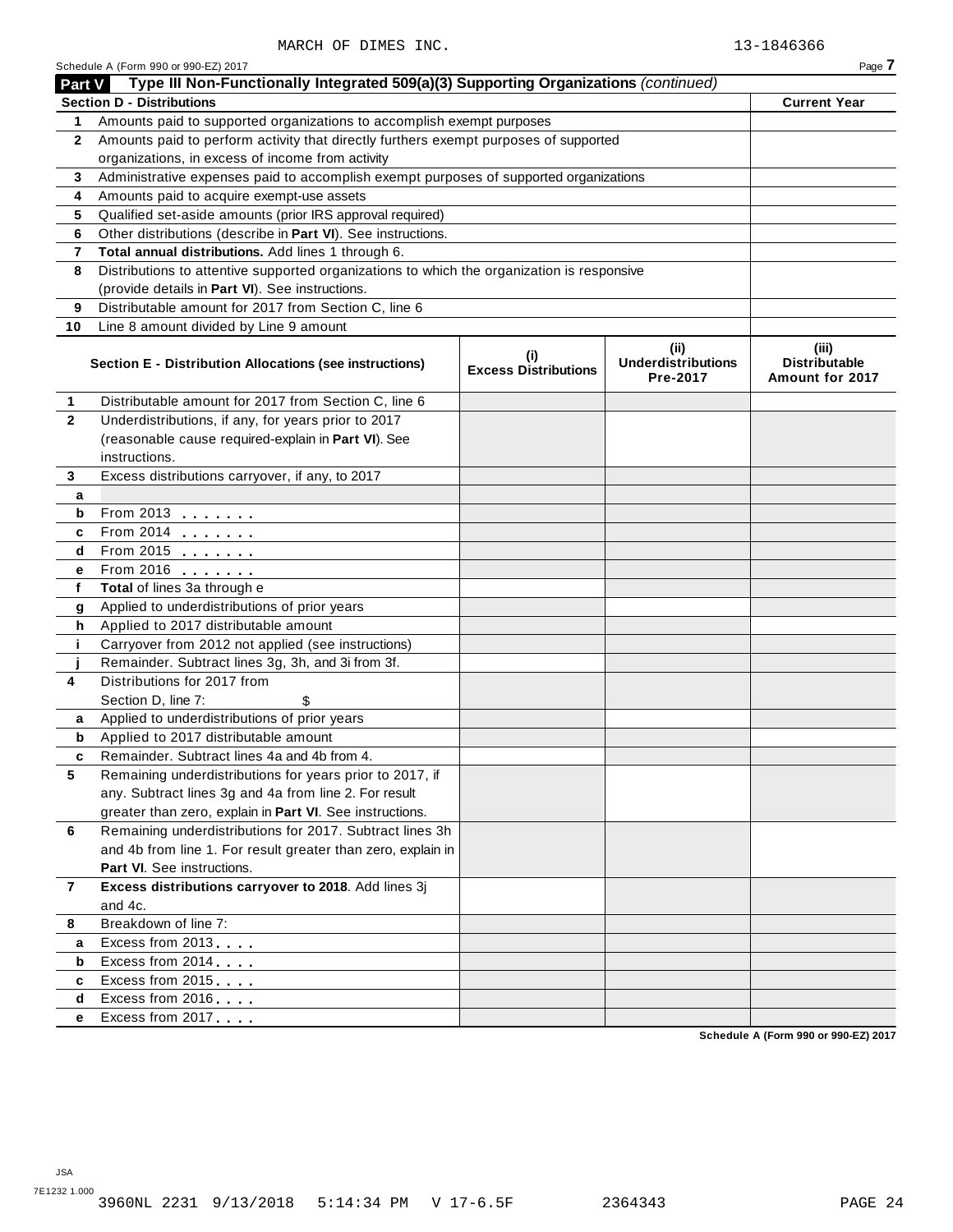MARCH OF DIMES INC. 13-1846366

Schedule A (Form 990 or 990-EZ) 2017

## Part V Type III Non-Functionally Integrated 509(a)(3) Supporting Organizations *(continued)*

| **Section D - Distributions** | | **Current Year** |
|---|---|---|
| **1** | Amounts paid to supported organizations to accomplish exempt purposes | |
| **2** | Amounts paid to perform activity that directly furthers exempt purposes of supported organizations, in excess of income from activity | |
| **3** | Administrative expenses paid to accomplish exempt purposes of supported organizations | |
| **4** | Amounts paid to acquire exempt-use assets | |
| **5** | Qualified set-aside amounts (prior IRS approval required) | |
| **6** | Other distributions (describe in **Part VI**). See instructions. | |
| **7** | **Total annual distributions.** Add lines 1 through 6. | |
| **8** | Distributions to attentive supported organizations to which the organization is responsive (provide details in **Part VI**). See instructions. | |
| **9** | Distributable amount for 2017 from Section C, line 6 | |
| **10** | Line 8 amount divided by Line 9 amount | |

| | **Section E - Distribution Allocations (see instructions)** | **(i) Excess Distributions** | **(ii) Underdistributions Pre-2017** | **(iii) Distributable Amount for 2017** |
|---|---|---|---|---|
| **1** | Distributable amount for 2017 from Section C, line 6 | | | |
| **2** | Underdistributions, if any, for years prior to 2017 (reasonable cause required-explain in **Part VI**). See instructions. | | | |
| **3** | Excess distributions carryover, if any, to 2017 | | | |
| **a** | | | | |
| **b** | From 2013 | | | |
| **c** | From 2014 | | | |
| **d** | From 2015 | | | |
| **e** | From 2016 | | | |
| **f** | **Total** of lines 3a through e | | | |
| **g** | Applied to underdistributions of prior years | | | |
| **h** | Applied to 2017 distributable amount | | | |
| **i** | Carryover from 2012 not applied (see instructions) | | | |
| **j** | Remainder. Subtract lines 3g, 3h, and 3i from 3f. | | | |
| **4** | Distributions for 2017 from Section D, line 7: $ | | | |
| **a** | Applied to underdistributions of prior years | | | |
| **b** | Applied to 2017 distributable amount | | | |
| **c** | Remainder. Subtract lines 4a and 4b from 4. | | | |
| **5** | Remaining underdistributions for years prior to 2017, if any. Subtract lines 3g and 4a from line 2. For result greater than zero, explain in **Part VI**. See instructions. | | | |
| **6** | Remaining underdistributions for 2017. Subtract lines 3h and 4b from line 1. For result greater than zero, explain in **Part VI**. See instructions. | | | |
| **7** | **Excess distributions carryover to 2018**. Add lines 3j and 4c. | | | |
| **8** | Breakdown of line 7: | | | |
| **a** | Excess from 2013 | | | |
| **b** | Excess from 2014 | | | |
| **c** | Excess from 2015 | | | |
| **d** | Excess from 2016 | | | |
| **e** | Excess from 2017 | | | |

**Schedule A (Form 990 or 990-EZ) 2017**

JSA
7E1232 1.000
3960NL 2231 9/13/2018 5:14:34 PM V 17-6.5F 2364343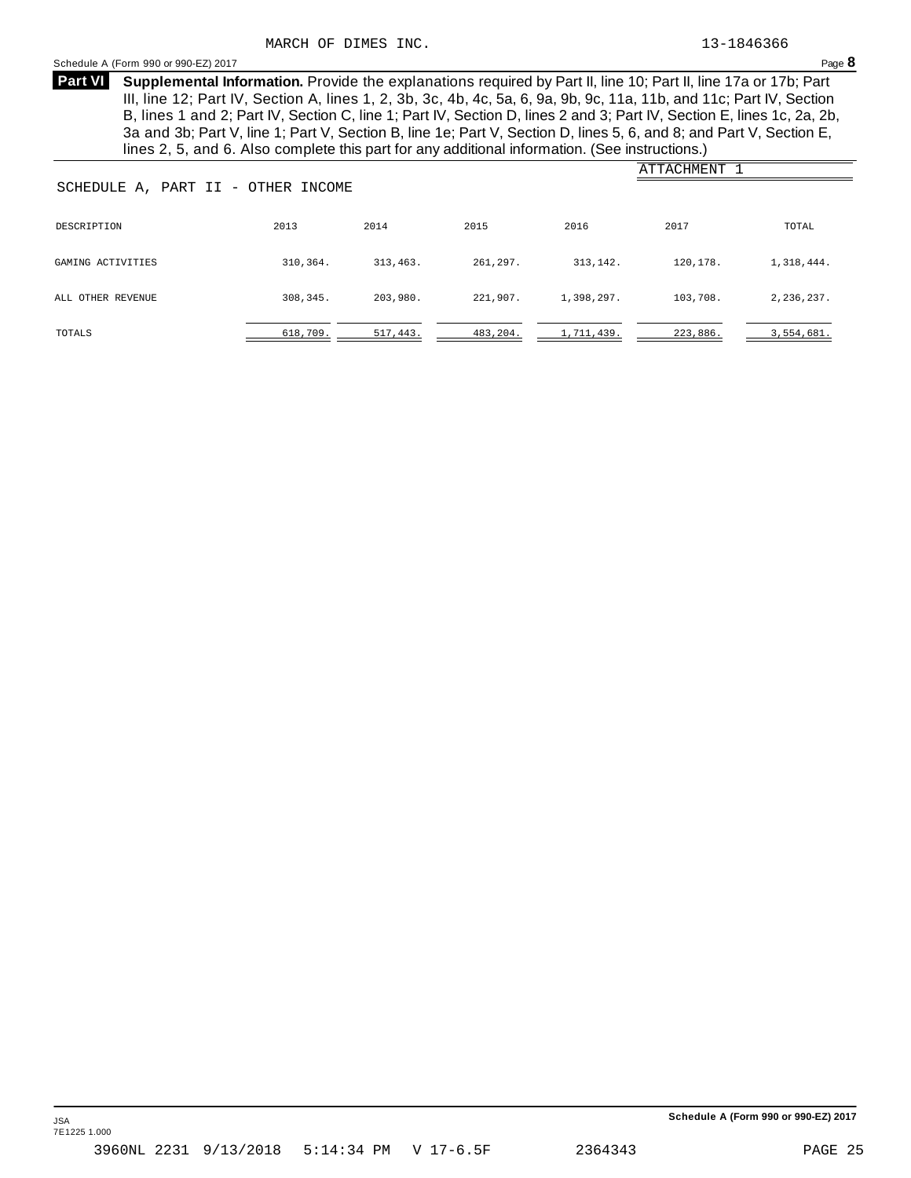MARCH OF DIMES INC. 13-1846366

Schedule A (Form 990 or 990-EZ) 2017

**Part VI** **Supplemental Information.** Provide the explanations required by Part II, line 10; Part II, line 17a or 17b; Part III, line 12; Part IV, Section A, lines 1, 2, 3b, 3c, 4b, 4c, 5a, 6, 9a, 9b, 9c, 11a, 11b, and 11c; Part IV, Section B, lines 1 and 2; Part IV, Section C, line 1; Part IV, Section D, lines 2 and 3; Part IV, Section E, lines 1c, 2a, 2b, 3a and 3b; Part V, line 1; Part V, Section B, line 1e; Part V, Section D, lines 5, 6, and 8; and Part V, Section E, lines 2, 5, and 6. Also complete this part for any additional information. (See instructions.)

ATTACHMENT 1

SCHEDULE A, PART II - OTHER INCOME

| DESCRIPTION | 2013 | 2014 | 2015 | 2016 | 2017 | TOTAL |
|---|---|---|---|---|---|---|
| GAMING ACTIVITIES | 310,364. | 313,463. | 261,297. | 313,142. | 120,178. | 1,318,444. |
| ALL OTHER REVENUE | 308,345. | 203,980. | 221,907. | 1,398,297. | 103,708. | 2,236,237. |
| TOTALS | 618,709. | 517,443. | 483,204. | 1,711,439. | 223,886. | 3,554,681. |

JSA
7E1225 1.000

Schedule A (Form 990 or 990-EZ) 2017

3960NL 2231 9/13/2018 5:14:34 PM V 17-6.5F 2364343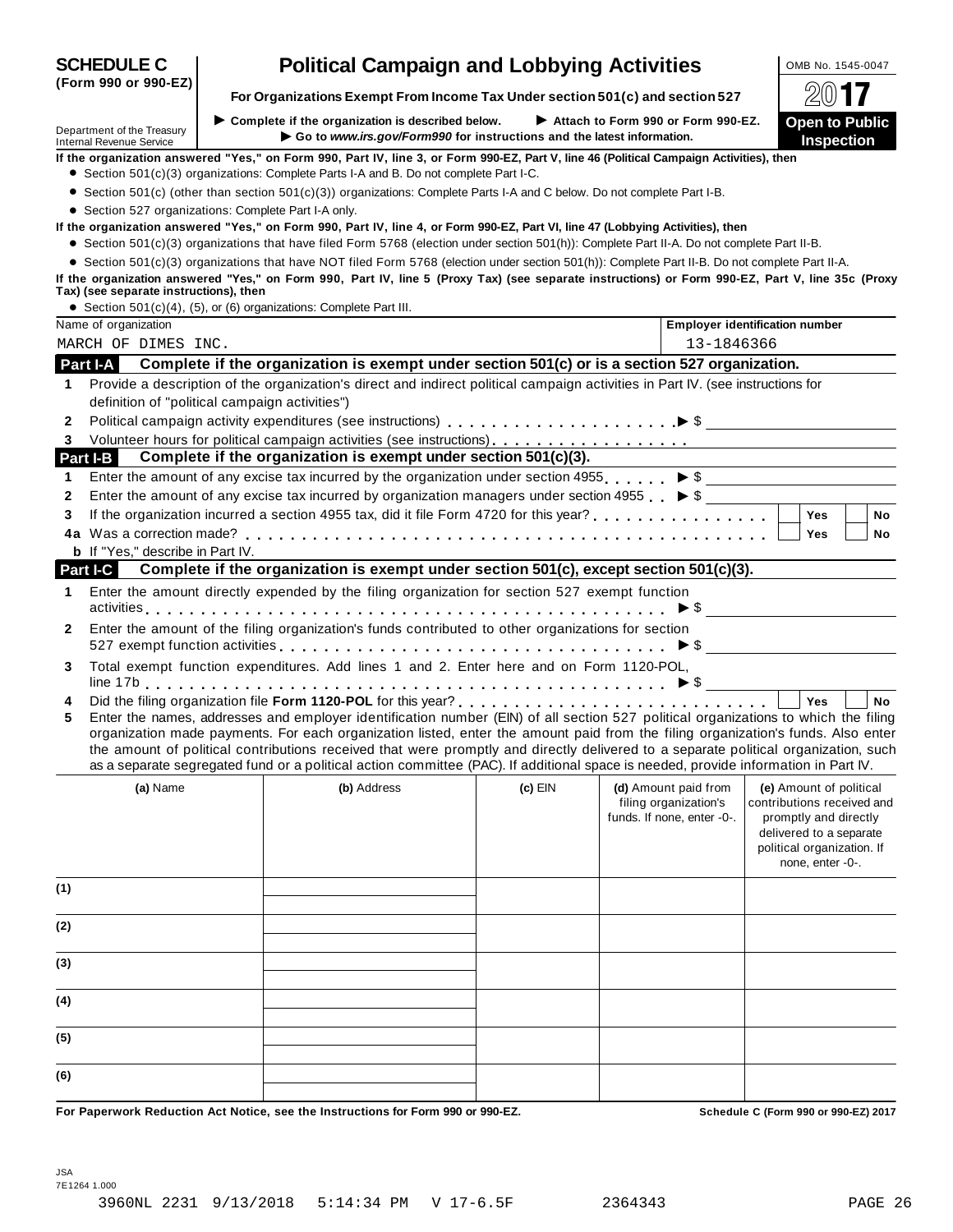# SCHEDULE C (Form 990 or 990-EZ)

# Political Campaign and Lobbying Activities

**For Organizations Exempt From Income Tax Under section 501(c) and section 527**

OMB No. 1545-0047

**2017**

**Open to Public Inspection**

Department of the Treasury
Internal Revenue Service

▶ Complete if the organization is described below. ▶ Attach to Form 990 or Form 990-EZ.
▶ Go to *www.irs.gov/Form990* for instructions and the latest information.

**If the organization answered "Yes," on Form 990, Part IV, line 3, or Form 990-EZ, Part V, line 46 (Political Campaign Activities), then**

- Section 501(c)(3) organizations: Complete Parts I-A and B. Do not complete Part I-C.
- Section 501(c) (other than section 501(c)(3)) organizations: Complete Parts I-A and C below. Do not complete Part I-B.
- Section 527 organizations: Complete Part I-A only.

**If the organization answered "Yes," on Form 990, Part IV, line 4, or Form 990-EZ, Part VI, line 47 (Lobbying Activities), then**

- Section 501(c)(3) organizations that have filed Form 5768 (election under section 501(h)): Complete Part II-A. Do not complete Part II-B.
- Section 501(c)(3) organizations that have NOT filed Form 5768 (election under section 501(h)): Complete Part II-B. Do not complete Part II-A.

**If the organization answered "Yes," on Form 990, Part IV, line 5 (Proxy Tax) (see separate instructions) or Form 990-EZ, Part V, line 35c (Proxy Tax) (see separate instructions), then**

- Section 501(c)(4), (5), or (6) organizations: Complete Part III.

| Name of organization | Employer identification number |
|---|---|
| MARCH OF DIMES INC. | 13-1846366 |

## Part I-A Complete if the organization is exempt under section 501(c) or is a section 527 organization.

1. Provide a description of the organization's direct and indirect political campaign activities in Part IV. (see instructions for definition of "political campaign activities")
2. Political campaign activity expenditures (see instructions) ▶ $
3. Volunteer hours for political campaign activities (see instructions)

## Part I-B Complete if the organization is exempt under section 501(c)(3).

1. Enter the amount of any excise tax incurred by the organization under section 4955 ▶ $
2. Enter the amount of any excise tax incurred by organization managers under section 4955 ▶ $
3. If the organization incurred a section 4955 tax, did it file Form 4720 for this year? ☐ Yes ☐ No

4a Was a correction made? ☐ Yes ☐ No

b If "Yes," describe in Part IV.

## Part I-C Complete if the organization is exempt under section 501(c), except section 501(c)(3).

1. Enter the amount directly expended by the filing organization for section 527 exempt function activities ▶ $
2. Enter the amount of the filing organization's funds contributed to other organizations for section 527 exempt function activities ▶ $
3. Total exempt function expenditures. Add lines 1 and 2. Enter here and on Form 1120-POL, line 17b ▶ $
4. Did the filing organization file **Form 1120-POL** for this year? ☐ Yes ☐ No
5. Enter the names, addresses and employer identification number (EIN) of all section 527 political organizations to which the filing organization made payments. For each organization listed, enter the amount paid from the filing organization's funds. Also enter the amount of political contributions received that were promptly and directly delivered to a separate political organization, such as a separate segregated fund or a political action committee (PAC). If additional space is needed, provide information in Part IV.

| | (a) Name | (b) Address | (c) EIN | (d) Amount paid from filing organization's funds. If none, enter -0-. | (e) Amount of political contributions received and promptly and directly delivered to a separate political organization. If none, enter -0-. |
|---|---|---|---|---|---|
| (1) | | | | | |
| (2) | | | | | |
| (3) | | | | | |
| (4) | | | | | |
| (5) | | | | | |
| (6) | | | | | |

**For Paperwork Reduction Act Notice, see the Instructions for Form 990 or 990-EZ.** **Schedule C (Form 990 or 990-EZ) 2017**

JSA
7E1264 1.000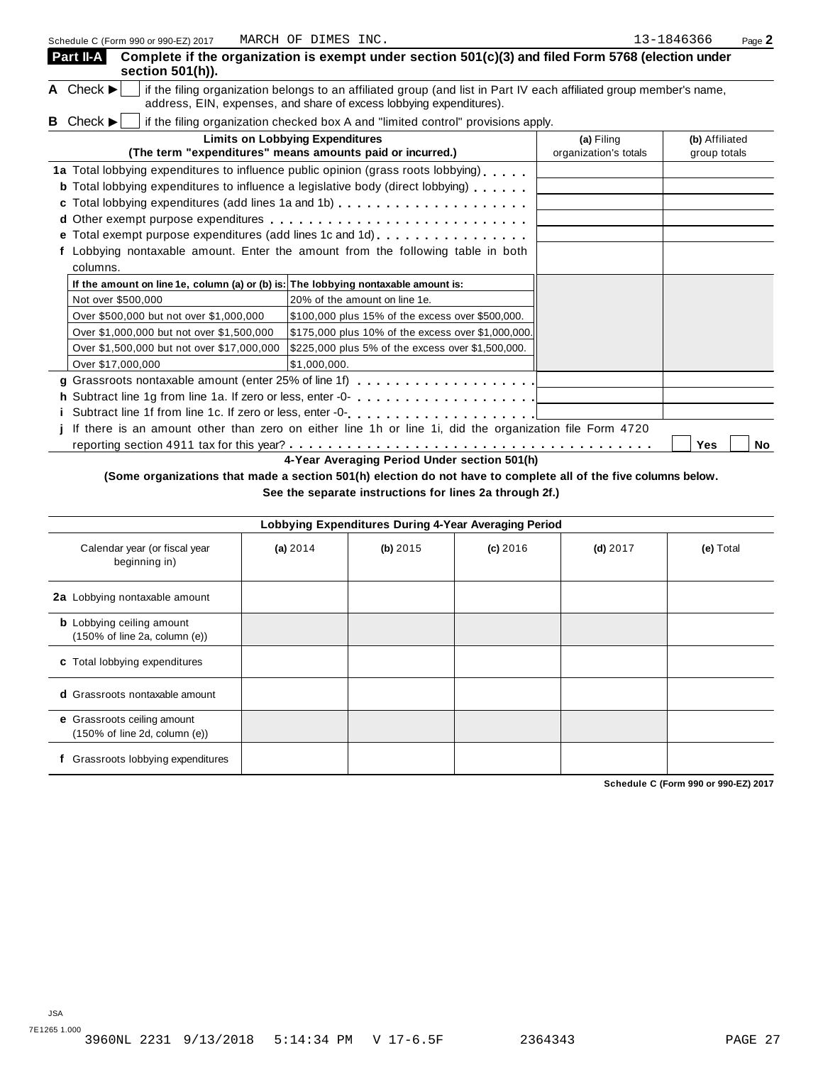Schedule C (Form 990 or 990-EZ) 2017 MARCH OF DIMES INC. 13-1846366 Page **2**

## Part II-A Complete if the organization is exempt under section 501(c)(3) and filed Form 5768 (election under section 501(h)).

**A** Check ▶ ☐ if the filing organization belongs to an affiliated group (and list in Part IV each affiliated group member's name, address, EIN, expenses, and share of excess lobbying expenditures).

**B** Check ▶ ☐ if the filing organization checked box A and "limited control" provisions apply.

| Limits on Lobbying Expenditures (The term "expenditures" means amounts paid or incurred.) | (a) Filing organization's totals | (b) Affiliated group totals |
|---|---|---|
| **1a** Total lobbying expenditures to influence public opinion (grass roots lobbying) | | |
| **b** Total lobbying expenditures to influence a legislative body (direct lobbying) | | |
| **c** Total lobbying expenditures (add lines 1a and 1b) | | |
| **d** Other exempt purpose expenditures | | |
| **e** Total exempt purpose expenditures (add lines 1c and 1d) | | |
| **f** Lobbying nontaxable amount. Enter the amount from the following table in both columns. | | |

| If the amount on line 1e, column (a) or (b) is: | The lobbying nontaxable amount is: |
|---|---|
| Not over $500,000 | 20% of the amount on line 1e. |
| Over $500,000 but not over $1,000,000 | $100,000 plus 15% of the excess over $500,000. |
| Over $1,000,000 but not over $1,500,000 | $175,000 plus 10% of the excess over $1,000,000. |
| Over $1,500,000 but not over $17,000,000 | $225,000 plus 5% of the excess over $1,500,000. |
| Over $17,000,000 | $1,000,000. |

| | (a) | (b) |
|---|---|---|
| **g** Grassroots nontaxable amount (enter 25% of line 1f) | | |
| **h** Subtract line 1g from line 1a. If zero or less, enter -0- | | |
| **i** Subtract line 1f from line 1c. If zero or less, enter -0- | | |

**j** If there is an amount other than zero on either line 1h or line 1i, did the organization file Form 4720 reporting section 4911 tax for this year? ☐ **Yes** ☐ **No**

**4-Year Averaging Period Under section 501(h)**

**(Some organizations that made a section 501(h) election do not have to complete all of the five columns below. See the separate instructions for lines 2a through 2f.)**

| Lobbying Expenditures During 4-Year Averaging Period | | | | | |
|---|---|---|---|---|---|
| Calendar year (or fiscal year beginning in) | **(a)** 2014 | **(b)** 2015 | **(c)** 2016 | **(d)** 2017 | **(e)** Total |
| **2a** Lobbying nontaxable amount | | | | | |
| **b** Lobbying ceiling amount (150% of line 2a, column (e)) | | | | | |
| **c** Total lobbying expenditures | | | | | |
| **d** Grassroots nontaxable amount | | | | | |
| **e** Grassroots ceiling amount (150% of line 2d, column (e)) | | | | | |
| **f** Grassroots lobbying expenditures | | | | | |

**Schedule C (Form 990 or 990-EZ) 2017**

JSA
7E1265 1.000
3960NL 2231 9/13/2018 5:14:34 PM V 17-6.5F 2364343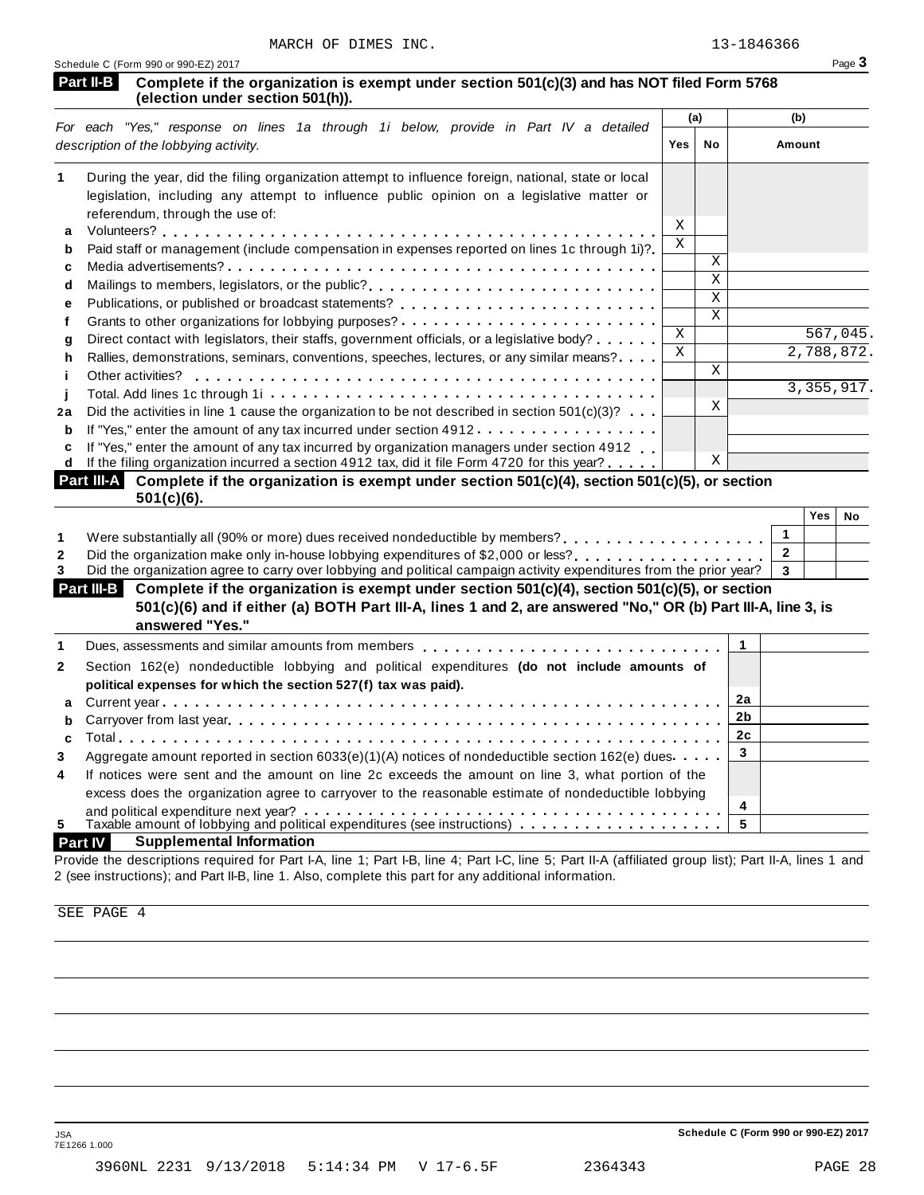MARCH OF DIMES INC. 13-1846366

## Part II-B Complete if the organization is exempt under section 501(c)(3) and has NOT filed Form 5768 (election under section 501(h)).

| *For each "Yes," response on lines 1a through 1i below, provide in Part IV a detailed description of the lobbying activity.* | (a) Yes | (a) No | (b) Amount |
|---|---|---|---|
| **1** During the year, did the filing organization attempt to influence foreign, national, state or local legislation, including any attempt to influence public opinion on a legislative matter or referendum, through the use of: | | | |
| **a** Volunteers? | X | | |
| **b** Paid staff or management (include compensation in expenses reported on lines 1c through 1i)? | X | | |
| **c** Media advertisements? | | X | |
| **d** Mailings to members, legislators, or the public? | | X | |
| **e** Publications, or published or broadcast statements? | | X | |
| **f** Grants to other organizations for lobbying purposes? | | X | |
| **g** Direct contact with legislators, their staffs, government officials, or a legislative body? | X | | 567,045. |
| **h** Rallies, demonstrations, seminars, conventions, speeches, lectures, or any similar means? | X | | 2,788,872. |
| **i** Other activities? | | X | |
| **j** Total. Add lines 1c through 1i | | | 3,355,917. |
| **2a** Did the activities in line 1 cause the organization to be not described in section 501(c)(3)? | | X | |
| **b** If "Yes," enter the amount of any tax incurred under section 4912 | | | |
| **c** If "Yes," enter the amount of any tax incurred by organization managers under section 4912 | | | |
| **d** If the filing organization incurred a section 4912 tax, did it file Form 4720 for this year? | | X | |

## Part III-A Complete if the organization is exempt under section 501(c)(4), section 501(c)(5), or section 501(c)(6).

| | | Yes | No |
|---|---|---|---|
| **1** Were substantially all (90% or more) dues received nondeductible by members? | 1 | | |
| **2** Did the organization make only in-house lobbying expenditures of $2,000 or less? | 2 | | |
| **3** Did the organization agree to carry over lobbying and political campaign activity expenditures from the prior year? | 3 | | |

## Part III-B Complete if the organization is exempt under section 501(c)(4), section 501(c)(5), or section 501(c)(6) and if either (a) BOTH Part III-A, lines 1 and 2, are answered "No," OR (b) Part III-A, line 3, is answered "Yes."

| | | |
|---|---|---|
| **1** Dues, assessments and similar amounts from members | 1 | |
| **2** Section 162(e) nondeductible lobbying and political expenditures **(do not include amounts of political expenses for which the section 527(f) tax was paid).** | | |
| **a** Current year | 2a | |
| **b** Carryover from last year | 2b | |
| **c** Total | 2c | |
| **3** Aggregate amount reported in section 6033(e)(1)(A) notices of nondeductible section 162(e) dues | 3 | |
| **4** If notices were sent and the amount on line 2c exceeds the amount on line 3, what portion of the excess does the organization agree to carryover to the reasonable estimate of nondeductible lobbying and political expenditure next year? | 4 | |
| **5** Taxable amount of lobbying and political expenditures (see instructions) | 5 | |

## Part IV Supplemental Information

Provide the descriptions required for Part I-A, line 1; Part I-B, line 4; Part I-C, line 5; Part II-A (affiliated group list); Part II-A, lines 1 and 2 (see instructions); and Part II-B, line 1. Also, complete this part for any additional information.

SEE PAGE 4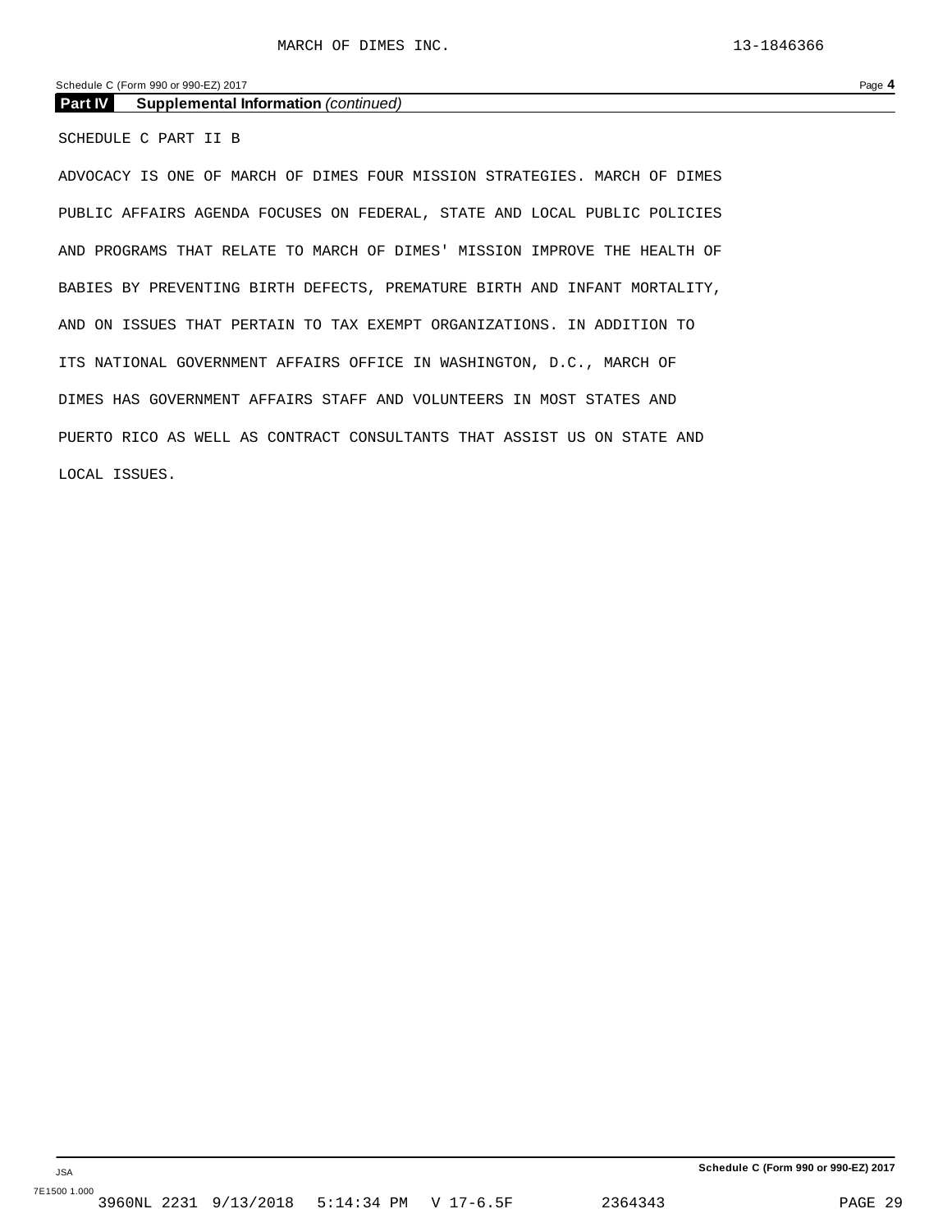**Part IV Supplemental Information** *(continued)*

SCHEDULE C PART II B

ADVOCACY IS ONE OF MARCH OF DIMES FOUR MISSION STRATEGIES. MARCH OF DIMES PUBLIC AFFAIRS AGENDA FOCUSES ON FEDERAL, STATE AND LOCAL PUBLIC POLICIES AND PROGRAMS THAT RELATE TO MARCH OF DIMES' MISSION IMPROVE THE HEALTH OF BABIES BY PREVENTING BIRTH DEFECTS, PREMATURE BIRTH AND INFANT MORTALITY, AND ON ISSUES THAT PERTAIN TO TAX EXEMPT ORGANIZATIONS. IN ADDITION TO ITS NATIONAL GOVERNMENT AFFAIRS OFFICE IN WASHINGTON, D.C., MARCH OF DIMES HAS GOVERNMENT AFFAIRS STAFF AND VOLUNTEERS IN MOST STATES AND PUERTO RICO AS WELL AS CONTRACT CONSULTANTS THAT ASSIST US ON STATE AND LOCAL ISSUES.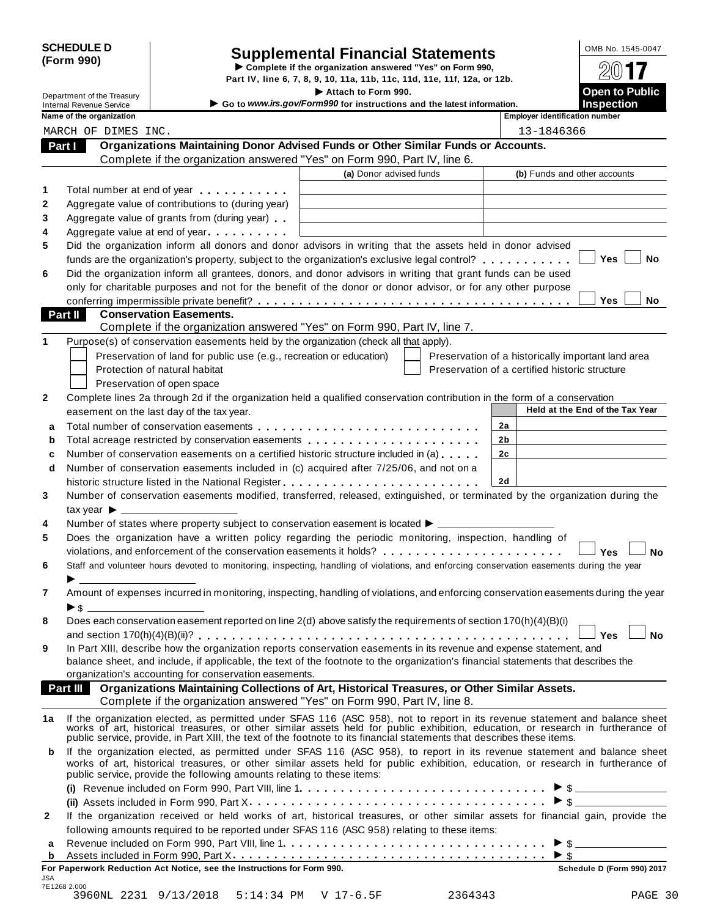**SCHEDULE D (Form 990)**

Department of the Treasury
Internal Revenue Service

# Supplemental Financial Statements

▶ Complete if the organization answered "Yes" on Form 990, Part IV, line 6, 7, 8, 9, 10, 11a, 11b, 11c, 11d, 11e, 11f, 12a, or 12b.

▶ Attach to Form 990.

▶ Go to *www.irs.gov/Form990* for instructions and the latest information.

OMB No. 1545-0047

**2017**

**Open to Public Inspection**

| Name of the organization | Employer identification number |
|---|---|
| MARCH OF DIMES INC. | 13-1846366 |

## Part I Organizations Maintaining Donor Advised Funds or Other Similar Funds or Accounts.

Complete if the organization answered "Yes" on Form 990, Part IV, line 6.

| | | (a) Donor advised funds | (b) Funds and other accounts |
|---|---|---|---|
| 1 | Total number at end of year | | |
| 2 | Aggregate value of contributions to (during year) | | |
| 3 | Aggregate value of grants from (during year) | | |
| 4 | Aggregate value at end of year | | |

5 Did the organization inform all donors and donor advisors in writing that the assets held in donor advised funds are the organization's property, subject to the organization's exclusive legal control? ☐ Yes ☐ No

6 Did the organization inform all grantees, donors, and donor advisors in writing that grant funds can be used only for charitable purposes and not for the benefit of the donor or donor advisor, or for any other purpose conferring impermissible private benefit? ☐ Yes ☐ No

## Part II Conservation Easements.

Complete if the organization answered "Yes" on Form 990, Part IV, line 7.

1 Purpose(s) of conservation easements held by the organization (check all that apply).

- ☐ Preservation of land for public use (e.g., recreation or education)
- ☐ Protection of natural habitat
- ☐ Preservation of open space
- ☐ Preservation of a historically important land area
- ☐ Preservation of a certified historic structure

2 Complete lines 2a through 2d if the organization held a qualified conservation contribution in the form of a conservation easement on the last day of the tax year.

| | | | Held at the End of the Tax Year |
|---|---|---|---|
| a | Total number of conservation easements | 2a | |
| b | Total acreage restricted by conservation easements | 2b | |
| c | Number of conservation easements on a certified historic structure included in (a) | 2c | |
| d | Number of conservation easements included in (c) acquired after 7/25/06, and not on a historic structure listed in the National Register | 2d | |

3 Number of conservation easements modified, transferred, released, extinguished, or terminated by the organization during the tax year ▶

4 Number of states where property subject to conservation easement is located ▶

5 Does the organization have a written policy regarding the periodic monitoring, inspection, handling of violations, and enforcement of the conservation easements it holds? ☐ Yes ☐ No

6 Staff and volunteer hours devoted to monitoring, inspecting, handling of violations, and enforcing conservation easements during the year ▶

7 Amount of expenses incurred in monitoring, inspecting, handling of violations, and enforcing conservation easements during the year ▶ $

8 Does each conservation easement reported on line 2(d) above satisfy the requirements of section 170(h)(4)(B)(i) and section 170(h)(4)(B)(ii)? ☐ Yes ☐ No

9 In Part XIII, describe how the organization reports conservation easements in its revenue and expense statement, and balance sheet, and include, if applicable, the text of the footnote to the organization's financial statements that describes the organization's accounting for conservation easements.

## Part III Organizations Maintaining Collections of Art, Historical Treasures, or Other Similar Assets.

Complete if the organization answered "Yes" on Form 990, Part IV, line 8.

1a If the organization elected, as permitted under SFAS 116 (ASC 958), not to report in its revenue statement and balance sheet works of art, historical treasures, or other similar assets held for public exhibition, education, or research in furtherance of public service, provide, in Part XIII, the text of the footnote to its financial statements that describes these items.

b If the organization elected, as permitted under SFAS 116 (ASC 958), to report in its revenue statement and balance sheet works of art, historical treasures, or other similar assets held for public exhibition, education, or research in furtherance of public service, provide the following amounts relating to these items:

(i) Revenue included on Form 990, Part VIII, line 1 ▶ $

(ii) Assets included in Form 990, Part X ▶ $

2 If the organization received or held works of art, historical treasures, or other similar assets for financial gain, provide the following amounts required to be reported under SFAS 116 (ASC 958) relating to these items:

a Revenue included on Form 990, Part VIII, line 1 ▶ $

b Assets included in Form 990, Part X ▶ $

**For Paperwork Reduction Act Notice, see the Instructions for Form 990.** **Schedule D (Form 990) 2017**

JSA
7E1268 2.000
3960NL 2231 9/13/2018 5:14:34 PM V 17-6.5F 2364343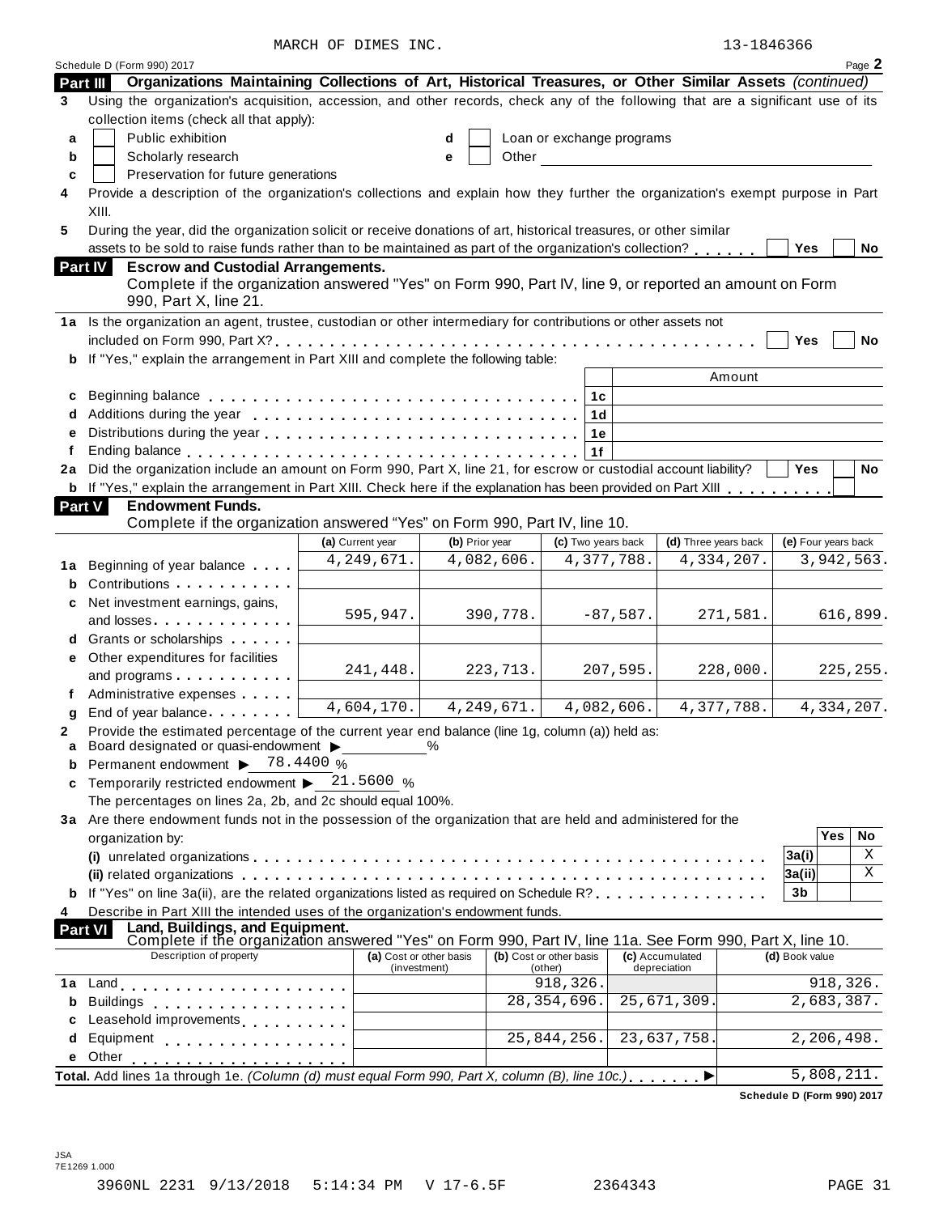MARCH OF DIMES INC. 13-1846366

Schedule D (Form 990) 2017 Page **2**

**Part III** **Organizations Maintaining Collections of Art, Historical Treasures, or Other Similar Assets** *(continued)*

**3** Using the organization's acquisition, accession, and other records, check any of the following that are a significant use of its collection items (check all that apply):

- **a** ☐ Public exhibition
- **b** ☐ Scholarly research
- **c** ☐ Preservation for future generations
- **d** ☐ Loan or exchange programs
- **e** ☐ Other ______

**4** Provide a description of the organization's collections and explain how they further the organization's exempt purpose in Part XIII.

**5** During the year, did the organization solicit or receive donations of art, historical treasures, or other similar assets to be sold to raise funds rather than to be maintained as part of the organization's collection? ☐ Yes ☐ No

**Part IV** **Escrow and Custodial Arrangements.**
Complete if the organization answered "Yes" on Form 990, Part IV, line 9, or reported an amount on Form 990, Part X, line 21.

**1a** Is the organization an agent, trustee, custodian or other intermediary for contributions or other assets not included on Form 990, Part X? ☐ Yes ☐ No

**b** If "Yes," explain the arrangement in Part XIII and complete the following table:

| | | | Amount |
|---|---|---|---|
| **c** | Beginning balance | 1c | |
| **d** | Additions during the year | 1d | |
| **e** | Distributions during the year | 1e | |
| **f** | Ending balance | 1f | |

**2a** Did the organization include an amount on Form 990, Part X, line 21, for escrow or custodial account liability? ☐ Yes ☐ No

**b** If "Yes," explain the arrangement in Part XIII. Check here if the explanation has been provided on Part XIII ☐

**Part V** **Endowment Funds.**
Complete if the organization answered "Yes" on Form 990, Part IV, line 10.

| | | (a) Current year | (b) Prior year | (c) Two years back | (d) Three years back | (e) Four years back |
|---|---|---|---|---|---|---|
| **1a** | Beginning of year balance | 4,249,671. | 4,082,606. | 4,377,788. | 4,334,207. | 3,942,563. |
| **b** | Contributions | | | | | |
| **c** | Net investment earnings, gains, and losses | 595,947. | 390,778. | -87,587. | 271,581. | 616,899. |
| **d** | Grants or scholarships | | | | | |
| **e** | Other expenditures for facilities and programs | 241,448. | 223,713. | 207,595. | 228,000. | 225,255. |
| **f** | Administrative expenses | | | | | |
| **g** | End of year balance | 4,604,170. | 4,249,671. | 4,082,606. | 4,377,788. | 4,334,207. |

**2** Provide the estimated percentage of the current year end balance (line 1g, column (a)) held as:

- **a** Board designated or quasi-endowment ▶ ______ %
- **b** Permanent endowment ▶ 78.4400 %
- **c** Temporarily restricted endowment ▶ 21.5600 %

The percentages on lines 2a, 2b, and 2c should equal 100%.

**3a** Are there endowment funds not in the possession of the organization that are held and administered for the organization by:

| | | | Yes | No |
|---|---|---|---|---|
| | **(i)** unrelated organizations | 3a(i) | | X |
| | **(ii)** related organizations | 3a(ii) | | X |
| **b** | If "Yes" on line 3a(ii), are the related organizations listed as required on Schedule R? | 3b | | |

**4** Describe in Part XIII the intended uses of the organization's endowment funds.

**Part VI** **Land, Buildings, and Equipment.**
Complete if the organization answered "Yes" on Form 990, Part IV, line 11a. See Form 990, Part X, line 10.

| | Description of property | (a) Cost or other basis (investment) | (b) Cost or other basis (other) | (c) Accumulated depreciation | (d) Book value |
|---|---|---|---|---|---|
| **1a** | Land | | 918,326. | | 918,326. |
| **b** | Buildings | | 28,354,696. | 25,671,309. | 2,683,387. |
| **c** | Leasehold improvements | | | | |
| **d** | Equipment | | 25,844,256. | 23,637,758. | 2,206,498. |
| **e** | Other | | | | |

**Total.** Add lines 1a through 1e. *(Column (d) must equal Form 990, Part X, column (B), line 10c.)* ▶ 5,808,211.

**Schedule D (Form 990) 2017**

JSA
7E1269 1.000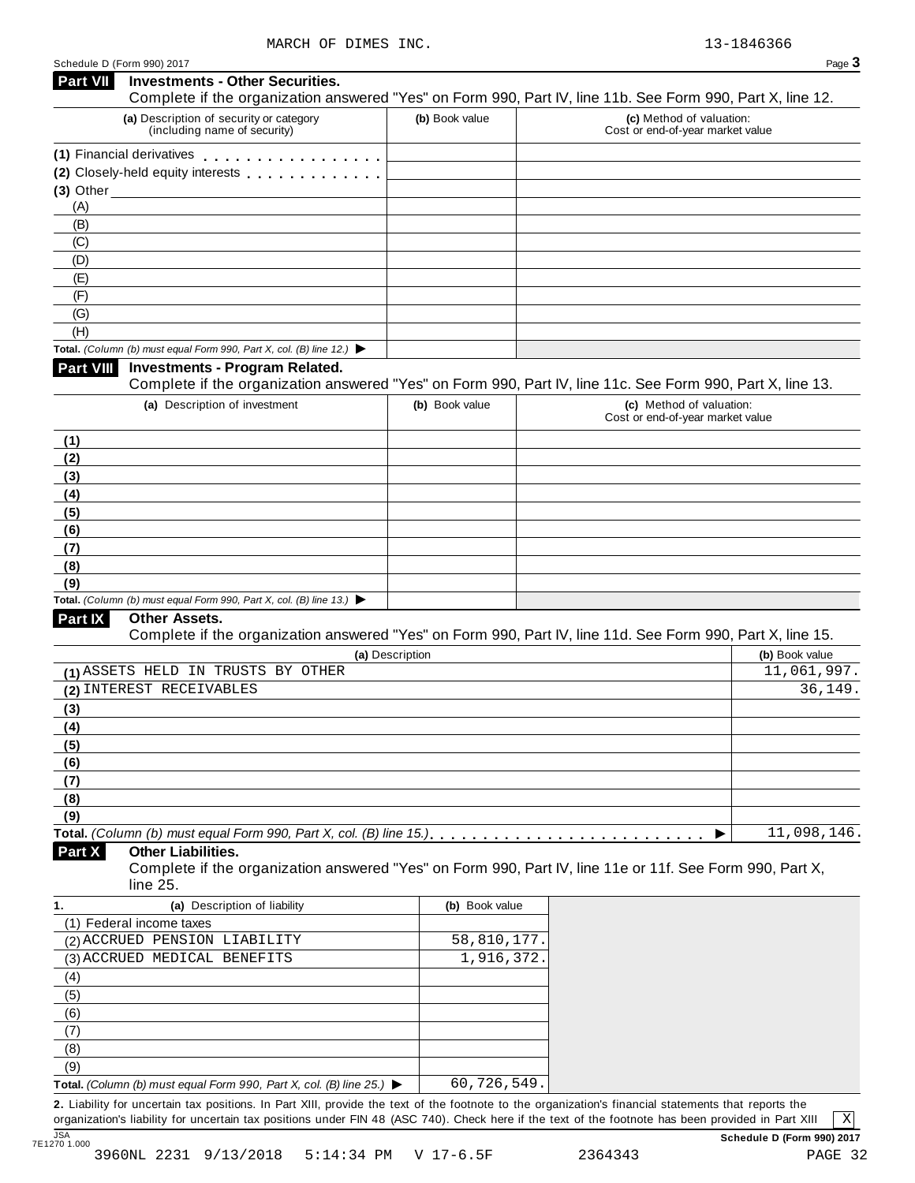MARCH OF DIMES INC. 13-1846366

Schedule D (Form 990) 2017

## Part VII Investments - Other Securities.

Complete if the organization answered "Yes" on Form 990, Part IV, line 11b. See Form 990, Part X, line 12.

| (a) Description of security or category (including name of security) | (b) Book value | (c) Method of valuation: Cost or end-of-year market value |
|---|---|---|
| (1) Financial derivatives | | |
| (2) Closely-held equity interests | | |
| (3) Other | | |
| (A) | | |
| (B) | | |
| (C) | | |
| (D) | | |
| (E) | | |
| (F) | | |
| (G) | | |
| (H) | | |
| **Total.** *(Column (b) must equal Form 990, Part X, col. (B) line 12.)* ▶ | | |

## Part VIII Investments - Program Related.

Complete if the organization answered "Yes" on Form 990, Part IV, line 11c. See Form 990, Part X, line 13.

| (a) Description of investment | (b) Book value | (c) Method of valuation: Cost or end-of-year market value |
|---|---|---|
| (1) | | |
| (2) | | |
| (3) | | |
| (4) | | |
| (5) | | |
| (6) | | |
| (7) | | |
| (8) | | |
| (9) | | |
| **Total.** *(Column (b) must equal Form 990, Part X, col. (B) line 13.)* ▶ | | |

## Part IX Other Assets.

Complete if the organization answered "Yes" on Form 990, Part IV, line 11d. See Form 990, Part X, line 15.

| (a) Description | (b) Book value |
|---|---|
| (1) ASSETS HELD IN TRUSTS BY OTHER | 11,061,997. |
| (2) INTEREST RECEIVABLES | 36,149. |
| (3) | |
| (4) | |
| (5) | |
| (6) | |
| (7) | |
| (8) | |
| (9) | |
| **Total.** *(Column (b) must equal Form 990, Part X, col. (B) line 15.)* ▶ | 11,098,146. |

## Part X Other Liabilities.

Complete if the organization answered "Yes" on Form 990, Part IV, line 11e or 11f. See Form 990, Part X, line 25.

| 1. (a) Description of liability | (b) Book value |
|---|---|
| (1) Federal income taxes | |
| (2) ACCRUED PENSION LIABILITY | 58,810,177. |
| (3) ACCRUED MEDICAL BENEFITS | 1,916,372. |
| (4) | |
| (5) | |
| (6) | |
| (7) | |
| (8) | |
| (9) | |
| **Total.** *(Column (b) must equal Form 990, Part X, col. (B) line 25.)* ▶ | 60,726,549. |

**2.** Liability for uncertain tax positions. In Part XIII, provide the text of the footnote to the organization's financial statements that reports the organization's liability for uncertain tax positions under FIN 48 (ASC 740). Check here if the text of the footnote has been provided in Part XIII [X]

JSA 7E1270 1.000

**Schedule D (Form 990) 2017**

3960NL 2231 9/13/2018 5:14:34 PM V 17-6.5F 2364343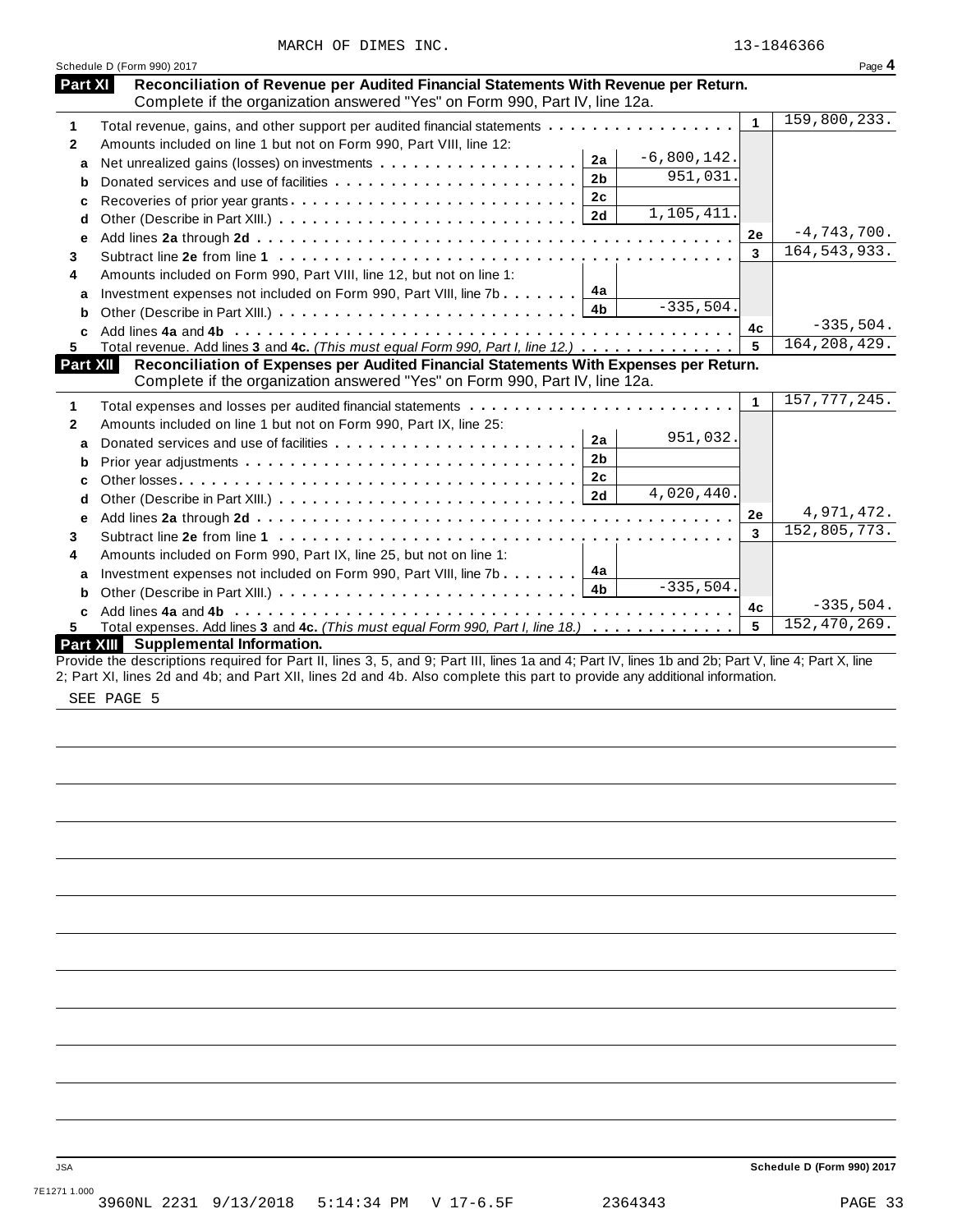MARCH OF DIMES INC. 13-1846366

Schedule D (Form 990) 2017 Page **4**

## Part XI Reconciliation of Revenue per Audited Financial Statements With Revenue per Return.

Complete if the organization answered "Yes" on Form 990, Part IV, line 12a.

| | | | | | |
|---|---|---|---|---|---|
| **1** | Total revenue, gains, and other support per audited financial statements | | | 1 | 159,800,233. |
| **2** | Amounts included on line 1 but not on Form 990, Part VIII, line 12: | | | | |
| **a** | Net unrealized gains (losses) on investments | 2a | -6,800,142. | | |
| **b** | Donated services and use of facilities | 2b | 951,031. | | |
| **c** | Recoveries of prior year grants | 2c | | | |
| **d** | Other (Describe in Part XIII.) | 2d | 1,105,411. | | |
| **e** | Add lines **2a** through **2d** | | | 2e | -4,743,700. |
| **3** | Subtract line **2e** from line **1** | | | 3 | 164,543,933. |
| **4** | Amounts included on Form 990, Part VIII, line 12, but not on line 1: | | | | |
| **a** | Investment expenses not included on Form 990, Part VIII, line 7b | 4a | | | |
| **b** | Other (Describe in Part XIII.) | 4b | -335,504. | | |
| **c** | Add lines **4a** and **4b** | | | 4c | -335,504. |
| **5** | Total revenue. Add lines **3** and **4c.** *(This must equal Form 990, Part I, line 12.)* | | | 5 | 164,208,429. |

## Part XII Reconciliation of Expenses per Audited Financial Statements With Expenses per Return.

Complete if the organization answered "Yes" on Form 990, Part IV, line 12a.

| | | | | | |
|---|---|---|---|---|---|
| **1** | Total expenses and losses per audited financial statements | | | 1 | 157,777,245. |
| **2** | Amounts included on line 1 but not on Form 990, Part IX, line 25: | | | | |
| **a** | Donated services and use of facilities | 2a | 951,032. | | |
| **b** | Prior year adjustments | 2b | | | |
| **c** | Other losses | 2c | | | |
| **d** | Other (Describe in Part XIII.) | 2d | 4,020,440. | | |
| **e** | Add lines **2a** through **2d** | | | 2e | 4,971,472. |
| **3** | Subtract line **2e** from line **1** | | | 3 | 152,805,773. |
| **4** | Amounts included on Form 990, Part IX, line 25, but not on line 1: | | | | |
| **a** | Investment expenses not included on Form 990, Part VIII, line 7b | 4a | | | |
| **b** | Other (Describe in Part XIII.) | 4b | -335,504. | | |
| **c** | Add lines **4a** and **4b** | | | 4c | -335,504. |
| **5** | Total expenses. Add lines **3** and **4c.** *(This must equal Form 990, Part I, line 18.)* | | | 5 | 152,470,269. |

## Part XIII Supplemental Information.

Provide the descriptions required for Part II, lines 3, 5, and 9; Part III, lines 1a and 4; Part IV, lines 1b and 2b; Part V, line 4; Part X, line 2; Part XI, lines 2d and 4b; and Part XII, lines 2d and 4b. Also complete this part to provide any additional information.

SEE PAGE 5

Schedule D (Form 990) 2017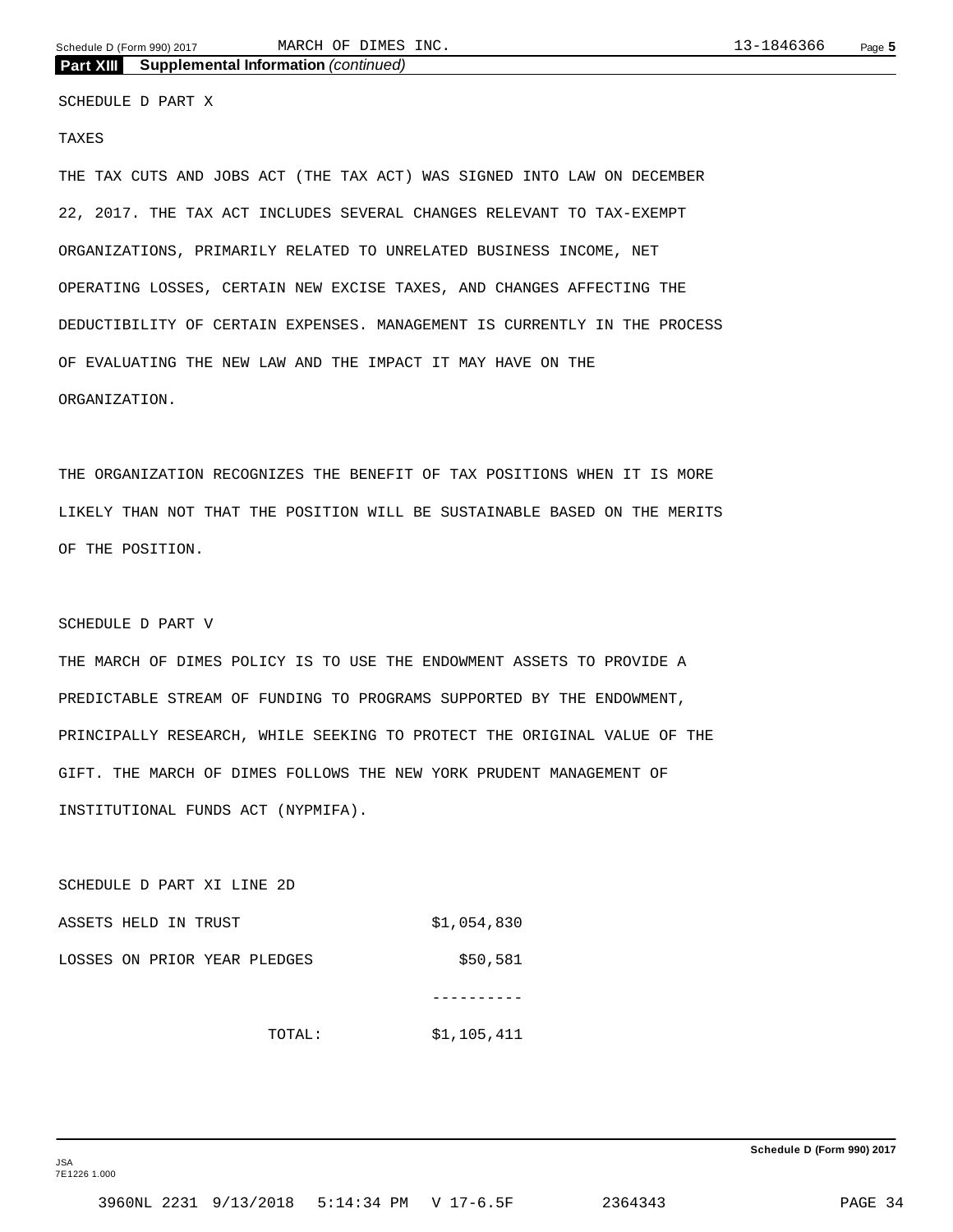**Part XIII Supplemental Information** *(continued)*

SCHEDULE D PART X

TAXES

THE TAX CUTS AND JOBS ACT (THE TAX ACT) WAS SIGNED INTO LAW ON DECEMBER 22, 2017. THE TAX ACT INCLUDES SEVERAL CHANGES RELEVANT TO TAX-EXEMPT ORGANIZATIONS, PRIMARILY RELATED TO UNRELATED BUSINESS INCOME, NET OPERATING LOSSES, CERTAIN NEW EXCISE TAXES, AND CHANGES AFFECTING THE DEDUCTIBILITY OF CERTAIN EXPENSES. MANAGEMENT IS CURRENTLY IN THE PROCESS OF EVALUATING THE NEW LAW AND THE IMPACT IT MAY HAVE ON THE ORGANIZATION.

THE ORGANIZATION RECOGNIZES THE BENEFIT OF TAX POSITIONS WHEN IT IS MORE LIKELY THAN NOT THAT THE POSITION WILL BE SUSTAINABLE BASED ON THE MERITS OF THE POSITION.

SCHEDULE D PART V

THE MARCH OF DIMES POLICY IS TO USE THE ENDOWMENT ASSETS TO PROVIDE A PREDICTABLE STREAM OF FUNDING TO PROGRAMS SUPPORTED BY THE ENDOWMENT, PRINCIPALLY RESEARCH, WHILE SEEKING TO PROTECT THE ORIGINAL VALUE OF THE GIFT. THE MARCH OF DIMES FOLLOWS THE NEW YORK PRUDENT MANAGEMENT OF INSTITUTIONAL FUNDS ACT (NYPMIFA).

SCHEDULE D PART XI LINE 2D

| | |
|---|---|
| ASSETS HELD IN TRUST | $1,054,830 |
| LOSSES ON PRIOR YEAR PLEDGES | $50,581 |
| | ---------- |
| TOTAL: | $1,105,411 |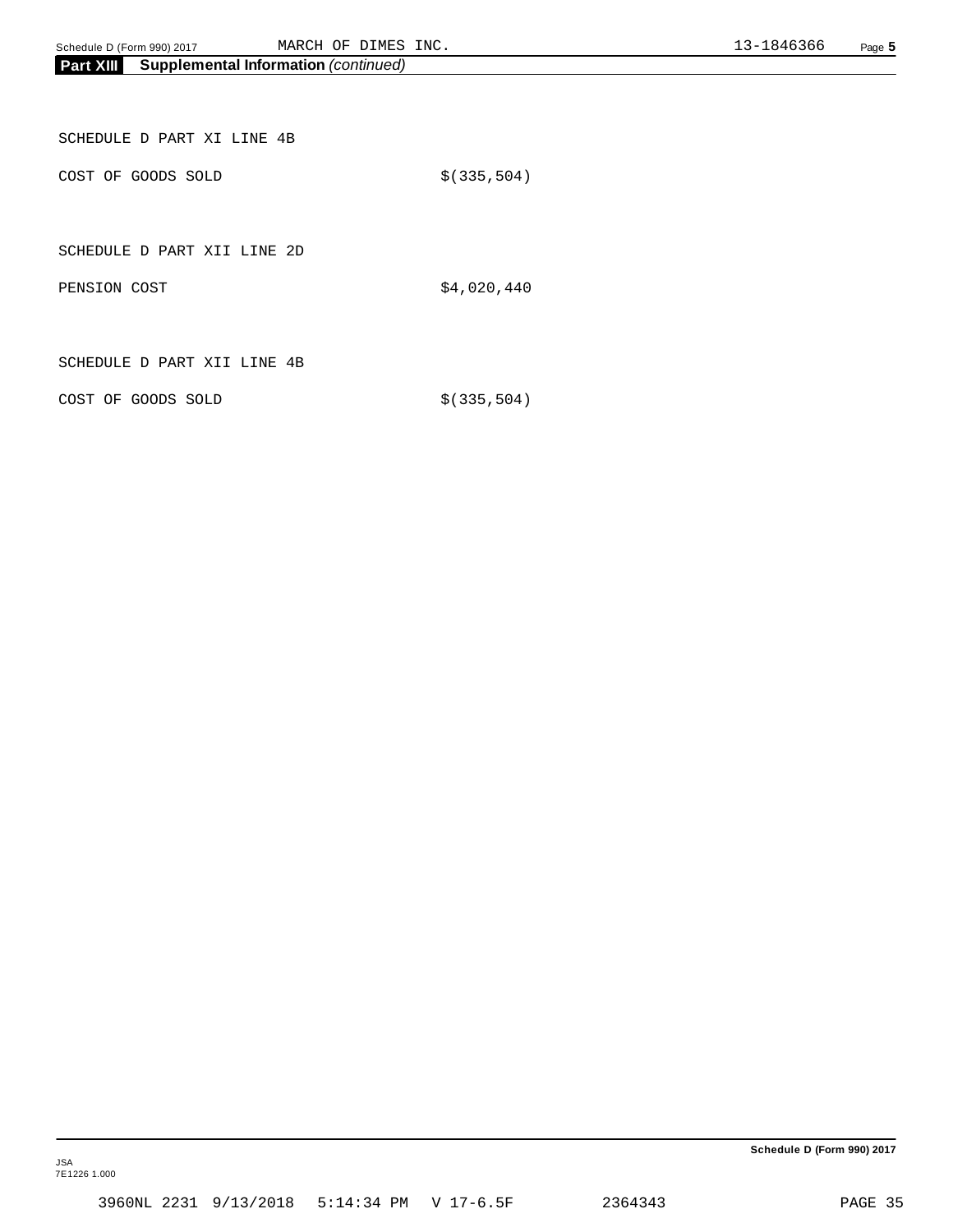**Part XIII Supplemental Information** *(continued)*

SCHEDULE D PART XI LINE 4B

COST OF GOODS SOLD $(335,504)

SCHEDULE D PART XII LINE 2D

PENSION COST $4,020,440

SCHEDULE D PART XII LINE 4B

COST OF GOODS SOLD $(335,504)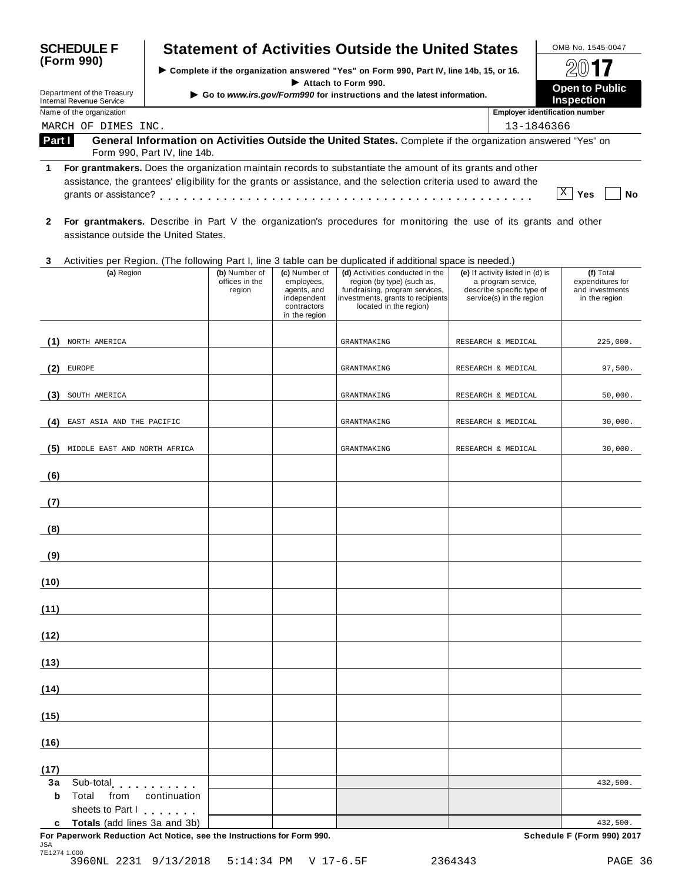# SCHEDULE F (Form 990)

## Statement of Activities Outside the United States

▶ Complete if the organization answered "Yes" on Form 990, Part IV, line 14b, 15, or 16.

▶ Attach to Form 990.

▶ Go to *www.irs.gov/Form990* for instructions and the latest information.

Department of the Treasury
Internal Revenue Service

OMB No. 1545-0047

2017

**Open to Public Inspection**

Name of the organization: MARCH OF DIMES INC.

Employer identification number: 13-1846366

**Part I — General Information on Activities Outside the United States.** Complete if the organization answered "Yes" on Form 990, Part IV, line 14b.

**1** **For grantmakers.** Does the organization maintain records to substantiate the amount of its grants and other assistance, the grantees' eligibility for the grants or assistance, and the selection criteria used to award the grants or assistance? . . . . . . . . . . . . . . . . . . . . . . . . . . . . . . . . . . . . . . . . . . . [X] Yes [ ] No

**2** **For grantmakers.** Describe in Part V the organization's procedures for monitoring the use of its grants and other assistance outside the United States.

**3** Activities per Region. (The following Part I, line 3 table can be duplicated if additional space is needed.)

| | (a) Region | (b) Number of offices in the region | (c) Number of employees, agents, and independent contractors in the region | (d) Activities conducted in the region (by type) (such as, fundraising, program services, investments, grants to recipients located in the region) | (e) If activity listed in (d) is a program service, describe specific type of service(s) in the region | (f) Total expenditures for and investments in the region |
|---|---|---|---|---|---|---|
| (1) | NORTH AMERICA | | | GRANTMAKING | RESEARCH & MEDICAL | 225,000. |
| (2) | EUROPE | | | GRANTMAKING | RESEARCH & MEDICAL | 97,500. |
| (3) | SOUTH AMERICA | | | GRANTMAKING | RESEARCH & MEDICAL | 50,000. |
| (4) | EAST ASIA AND THE PACIFIC | | | GRANTMAKING | RESEARCH & MEDICAL | 30,000. |
| (5) | MIDDLE EAST AND NORTH AFRICA | | | GRANTMAKING | RESEARCH & MEDICAL | 30,000. |
| (6) | | | | | | |
| (7) | | | | | | |
| (8) | | | | | | |
| (9) | | | | | | |
| (10) | | | | | | |
| (11) | | | | | | |
| (12) | | | | | | |
| (13) | | | | | | |
| (14) | | | | | | |
| (15) | | | | | | |
| (16) | | | | | | |
| (17) | | | | | | |
| 3a | Sub-total . . . . . . . . . . | | | | | 432,500. |
| b | Total from continuation sheets to Part I . . . . . . . | | | | | |
| c | **Totals** (add lines 3a and 3b) | | | | | 432,500. |

**For Paperwork Reduction Act Notice, see the Instructions for Form 990.** Schedule F (Form 990) 2017

JSA
7E1274 1.000
3960NL 2231 9/13/2018 5:14:34 PM V 17-6.5F 2364343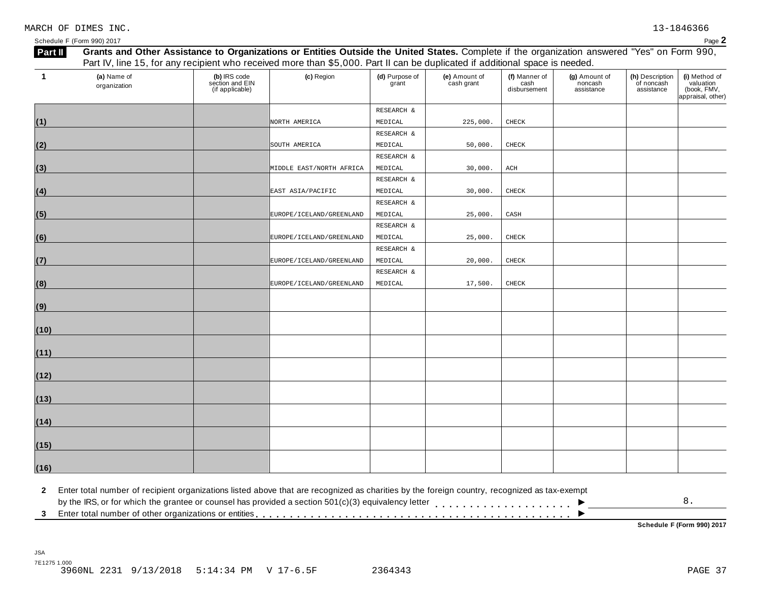MARCH OF DIMES INC. 13-1846366

Schedule F (Form 990) 2017

**Part II** **Grants and Other Assistance to Organizations or Entities Outside the United States.** Complete if the organization answered "Yes" on Form 990, Part IV, line 15, for any recipient who received more than $5,000. Part II can be duplicated if additional space is needed.

| 1 | (a) Name of organization | (b) IRS code section and EIN (if applicable) | (c) Region | (d) Purpose of grant | (e) Amount of cash grant | (f) Manner of cash disbursement | (g) Amount of noncash assistance | (h) Description of noncash assistance | (i) Method of valuation (book, FMV, appraisal, other) |
|---|---|---|---|---|---|---|---|---|---|
| (1) | | | NORTH AMERICA | RESEARCH & MEDICAL | 225,000. | CHECK | | | |
| (2) | | | SOUTH AMERICA | RESEARCH & MEDICAL | 50,000. | CHECK | | | |
| (3) | | | MIDDLE EAST/NORTH AFRICA | RESEARCH & MEDICAL | 30,000. | ACH | | | |
| (4) | | | EAST ASIA/PACIFIC | RESEARCH & MEDICAL | 30,000. | CHECK | | | |
| (5) | | | EUROPE/ICELAND/GREENLAND | RESEARCH & MEDICAL | 25,000. | CASH | | | |
| (6) | | | EUROPE/ICELAND/GREENLAND | RESEARCH & MEDICAL | 25,000. | CHECK | | | |
| (7) | | | EUROPE/ICELAND/GREENLAND | RESEARCH & MEDICAL | 20,000. | CHECK | | | |
| (8) | | | EUROPE/ICELAND/GREENLAND | RESEARCH & MEDICAL | 17,500. | CHECK | | | |
| (9) | | | | | | | | | |
| (10) | | | | | | | | | |
| (11) | | | | | | | | | |
| (12) | | | | | | | | | |
| (13) | | | | | | | | | |
| (14) | | | | | | | | | |
| (15) | | | | | | | | | |
| (16) | | | | | | | | | |

**2** Enter total number of recipient organizations listed above that are recognized as charities by the foreign country, recognized as tax-exempt by the IRS, or for which the grantee or counsel has provided a section 501(c)(3) equivalency letter ▶ 8.

**3** Enter total number of other organizations or entities ▶

**Schedule F (Form 990) 2017**

JSA
7E1275 1.000
3960NL 2231 9/13/2018 5:14:34 PM V 17-6.5F 2364343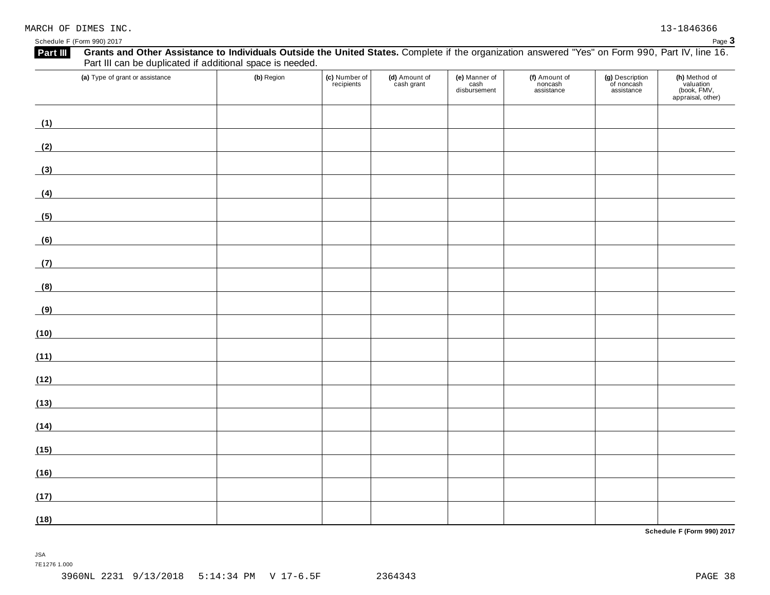MARCH OF DIMES INC. 13-1846366

Schedule F (Form 990) 2017

**Part III** **Grants and Other Assistance to Individuals Outside the United States.** Complete if the organization answered "Yes" on Form 990, Part IV, line 16. Part III can be duplicated if additional space is needed.

| (a) Type of grant or assistance | (b) Region | (c) Number of recipients | (d) Amount of cash grant | (e) Manner of cash disbursement | (f) Amount of noncash assistance | (g) Description of noncash assistance | (h) Method of valuation (book, FMV, appraisal, other) |
|---|---|---|---|---|---|---|---|
| (1) | | | | | | | |
| (2) | | | | | | | |
| (3) | | | | | | | |
| (4) | | | | | | | |
| (5) | | | | | | | |
| (6) | | | | | | | |
| (7) | | | | | | | |
| (8) | | | | | | | |
| (9) | | | | | | | |
| (10) | | | | | | | |
| (11) | | | | | | | |
| (12) | | | | | | | |
| (13) | | | | | | | |
| (14) | | | | | | | |
| (15) | | | | | | | |
| (16) | | | | | | | |
| (17) | | | | | | | |
| (18) | | | | | | | |

**Schedule F (Form 990) 2017**

JSA
7E1276 1.000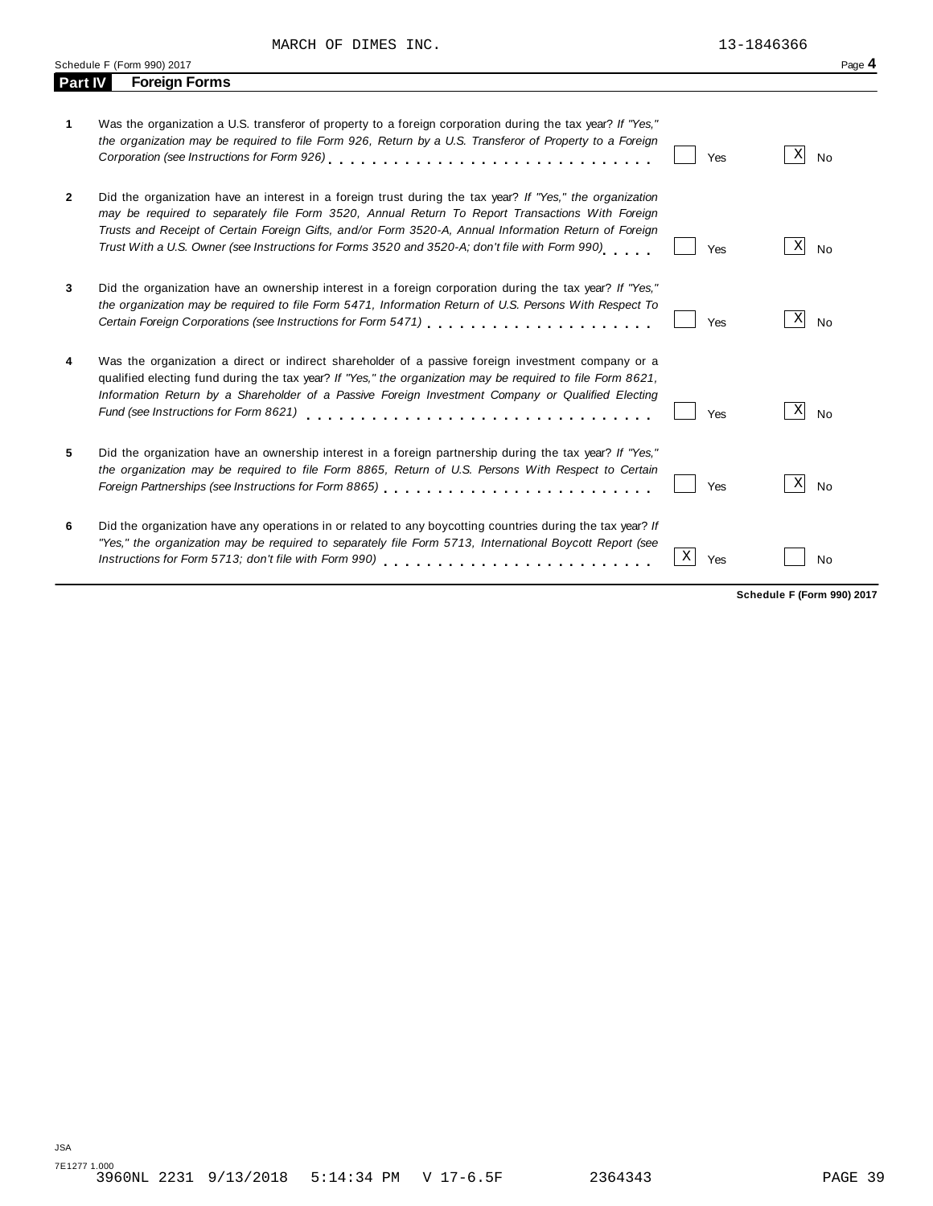MARCH OF DIMES INC. 13-1846366

Schedule F (Form 990) 2017

## Part IV Foreign Forms

| | | Yes | No |
|---|---|---|---|
| **1** | Was the organization a U.S. transferor of property to a foreign corporation during the tax year? *If "Yes," the organization may be required to file Form 926, Return by a U.S. Transferor of Property to a Foreign Corporation (see Instructions for Form 926)* | | X |
| **2** | Did the organization have an interest in a foreign trust during the tax year? *If "Yes," the organization may be required to separately file Form 3520, Annual Return To Report Transactions With Foreign Trusts and Receipt of Certain Foreign Gifts, and/or Form 3520-A, Annual Information Return of Foreign Trust With a U.S. Owner (see Instructions for Forms 3520 and 3520-A; don't file with Form 990)* | | X |
| **3** | Did the organization have an ownership interest in a foreign corporation during the tax year? *If "Yes," the organization may be required to file Form 5471, Information Return of U.S. Persons With Respect To Certain Foreign Corporations (see Instructions for Form 5471)* | | X |
| **4** | Was the organization a direct or indirect shareholder of a passive foreign investment company or a qualified electing fund during the tax year? *If "Yes," the organization may be required to file Form 8621, Information Return by a Shareholder of a Passive Foreign Investment Company or Qualified Electing Fund (see Instructions for Form 8621)* | | X |
| **5** | Did the organization have an ownership interest in a foreign partnership during the tax year? *If "Yes," the organization may be required to file Form 8865, Return of U.S. Persons With Respect to Certain Foreign Partnerships (see Instructions for Form 8865)* | | X |
| **6** | Did the organization have any operations in or related to any boycotting countries during the tax year? *If "Yes," the organization may be required to separately file Form 5713, International Boycott Report (see Instructions for Form 5713; don't file with Form 990)* | X | |

**Schedule F (Form 990) 2017**

JSA
7E1277 1.000
3960NL 2231 9/13/2018 5:14:34 PM V 17-6.5F 2364343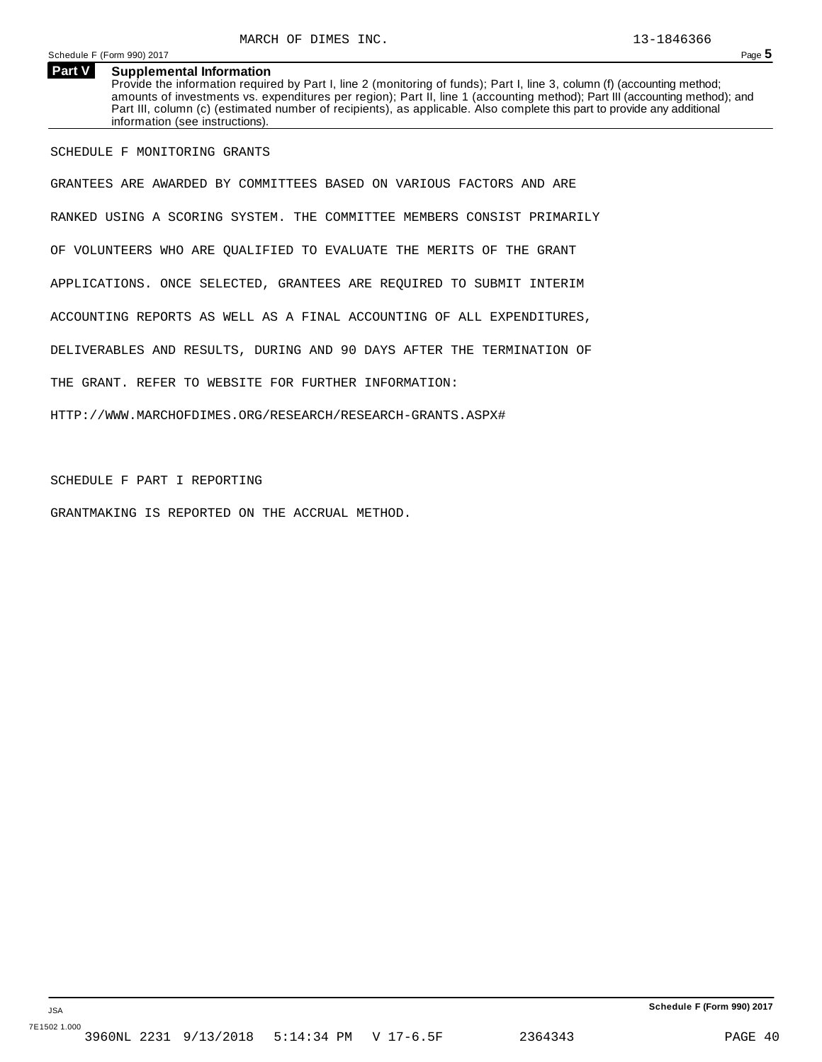MARCH OF DIMES INC. 13-1846366

## Part V Supplemental Information

Provide the information required by Part I, line 2 (monitoring of funds); Part I, line 3, column (f) (accounting method; amounts of investments vs. expenditures per region); Part II, line 1 (accounting method); Part III (accounting method); and Part III, column (c) (estimated number of recipients), as applicable. Also complete this part to provide any additional information (see instructions).

SCHEDULE F MONITORING GRANTS

GRANTEES ARE AWARDED BY COMMITTEES BASED ON VARIOUS FACTORS AND ARE RANKED USING A SCORING SYSTEM. THE COMMITTEE MEMBERS CONSIST PRIMARILY OF VOLUNTEERS WHO ARE QUALIFIED TO EVALUATE THE MERITS OF THE GRANT APPLICATIONS. ONCE SELECTED, GRANTEES ARE REQUIRED TO SUBMIT INTERIM ACCOUNTING REPORTS AS WELL AS A FINAL ACCOUNTING OF ALL EXPENDITURES, DELIVERABLES AND RESULTS, DURING AND 90 DAYS AFTER THE TERMINATION OF THE GRANT. REFER TO WEBSITE FOR FURTHER INFORMATION:

HTTP://WWW.MARCHOFDIMES.ORG/RESEARCH/RESEARCH-GRANTS.ASPX#

SCHEDULE F PART I REPORTING

GRANTMAKING IS REPORTED ON THE ACCRUAL METHOD.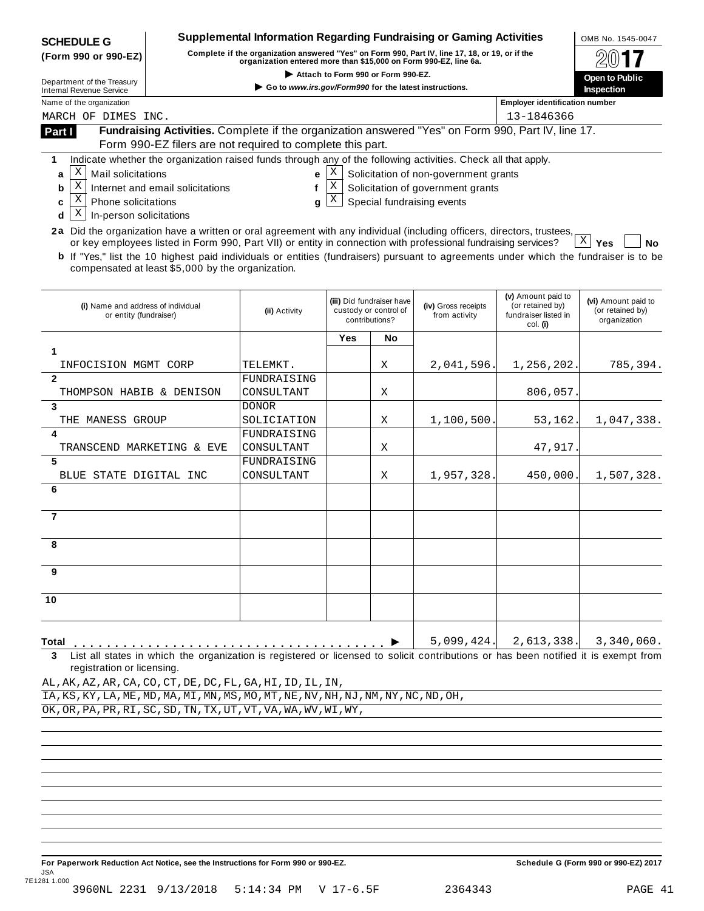**SCHEDULE G (Form 990 or 990-EZ)**

Department of the Treasury
Internal Revenue Service

# Supplemental Information Regarding Fundraising or Gaming Activities

**Complete if the organization answered "Yes" on Form 990, Part IV, line 17, 18, or 19, or if the organization entered more than $15,000 on Form 990-EZ, line 6a.**

▶ Attach to Form 990 or Form 990-EZ.

▶ Go to *www.irs.gov/Form990* for the latest instructions.

OMB No. 1545-0047

2017

Open to Public Inspection

Name of the organization: MARCH OF DIMES INC.

Employer identification number: 13-1846366

## Part I — Fundraising Activities.

Complete if the organization answered "Yes" on Form 990, Part IV, line 17. Form 990-EZ filers are not required to complete this part.

**1** Indicate whether the organization raised funds through any of the following activities. Check all that apply.

- **a** [X] Mail solicitations
- **b** [X] Internet and email solicitations
- **c** [X] Phone solicitations
- **d** [X] In-person solicitations
- **e** [X] Solicitation of non-government grants
- **f** [X] Solicitation of government grants
- **g** [X] Special fundraising events

**2a** Did the organization have a written or oral agreement with any individual (including officers, directors, trustees, or key employees listed in Form 990, Part VII) or entity in connection with professional fundraising services? [X] **Yes** [ ] **No**

**b** If "Yes," list the 10 highest paid individuals or entities (fundraisers) pursuant to agreements under which the fundraiser is to be compensated at least $5,000 by the organization.

| | (i) Name and address of individual or entity (fundraiser) | (ii) Activity | (iii) Did fundraiser have custody or control of contributions? Yes | No | (iv) Gross receipts from activity | (v) Amount paid to (or retained by) fundraiser listed in col. (i) | (vi) Amount paid to (or retained by) organization |
|---|---|---|---|---|---|---|---|
| 1 | INFOCISION MGMT CORP | TELEMKT. | | X | 2,041,596. | 1,256,202. | 785,394. |
| 2 | THOMPSON HABIB & DENISON | FUNDRAISING CONSULTANT | | X | | 806,057. | |
| 3 | THE MANESS GROUP | DONOR SOLICIATION | | X | 1,100,500. | 53,162. | 1,047,338. |
| 4 | TRANSCEND MARKETING & EVE | FUNDRAISING CONSULTANT | | X | | 47,917. | |
| 5 | BLUE STATE DIGITAL INC | FUNDRAISING CONSULTANT | | X | 1,957,328. | 450,000. | 1,507,328. |
| 6 | | | | | | | |
| 7 | | | | | | | |
| 8 | | | | | | | |
| 9 | | | | | | | |
| 10 | | | | | | | |
| **Total** | | | | ▶ | 5,099,424. | 2,613,338. | 3,340,060. |

**3** List all states in which the organization is registered or licensed to solicit contributions or has been notified it is exempt from registration or licensing.

AL,AK,AZ,AR,CA,CO,CT,DE,DC,FL,GA,HI,ID,IL,IN,
IA,KS,KY,LA,ME,MD,MA,MI,MN,MS,MO,MT,NE,NV,NH,NJ,NM,NY,NC,ND,OH,
OK,OR,PA,PR,RI,SC,SD,TN,TX,UT,VT,VA,WA,WV,WI,WY,

**For Paperwork Reduction Act Notice, see the Instructions for Form 990 or 990-EZ.** **Schedule G (Form 990 or 990-EZ) 2017**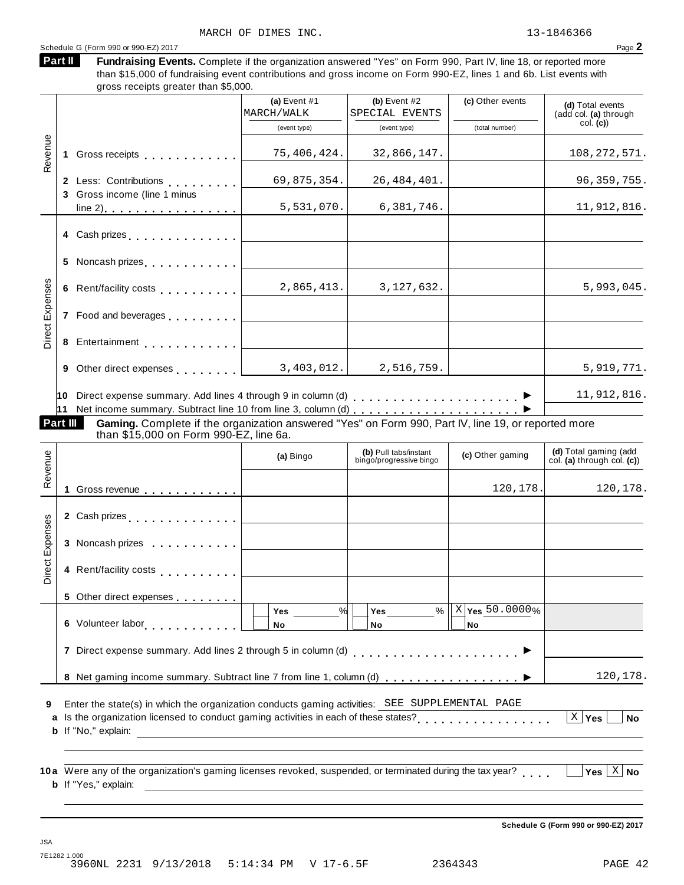MARCH OF DIMES INC. 13-1846366

Schedule G (Form 990 or 990-EZ) 2017

## Part II Fundraising Events.

Complete if the organization answered "Yes" on Form 990, Part IV, line 18, or reported more than $15,000 of fundraising event contributions and gross income on Form 990-EZ, lines 1 and 6b. List events with gross receipts greater than $5,000.

| | | (a) Event #1 MARCH/WALK (event type) | (b) Event #2 SPECIAL EVENTS (event type) | (c) Other events (total number) | (d) Total events (add col. (a) through col. (c)) |
|---|---|---|---|---|---|
| Revenue | 1 Gross receipts | 75,406,424. | 32,866,147. | | 108,272,571. |
| | 2 Less: Contributions | 69,875,354. | 26,484,401. | | 96,359,755. |
| | 3 Gross income (line 1 minus line 2) | 5,531,070. | 6,381,746. | | 11,912,816. |
| Direct Expenses | 4 Cash prizes | | | | |
| | 5 Noncash prizes | | | | |
| | 6 Rent/facility costs | 2,865,413. | 3,127,632. | | 5,993,045. |
| | 7 Food and beverages | | | | |
| | 8 Entertainment | | | | |
| | 9 Other direct expenses | 3,403,012. | 2,516,759. | | 5,919,771. |
| | 10 Direct expense summary. Add lines 4 through 9 in column (d) | | | | 11,912,816. |
| | 11 Net income summary. Subtract line 10 from line 3, column (d) | | | | |

## Part III Gaming.

Complete if the organization answered "Yes" on Form 990, Part IV, line 19, or reported more than $15,000 on Form 990-EZ, line 6a.

| | | (a) Bingo | (b) Pull tabs/instant bingo/progressive bingo | (c) Other gaming | (d) Total gaming (add col. (a) through col. (c)) |
|---|---|---|---|---|---|
| Revenue | 1 Gross revenue | | | 120,178. | 120,178. |
| Direct Expenses | 2 Cash prizes | | | | |
| | 3 Noncash prizes | | | | |
| | 4 Rent/facility costs | | | | |
| | 5 Other direct expenses | | | | |
| | 6 Volunteer labor | Yes ___ % / No | Yes ___ % / No | [X] Yes 50.0000% / No | |
| | 7 Direct expense summary. Add lines 2 through 5 in column (d) | | | | |
| | 8 Net gaming income summary. Subtract line 7 from line 1, column (d) | | | | 120,178. |

9 Enter the state(s) in which the organization conducts gaming activities: SEE SUPPLEMENTAL PAGE

a Is the organization licensed to conduct gaming activities in each of these states? [X] Yes [ ] No

b If "No," explain:

10a Were any of the organization's gaming licenses revoked, suspended, or terminated during the tax year? [ ] Yes [X] No

b If "Yes," explain:

Schedule G (Form 990 or 990-EZ) 2017

JSA 7E1282 1.000
3960NL 2231 9/13/2018 5:14:34 PM V 17-6.5F 2364343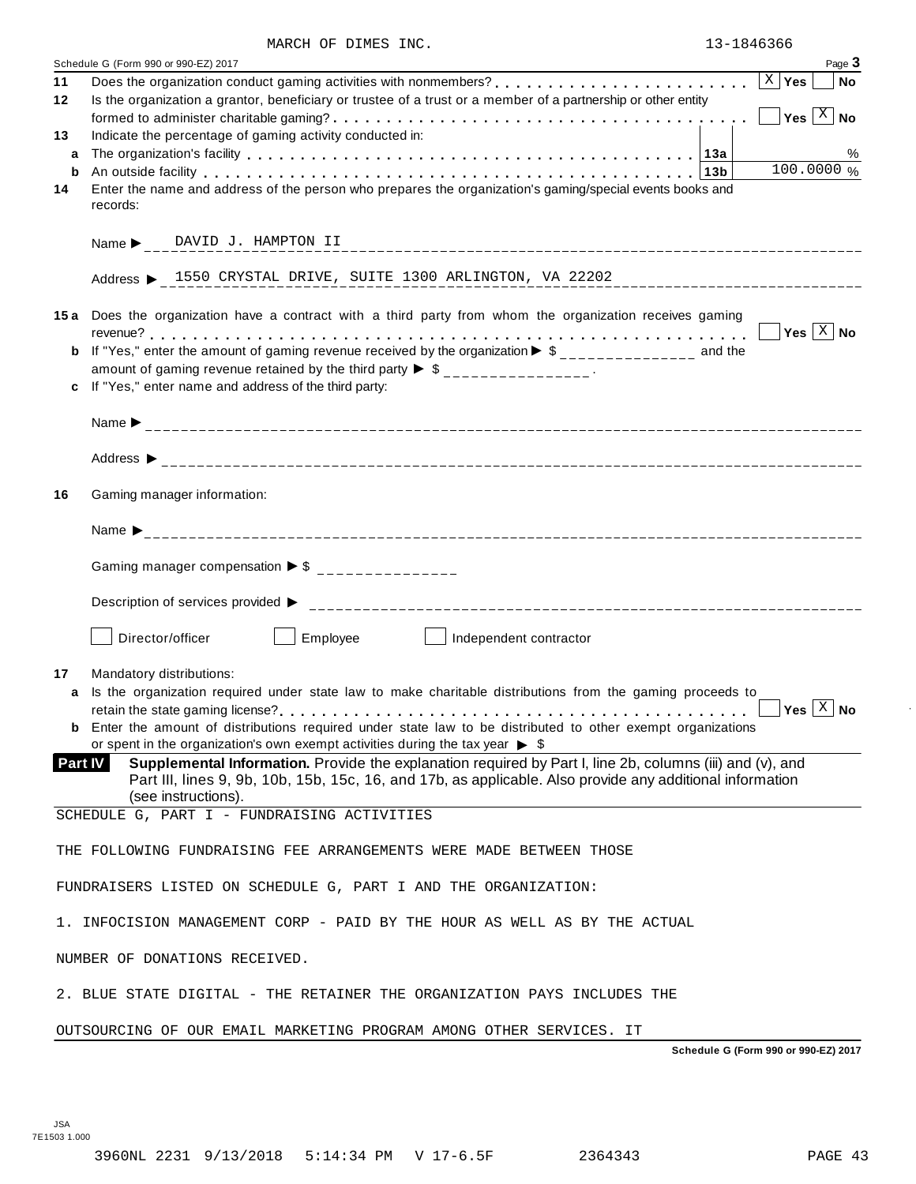MARCH OF DIMES INC. 13-1846366

Schedule G (Form 990 or 990-EZ) 2017 Page **3**

**11** Does the organization conduct gaming activities with nonmembers? . . . . . . . . . . . . . . . . . . . . . . . [X] **Yes** [ ] **No**

**12** Is the organization a grantor, beneficiary or trustee of a trust or a member of a partnership or other entity formed to administer charitable gaming? . . . . . . . . . . . . . . . . . . . . . . . . . . . . . . . . . . . . . . [ ] **Yes** [X] **No**

**13** Indicate the percentage of gaming activity conducted in:

**a** The organization's facility . . . . . . . . . . . . . . . . . . . . . . . . . . . . . . . . . . . . . . . . **13a** %

**b** An outside facility . . . . . . . . . . . . . . . . . . . . . . . . . . . . . . . . . . . . . . . . . . . . . **13b** 100.0000 %

**14** Enter the name and address of the person who prepares the organization's gaming/special events books and records:

Name ▶ DAVID J. HAMPTON II

Address ▶ 1550 CRYSTAL DRIVE, SUITE 1300 ARLINGTON, VA 22202

**15a** Does the organization have a contract with a third party from whom the organization receives gaming revenue? . . . . . . . . . . . . . . . . . . . . . . . . . . . . . . . . . . . . . . . . . . . . . . . . . . . . . . [ ] **Yes** [X] **No**

**b** If "Yes," enter the amount of gaming revenue received by the organization ▶ $ _______________ and the amount of gaming revenue retained by the third party ▶ $ _______________ .

**c** If "Yes," enter name and address of the third party:

Name ▶ _______________

Address ▶ _______________

**16** Gaming manager information:

Name ▶ _______________

Gaming manager compensation ▶ $ _______________

Description of services provided ▶ _______________

[ ] Director/officer [ ] Employee [ ] Independent contractor

**17** Mandatory distributions:

**a** Is the organization required under state law to make charitable distributions from the gaming proceeds to retain the state gaming license? . . . . . . . . . . . . . . . . . . . . . . . . . . . . . . . . . . . . . . . [ ] **Yes** [X] **No**

**b** Enter the amount of distributions required under state law to be distributed to other exempt organizations or spent in the organization's own exempt activities during the tax year ▶ $

**Part IV** **Supplemental Information.** Provide the explanation required by Part I, line 2b, columns (iii) and (v), and Part III, lines 9, 9b, 10b, 15b, 15c, 16, and 17b, as applicable. Also provide any additional information (see instructions).

SCHEDULE G, PART I - FUNDRAISING ACTIVITIES

THE FOLLOWING FUNDRAISING FEE ARRANGEMENTS WERE MADE BETWEEN THOSE

FUNDRAISERS LISTED ON SCHEDULE G, PART I AND THE ORGANIZATION:

1. INFOCISION MANAGEMENT CORP - PAID BY THE HOUR AS WELL AS BY THE ACTUAL

NUMBER OF DONATIONS RECEIVED.

2. BLUE STATE DIGITAL - THE RETAINER THE ORGANIZATION PAYS INCLUDES THE

OUTSOURCING OF OUR EMAIL MARKETING PROGRAM AMONG OTHER SERVICES. IT

**Schedule G (Form 990 or 990-EZ) 2017**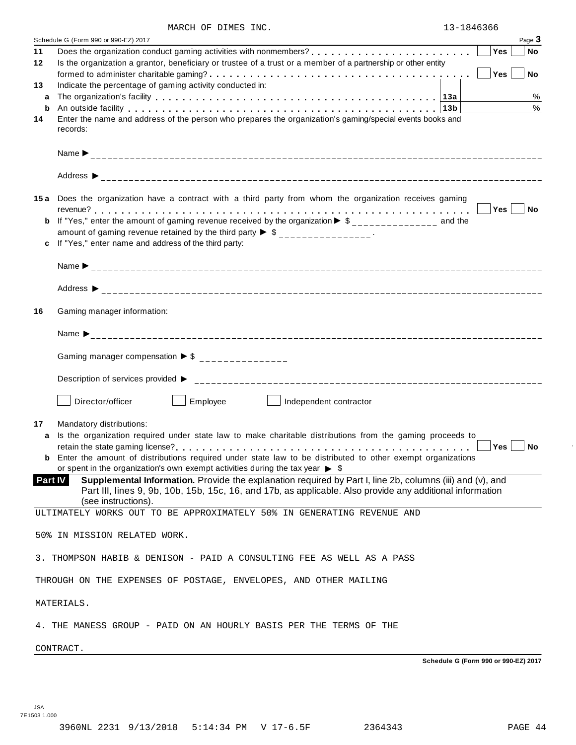MARCH OF DIMES INC. 13-1846366

Schedule G (Form 990 or 990-EZ) 2017 Page **3**

**11** Does the organization conduct gaming activities with nonmembers? . . . . . . . . . . . . . . . . . . . . . . . ☐ Yes ☐ No

**12** Is the organization a grantor, beneficiary or trustee of a trust or a member of a partnership or other entity formed to administer charitable gaming? . . . . . . . . . . . . . . . . . . . . . . . . . . . . . . . . . . . . . . ☐ Yes ☐ No

**13** Indicate the percentage of gaming activity conducted in:

| | | | |
|---|---|---|---|
| **a** | The organization's facility | **13a** | % |
| **b** | An outside facility | **13b** | % |

**14** Enter the name and address of the person who prepares the organization's gaming/special events books and records:

Name ▶ ______________________________

Address ▶ ______________________________

**15a** Does the organization have a contract with a third party from whom the organization receives gaming revenue? . . . . . . . . . . . . . . . . . . . . . . . . . . . . . . . . . . . . . . . . . . . . . . . . . . . . . . . ☐ Yes ☐ No

**b** If "Yes," enter the amount of gaming revenue received by the organization ▶ $ _______________ and the amount of gaming revenue retained by the third party ▶ $ _______________ .

**c** If "Yes," enter name and address of the third party:

Name ▶ ______________________________

Address ▶ ______________________________

**16** Gaming manager information:

Name ▶ ______________________________

Gaming manager compensation ▶ $ _______________

Description of services provided ▶ ______________________________

☐ Director/officer ☐ Employee ☐ Independent contractor

**17** Mandatory distributions:

**a** Is the organization required under state law to make charitable distributions from the gaming proceeds to retain the state gaming license? . . . . . . . . . . . . . . . . . . . . . . . . . . . . . . . . . . . . . . . . . ☐ Yes ☐ No

**b** Enter the amount of distributions required under state law to be distributed to other exempt organizations or spent in the organization's own exempt activities during the tax year ▶ $

**Part IV** **Supplemental Information.** Provide the explanation required by Part I, line 2b, columns (iii) and (v), and Part III, lines 9, 9b, 10b, 15b, 15c, 16, and 17b, as applicable. Also provide any additional information (see instructions).

ULTIMATELY WORKS OUT TO BE APPROXIMATELY 50% IN GENERATING REVENUE AND

50% IN MISSION RELATED WORK.

3. THOMPSON HABIB & DENISON - PAID A CONSULTING FEE AS WELL AS A PASS

THROUGH ON THE EXPENSES OF POSTAGE, ENVELOPES, AND OTHER MAILING

MATERIALS.

4. THE MANESS GROUP - PAID ON AN HOURLY BASIS PER THE TERMS OF THE

CONTRACT.

**Schedule G (Form 990 or 990-EZ) 2017**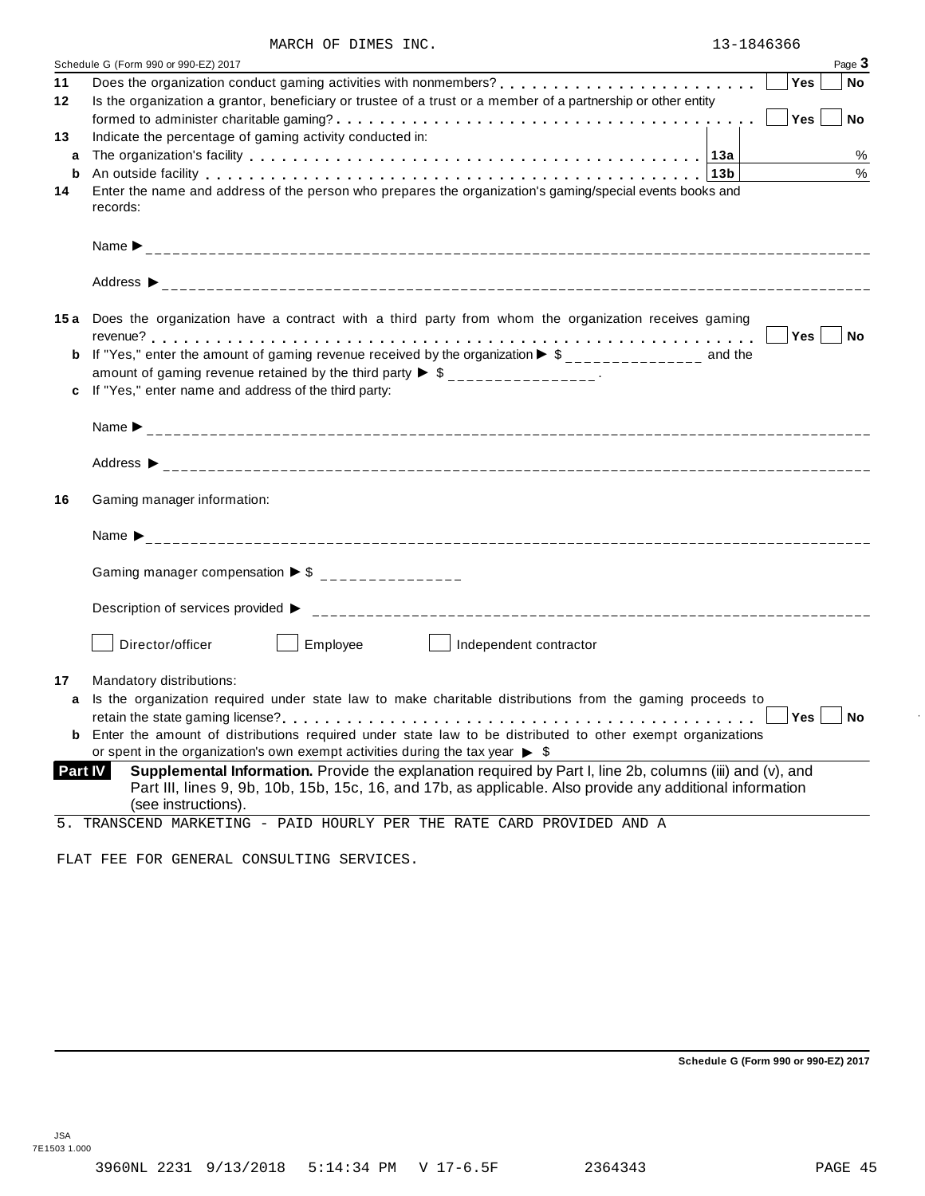MARCH OF DIMES INC. 13-1846366

Schedule G (Form 990 or 990-EZ) 2017 Page **3**

**11** Does the organization conduct gaming activities with nonmembers? . . . . . . . . . . . . . . . . . . . . . . . . Yes No

**12** Is the organization a grantor, beneficiary or trustee of a trust or a member of a partnership or other entity formed to administer charitable gaming? . . . . . . . . . . . . . . . . . . . . . . . . . . . . . . . . . . . . . Yes No

**13** Indicate the percentage of gaming activity conducted in:

**a** The organization's facility . . . . . . . . . . . . . . . . . . . . . . . . . . . . . . . . . . . . . . . . . . **13a** %

**b** An outside facility . . . . . . . . . . . . . . . . . . . . . . . . . . . . . . . . . . . . . . . . . . . . . . **13b** %

**14** Enter the name and address of the person who prepares the organization's gaming/special events books and records:

Name ►

Address ►

**15a** Does the organization have a contract with a third party from whom the organization receives gaming revenue? . . . . . . . . . . . . . . . . . . . . . . . . . . . . . . . . . . . . . . . . . . . . . . . . . . . . . . . Yes No

**b** If "Yes," enter the amount of gaming revenue received by the organization ► $ ______________ and the amount of gaming revenue retained by the third party ► $ ______________ .

**c** If "Yes," enter name and address of the third party:

Name ►

Address ►

**16** Gaming manager information:

Name ►

Gaming manager compensation ► $

Description of services provided ►

Director/officer Employee Independent contractor

**17** Mandatory distributions:

**a** Is the organization required under state law to make charitable distributions from the gaming proceeds to retain the state gaming license? . . . . . . . . . . . . . . . . . . . . . . . . . . . . . . . . . . . . . . . . Yes No

**b** Enter the amount of distributions required under state law to be distributed to other exempt organizations or spent in the organization's own exempt activities during the tax year ► $

**Part IV** **Supplemental Information.** Provide the explanation required by Part I, line 2b, columns (iii) and (v), and Part III, lines 9, 9b, 10b, 15b, 15c, 16, and 17b, as applicable. Also provide any additional information (see instructions).

5. TRANSCEND MARKETING - PAID HOURLY PER THE RATE CARD PROVIDED AND A

FLAT FEE FOR GENERAL CONSULTING SERVICES.

Schedule G (Form 990 or 990-EZ) 2017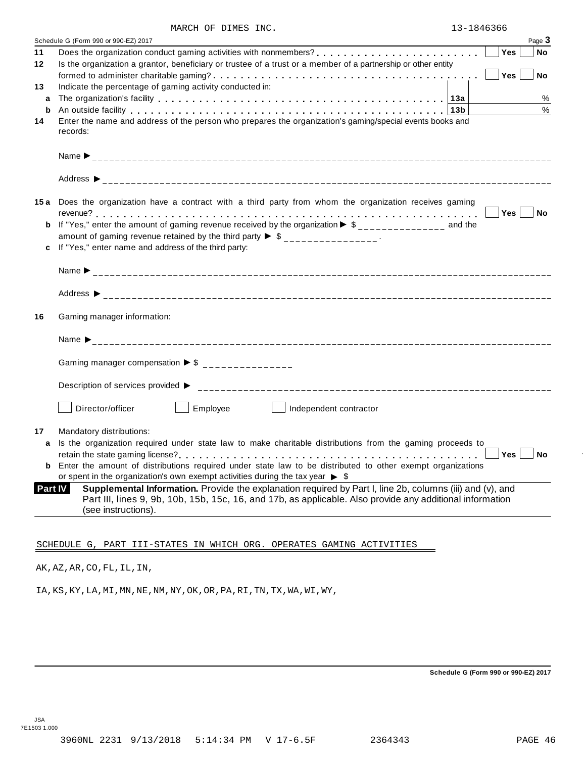MARCH OF DIMES INC. 13-1846366

Schedule G (Form 990 or 990-EZ) 2017 Page **3**

**11** Does the organization conduct gaming activities with nonmembers? . . . . . . . . . . . . . . . . . . . . . . . . ☐ **Yes** ☐ **No**

**12** Is the organization a grantor, beneficiary or trustee of a trust or a member of a partnership or other entity formed to administer charitable gaming? . . . . . . . . . . . . . . . . . . . . . . . . . . . . . . . . . . . . . ☐ **Yes** ☐ **No**

**13** Indicate the percentage of gaming activity conducted in:

| | | | |
|---|---|---|---|
| **a** | The organization's facility . . . . . . . . . . . . . . . . . . . . . . . . . . . . . . . . . . . . . . . . . | **13a** | % |
| **b** | An outside facility . . . . . . . . . . . . . . . . . . . . . . . . . . . . . . . . . . . . . . . . . . . . . | **13b** | % |

**14** Enter the name and address of the person who prepares the organization's gaming/special events books and records:

Name ▶ ______________________________

Address ▶ ______________________________

**15a** Does the organization have a contract with a third party from whom the organization receives gaming revenue? . . . . . . . . . . . . . . . . . . . . . . . . . . . . . . . . . . . . . . . . . . . . . . . . . . . . . . . ☐ **Yes** ☐ **No**

**b** If "Yes," enter the amount of gaming revenue received by the organization ▶ $ ______________ and the amount of gaming revenue retained by the third party ▶ $ ______________ .

**c** If "Yes," enter name and address of the third party:

Name ▶ ______________________________

Address ▶ ______________________________

**16** Gaming manager information:

Name ▶ ______________________________

Gaming manager compensation ▶ $ ______________

Description of services provided ▶ ______________________________

☐ Director/officer ☐ Employee ☐ Independent contractor

**17** Mandatory distributions:

**a** Is the organization required under state law to make charitable distributions from the gaming proceeds to retain the state gaming license? . . . . . . . . . . . . . . . . . . . . . . . . . . . . . . . . . . . . . . . . . . ☐ **Yes** ☐ **No**

**b** Enter the amount of distributions required under state law to be distributed to other exempt organizations or spent in the organization's own exempt activities during the tax year ▶ $

**Part IV** **Supplemental Information.** Provide the explanation required by Part I, line 2b, columns (iii) and (v), and Part III, lines 9, 9b, 10b, 15b, 15c, 16, and 17b, as applicable. Also provide any additional information (see instructions).

SCHEDULE G, PART III-STATES IN WHICH ORG. OPERATES GAMING ACTIVITIES

AK,AZ,AR,CO,FL,IL,IN,

IA,KS,KY,LA,MI,MN,NE,NM,NY,OK,OR,PA,RI,TN,TX,WA,WI,WY,

**Schedule G (Form 990 or 990-EZ) 2017**

JSA 7E1503 1.000

3960NL 2231 9/13/2018 5:14:34 PM V 17-6.5F 2364343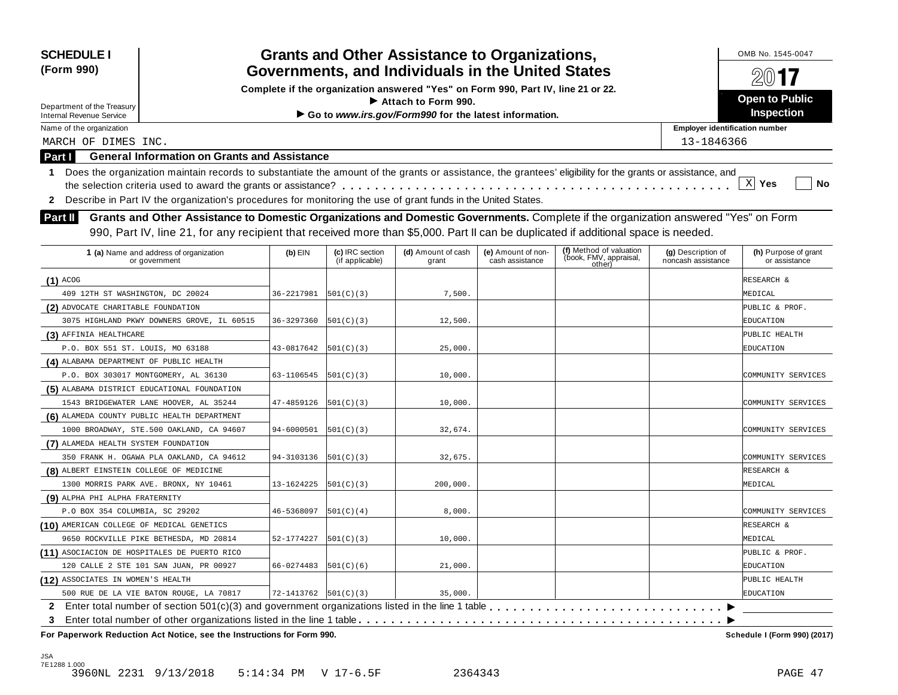**SCHEDULE I**
**(Form 990)**

Department of the Treasury
Internal Revenue Service

# Grants and Other Assistance to Organizations, Governments, and Individuals in the United States

**Complete if the organization answered "Yes" on Form 990, Part IV, line 21 or 22.**
**▶ Attach to Form 990.**
**▶ Go to *www.irs.gov/Form990* for the latest information.**

OMB No. 1545-0047

**2017**

**Open to Public Inspection**

Name of the organization: MARCH OF DIMES INC.

Employer identification number: 13-1846366

## Part I General Information on Grants and Assistance

1 Does the organization maintain records to substantiate the amount of the grants or assistance, the grantees' eligibility for the grants or assistance, and the selection criteria used to award the grants or assistance? . . . . . [X] Yes [ ] No

2 Describe in Part IV the organization's procedures for monitoring the use of grant funds in the United States.

## Part II Grants and Other Assistance to Domestic Organizations and Domestic Governments.

Complete if the organization answered "Yes" on Form 990, Part IV, line 21, for any recipient that received more than $5,000. Part II can be duplicated if additional space is needed.

| | 1 (a) Name and address of organization or government | (b) EIN | (c) IRC section (if applicable) | (d) Amount of cash grant | (e) Amount of non-cash assistance | (f) Method of valuation (book, FMV, appraisal, other) | (g) Description of noncash assistance | (h) Purpose of grant or assistance |
|---|---|---|---|---|---|---|---|---|
| (1) | ACOG<br>409 12TH ST WASHINGTON, DC 20024 | 36-2217981 | 501(C)(3) | 7,500. | | | | RESEARCH & MEDICAL |
| (2) | ADVOCATE CHARITABLE FOUNDATION<br>3075 HIGHLAND PKWY DOWNERS GROVE, IL 60515 | 36-3297360 | 501(C)(3) | 12,500. | | | | PUBLIC & PROF. EDUCATION |
| (3) | AFFINIA HEALTHCARE<br>P.O. BOX 551 ST. LOUIS, MO 63188 | 43-0817642 | 501(C)(3) | 25,000. | | | | PUBLIC HEALTH EDUCATION |
| (4) | ALABAMA DEPARTMENT OF PUBLIC HEALTH<br>P.O. BOX 303017 MONTGOMERY, AL 36130 | 63-1106545 | 501(C)(3) | 10,000. | | | | COMMUNITY SERVICES |
| (5) | ALABAMA DISTRICT EDUCATIONAL FOUNDATION<br>1543 BRIDGEWATER LANE HOOVER, AL 35244 | 47-4859126 | 501(C)(3) | 10,000. | | | | COMMUNITY SERVICES |
| (6) | ALAMEDA COUNTY PUBLIC HEALTH DEPARTMENT<br>1000 BROADWAY, STE.500 OAKLAND, CA 94607 | 94-6000501 | 501(C)(3) | 32,674. | | | | COMMUNITY SERVICES |
| (7) | ALAMEDA HEALTH SYSTEM FOUNDATION<br>350 FRANK H. OGAWA PLA OAKLAND, CA 94612 | 94-3103136 | 501(C)(3) | 32,675. | | | | COMMUNITY SERVICES |
| (8) | ALBERT EINSTEIN COLLEGE OF MEDICINE<br>1300 MORRIS PARK AVE. BRONX, NY 10461 | 13-1624225 | 501(C)(3) | 200,000. | | | | RESEARCH & MEDICAL |
| (9) | ALPHA PHI ALPHA FRATERNITY<br>P.O BOX 354 COLUMBIA, SC 29202 | 46-5368097 | 501(C)(4) | 8,000. | | | | COMMUNITY SERVICES |
| (10) | AMERICAN COLLEGE OF MEDICAL GENETICS<br>9650 ROCKVILLE PIKE BETHESDA, MD 20814 | 52-1774227 | 501(C)(3) | 10,000. | | | | RESEARCH & MEDICAL |
| (11) | ASOCIACION DE HOSPITALES DE PUERTO RICO<br>120 CALLE 2 STE 101 SAN JUAN, PR 00927 | 66-0274483 | 501(C)(6) | 21,000. | | | | PUBLIC & PROF. EDUCATION |
| (12) | ASSOCIATES IN WOMEN'S HEALTH<br>500 RUE DE LA VIE BATON ROUGE, LA 70817 | 72-1413762 | 501(C)(3) | 35,000. | | | | PUBLIC HEALTH EDUCATION |

2 Enter total number of section 501(c)(3) and government organizations listed in the line 1 table . . . . . ▶

3 Enter total number of other organizations listed in the line 1 table . . . . . ▶

**For Paperwork Reduction Act Notice, see the Instructions for Form 990.** **Schedule I (Form 990) (2017)**

JSA
7E1288 1.000
3960NL 2231 9/13/2018 5:14:34 PM V 17-6.5F 2364343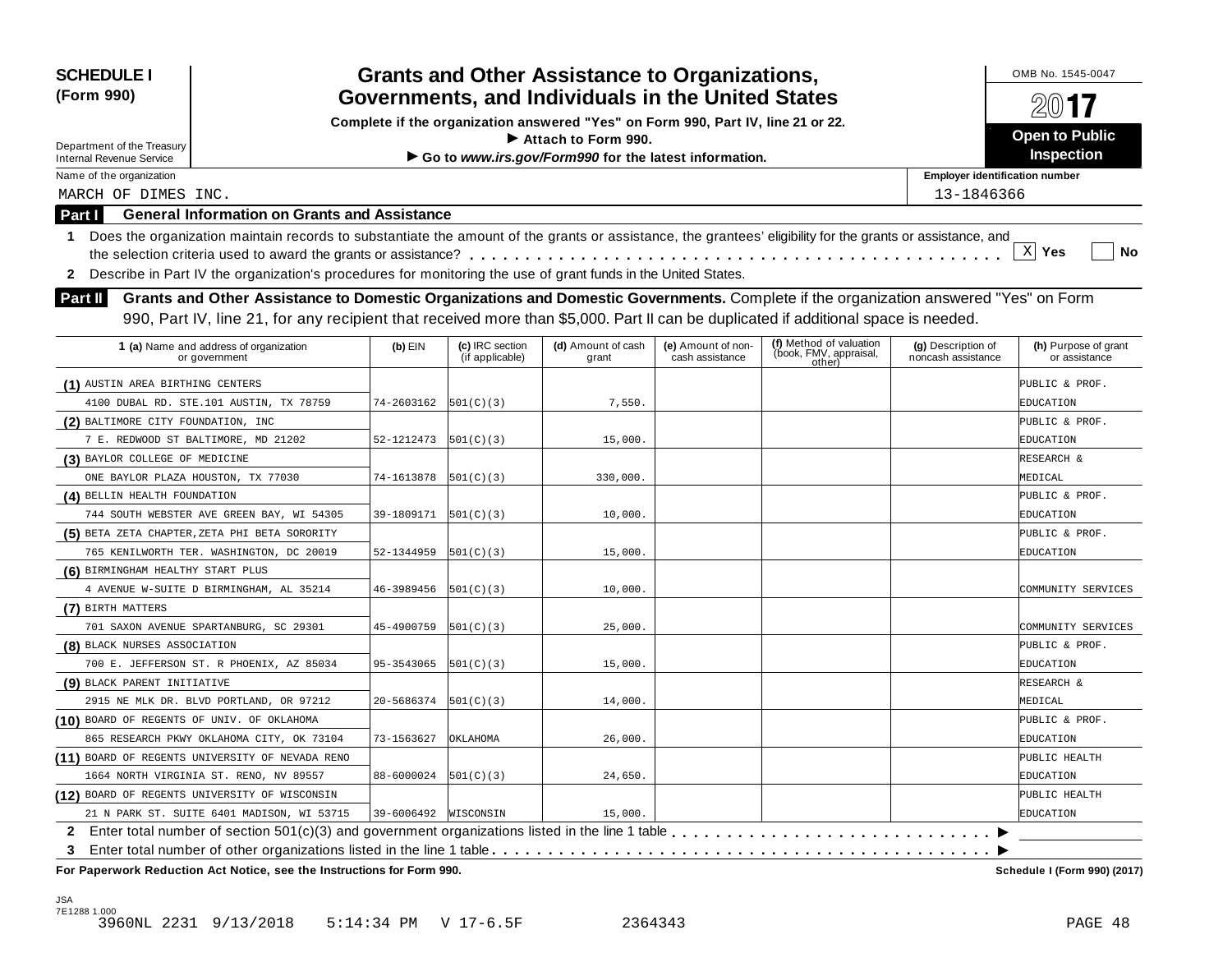**SCHEDULE I (Form 990)**

Department of the Treasury
Internal Revenue Service

# Grants and Other Assistance to Organizations, Governments, and Individuals in the United States

**Complete if the organization answered "Yes" on Form 990, Part IV, line 21 or 22.**
**▶ Attach to Form 990.**
**▶ Go to *www.irs.gov/Form990* for the latest information.**

OMB No. 1545-0047

**2017**

**Open to Public Inspection**

Name of the organization: MARCH OF DIMES INC.

Employer identification number: 13-1846366

## Part I General Information on Grants and Assistance

**1** Does the organization maintain records to substantiate the amount of the grants or assistance, the grantees' eligibility for the grants or assistance, and the selection criteria used to award the grants or assistance? . . . . . . [X] Yes [ ] No

**2** Describe in Part IV the organization's procedures for monitoring the use of grant funds in the United States.

## Part II Grants and Other Assistance to Domestic Organizations and Domestic Governments.

Complete if the organization answered "Yes" on Form 990, Part IV, line 21, for any recipient that received more than $5,000. Part II can be duplicated if additional space is needed.

| 1 (a) Name and address of organization or government | (b) EIN | (c) IRC section (if applicable) | (d) Amount of cash grant | (e) Amount of non-cash assistance | (f) Method of valuation (book, FMV, appraisal, other) | (g) Description of noncash assistance | (h) Purpose of grant or assistance |
|---|---|---|---|---|---|---|---|
| (1) AUSTIN AREA BIRTHING CENTERS 4100 DUBAL RD. STE.101 AUSTIN, TX 78759 | 74-2603162 | 501(C)(3) | 7,550. | | | | PUBLIC & PROF. EDUCATION |
| (2) BALTIMORE CITY FOUNDATION, INC 7 E. REDWOOD ST BALTIMORE, MD 21202 | 52-1212473 | 501(C)(3) | 15,000. | | | | PUBLIC & PROF. EDUCATION |
| (3) BAYLOR COLLEGE OF MEDICINE ONE BAYLOR PLAZA HOUSTON, TX 77030 | 74-1613878 | 501(C)(3) | 330,000. | | | | RESEARCH & MEDICAL |
| (4) BELLIN HEALTH FOUNDATION 744 SOUTH WEBSTER AVE GREEN BAY, WI 54305 | 39-1809171 | 501(C)(3) | 10,000. | | | | PUBLIC & PROF. EDUCATION |
| (5) BETA ZETA CHAPTER,ZETA PHI BETA SORORITY 765 KENILWORTH TER. WASHINGTON, DC 20019 | 52-1344959 | 501(C)(3) | 15,000. | | | | PUBLIC & PROF. EDUCATION |
| (6) BIRMINGHAM HEALTHY START PLUS 4 AVENUE W-SUITE D BIRMINGHAM, AL 35214 | 46-3989456 | 501(C)(3) | 10,000. | | | | COMMUNITY SERVICES |
| (7) BIRTH MATTERS 701 SAXON AVENUE SPARTANBURG, SC 29301 | 45-4900759 | 501(C)(3) | 25,000. | | | | COMMUNITY SERVICES |
| (8) BLACK NURSES ASSOCIATION 700 E. JEFFERSON ST. R PHOENIX, AZ 85034 | 95-3543065 | 501(C)(3) | 15,000. | | | | PUBLIC & PROF. EDUCATION |
| (9) BLACK PARENT INITIATIVE 2915 NE MLK DR. BLVD PORTLAND, OR 97212 | 20-5686374 | 501(C)(3) | 14,000. | | | | RESEARCH & MEDICAL |
| (10) BOARD OF REGENTS OF UNIV. OF OKLAHOMA 865 RESEARCH PKWY OKLAHOMA CITY, OK 73104 | 73-1563627 | OKLAHOMA | 26,000. | | | | PUBLIC & PROF. EDUCATION |
| (11) BOARD OF REGENTS UNIVERSITY OF NEVADA RENO 1664 NORTH VIRGINIA ST. RENO, NV 89557 | 88-6000024 | 501(C)(3) | 24,650. | | | | PUBLIC HEALTH EDUCATION |
| (12) BOARD OF REGENTS UNIVERSITY OF WISCONSIN 21 N PARK ST. SUITE 6401 MADISON, WI 53715 | 39-6006492 | WISCONSIN | 15,000. | | | | PUBLIC HEALTH EDUCATION |

**2** Enter total number of section 501(c)(3) and government organizations listed in the line 1 table . . . . . . ▶

**3** Enter total number of other organizations listed in the line 1 table . . . . . . ▶

**For Paperwork Reduction Act Notice, see the Instructions for Form 990.** **Schedule I (Form 990) (2017)**

JSA
7E1288 1.000
3960NL 2231 9/13/2018 5:14:34 PM V 17-6.5F 2364343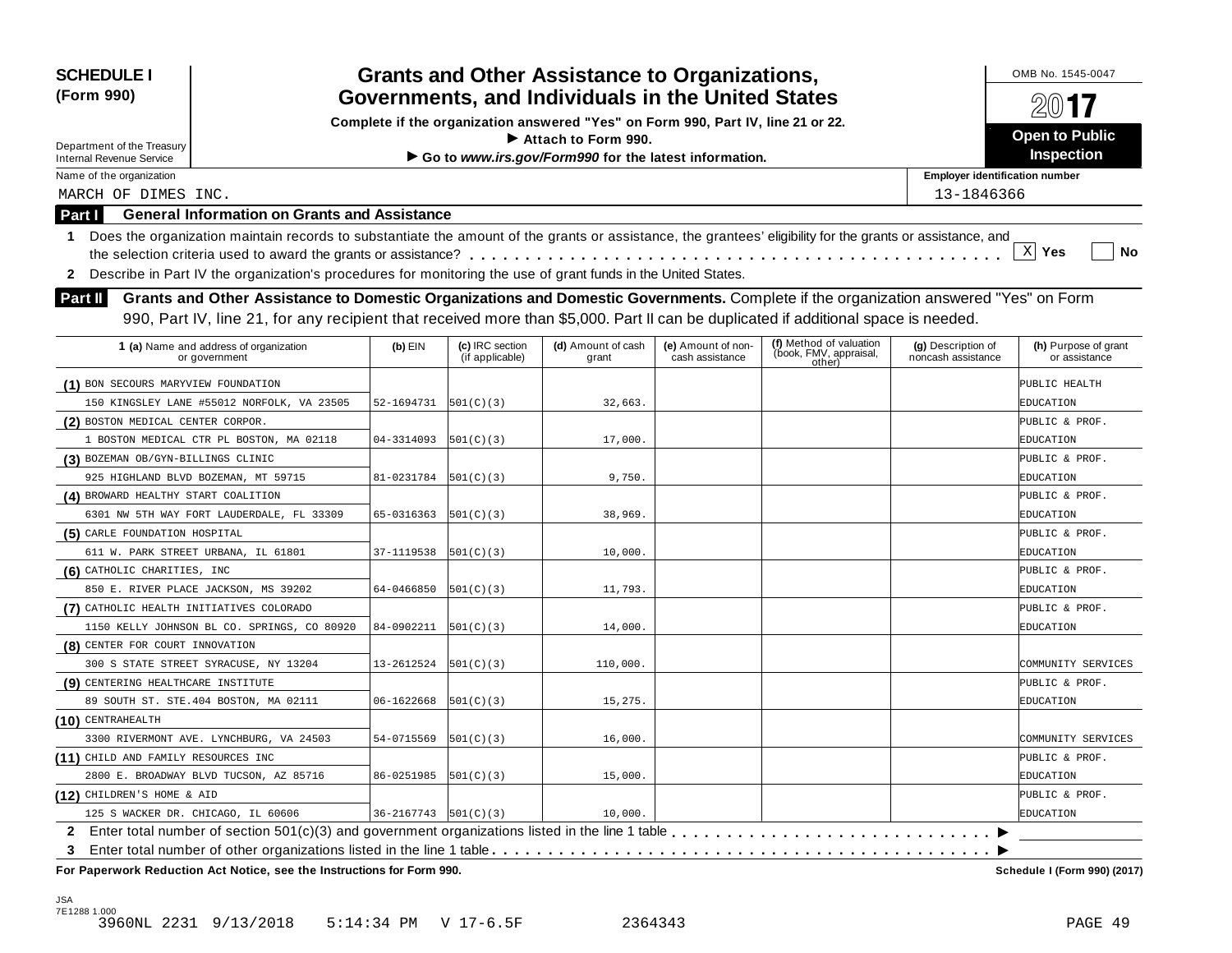**SCHEDULE I (Form 990)**

Department of the Treasury
Internal Revenue Service

# Grants and Other Assistance to Organizations, Governments, and Individuals in the United States

**Complete if the organization answered "Yes" on Form 990, Part IV, line 21 or 22.**
**► Attach to Form 990.**
**► Go to *www.irs.gov/Form990* for the latest information.**

OMB No. 1545-0047

**2017**

**Open to Public Inspection**

Name of the organization: MARCH OF DIMES INC.

Employer identification number: 13-1846366

## Part I General Information on Grants and Assistance

1 Does the organization maintain records to substantiate the amount of the grants or assistance, the grantees' eligibility for the grants or assistance, and the selection criteria used to award the grants or assistance? [X] Yes [ ] No

2 Describe in Part IV the organization's procedures for monitoring the use of grant funds in the United States.

## Part II Grants and Other Assistance to Domestic Organizations and Domestic Governments.

Complete if the organization answered "Yes" on Form 990, Part IV, line 21, for any recipient that received more than $5,000. Part II can be duplicated if additional space is needed.

| 1 (a) Name and address of organization or government | (b) EIN | (c) IRC section (if applicable) | (d) Amount of cash grant | (e) Amount of non-cash assistance | (f) Method of valuation (book, FMV, appraisal, other) | (g) Description of noncash assistance | (h) Purpose of grant or assistance |
|---|---|---|---|---|---|---|---|
| (1) BON SECOURS MARYVIEW FOUNDATION 150 KINGSLEY LANE #55012 NORFOLK, VA 23505 | 52-1694731 | 501(C)(3) | 32,663. | | | | PUBLIC HEALTH EDUCATION |
| (2) BOSTON MEDICAL CENTER CORPOR. 1 BOSTON MEDICAL CTR PL BOSTON, MA 02118 | 04-3314093 | 501(C)(3) | 17,000. | | | | PUBLIC & PROF. EDUCATION |
| (3) BOZEMAN OB/GYN-BILLINGS CLINIC 925 HIGHLAND BLVD BOZEMAN, MT 59715 | 81-0231784 | 501(C)(3) | 9,750. | | | | PUBLIC & PROF. EDUCATION |
| (4) BROWARD HEALTHY START COALITION 6301 NW 5TH WAY FORT LAUDERDALE, FL 33309 | 65-0316363 | 501(C)(3) | 38,969. | | | | PUBLIC & PROF. EDUCATION |
| (5) CARLE FOUNDATION HOSPITAL 611 W. PARK STREET URBANA, IL 61801 | 37-1119538 | 501(C)(3) | 10,000. | | | | PUBLIC & PROF. EDUCATION |
| (6) CATHOLIC CHARITIES, INC 850 E. RIVER PLACE JACKSON, MS 39202 | 64-0466850 | 501(C)(3) | 11,793. | | | | PUBLIC & PROF. EDUCATION |
| (7) CATHOLIC HEALTH INITIATIVES COLORADO 1150 KELLY JOHNSON BL CO. SPRINGS, CO 80920 | 84-0902211 | 501(C)(3) | 14,000. | | | | PUBLIC & PROF. EDUCATION |
| (8) CENTER FOR COURT INNOVATION 300 S STATE STREET SYRACUSE, NY 13204 | 13-2612524 | 501(C)(3) | 110,000. | | | | COMMUNITY SERVICES |
| (9) CENTERING HEALTHCARE INSTITUTE 89 SOUTH ST. STE.404 BOSTON, MA 02111 | 06-1622668 | 501(C)(3) | 15,275. | | | | PUBLIC & PROF. EDUCATION |
| (10) CENTRAHEALTH 3300 RIVERMONT AVE. LYNCHBURG, VA 24503 | 54-0715569 | 501(C)(3) | 16,000. | | | | COMMUNITY SERVICES |
| (11) CHILD AND FAMILY RESOURCES INC 2800 E. BROADWAY BLVD TUCSON, AZ 85716 | 86-0251985 | 501(C)(3) | 15,000. | | | | PUBLIC & PROF. EDUCATION |
| (12) CHILDREN'S HOME & AID 125 S WACKER DR. CHICAGO, IL 60606 | 36-2167743 | 501(C)(3) | 10,000. | | | | PUBLIC & PROF. EDUCATION |

2 Enter total number of section 501(c)(3) and government organizations listed in the line 1 table ►

3 Enter total number of other organizations listed in the line 1 table ►

**For Paperwork Reduction Act Notice, see the Instructions for Form 990.** **Schedule I (Form 990) (2017)**

JSA
7E1288 1.000
3960NL 2231 9/13/2018 5:14:34 PM V 17-6.5F 2364343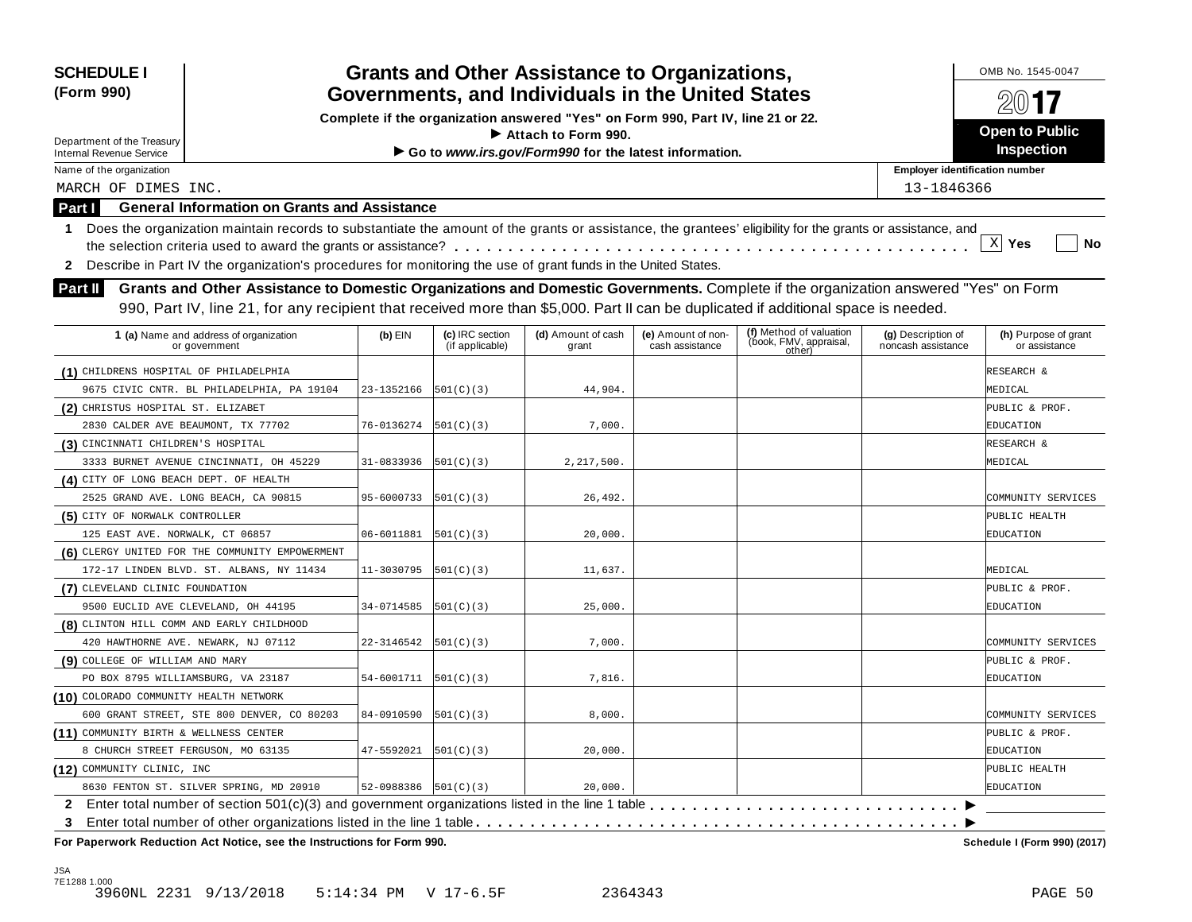**SCHEDULE I (Form 990)**

Department of the Treasury
Internal Revenue Service

# Grants and Other Assistance to Organizations, Governments, and Individuals in the United States

**Complete if the organization answered "Yes" on Form 990, Part IV, line 21 or 22.**
**▶ Attach to Form 990.**
**▶ Go to *www.irs.gov/Form990* for the latest information.**

OMB No. 1545-0047

**2017**

**Open to Public Inspection**

Name of the organization: MARCH OF DIMES INC.

Employer identification number: 13-1846366

## Part I General Information on Grants and Assistance

**1** Does the organization maintain records to substantiate the amount of the grants or assistance, the grantees' eligibility for the grants or assistance, and the selection criteria used to award the grants or assistance? . . . . . . . . . . . . . . . . . . . . [X] **Yes** [ ] **No**

**2** Describe in Part IV the organization's procedures for monitoring the use of grant funds in the United States.

## Part II Grants and Other Assistance to Domestic Organizations and Domestic Governments.

Complete if the organization answered "Yes" on Form 990, Part IV, line 21, for any recipient that received more than $5,000. Part II can be duplicated if additional space is needed.

| 1 (a) Name and address of organization or government | (b) EIN | (c) IRC section (if applicable) | (d) Amount of cash grant | (e) Amount of non-cash assistance | (f) Method of valuation (book, FMV, appraisal, other) | (g) Description of noncash assistance | (h) Purpose of grant or assistance |
|---|---|---|---|---|---|---|---|
| (1) CHILDRENS HOSPITAL OF PHILADELPHIA 9675 CIVIC CNTR. BL PHILADELPHIA, PA 19104 | 23-1352166 | 501(C)(3) | 44,904. | | | | RESEARCH & MEDICAL |
| (2) CHRISTUS HOSPITAL ST. ELIZABET 2830 CALDER AVE BEAUMONT, TX 77702 | 76-0136274 | 501(C)(3) | 7,000. | | | | PUBLIC & PROF. EDUCATION |
| (3) CINCINNATI CHILDREN'S HOSPITAL 3333 BURNET AVENUE CINCINNATI, OH 45229 | 31-0833936 | 501(C)(3) | 2,217,500. | | | | RESEARCH & MEDICAL |
| (4) CITY OF LONG BEACH DEPT. OF HEALTH 2525 GRAND AVE. LONG BEACH, CA 90815 | 95-6000733 | 501(C)(3) | 26,492. | | | | COMMUNITY SERVICES |
| (5) CITY OF NORWALK CONTROLLER 125 EAST AVE. NORWALK, CT 06857 | 06-6011881 | 501(C)(3) | 20,000. | | | | PUBLIC HEALTH EDUCATION |
| (6) CLERGY UNITED FOR THE COMMUNITY EMPOWERMENT 172-17 LINDEN BLVD. ST. ALBANS, NY 11434 | 11-3030795 | 501(C)(3) | 11,637. | | | | MEDICAL |
| (7) CLEVELAND CLINIC FOUNDATION 9500 EUCLID AVE CLEVELAND, OH 44195 | 34-0714585 | 501(C)(3) | 25,000. | | | | PUBLIC & PROF. EDUCATION |
| (8) CLINTON HILL COMM AND EARLY CHILDHOOD 420 HAWTHORNE AVE. NEWARK, NJ 07112 | 22-3146542 | 501(C)(3) | 7,000. | | | | COMMUNITY SERVICES |
| (9) COLLEGE OF WILLIAM AND MARY PO BOX 8795 WILLIAMSBURG, VA 23187 | 54-6001711 | 501(C)(3) | 7,816. | | | | PUBLIC & PROF. EDUCATION |
| (10) COLORADO COMMUNITY HEALTH NETWORK 600 GRANT STREET, STE 800 DENVER, CO 80203 | 84-0910590 | 501(C)(3) | 8,000. | | | | COMMUNITY SERVICES |
| (11) COMMUNITY BIRTH & WELLNESS CENTER 8 CHURCH STREET FERGUSON, MO 63135 | 47-5592021 | 501(C)(3) | 20,000. | | | | PUBLIC & PROF. EDUCATION |
| (12) COMMUNITY CLINIC, INC 8630 FENTON ST. SILVER SPRING, MD 20910 | 52-0988386 | 501(C)(3) | 20,000. | | | | PUBLIC HEALTH EDUCATION |

**2** Enter total number of section 501(c)(3) and government organizations listed in the line 1 table . . . . . . . . . . . . . . . . ▶

**3** Enter total number of other organizations listed in the line 1 table . . . . . . . . . . . . . . . . . . . . ▶

**For Paperwork Reduction Act Notice, see the Instructions for Form 990.** **Schedule I (Form 990) (2017)**

JSA
7E1288 1.000
3960NL 2231 9/13/2018 5:14:34 PM V 17-6.5F 2364343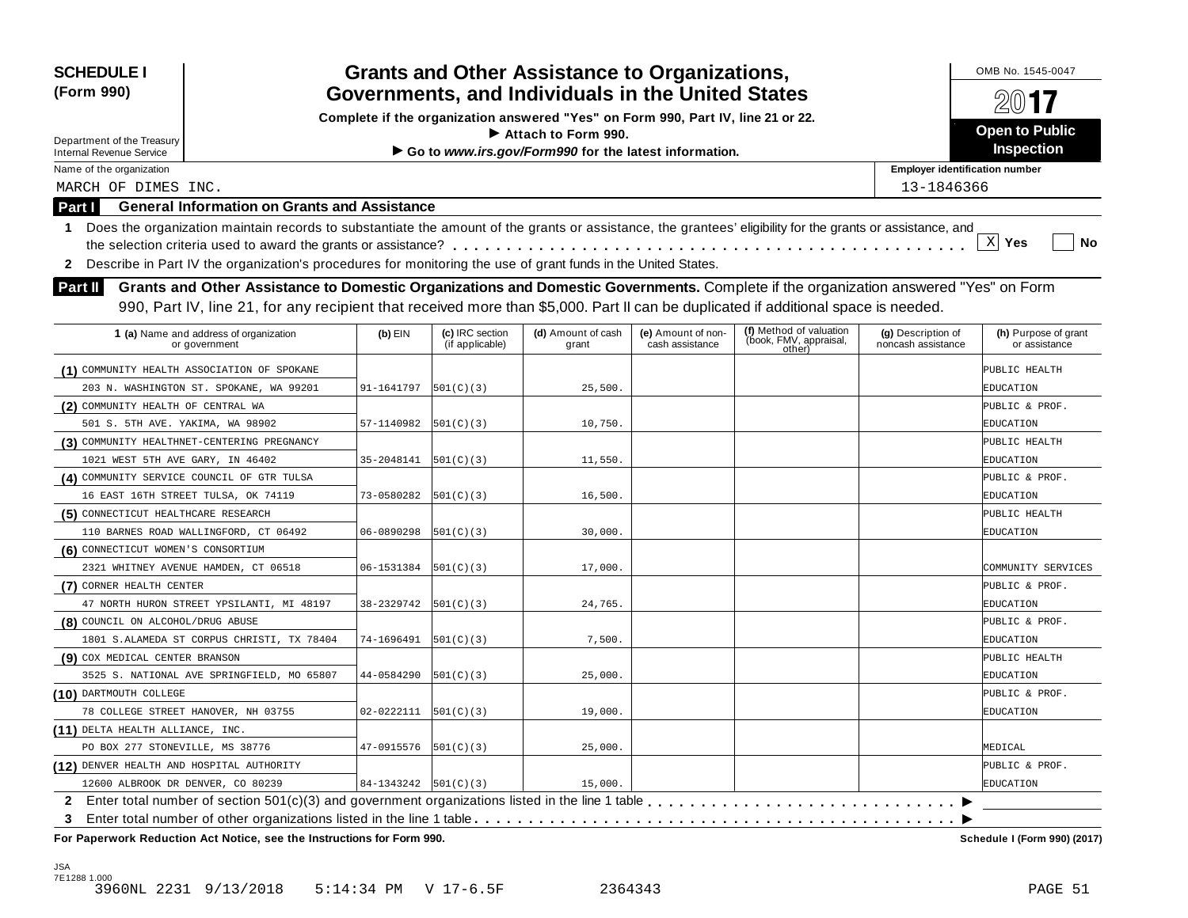**SCHEDULE I (Form 990)**

Department of the Treasury
Internal Revenue Service

# Grants and Other Assistance to Organizations, Governments, and Individuals in the United States

**Complete if the organization answered "Yes" on Form 990, Part IV, line 21 or 22.**
**▶ Attach to Form 990.**
**▶ Go to *www.irs.gov/Form990* for the latest information.**

OMB No. 1545-0047

**2017**

**Open to Public Inspection**

Name of the organization: MARCH OF DIMES INC.

Employer identification number: 13-1846366

## Part I General Information on Grants and Assistance

**1** Does the organization maintain records to substantiate the amount of the grants or assistance, the grantees' eligibility for the grants or assistance, and the selection criteria used to award the grants or assistance? . . . . . [X] Yes [ ] No

**2** Describe in Part IV the organization's procedures for monitoring the use of grant funds in the United States.

## Part II Grants and Other Assistance to Domestic Organizations and Domestic Governments.

Complete if the organization answered "Yes" on Form 990, Part IV, line 21, for any recipient that received more than $5,000. Part II can be duplicated if additional space is needed.

| 1 (a) Name and address of organization or government | (b) EIN | (c) IRC section (if applicable) | (d) Amount of cash grant | (e) Amount of non-cash assistance | (f) Method of valuation (book, FMV, appraisal, other) | (g) Description of noncash assistance | (h) Purpose of grant or assistance |
|---|---|---|---|---|---|---|---|
| (1) COMMUNITY HEALTH ASSOCIATION OF SPOKANE 203 N. WASHINGTON ST. SPOKANE, WA 99201 | 91-1641797 | 501(C)(3) | 25,500. | | | | PUBLIC HEALTH EDUCATION |
| (2) COMMUNITY HEALTH OF CENTRAL WA 501 S. 5TH AVE. YAKIMA, WA 98902 | 57-1140982 | 501(C)(3) | 10,750. | | | | PUBLIC & PROF. EDUCATION |
| (3) COMMUNITY HEALTHNET-CENTERING PREGNANCY 1021 WEST 5TH AVE GARY, IN 46402 | 35-2048141 | 501(C)(3) | 11,550. | | | | PUBLIC HEALTH EDUCATION |
| (4) COMMUNITY SERVICE COUNCIL OF GTR TULSA 16 EAST 16TH STREET TULSA, OK 74119 | 73-0580282 | 501(C)(3) | 16,500. | | | | PUBLIC & PROF. EDUCATION |
| (5) CONNECTICUT HEALTHCARE RESEARCH 110 BARNES ROAD WALLINGFORD, CT 06492 | 06-0890298 | 501(C)(3) | 30,000. | | | | PUBLIC HEALTH EDUCATION |
| (6) CONNECTICUT WOMEN'S CONSORTIUM 2321 WHITNEY AVENUE HAMDEN, CT 06518 | 06-1531384 | 501(C)(3) | 17,000. | | | | COMMUNITY SERVICES |
| (7) CORNER HEALTH CENTER 47 NORTH HURON STREET YPSILANTI, MI 48197 | 38-2329742 | 501(C)(3) | 24,765. | | | | PUBLIC & PROF. EDUCATION |
| (8) COUNCIL ON ALCOHOL/DRUG ABUSE 1801 S.ALAMEDA ST CORPUS CHRISTI, TX 78404 | 74-1696491 | 501(C)(3) | 7,500. | | | | PUBLIC & PROF. EDUCATION |
| (9) COX MEDICAL CENTER BRANSON 3525 S. NATIONAL AVE SPRINGFIELD, MO 65807 | 44-0584290 | 501(C)(3) | 25,000. | | | | PUBLIC HEALTH EDUCATION |
| (10) DARTMOUTH COLLEGE 78 COLLEGE STREET HANOVER, NH 03755 | 02-0222111 | 501(C)(3) | 19,000. | | | | PUBLIC & PROF. EDUCATION |
| (11) DELTA HEALTH ALLIANCE, INC. PO BOX 277 STONEVILLE, MS 38776 | 47-0915576 | 501(C)(3) | 25,000. | | | | MEDICAL |
| (12) DENVER HEALTH AND HOSPITAL AUTHORITY 12600 ALBROOK DR DENVER, CO 80239 | 84-1343242 | 501(C)(3) | 15,000. | | | | PUBLIC & PROF. EDUCATION |

**2** Enter total number of section 501(c)(3) and government organizations listed in the line 1 table . . . . . ▶

**3** Enter total number of other organizations listed in the line 1 table . . . . . ▶

**For Paperwork Reduction Act Notice, see the Instructions for Form 990.**

Schedule I (Form 990) (2017)

JSA 7E1288 1.000
3960NL 2231 9/13/2018 5:14:34 PM V 17-6.5F 2364343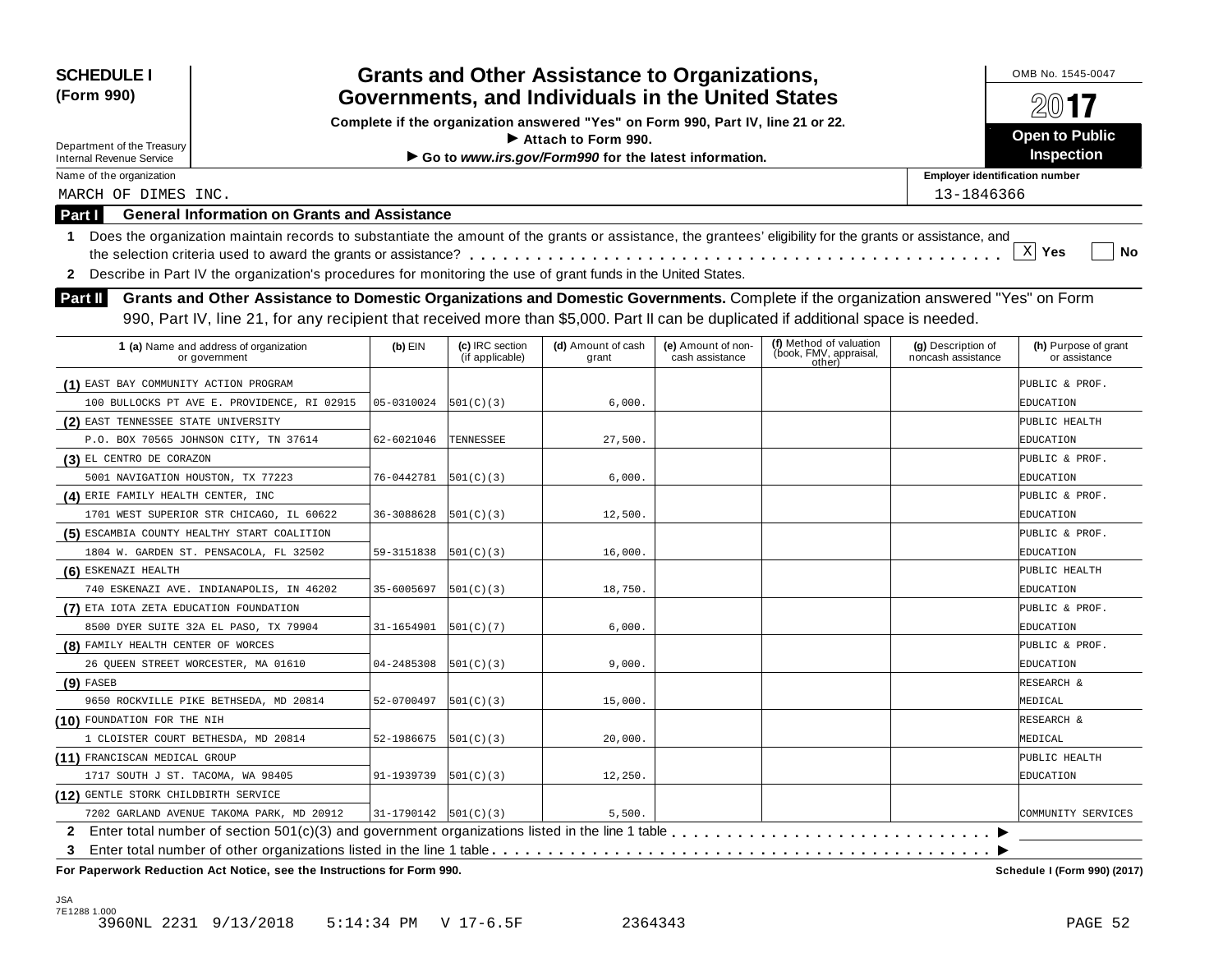**SCHEDULE I**
**(Form 990)**

Department of the Treasury
Internal Revenue Service

# Grants and Other Assistance to Organizations, Governments, and Individuals in the United States

**Complete if the organization answered "Yes" on Form 990, Part IV, line 21 or 22.**
**▶ Attach to Form 990.**
**▶ Go to *www.irs.gov/Form990* for the latest information.**

OMB No. 1545-0047

**2017**

**Open to Public Inspection**

Name of the organization: MARCH OF DIMES INC.

Employer identification number: 13-1846366

**Part I — General Information on Grants and Assistance**

1 Does the organization maintain records to substantiate the amount of the grants or assistance, the grantees' eligibility for the grants or assistance, and the selection criteria used to award the grants or assistance? . . . [X] Yes [ ] No

2 Describe in Part IV the organization's procedures for monitoring the use of grant funds in the United States.

**Part II — Grants and Other Assistance to Domestic Organizations and Domestic Governments.** Complete if the organization answered "Yes" on Form 990, Part IV, line 21, for any recipient that received more than $5,000. Part II can be duplicated if additional space is needed.

| 1 (a) Name and address of organization or government | (b) EIN | (c) IRC section (if applicable) | (d) Amount of cash grant | (e) Amount of non-cash assistance | (f) Method of valuation (book, FMV, appraisal, other) | (g) Description of noncash assistance | (h) Purpose of grant or assistance |
|---|---|---|---|---|---|---|---|
| (1) EAST BAY COMMUNITY ACTION PROGRAM<br>100 BULLOCKS PT AVE E. PROVIDENCE, RI 02915 | 05-0310024 | 501(C)(3) | 6,000. | | | | PUBLIC & PROF. EDUCATION |
| (2) EAST TENNESSEE STATE UNIVERSITY<br>P.O. BOX 70565 JOHNSON CITY, TN 37614 | 62-6021046 | TENNESSEE | 27,500. | | | | PUBLIC HEALTH EDUCATION |
| (3) EL CENTRO DE CORAZON<br>5001 NAVIGATION HOUSTON, TX 77223 | 76-0442781 | 501(C)(3) | 6,000. | | | | PUBLIC & PROF. EDUCATION |
| (4) ERIE FAMILY HEALTH CENTER, INC<br>1701 WEST SUPERIOR STR CHICAGO, IL 60622 | 36-3088628 | 501(C)(3) | 12,500. | | | | PUBLIC & PROF. EDUCATION |
| (5) ESCAMBIA COUNTY HEALTHY START COALITION<br>1804 W. GARDEN ST. PENSACOLA, FL 32502 | 59-3151838 | 501(C)(3) | 16,000. | | | | PUBLIC & PROF. EDUCATION |
| (6) ESKENAZI HEALTH<br>740 ESKENAZI AVE. INDIANAPOLIS, IN 46202 | 35-6005697 | 501(C)(3) | 18,750. | | | | PUBLIC HEALTH EDUCATION |
| (7) ETA IOTA ZETA EDUCATION FOUNDATION<br>8500 DYER SUITE 32A EL PASO, TX 79904 | 31-1654901 | 501(C)(7) | 6,000. | | | | PUBLIC & PROF. EDUCATION |
| (8) FAMILY HEALTH CENTER OF WORCES<br>26 QUEEN STREET WORCESTER, MA 01610 | 04-2485308 | 501(C)(3) | 9,000. | | | | PUBLIC & PROF. EDUCATION |
| (9) FASEB<br>9650 ROCKVILLE PIKE BETHSEDA, MD 20814 | 52-0700497 | 501(C)(3) | 15,000. | | | | RESEARCH & MEDICAL |
| (10) FOUNDATION FOR THE NIH<br>1 CLOISTER COURT BETHESDA, MD 20814 | 52-1986675 | 501(C)(3) | 20,000. | | | | RESEARCH & MEDICAL |
| (11) FRANCISCAN MEDICAL GROUP<br>1717 SOUTH J ST. TACOMA, WA 98405 | 91-1939739 | 501(C)(3) | 12,250. | | | | PUBLIC HEALTH EDUCATION |
| (12) GENTLE STORK CHILDBIRTH SERVICE<br>7202 GARLAND AVENUE TAKOMA PARK, MD 20912 | 31-1790142 | 501(C)(3) | 5,500. | | | | COMMUNITY SERVICES |

2 Enter total number of section 501(c)(3) and government organizations listed in the line 1 table . . . ▶

3 Enter total number of other organizations listed in the line 1 table . . . ▶

**For Paperwork Reduction Act Notice, see the Instructions for Form 990.** **Schedule I (Form 990) (2017)**

JSA
7E1288 1.000
3960NL 2231 9/13/2018 5:14:34 PM V 17-6.5F 2364343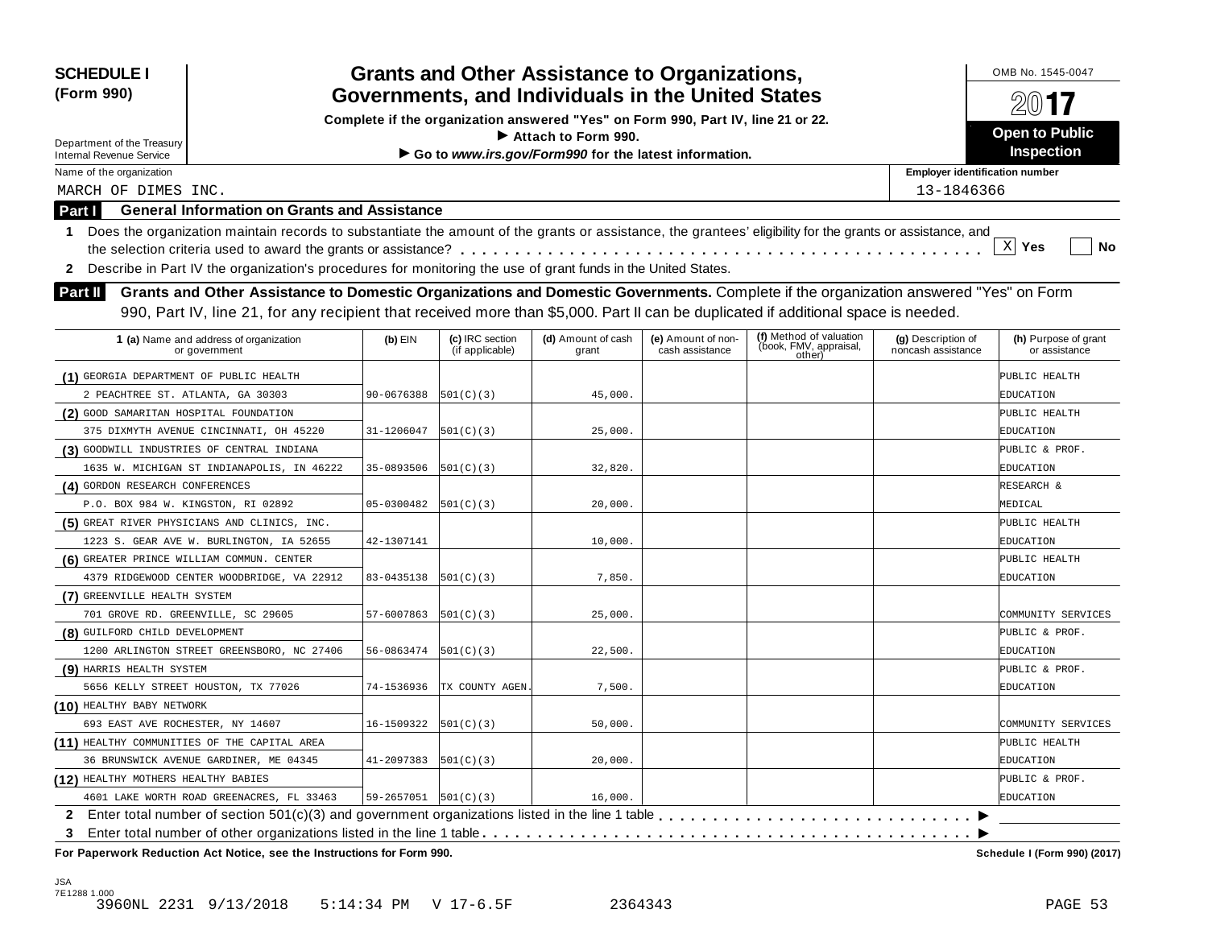**SCHEDULE I (Form 990)**

Department of the Treasury
Internal Revenue Service

# Grants and Other Assistance to Organizations, Governments, and Individuals in the United States

**Complete if the organization answered "Yes" on Form 990, Part IV, line 21 or 22.**
**▶ Attach to Form 990.**
**▶ Go to *www.irs.gov/Form990* for the latest information.**

OMB No. 1545-0047

**2017**

**Open to Public Inspection**

Name of the organization: MARCH OF DIMES INC.

Employer identification number: 13-1846366

## Part I General Information on Grants and Assistance

1 Does the organization maintain records to substantiate the amount of the grants or assistance, the grantees' eligibility for the grants or assistance, and the selection criteria used to award the grants or assistance? . . . . . . [X] Yes [ ] No

2 Describe in Part IV the organization's procedures for monitoring the use of grant funds in the United States.

## Part II Grants and Other Assistance to Domestic Organizations and Domestic Governments.

Complete if the organization answered "Yes" on Form 990, Part IV, line 21, for any recipient that received more than $5,000. Part II can be duplicated if additional space is needed.

| 1 (a) Name and address of organization or government | (b) EIN | (c) IRC section (if applicable) | (d) Amount of cash grant | (e) Amount of non-cash assistance | (f) Method of valuation (book, FMV, appraisal, other) | (g) Description of noncash assistance | (h) Purpose of grant or assistance |
|---|---|---|---|---|---|---|---|
| (1) GEORGIA DEPARTMENT OF PUBLIC HEALTH 2 PEACHTREE ST. ATLANTA, GA 30303 | 90-0676388 | 501(C)(3) | 45,000. | | | | PUBLIC HEALTH EDUCATION |
| (2) GOOD SAMARITAN HOSPITAL FOUNDATION 375 DIXMYTH AVENUE CINCINNATI, OH 45220 | 31-1206047 | 501(C)(3) | 25,000. | | | | PUBLIC HEALTH EDUCATION |
| (3) GOODWILL INDUSTRIES OF CENTRAL INDIANA 1635 W. MICHIGAN ST INDIANAPOLIS, IN 46222 | 35-0893506 | 501(C)(3) | 32,820. | | | | PUBLIC & PROF. EDUCATION |
| (4) GORDON RESEARCH CONFERENCES P.O. BOX 984 W. KINGSTON, RI 02892 | 05-0300482 | 501(C)(3) | 20,000. | | | | RESEARCH & MEDICAL |
| (5) GREAT RIVER PHYSICIANS AND CLINICS, INC. 1223 S. GEAR AVE W. BURLINGTON, IA 52655 | 42-1307141 | | 10,000. | | | | PUBLIC HEALTH EDUCATION |
| (6) GREATER PRINCE WILLIAM COMMUN. CENTER 4379 RIDGEWOOD CENTER WOODBRIDGE, VA 22912 | 83-0435138 | 501(C)(3) | 7,850. | | | | PUBLIC HEALTH EDUCATION |
| (7) GREENVILLE HEALTH SYSTEM 701 GROVE RD. GREENVILLE, SC 29605 | 57-6007863 | 501(C)(3) | 25,000. | | | | COMMUNITY SERVICES |
| (8) GUILFORD CHILD DEVELOPMENT 1200 ARLINGTON STREET GREENSBORO, NC 27406 | 56-0863474 | 501(C)(3) | 22,500. | | | | PUBLIC & PROF. EDUCATION |
| (9) HARRIS HEALTH SYSTEM 5656 KELLY STREET HOUSTON, TX 77026 | 74-1536936 | TX COUNTY AGEN. | 7,500. | | | | PUBLIC & PROF. EDUCATION |
| (10) HEALTHY BABY NETWORK 693 EAST AVE ROCHESTER, NY 14607 | 16-1509322 | 501(C)(3) | 50,000. | | | | COMMUNITY SERVICES |
| (11) HEALTHY COMMUNITIES OF THE CAPITAL AREA 36 BRUNSWICK AVENUE GARDINER, ME 04345 | 41-2097383 | 501(C)(3) | 20,000. | | | | PUBLIC HEALTH EDUCATION |
| (12) HEALTHY MOTHERS HEALTHY BABIES 4601 LAKE WORTH ROAD GREENACRES, FL 33463 | 59-2657051 | 501(C)(3) | 16,000. | | | | PUBLIC & PROF. EDUCATION |

2 Enter total number of section 501(c)(3) and government organizations listed in the line 1 table . . . . . . ▶

3 Enter total number of other organizations listed in the line 1 table . . . . . . ▶

**For Paperwork Reduction Act Notice, see the Instructions for Form 990.** **Schedule I (Form 990) (2017)**

JSA
7E1288 1.000
3960NL 2231 9/13/2018 5:14:34 PM V 17-6.5F 2364343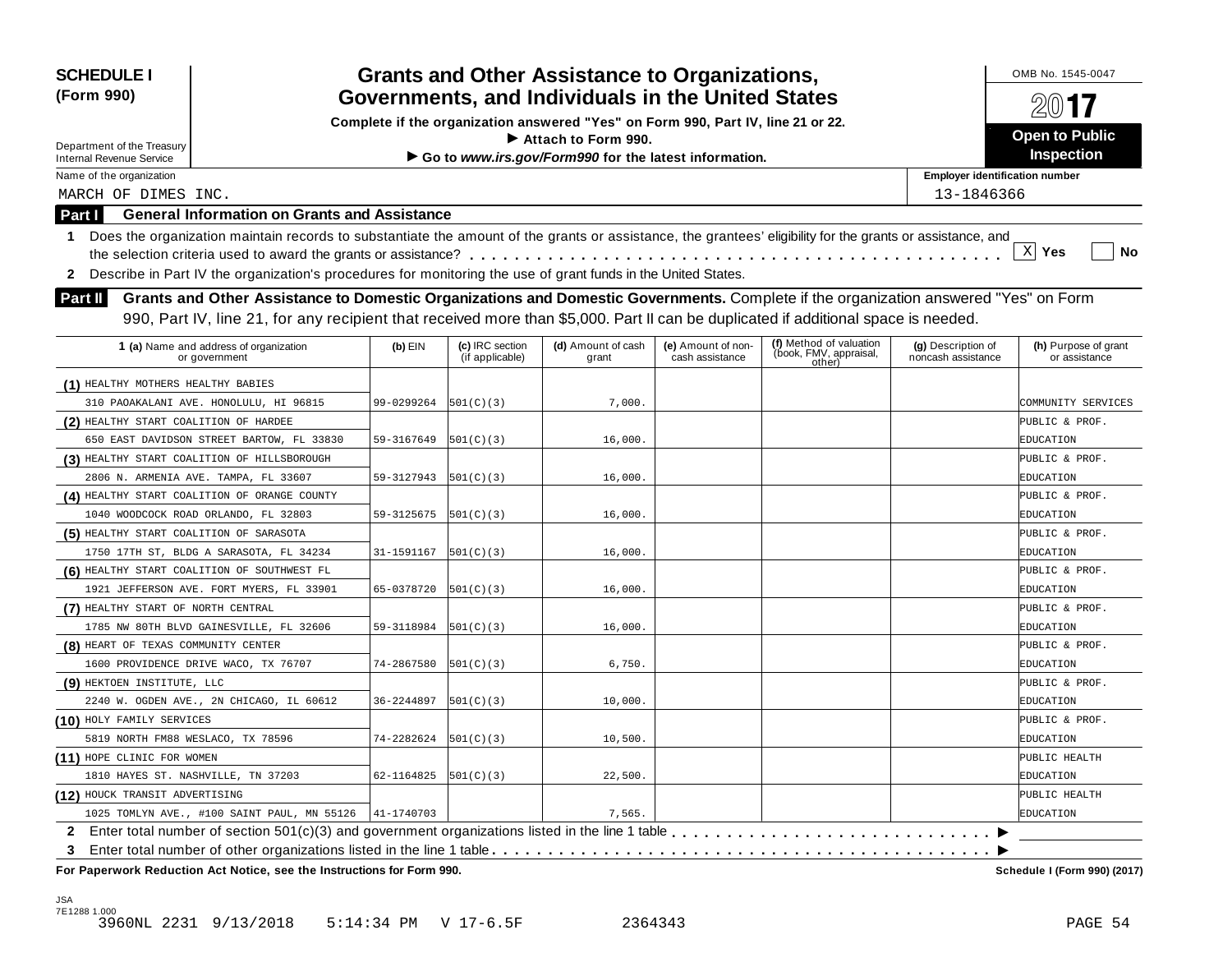**SCHEDULE I (Form 990)**

Department of the Treasury
Internal Revenue Service

# Grants and Other Assistance to Organizations, Governments, and Individuals in the United States

**Complete if the organization answered "Yes" on Form 990, Part IV, line 21 or 22.**
**▶ Attach to Form 990.**
**▶ Go to *www.irs.gov/Form990* for the latest information.**

OMB No. 1545-0047

**2017**

**Open to Public Inspection**

Name of the organization: MARCH OF DIMES INC.

Employer identification number: 13-1846366

## Part I General Information on Grants and Assistance

1 Does the organization maintain records to substantiate the amount of the grants or assistance, the grantees' eligibility for the grants or assistance, and the selection criteria used to award the grants or assistance? . . . . . [X] Yes [ ] No

2 Describe in Part IV the organization's procedures for monitoring the use of grant funds in the United States.

## Part II Grants and Other Assistance to Domestic Organizations and Domestic Governments.

Complete if the organization answered "Yes" on Form 990, Part IV, line 21, for any recipient that received more than $5,000. Part II can be duplicated if additional space is needed.

| 1 (a) Name and address of organization or government | (b) EIN | (c) IRC section (if applicable) | (d) Amount of cash grant | (e) Amount of non-cash assistance | (f) Method of valuation (book, FMV, appraisal, other) | (g) Description of noncash assistance | (h) Purpose of grant or assistance |
|---|---|---|---|---|---|---|---|
| (1) HEALTHY MOTHERS HEALTHY BABIES 310 PAOAKALANI AVE. HONOLULU, HI 96815 | 99-0299264 | 501(C)(3) | 7,000. | | | | COMMUNITY SERVICES |
| (2) HEALTHY START COALITION OF HARDEE 650 EAST DAVIDSON STREET BARTOW, FL 33830 | 59-3167649 | 501(C)(3) | 16,000. | | | | PUBLIC & PROF. EDUCATION |
| (3) HEALTHY START COALITION OF HILLSBOROUGH 2806 N. ARMENIA AVE. TAMPA, FL 33607 | 59-3127943 | 501(C)(3) | 16,000. | | | | PUBLIC & PROF. EDUCATION |
| (4) HEALTHY START COALITION OF ORANGE COUNTY 1040 WOODCOCK ROAD ORLANDO, FL 32803 | 59-3125675 | 501(C)(3) | 16,000. | | | | PUBLIC & PROF. EDUCATION |
| (5) HEALTHY START COALITION OF SARASOTA 1750 17TH ST, BLDG A SARASOTA, FL 34234 | 31-1591167 | 501(C)(3) | 16,000. | | | | PUBLIC & PROF. EDUCATION |
| (6) HEALTHY START COALITION OF SOUTHWEST FL 1921 JEFFERSON AVE. FORT MYERS, FL 33901 | 65-0378720 | 501(C)(3) | 16,000. | | | | PUBLIC & PROF. EDUCATION |
| (7) HEALTHY START OF NORTH CENTRAL 1785 NW 80TH BLVD GAINESVILLE, FL 32606 | 59-3118984 | 501(C)(3) | 16,000. | | | | PUBLIC & PROF. EDUCATION |
| (8) HEART OF TEXAS COMMUNITY CENTER 1600 PROVIDENCE DRIVE WACO, TX 76707 | 74-2867580 | 501(C)(3) | 6,750. | | | | PUBLIC & PROF. EDUCATION |
| (9) HEKTOEN INSTITUTE, LLC 2240 W. OGDEN AVE., 2N CHICAGO, IL 60612 | 36-2244897 | 501(C)(3) | 10,000. | | | | PUBLIC & PROF. EDUCATION |
| (10) HOLY FAMILY SERVICES 5819 NORTH FM88 WESLACO, TX 78596 | 74-2282624 | 501(C)(3) | 10,500. | | | | PUBLIC & PROF. EDUCATION |
| (11) HOPE CLINIC FOR WOMEN 1810 HAYES ST. NASHVILLE, TN 37203 | 62-1164825 | 501(C)(3) | 22,500. | | | | PUBLIC HEALTH EDUCATION |
| (12) HOUCK TRANSIT ADVERTISING 1025 TOMLYN AVE., #100 SAINT PAUL, MN 55126 | 41-1740703 | | 7,565. | | | | PUBLIC HEALTH EDUCATION |

2 Enter total number of section 501(c)(3) and government organizations listed in the line 1 table . . . . . ▶

3 Enter total number of other organizations listed in the line 1 table . . . . . ▶

**For Paperwork Reduction Act Notice, see the Instructions for Form 990.** **Schedule I (Form 990) (2017)**

JSA
7E1288 1.000
3960NL 2231 9/13/2018 5:14:34 PM V 17-6.5F 2364343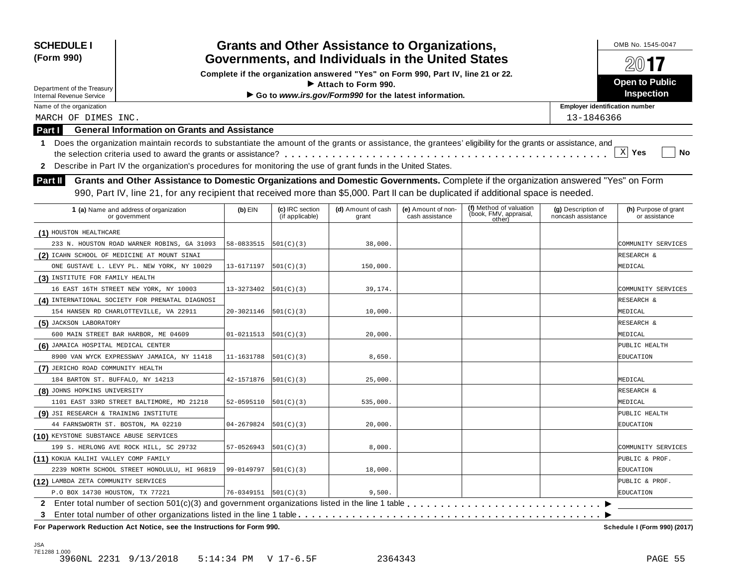**SCHEDULE I (Form 990)**

Department of the Treasury
Internal Revenue Service

# Grants and Other Assistance to Organizations, Governments, and Individuals in the United States

**Complete if the organization answered "Yes" on Form 990, Part IV, line 21 or 22.**
**▶ Attach to Form 990.**
**▶ Go to *www.irs.gov/Form990* for the latest information.**

OMB No. 1545-0047

**2017**

**Open to Public Inspection**

Name of the organization: MARCH OF DIMES INC.

Employer identification number: 13-1846366

## Part I General Information on Grants and Assistance

**1** Does the organization maintain records to substantiate the amount of the grants or assistance, the grantees' eligibility for the grants or assistance, and the selection criteria used to award the grants or assistance? . . . . . [X] Yes [ ] No

**2** Describe in Part IV the organization's procedures for monitoring the use of grant funds in the United States.

## Part II Grants and Other Assistance to Domestic Organizations and Domestic Governments.

Complete if the organization answered "Yes" on Form 990, Part IV, line 21, for any recipient that received more than $5,000. Part II can be duplicated if additional space is needed.

| 1 (a) Name and address of organization or government | (b) EIN | (c) IRC section (if applicable) | (d) Amount of cash grant | (e) Amount of non-cash assistance | (f) Method of valuation (book, FMV, appraisal, other) | (g) Description of noncash assistance | (h) Purpose of grant or assistance |
|---|---|---|---|---|---|---|---|
| (1) HOUSTON HEALTHCARE<br>233 N. HOUSTON ROAD WARNER ROBINS, GA 31093 | 58-0833515 | 501(C)(3) | 38,000. | | | | COMMUNITY SERVICES |
| (2) ICAHN SCHOOL OF MEDICINE AT MOUNT SINAI<br>ONE GUSTAVE L. LEVY PL. NEW YORK, NY 10029 | 13-6171197 | 501(C)(3) | 150,000. | | | | RESEARCH & MEDICAL |
| (3) INSTITUTE FOR FAMILY HEALTH<br>16 EAST 16TH STREET NEW YORK, NY 10003 | 13-3273402 | 501(C)(3) | 39,174. | | | | COMMUNITY SERVICES |
| (4) INTERNATIONAL SOCIETY FOR PRENATAL DIAGNOSI<br>154 HANSEN RD CHARLOTTEVILLE, VA 22911 | 20-3021146 | 501(C)(3) | 10,000. | | | | RESEARCH & MEDICAL |
| (5) JACKSON LABORATORY<br>600 MAIN STREET BAR HARBOR, ME 04609 | 01-0211513 | 501(C)(3) | 20,000. | | | | RESEARCH & MEDICAL |
| (6) JAMAICA HOSPITAL MEDICAL CENTER<br>8900 VAN WYCK EXPRESSWAY JAMAICA, NY 11418 | 11-1631788 | 501(C)(3) | 8,650. | | | | PUBLIC HEALTH EDUCATION |
| (7) JERICHO ROAD COMMUNITY HEALTH<br>184 BARTON ST. BUFFALO, NY 14213 | 42-1571876 | 501(C)(3) | 25,000. | | | | MEDICAL |
| (8) JOHNS HOPKINS UNIVERSITY<br>1101 EAST 33RD STREET BALTIMORE, MD 21218 | 52-0595110 | 501(C)(3) | 535,000. | | | | RESEARCH & MEDICAL |
| (9) JSI RESEARCH & TRAINING INSTITUTE<br>44 FARNSWORTH ST. BOSTON, MA 02210 | 04-2679824 | 501(C)(3) | 20,000. | | | | PUBLIC HEALTH EDUCATION |
| (10) KEYSTONE SUBSTANCE ABUSE SERVICES<br>199 S. HERLONG AVE ROCK HILL, SC 29732 | 57-0526943 | 501(C)(3) | 8,000. | | | | COMMUNITY SERVICES |
| (11) KOKUA KALIHI VALLEY COMP FAMILY<br>2239 NORTH SCHOOL STREET HONOLULU, HI 96819 | 99-0149797 | 501(C)(3) | 18,000. | | | | PUBLIC & PROF. EDUCATION |
| (12) LAMBDA ZETA COMMUNITY SERVICES<br>P.O BOX 14730 HOUSTON, TX 77221 | 76-0349151 | 501(C)(3) | 9,500. | | | | PUBLIC & PROF. EDUCATION |

**2** Enter total number of section 501(c)(3) and government organizations listed in the line 1 table . . . . . ▶

**3** Enter total number of other organizations listed in the line 1 table . . . . . ▶

**For Paperwork Reduction Act Notice, see the Instructions for Form 990.** Schedule I (Form 990) (2017)

JSA
7E1288 1.000
3960NL 2231 9/13/2018 5:14:34 PM V 17-6.5F 2364343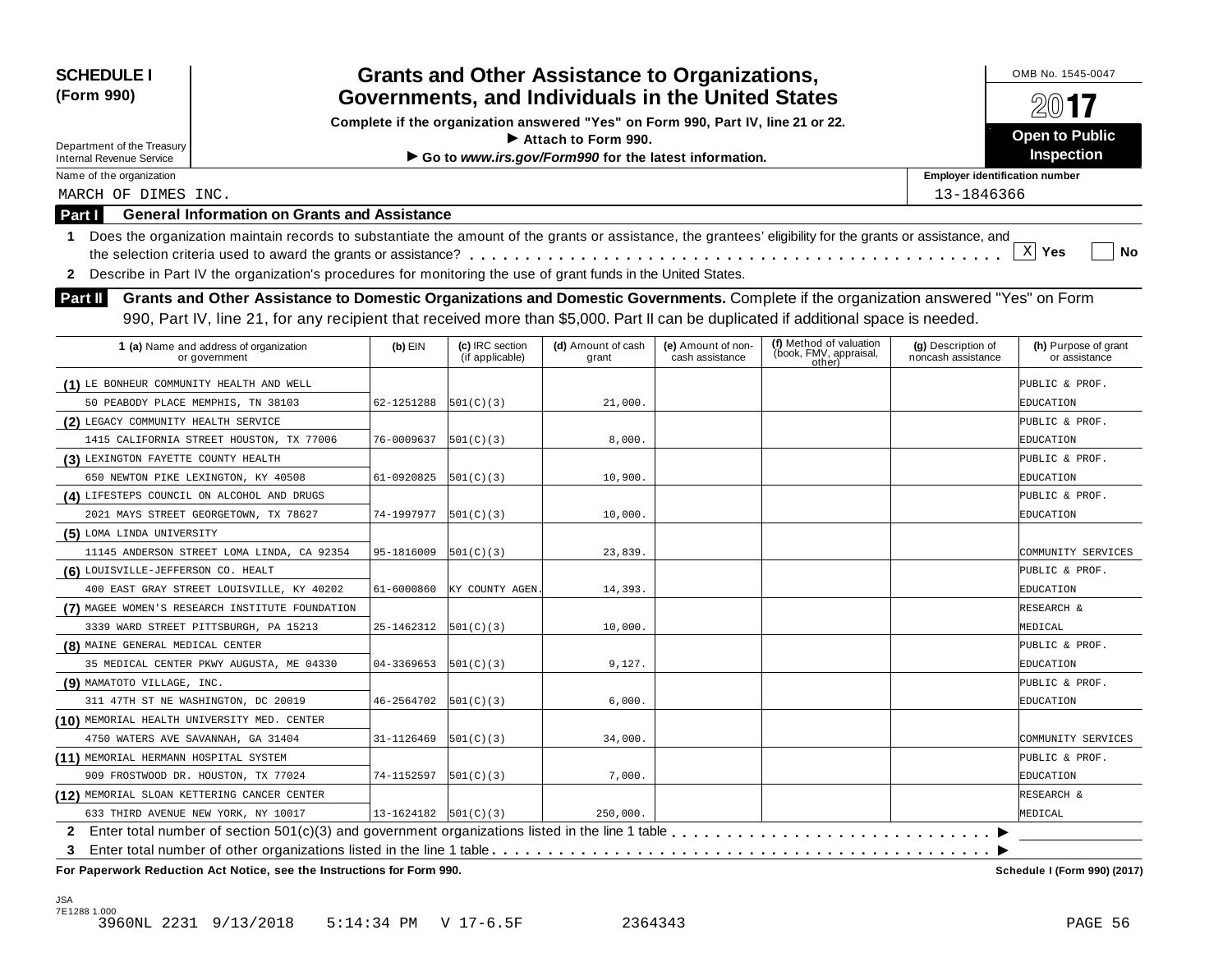**SCHEDULE I (Form 990)**

Department of the Treasury
Internal Revenue Service

# Grants and Other Assistance to Organizations, Governments, and Individuals in the United States

**Complete if the organization answered "Yes" on Form 990, Part IV, line 21 or 22.**
**► Attach to Form 990.**
**► Go to *www.irs.gov/Form990* for the latest information.**

OMB No. 1545-0047

**2017**

**Open to Public Inspection**

Name of the organization: MARCH OF DIMES INC.

Employer identification number: 13-1846366

## Part I General Information on Grants and Assistance

**1** Does the organization maintain records to substantiate the amount of the grants or assistance, the grantees' eligibility for the grants or assistance, and the selection criteria used to award the grants or assistance? . . . . . [X] Yes [ ] No

**2** Describe in Part IV the organization's procedures for monitoring the use of grant funds in the United States.

## Part II Grants and Other Assistance to Domestic Organizations and Domestic Governments.

Complete if the organization answered "Yes" on Form 990, Part IV, line 21, for any recipient that received more than $5,000. Part II can be duplicated if additional space is needed.

| 1 (a) Name and address of organization or government | (b) EIN | (c) IRC section (if applicable) | (d) Amount of cash grant | (e) Amount of non-cash assistance | (f) Method of valuation (book, FMV, appraisal, other) | (g) Description of noncash assistance | (h) Purpose of grant or assistance |
|---|---|---|---|---|---|---|---|
| (1) LE BONHEUR COMMUNITY HEALTH AND WELL 50 PEABODY PLACE MEMPHIS, TN 38103 | 62-1251288 | 501(C)(3) | 21,000. | | | | PUBLIC & PROF. EDUCATION |
| (2) LEGACY COMMUNITY HEALTH SERVICE 1415 CALIFORNIA STREET HOUSTON, TX 77006 | 76-0009637 | 501(C)(3) | 8,000. | | | | PUBLIC & PROF. EDUCATION |
| (3) LEXINGTON FAYETTE COUNTY HEALTH 650 NEWTON PIKE LEXINGTON, KY 40508 | 61-0920825 | 501(C)(3) | 10,900. | | | | PUBLIC & PROF. EDUCATION |
| (4) LIFESTEPS COUNCIL ON ALCOHOL AND DRUGS 2021 MAYS STREET GEORGETOWN, TX 78627 | 74-1997977 | 501(C)(3) | 10,000. | | | | PUBLIC & PROF. EDUCATION |
| (5) LOMA LINDA UNIVERSITY 11145 ANDERSON STREET LOMA LINDA, CA 92354 | 95-1816009 | 501(C)(3) | 23,839. | | | | COMMUNITY SERVICES |
| (6) LOUISVILLE-JEFFERSON CO. HEALT 400 EAST GRAY STREET LOUISVILLE, KY 40202 | 61-6000860 | KY COUNTY AGEN. | 14,393. | | | | PUBLIC & PROF. EDUCATION |
| (7) MAGEE WOMEN'S RESEARCH INSTITUTE FOUNDATION 3339 WARD STREET PITTSBURGH, PA 15213 | 25-1462312 | 501(C)(3) | 10,000. | | | | RESEARCH & MEDICAL |
| (8) MAINE GENERAL MEDICAL CENTER 35 MEDICAL CENTER PKWY AUGUSTA, ME 04330 | 04-3369653 | 501(C)(3) | 9,127. | | | | PUBLIC & PROF. EDUCATION |
| (9) MAMATOTO VILLAGE, INC. 311 47TH ST NE WASHINGTON, DC 20019 | 46-2564702 | 501(C)(3) | 6,000. | | | | PUBLIC & PROF. EDUCATION |
| (10) MEMORIAL HEALTH UNIVERSITY MED. CENTER 4750 WATERS AVE SAVANNAH, GA 31404 | 31-1126469 | 501(C)(3) | 34,000. | | | | COMMUNITY SERVICES |
| (11) MEMORIAL HERMANN HOSPITAL SYSTEM 909 FROSTWOOD DR. HOUSTON, TX 77024 | 74-1152597 | 501(C)(3) | 7,000. | | | | PUBLIC & PROF. EDUCATION |
| (12) MEMORIAL SLOAN KETTERING CANCER CENTER 633 THIRD AVENUE NEW YORK, NY 10017 | 13-1624182 | 501(C)(3) | 250,000. | | | | RESEARCH & MEDICAL |

**2** Enter total number of section 501(c)(3) and government organizations listed in the line 1 table . . . . . ►

**3** Enter total number of other organizations listed in the line 1 table . . . . . ►

**For Paperwork Reduction Act Notice, see the Instructions for Form 990.** Schedule I (Form 990) (2017)

JSA
7E1288 1.000
3960NL 2231 9/13/2018 5:14:34 PM V 17-6.5F 2364343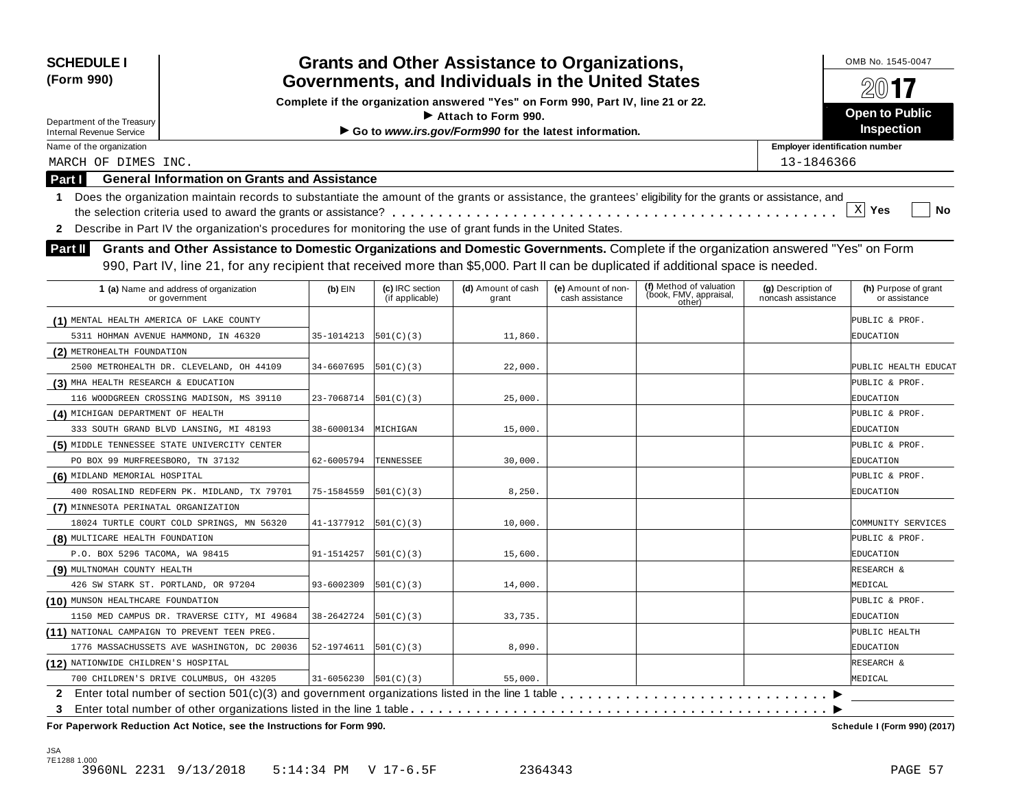**SCHEDULE I**
**(Form 990)**

Department of the Treasury
Internal Revenue Service

# Grants and Other Assistance to Organizations, Governments, and Individuals in the United States

**Complete if the organization answered "Yes" on Form 990, Part IV, line 21 or 22.**
**▶ Attach to Form 990.**
**▶ Go to *www.irs.gov/Form990* for the latest information.**

OMB No. 1545-0047
**2017**
**Open to Public Inspection**

Name of the organization: MARCH OF DIMES INC.
Employer identification number: 13-1846366

**Part I — General Information on Grants and Assistance**

1 Does the organization maintain records to substantiate the amount of the grants or assistance, the grantees' eligibility for the grants or assistance, and the selection criteria used to award the grants or assistance? . . . . . [X] Yes [ ] No

2 Describe in Part IV the organization's procedures for monitoring the use of grant funds in the United States.

**Part II — Grants and Other Assistance to Domestic Organizations and Domestic Governments.** Complete if the organization answered "Yes" on Form 990, Part IV, line 21, for any recipient that received more than $5,000. Part II can be duplicated if additional space is needed.

| 1 (a) Name and address of organization or government | (b) EIN | (c) IRC section (if applicable) | (d) Amount of cash grant | (e) Amount of non-cash assistance | (f) Method of valuation (book, FMV, appraisal, other) | (g) Description of noncash assistance | (h) Purpose of grant or assistance |
|---|---|---|---|---|---|---|---|
| (1) MENTAL HEALTH AMERICA OF LAKE COUNTY 5311 HOHMAN AVENUE HAMMOND, IN 46320 | 35-1014213 | 501(C)(3) | 11,860. | | | | PUBLIC & PROF. EDUCATION |
| (2) METROHEALTH FOUNDATION 2500 METROHEALTH DR. CLEVELAND, OH 44109 | 34-6607695 | 501(C)(3) | 22,000. | | | | PUBLIC HEALTH EDUCAT |
| (3) MHA HEALTH RESEARCH & EDUCATION 116 WOODGREEN CROSSING MADISON, MS 39110 | 23-7068714 | 501(C)(3) | 25,000. | | | | PUBLIC & PROF. EDUCATION |
| (4) MICHIGAN DEPARTMENT OF HEALTH 333 SOUTH GRAND BLVD LANSING, MI 48193 | 38-6000134 | MICHIGAN | 15,000. | | | | PUBLIC & PROF. EDUCATION |
| (5) MIDDLE TENNESSEE STATE UNIVERCITY CENTER PO BOX 99 MURFREESBORO, TN 37132 | 62-6005794 | TENNESSEE | 30,000. | | | | PUBLIC & PROF. EDUCATION |
| (6) MIDLAND MEMORIAL HOSPITAL 400 ROSALIND REDFERN PK. MIDLAND, TX 79701 | 75-1584559 | 501(C)(3) | 8,250. | | | | PUBLIC & PROF. EDUCATION |
| (7) MINNESOTA PERINATAL ORGANIZATION 18024 TURTLE COURT COLD SPRINGS, MN 56320 | 41-1377912 | 501(C)(3) | 10,000. | | | | COMMUNITY SERVICES |
| (8) MULTICARE HEALTH FOUNDATION P.O. BOX 5296 TACOMA, WA 98415 | 91-1514257 | 501(C)(3) | 15,600. | | | | PUBLIC & PROF. EDUCATION |
| (9) MULTNOMAH COUNTY HEALTH 426 SW STARK ST. PORTLAND, OR 97204 | 93-6002309 | 501(C)(3) | 14,000. | | | | RESEARCH & MEDICAL |
| (10) MUNSON HEALTHCARE FOUNDATION 1150 MED CAMPUS DR. TRAVERSE CITY, MI 49684 | 38-2642724 | 501(C)(3) | 33,735. | | | | PUBLIC & PROF. EDUCATION |
| (11) NATIONAL CAMPAIGN TO PREVENT TEEN PREG. 1776 MASSACHUSSETS AVE WASHINGTON, DC 20036 | 52-1974611 | 501(C)(3) | 8,090. | | | | PUBLIC HEALTH EDUCATION |
| (12) NATIONWIDE CHILDREN'S HOSPITAL 700 CHILDREN'S DRIVE COLUMBUS, OH 43205 | 31-6056230 | 501(C)(3) | 55,000. | | | | RESEARCH & MEDICAL |

2 Enter total number of section 501(c)(3) and government organizations listed in the line 1 table . . . . . ▶

3 Enter total number of other organizations listed in the line 1 table . . . . . ▶

**For Paperwork Reduction Act Notice, see the Instructions for Form 990.** **Schedule I (Form 990) (2017)**

JSA
7E1288 1.000
3960NL 2231 9/13/2018 5:14:34 PM V 17-6.5F 2364343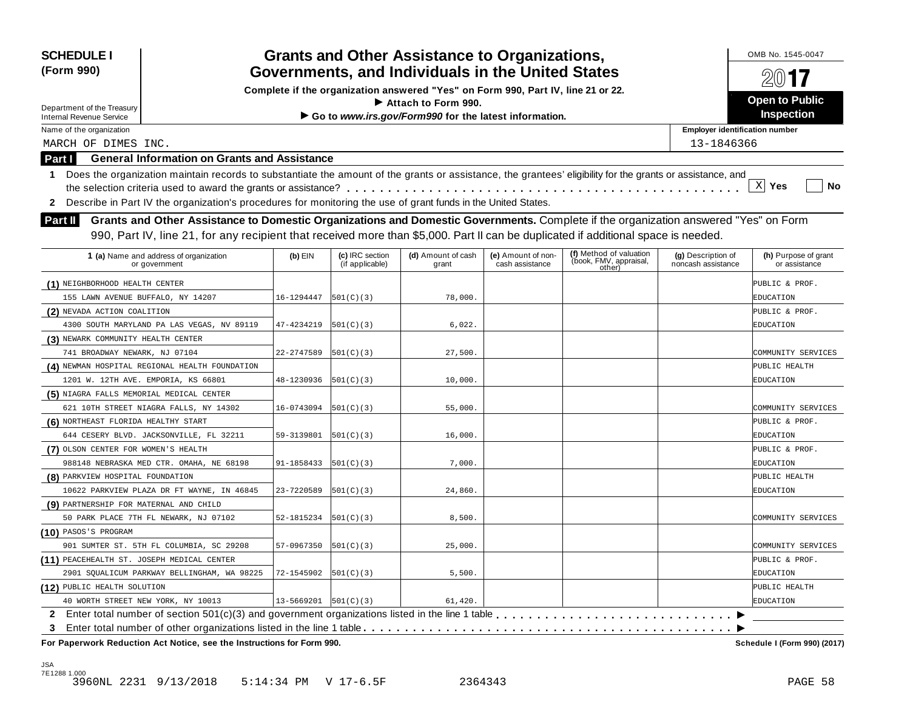**SCHEDULE I**
**(Form 990)**

Department of the Treasury
Internal Revenue Service

# Grants and Other Assistance to Organizations, Governments, and Individuals in the United States

**Complete if the organization answered "Yes" on Form 990, Part IV, line 21 or 22.**
**▶ Attach to Form 990.**
**▶ Go to *www.irs.gov/Form990* for the latest information.**

OMB No. 1545-0047

**2017**

**Open to Public Inspection**

Name of the organization: MARCH OF DIMES INC.

Employer identification number: 13-1846366

## Part I General Information on Grants and Assistance

1 Does the organization maintain records to substantiate the amount of the grants or assistance, the grantees' eligibility for the grants or assistance, and the selection criteria used to award the grants or assistance? . . . . . [X] Yes [ ] No

2 Describe in Part IV the organization's procedures for monitoring the use of grant funds in the United States.

## Part II Grants and Other Assistance to Domestic Organizations and Domestic Governments.

Complete if the organization answered "Yes" on Form 990, Part IV, line 21, for any recipient that received more than $5,000. Part II can be duplicated if additional space is needed.

| 1 (a) Name and address of organization or government | (b) EIN | (c) IRC section (if applicable) | (d) Amount of cash grant | (e) Amount of non-cash assistance | (f) Method of valuation (book, FMV, appraisal, other) | (g) Description of noncash assistance | (h) Purpose of grant or assistance |
|---|---|---|---|---|---|---|---|
| (1) NEIGHBORHOOD HEALTH CENTER 155 LAWN AVENUE BUFFALO, NY 14207 | 16-1294447 | 501(C)(3) | 78,000. | | | | PUBLIC & PROF. EDUCATION |
| (2) NEVADA ACTION COALITION 4300 SOUTH MARYLAND PA LAS VEGAS, NV 89119 | 47-4234219 | 501(C)(3) | 6,022. | | | | PUBLIC & PROF. EDUCATION |
| (3) NEWARK COMMUNITY HEALTH CENTER 741 BROADWAY NEWARK, NJ 07104 | 22-2747589 | 501(C)(3) | 27,500. | | | | COMMUNITY SERVICES |
| (4) NEWMAN HOSPITAL REGIONAL HEALTH FOUNDATION 1201 W. 12TH AVE. EMPORIA, KS 66801 | 48-1230936 | 501(C)(3) | 10,000. | | | | PUBLIC HEALTH EDUCATION |
| (5) NIAGRA FALLS MEMORIAL MEDICAL CENTER 621 10TH STREET NIAGRA FALLS, NY 14302 | 16-0743094 | 501(C)(3) | 55,000. | | | | COMMUNITY SERVICES |
| (6) NORTHEAST FLORIDA HEALTHY START 644 CESERY BLVD. JACKSONVILLE, FL 32211 | 59-3139801 | 501(C)(3) | 16,000. | | | | PUBLIC & PROF. EDUCATION |
| (7) OLSON CENTER FOR WOMEN'S HEALTH 988148 NEBRASKA MED CTR. OMAHA, NE 68198 | 91-1858433 | 501(C)(3) | 7,000. | | | | PUBLIC & PROF. EDUCATION |
| (8) PARKVIEW HOSPITAL FOUNDATION 10622 PARKVIEW PLAZA DR FT WAYNE, IN 46845 | 23-7220589 | 501(C)(3) | 24,860. | | | | PUBLIC HEALTH EDUCATION |
| (9) PARTNERSHIP FOR MATERNAL AND CHILD 50 PARK PLACE 7TH FL NEWARK, NJ 07102 | 52-1815234 | 501(C)(3) | 8,500. | | | | COMMUNITY SERVICES |
| (10) PASOS'S PROGRAM 901 SUMTER ST. 5TH FL COLUMBIA, SC 29208 | 57-0967350 | 501(C)(3) | 25,000. | | | | COMMUNITY SERVICES |
| (11) PEACEHEALTH ST. JOSEPH MEDICAL CENTER 2901 SQUALICUM PARKWAY BELLINGHAM, WA 98225 | 72-1545902 | 501(C)(3) | 5,500. | | | | PUBLIC & PROF. EDUCATION |
| (12) PUBLIC HEALTH SOLUTION 40 WORTH STREET NEW YORK, NY 10013 | 13-5669201 | 501(C)(3) | 61,420. | | | | PUBLIC HEALTH EDUCATION |

2 Enter total number of section 501(c)(3) and government organizations listed in the line 1 table . . . . . ▶

3 Enter total number of other organizations listed in the line 1 table . . . . . ▶

**For Paperwork Reduction Act Notice, see the Instructions for Form 990.** **Schedule I (Form 990) (2017)**

JSA
7E1288 1.000
3960NL 2231 9/13/2018 5:14:34 PM V 17-6.5F 2364343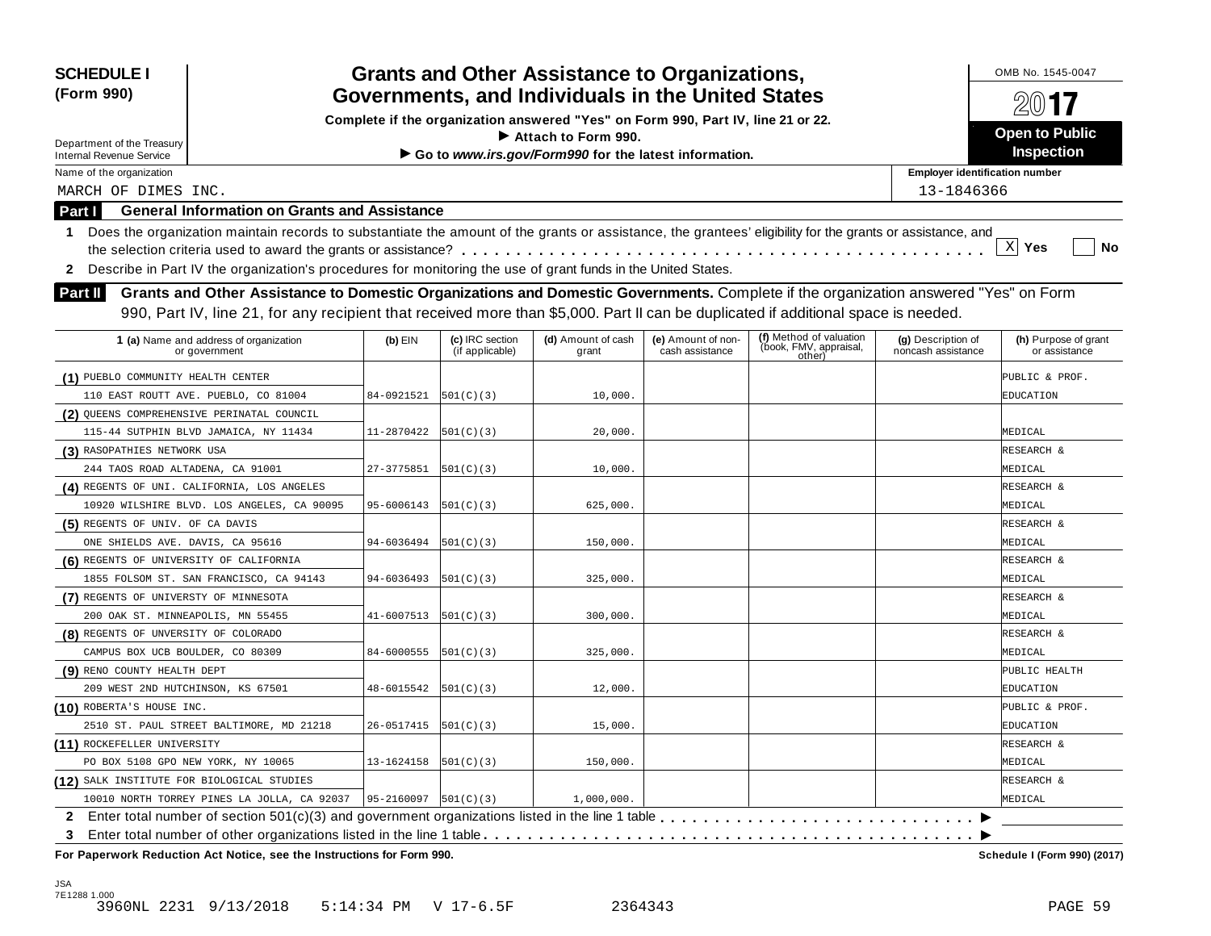**SCHEDULE I (Form 990)**

Department of the Treasury
Internal Revenue Service

# Grants and Other Assistance to Organizations, Governments, and Individuals in the United States

**Complete if the organization answered "Yes" on Form 990, Part IV, line 21 or 22.**
**▶ Attach to Form 990.**
**▶ Go to *www.irs.gov/Form990* for the latest information.**

OMB No. 1545-0047

**2017**

**Open to Public Inspection**

Name of the organization: MARCH OF DIMES INC.

Employer identification number: 13-1846366

## Part I General Information on Grants and Assistance

1 Does the organization maintain records to substantiate the amount of the grants or assistance, the grantees' eligibility for the grants or assistance, and the selection criteria used to award the grants or assistance? [X] Yes [ ] No

2 Describe in Part IV the organization's procedures for monitoring the use of grant funds in the United States.

## Part II Grants and Other Assistance to Domestic Organizations and Domestic Governments.

Complete if the organization answered "Yes" on Form 990, Part IV, line 21, for any recipient that received more than $5,000. Part II can be duplicated if additional space is needed.

| 1 (a) Name and address of organization or government | (b) EIN | (c) IRC section (if applicable) | (d) Amount of cash grant | (e) Amount of non-cash assistance | (f) Method of valuation (book, FMV, appraisal, other) | (g) Description of noncash assistance | (h) Purpose of grant or assistance |
|---|---|---|---|---|---|---|---|
| (1) PUEBLO COMMUNITY HEALTH CENTER 110 EAST ROUTT AVE. PUEBLO, CO 81004 | 84-0921521 | 501(C)(3) | 10,000. | | | | PUBLIC & PROF. EDUCATION |
| (2) QUEENS COMPREHENSIVE PERINATAL COUNCIL 115-44 SUTPHIN BLVD JAMAICA, NY 11434 | 11-2870422 | 501(C)(3) | 20,000. | | | | MEDICAL |
| (3) RASOPATHIES NETWORK USA 244 TAOS ROAD ALTADENA, CA 91001 | 27-3775851 | 501(C)(3) | 10,000. | | | | RESEARCH & MEDICAL |
| (4) REGENTS OF UNI. CALIFORNIA, LOS ANGELES 10920 WILSHIRE BLVD. LOS ANGELES, CA 90095 | 95-6006143 | 501(C)(3) | 625,000. | | | | RESEARCH & MEDICAL |
| (5) REGENTS OF UNIV. OF CA DAVIS ONE SHIELDS AVE. DAVIS, CA 95616 | 94-6036494 | 501(C)(3) | 150,000. | | | | RESEARCH & MEDICAL |
| (6) REGENTS OF UNIVERSITY OF CALIFORNIA 1855 FOLSOM ST. SAN FRANCISCO, CA 94143 | 94-6036493 | 501(C)(3) | 325,000. | | | | RESEARCH & MEDICAL |
| (7) REGENTS OF UNIVERSTY OF MINNESOTA 200 OAK ST. MINNEAPOLIS, MN 55455 | 41-6007513 | 501(C)(3) | 300,000. | | | | RESEARCH & MEDICAL |
| (8) REGENTS OF UNVERSITY OF COLORADO CAMPUS BOX UCB BOULDER, CO 80309 | 84-6000555 | 501(C)(3) | 325,000. | | | | RESEARCH & MEDICAL |
| (9) RENO COUNTY HEALTH DEPT 209 WEST 2ND HUTCHINSON, KS 67501 | 48-6015542 | 501(C)(3) | 12,000. | | | | PUBLIC HEALTH EDUCATION |
| (10) ROBERTA'S HOUSE INC. 2510 ST. PAUL STREET BALTIMORE, MD 21218 | 26-0517415 | 501(C)(3) | 15,000. | | | | PUBLIC & PROF. EDUCATION |
| (11) ROCKEFELLER UNIVERSITY PO BOX 5108 GPO NEW YORK, NY 10065 | 13-1624158 | 501(C)(3) | 150,000. | | | | RESEARCH & MEDICAL |
| (12) SALK INSTITUTE FOR BIOLOGICAL STUDIES 10010 NORTH TORREY PINES LA JOLLA, CA 92037 | 95-2160097 | 501(C)(3) | 1,000,000. | | | | RESEARCH & MEDICAL |

2 Enter total number of section 501(c)(3) and government organizations listed in the line 1 table ▶

3 Enter total number of other organizations listed in the line 1 table ▶

**For Paperwork Reduction Act Notice, see the Instructions for Form 990.** **Schedule I (Form 990) (2017)**

JSA
7E1288 1.000
3960NL 2231 9/13/2018 5:14:34 PM V 17-6.5F 2364343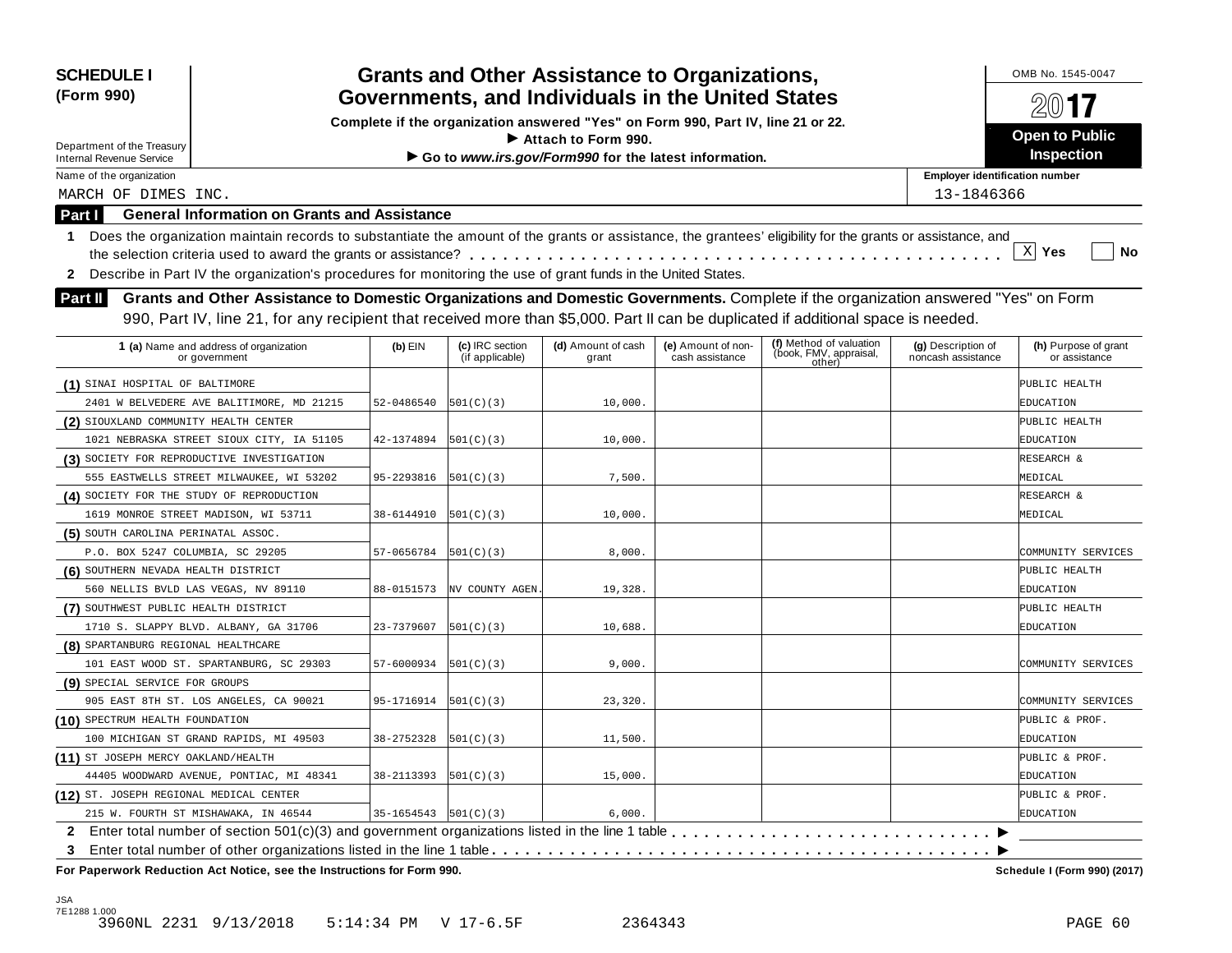**SCHEDULE I**
**(Form 990)**

Department of the Treasury
Internal Revenue Service

# Grants and Other Assistance to Organizations, Governments, and Individuals in the United States

**Complete if the organization answered "Yes" on Form 990, Part IV, line 21 or 22.**
**▶ Attach to Form 990.**
**▶ Go to *www.irs.gov/Form990* for the latest information.**

OMB No. 1545-0047
**2017**
**Open to Public Inspection**

Name of the organization: MARCH OF DIMES INC.

Employer identification number: 13-1846366

**Part I — General Information on Grants and Assistance**

1 Does the organization maintain records to substantiate the amount of the grants or assistance, the grantees' eligibility for the grants or assistance, and the selection criteria used to award the grants or assistance? . . . . . . . . . . . . . . . . . . . . . . . . . . . . . . . . . . . . . . . . . . . . [X] Yes [ ] No

2 Describe in Part IV the organization's procedures for monitoring the use of grant funds in the United States.

**Part II — Grants and Other Assistance to Domestic Organizations and Domestic Governments.** Complete if the organization answered "Yes" on Form 990, Part IV, line 21, for any recipient that received more than $5,000. Part II can be duplicated if additional space is needed.

| 1 (a) Name and address of organization or government | (b) EIN | (c) IRC section (if applicable) | (d) Amount of cash grant | (e) Amount of non-cash assistance | (f) Method of valuation (book, FMV, appraisal, other) | (g) Description of noncash assistance | (h) Purpose of grant or assistance |
|---|---|---|---|---|---|---|---|
| (1) SINAI HOSPITAL OF BALTIMORE 2401 W BELVEDERE AVE BALITIMORE, MD 21215 | 52-0486540 | 501(C)(3) | 10,000. | | | | PUBLIC HEALTH EDUCATION |
| (2) SIOUXLAND COMMUNITY HEALTH CENTER 1021 NEBRASKA STREET SIOUX CITY, IA 51105 | 42-1374894 | 501(C)(3) | 10,000. | | | | PUBLIC HEALTH EDUCATION |
| (3) SOCIETY FOR REPRODUCTIVE INVESTIGATION 555 EASTWELLS STREET MILWAUKEE, WI 53202 | 95-2293816 | 501(C)(3) | 7,500. | | | | RESEARCH & MEDICAL |
| (4) SOCIETY FOR THE STUDY OF REPRODUCTION 1619 MONROE STREET MADISON, WI 53711 | 38-6144910 | 501(C)(3) | 10,000. | | | | RESEARCH & MEDICAL |
| (5) SOUTH CAROLINA PERINATAL ASSOC. P.O. BOX 5247 COLUMBIA, SC 29205 | 57-0656784 | 501(C)(3) | 8,000. | | | | COMMUNITY SERVICES |
| (6) SOUTHERN NEVADA HEALTH DISTRICT 560 NELLIS BVLD LAS VEGAS, NV 89110 | 88-0151573 | NV COUNTY AGEN. | 19,328. | | | | PUBLIC HEALTH EDUCATION |
| (7) SOUTHWEST PUBLIC HEALTH DISTRICT 1710 S. SLAPPY BLVD. ALBANY, GA 31706 | 23-7379607 | 501(C)(3) | 10,688. | | | | PUBLIC HEALTH EDUCATION |
| (8) SPARTANBURG REGIONAL HEALTHCARE 101 EAST WOOD ST. SPARTANBURG, SC 29303 | 57-6000934 | 501(C)(3) | 9,000. | | | | COMMUNITY SERVICES |
| (9) SPECIAL SERVICE FOR GROUPS 905 EAST 8TH ST. LOS ANGELES, CA 90021 | 95-1716914 | 501(C)(3) | 23,320. | | | | COMMUNITY SERVICES |
| (10) SPECTRUM HEALTH FOUNDATION 100 MICHIGAN ST GRAND RAPIDS, MI 49503 | 38-2752328 | 501(C)(3) | 11,500. | | | | PUBLIC & PROF. EDUCATION |
| (11) ST JOSEPH MERCY OAKLAND/HEALTH 44405 WOODWARD AVENUE, PONTIAC, MI 48341 | 38-2113393 | 501(C)(3) | 15,000. | | | | PUBLIC & PROF. EDUCATION |
| (12) ST. JOSEPH REGIONAL MEDICAL CENTER 215 W. FOURTH ST MISHAWAKA, IN 46544 | 35-1654543 | 501(C)(3) | 6,000. | | | | PUBLIC & PROF. EDUCATION |

2 Enter total number of section 501(c)(3) and government organizations listed in the line 1 table . . . . . . . . . . . . . . . . . . . . . . . . . . . . . . ▶

3 Enter total number of other organizations listed in the line 1 table . . . . . . . . . . . . . . . . . . . . . . . . . . . . . . . . . . . . . . . . . . . . . . ▶

**For Paperwork Reduction Act Notice, see the Instructions for Form 990.** **Schedule I (Form 990) (2017)**

JSA
7E1288 1.000
3960NL 2231 9/13/2018 5:14:34 PM V 17-6.5F 2364343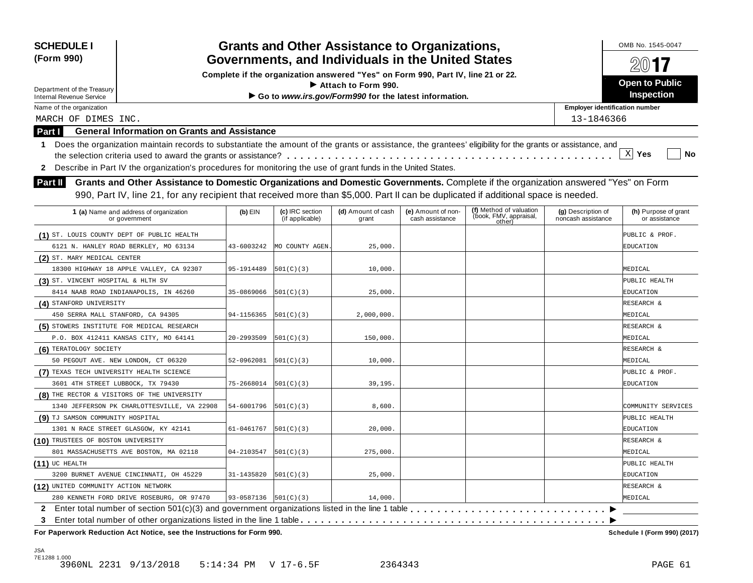**SCHEDULE I**
**(Form 990)**

Department of the Treasury
Internal Revenue Service

# Grants and Other Assistance to Organizations, Governments, and Individuals in the United States

**Complete if the organization answered "Yes" on Form 990, Part IV, line 21 or 22.**
**► Attach to Form 990.**
**► Go to *www.irs.gov/Form990* for the latest information.**

OMB No. 1545-0047

**2017**

**Open to Public Inspection**

Name of the organization: MARCH OF DIMES INC.

Employer identification number: 13-1846366

## Part I General Information on Grants and Assistance

**1** Does the organization maintain records to substantiate the amount of the grants or assistance, the grantees' eligibility for the grants or assistance, and the selection criteria used to award the grants or assistance? . . . . . . . . . . . . [X] Yes [ ] No

**2** Describe in Part IV the organization's procedures for monitoring the use of grant funds in the United States.

## Part II Grants and Other Assistance to Domestic Organizations and Domestic Governments.

Complete if the organization answered "Yes" on Form 990, Part IV, line 21, for any recipient that received more than $5,000. Part II can be duplicated if additional space is needed.

| 1 (a) Name and address of organization or government | (b) EIN | (c) IRC section (if applicable) | (d) Amount of cash grant | (e) Amount of non-cash assistance | (f) Method of valuation (book, FMV, appraisal, other) | (g) Description of noncash assistance | (h) Purpose of grant or assistance |
|---|---|---|---|---|---|---|---|
| (1) ST. LOUIS COUNTY DEPT OF PUBLIC HEALTH 6121 N. HANLEY ROAD BERKLEY, MO 63134 | 43-6003242 | MO COUNTY AGEN. | 25,000. | | | | PUBLIC & PROF. EDUCATION |
| (2) ST. MARY MEDICAL CENTER 18300 HIGHWAY 18 APPLE VALLEY, CA 92307 | 95-1914489 | 501(C)(3) | 10,000. | | | | MEDICAL |
| (3) ST. VINCENT HOSPITAL & HLTH SV 8414 NAAB ROAD INDIANAPOLIS, IN 46260 | 35-0869066 | 501(C)(3) | 25,000. | | | | PUBLIC HEALTH EDUCATION |
| (4) STANFORD UNIVERSITY 450 SERRA MALL STANFORD, CA 94305 | 94-1156365 | 501(C)(3) | 2,000,000. | | | | RESEARCH & MEDICAL |
| (5) STOWERS INSTITUTE FOR MEDICAL RESEARCH P.O. BOX 412411 KANSAS CITY, MO 64141 | 20-2993509 | 501(C)(3) | 150,000. | | | | RESEARCH & MEDICAL |
| (6) TERATOLOGY SOCIETY 50 PEGOUT AVE. NEW LONDON, CT 06320 | 52-0962081 | 501(C)(3) | 10,000. | | | | RESEARCH & MEDICAL |
| (7) TEXAS TECH UNIVERSITY HEALTH SCIENCE 3601 4TH STREET LUBBOCK, TX 79430 | 75-2668014 | 501(C)(3) | 39,195. | | | | PUBLIC & PROF. EDUCATION |
| (8) THE RECTOR & VISITORS OF THE UNIVERSITY 1340 JEFFERSON PK CHARLOTTESVILLE, VA 22908 | 54-6001796 | 501(C)(3) | 8,600. | | | | COMMUNITY SERVICES |
| (9) TJ SAMSON COMMUNITY HOSPITAL 1301 N RACE STREET GLASGOW, KY 42141 | 61-0461767 | 501(C)(3) | 20,000. | | | | PUBLIC HEALTH EDUCATION |
| (10) TRUSTEES OF BOSTON UNIVERSITY 801 MASSACHUSETTS AVE BOSTON, MA 02118 | 04-2103547 | 501(C)(3) | 275,000. | | | | RESEARCH & MEDICAL |
| (11) UC HEALTH 3200 BURNET AVENUE CINCINNATI, OH 45229 | 31-1435820 | 501(C)(3) | 25,000. | | | | PUBLIC HEALTH EDUCATION |
| (12) UNITED COMMUNITY ACTION NETWORK 280 KENNETH FORD DRIVE ROSEBURG, OR 97470 | 93-0587136 | 501(C)(3) | 14,000. | | | | RESEARCH & MEDICAL |

**2** Enter total number of section 501(c)(3) and government organizations listed in the line 1 table . . . . . . . . ►

**3** Enter total number of other organizations listed in the line 1 table . . . . . . . . ►

**For Paperwork Reduction Act Notice, see the Instructions for Form 990.** **Schedule I (Form 990) (2017)**

JSA
7E1288 1.000
3960NL 2231 9/13/2018 5:14:34 PM V 17-6.5F 2364343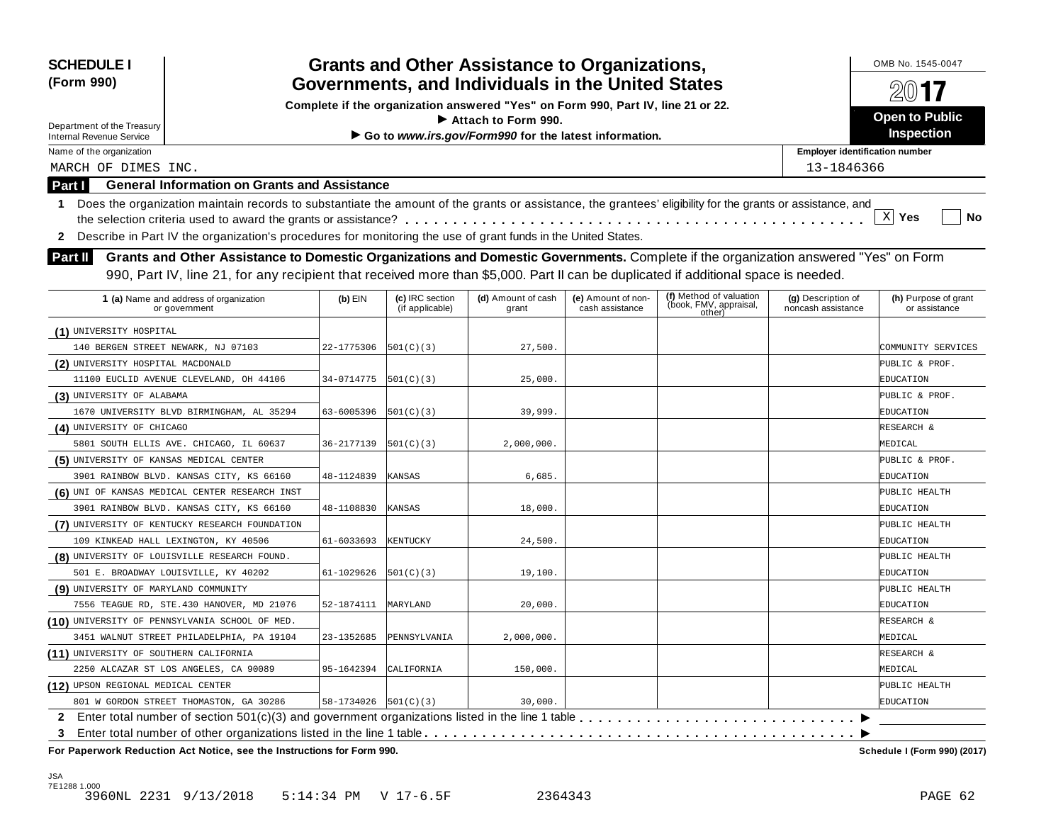**SCHEDULE I**
**(Form 990)**

Department of the Treasury
Internal Revenue Service

# Grants and Other Assistance to Organizations, Governments, and Individuals in the United States

**Complete if the organization answered "Yes" on Form 990, Part IV, line 21 or 22.**
**► Attach to Form 990.**
**► Go to *www.irs.gov/Form990* for the latest information.**

OMB No. 1545-0047

**2017**

**Open to Public Inspection**

Name of the organization: MARCH OF DIMES INC.

Employer identification number: 13-1846366

## Part I General Information on Grants and Assistance

1 Does the organization maintain records to substantiate the amount of the grants or assistance, the grantees' eligibility for the grants or assistance, and the selection criteria used to award the grants or assistance? . . . . . [X] Yes [ ] No

2 Describe in Part IV the organization's procedures for monitoring the use of grant funds in the United States.

## Part II Grants and Other Assistance to Domestic Organizations and Domestic Governments.

Complete if the organization answered "Yes" on Form 990, Part IV, line 21, for any recipient that received more than $5,000. Part II can be duplicated if additional space is needed.

| 1 (a) Name and address of organization or government | (b) EIN | (c) IRC section (if applicable) | (d) Amount of cash grant | (e) Amount of non-cash assistance | (f) Method of valuation (book, FMV, appraisal, other) | (g) Description of noncash assistance | (h) Purpose of grant or assistance |
|---|---|---|---|---|---|---|---|
| (1) UNIVERSITY HOSPITAL 140 BERGEN STREET NEWARK, NJ 07103 | 22-1775306 | 501(C)(3) | 27,500. | | | | COMMUNITY SERVICES |
| (2) UNIVERSITY HOSPITAL MACDONALD 11100 EUCLID AVENUE CLEVELAND, OH 44106 | 34-0714775 | 501(C)(3) | 25,000. | | | | PUBLIC & PROF. EDUCATION |
| (3) UNIVERSITY OF ALABAMA 1670 UNIVERSITY BLVD BIRMINGHAM, AL 35294 | 63-6005396 | 501(C)(3) | 39,999. | | | | PUBLIC & PROF. EDUCATION |
| (4) UNIVERSITY OF CHICAGO 5801 SOUTH ELLIS AVE. CHICAGO, IL 60637 | 36-2177139 | 501(C)(3) | 2,000,000. | | | | RESEARCH & MEDICAL |
| (5) UNIVERSITY OF KANSAS MEDICAL CENTER 3901 RAINBOW BLVD. KANSAS CITY, KS 66160 | 48-1124839 | KANSAS | 6,685. | | | | PUBLIC & PROF. EDUCATION |
| (6) UNI OF KANSAS MEDICAL CENTER RESEARCH INST 3901 RAINBOW BLVD. KANSAS CITY, KS 66160 | 48-1108830 | KANSAS | 18,000. | | | | PUBLIC HEALTH EDUCATION |
| (7) UNIVERSITY OF KENTUCKY RESEARCH FOUNDATION 109 KINKEAD HALL LEXINGTON, KY 40506 | 61-6033693 | KENTUCKY | 24,500. | | | | PUBLIC HEALTH EDUCATION |
| (8) UNIVERSITY OF LOUISVILLE RESEARCH FOUND. 501 E. BROADWAY LOUISVILLE, KY 40202 | 61-1029626 | 501(C)(3) | 19,100. | | | | PUBLIC HEALTH EDUCATION |
| (9) UNIVERSITY OF MARYLAND COMMUNITY 7556 TEAGUE RD, STE.430 HANOVER, MD 21076 | 52-1874111 | MARYLAND | 20,000. | | | | PUBLIC HEALTH EDUCATION |
| (10) UNIVERSITY OF PENNSYLVANIA SCHOOL OF MED. 3451 WALNUT STREET PHILADELPHIA, PA 19104 | 23-1352685 | PENNSYLVANIA | 2,000,000. | | | | RESEARCH & MEDICAL |
| (11) UNIVERSITY OF SOUTHERN CALIFORNIA 2250 ALCAZAR ST LOS ANGELES, CA 90089 | 95-1642394 | CALIFORNIA | 150,000. | | | | RESEARCH & MEDICAL |
| (12) UPSON REGIONAL MEDICAL CENTER 801 W GORDON STREET THOMASTON, GA 30286 | 58-1734026 | 501(C)(3) | 30,000. | | | | PUBLIC HEALTH EDUCATION |

2 Enter total number of section 501(c)(3) and government organizations listed in the line 1 table . . . . . ►

3 Enter total number of other organizations listed in the line 1 table . . . . . ►

**For Paperwork Reduction Act Notice, see the Instructions for Form 990.** **Schedule I (Form 990) (2017)**

JSA
7E1288 1.000
3960NL 2231 9/13/2018 5:14:34 PM V 17-6.5F 2364343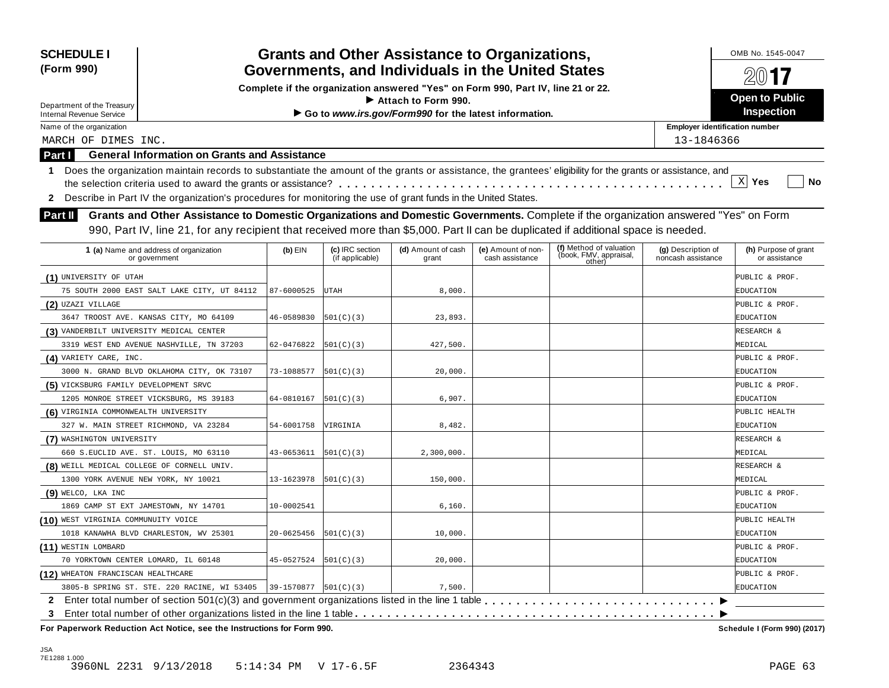**SCHEDULE I (Form 990)**

Department of the Treasury
Internal Revenue Service

# Grants and Other Assistance to Organizations, Governments, and Individuals in the United States

**Complete if the organization answered "Yes" on Form 990, Part IV, line 21 or 22.**
**▶ Attach to Form 990.**
**▶ Go to *www.irs.gov/Form990* for the latest information.**

OMB No. 1545-0047

**2017**

**Open to Public Inspection**

Name of the organization: MARCH OF DIMES INC.

Employer identification number: 13-1846366

## Part I General Information on Grants and Assistance

**1** Does the organization maintain records to substantiate the amount of the grants or assistance, the grantees' eligibility for the grants or assistance, and the selection criteria used to award the grants or assistance? . . . . . [X] Yes [ ] No

**2** Describe in Part IV the organization's procedures for monitoring the use of grant funds in the United States.

## Part II Grants and Other Assistance to Domestic Organizations and Domestic Governments.

Complete if the organization answered "Yes" on Form 990, Part IV, line 21, for any recipient that received more than $5,000. Part II can be duplicated if additional space is needed.

| 1 (a) Name and address of organization or government | (b) EIN | (c) IRC section (if applicable) | (d) Amount of cash grant | (e) Amount of non-cash assistance | (f) Method of valuation (book, FMV, appraisal, other) | (g) Description of noncash assistance | (h) Purpose of grant or assistance |
|---|---|---|---|---|---|---|---|
| (1) UNIVERSITY OF UTAH<br>75 SOUTH 2000 EAST SALT LAKE CITY, UT 84112 | 87-6000525 | UTAH | 8,000. | | | | PUBLIC & PROF. EDUCATION |
| (2) UZAZI VILLAGE<br>3647 TROOST AVE. KANSAS CITY, MO 64109 | 46-0589830 | 501(C)(3) | 23,893. | | | | PUBLIC & PROF. EDUCATION |
| (3) VANDERBILT UNIVERSITY MEDICAL CENTER<br>3319 WEST END AVENUE NASHVILLE, TN 37203 | 62-0476822 | 501(C)(3) | 427,500. | | | | RESEARCH & MEDICAL |
| (4) VARIETY CARE, INC.<br>3000 N. GRAND BLVD OKLAHOMA CITY, OK 73107 | 73-1088577 | 501(C)(3) | 20,000. | | | | PUBLIC & PROF. EDUCATION |
| (5) VICKSBURG FAMILY DEVELOPMENT SRVC<br>1205 MONROE STREET VICKSBURG, MS 39183 | 64-0810167 | 501(C)(3) | 6,907. | | | | PUBLIC & PROF. EDUCATION |
| (6) VIRGINIA COMMONWEALTH UNIVERSITY<br>327 W. MAIN STREET RICHMOND, VA 23284 | 54-6001758 | VIRGINIA | 8,482. | | | | PUBLIC HEALTH EDUCATION |
| (7) WASHINGTON UNIVERSITY<br>660 S.EUCLID AVE. ST. LOUIS, MO 63110 | 43-0653611 | 501(C)(3) | 2,300,000. | | | | RESEARCH & MEDICAL |
| (8) WEILL MEDICAL COLLEGE OF CORNELL UNIV.<br>1300 YORK AVENUE NEW YORK, NY 10021 | 13-1623978 | 501(C)(3) | 150,000. | | | | RESEARCH & MEDICAL |
| (9) WELCO, LKA INC<br>1869 CAMP ST EXT JAMESTOWN, NY 14701 | 10-0002541 | | 6,160. | | | | PUBLIC & PROF. EDUCATION |
| (10) WEST VIRGINIA COMMUNUITY VOICE<br>1018 KANAWHA BLVD CHARLESTON, WV 25301 | 20-0625456 | 501(C)(3) | 10,000. | | | | PUBLIC HEALTH EDUCATION |
| (11) WESTIN LOMBARD<br>70 YORKTOWN CENTER LOMARD, IL 60148 | 45-0527524 | 501(C)(3) | 20,000. | | | | PUBLIC & PROF. EDUCATION |
| (12) WHEATON FRANCISCAN HEALTHCARE<br>3805-B SPRING ST. STE. 220 RACINE, WI 53405 | 39-1570877 | 501(C)(3) | 7,500. | | | | PUBLIC & PROF. EDUCATION |

**2** Enter total number of section 501(c)(3) and government organizations listed in the line 1 table . . . . . ▶

**3** Enter total number of other organizations listed in the line 1 table . . . . . ▶

**For Paperwork Reduction Act Notice, see the Instructions for Form 990.** **Schedule I (Form 990) (2017)**

JSA
7E1288 1.000
3960NL 2231 9/13/2018 5:14:34 PM V 17-6.5F 2364343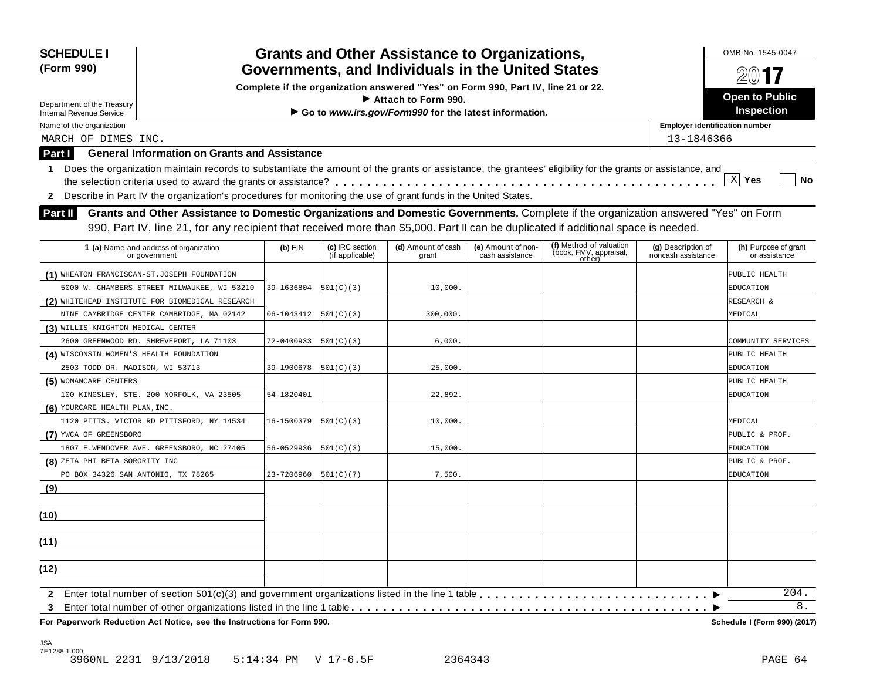**SCHEDULE I (Form 990)**

Department of the Treasury
Internal Revenue Service

# Grants and Other Assistance to Organizations, Governments, and Individuals in the United States

**Complete if the organization answered "Yes" on Form 990, Part IV, line 21 or 22.**
**▶ Attach to Form 990.**
**▶ Go to *www.irs.gov/Form990* for the latest information.**

OMB No. 1545-0047

**2017**

**Open to Public Inspection**

Name of the organization: MARCH OF DIMES INC.

Employer identification number: 13-1846366

## Part I General Information on Grants and Assistance

1 Does the organization maintain records to substantiate the amount of the grants or assistance, the grantees' eligibility for the grants or assistance, and the selection criteria used to award the grants or assistance? . . . . . [X] Yes [ ] No

2 Describe in Part IV the organization's procedures for monitoring the use of grant funds in the United States.

## Part II Grants and Other Assistance to Domestic Organizations and Domestic Governments.

Complete if the organization answered "Yes" on Form 990, Part IV, line 21, for any recipient that received more than $5,000. Part II can be duplicated if additional space is needed.

| 1 (a) Name and address of organization or government | (b) EIN | (c) IRC section (if applicable) | (d) Amount of cash grant | (e) Amount of non-cash assistance | (f) Method of valuation (book, FMV, appraisal, other) | (g) Description of noncash assistance | (h) Purpose of grant or assistance |
|---|---|---|---|---|---|---|---|
| (1) WHEATON FRANCISCAN-ST.JOSEPH FOUNDATION 5000 W. CHAMBERS STREET MILWAUKEE, WI 53210 | 39-1636804 | 501(C)(3) | 10,000. | | | | PUBLIC HEALTH EDUCATION |
| (2) WHITEHEAD INSTITUTE FOR BIOMEDICAL RESEARCH NINE CAMBRIDGE CENTER CAMBRIDGE, MA 02142 | 06-1043412 | 501(C)(3) | 300,000. | | | | RESEARCH & MEDICAL |
| (3) WILLIS-KNIGHTON MEDICAL CENTER 2600 GREENWOOD RD. SHREVEPORT, LA 71103 | 72-0400933 | 501(C)(3) | 6,000. | | | | COMMUNITY SERVICES |
| (4) WISCONSIN WOMEN'S HEALTH FOUNDATION 2503 TODD DR. MADISON, WI 53713 | 39-1900678 | 501(C)(3) | 25,000. | | | | PUBLIC HEALTH EDUCATION |
| (5) WOMANCARE CENTERS 100 KINGSLEY, STE. 200 NORFOLK, VA 23505 | 54-1820401 | | 22,892. | | | | PUBLIC HEALTH EDUCATION |
| (6) YOURCARE HEALTH PLAN,INC. 1120 PITTS. VICTOR RD PITTSFORD, NY 14534 | 16-1500379 | 501(C)(3) | 10,000. | | | | MEDICAL |
| (7) YWCA OF GREENSBORO 1807 E.WENDOVER AVE. GREENSBORO, NC 27405 | 56-0529936 | 501(C)(3) | 15,000. | | | | PUBLIC & PROF. EDUCATION |
| (8) ZETA PHI BETA SORORITY INC PO BOX 34326 SAN ANTONIO, TX 78265 | 23-7206960 | 501(C)(7) | 7,500. | | | | PUBLIC & PROF. EDUCATION |
| (9) | | | | | | | |
| (10) | | | | | | | |
| (11) | | | | | | | |
| (12) | | | | | | | |

2 Enter total number of section 501(c)(3) and government organizations listed in the line 1 table . . . . . ▶ 204.

3 Enter total number of other organizations listed in the line 1 table . . . . . ▶ 8.

**For Paperwork Reduction Act Notice, see the Instructions for Form 990.** **Schedule I (Form 990) (2017)**

JSA
7E1288 1.000
3960NL 2231 9/13/2018 5:14:34 PM V 17-6.5F 2364343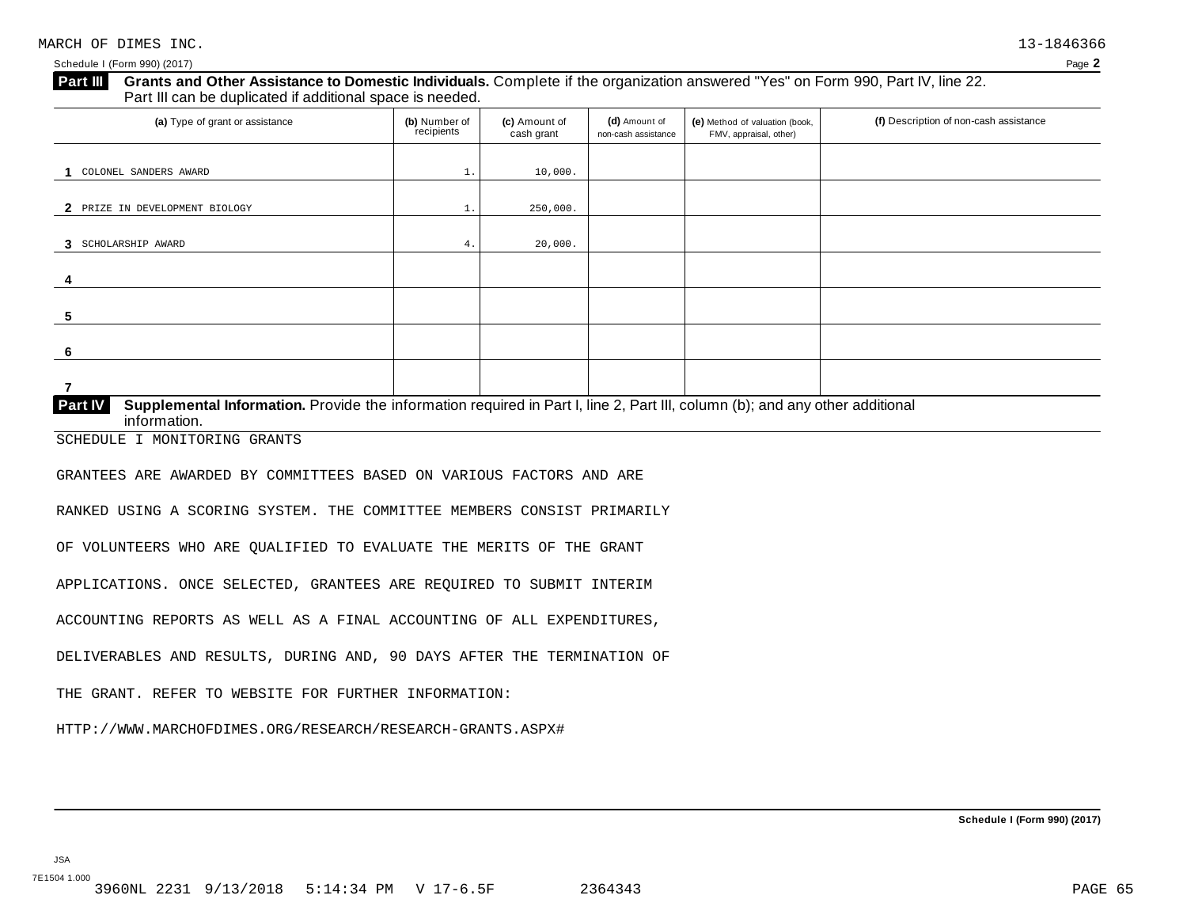MARCH OF DIMES INC. 13-1846366

Schedule I (Form 990) (2017)

**Part III** **Grants and Other Assistance to Domestic Individuals.** Complete if the organization answered "Yes" on Form 990, Part IV, line 22. Part III can be duplicated if additional space is needed.

| (a) Type of grant or assistance | (b) Number of recipients | (c) Amount of cash grant | (d) Amount of non-cash assistance | (e) Method of valuation (book, FMV, appraisal, other) | (f) Description of non-cash assistance |
|---|---|---|---|---|---|
| 1 COLONEL SANDERS AWARD | 1. | 10,000. | | | |
| 2 PRIZE IN DEVELOPMENT BIOLOGY | 1. | 250,000. | | | |
| 3 SCHOLARSHIP AWARD | 4. | 20,000. | | | |
| 4 | | | | | |
| 5 | | | | | |
| 6 | | | | | |
| 7 | | | | | |

**Part IV** **Supplemental Information.** Provide the information required in Part I, line 2, Part III, column (b); and any other additional information.

SCHEDULE I MONITORING GRANTS

GRANTEES ARE AWARDED BY COMMITTEES BASED ON VARIOUS FACTORS AND ARE RANKED USING A SCORING SYSTEM. THE COMMITTEE MEMBERS CONSIST PRIMARILY OF VOLUNTEERS WHO ARE QUALIFIED TO EVALUATE THE MERITS OF THE GRANT APPLICATIONS. ONCE SELECTED, GRANTEES ARE REQUIRED TO SUBMIT INTERIM ACCOUNTING REPORTS AS WELL AS A FINAL ACCOUNTING OF ALL EXPENDITURES, DELIVERABLES AND RESULTS, DURING AND, 90 DAYS AFTER THE TERMINATION OF THE GRANT. REFER TO WEBSITE FOR FURTHER INFORMATION:

HTTP://WWW.MARCHOFDIMES.ORG/RESEARCH/RESEARCH-GRANTS.ASPX#

Schedule I (Form 990) (2017)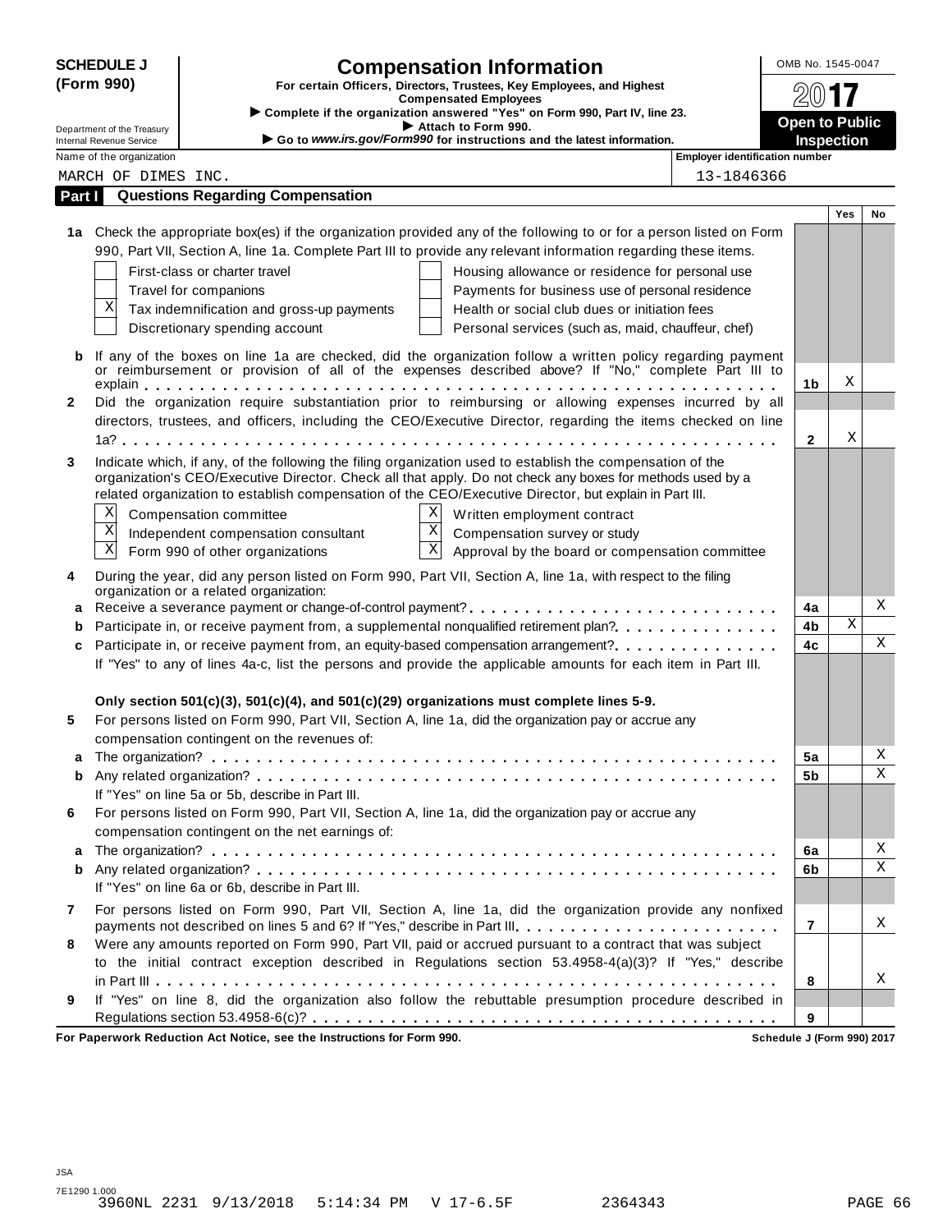**SCHEDULE J (Form 990)**

Department of the Treasury
Internal Revenue Service

# Compensation Information

**For certain Officers, Directors, Trustees, Key Employees, and Highest Compensated Employees**

► Complete if the organization answered "Yes" on Form 990, Part IV, line 23.
► Attach to Form 990.
► Go to *www.irs.gov/Form990* for instructions and the latest information.

OMB No. 1545-0047

**2017**

**Open to Public Inspection**

Name of the organization: MARCH OF DIMES INC.

Employer identification number: 13-1846366

## Part I Questions Regarding Compensation

| | | | Yes | No |
|---|---|---|---|---|
| **1a** | Check the appropriate box(es) if the organization provided any of the following to or for a person listed on Form 990, Part VII, Section A, line 1a. Complete Part III to provide any relevant information regarding these items. | | | |
| | [ ] First-class or charter travel  [ ] Housing allowance or residence for personal use | | | |
| | [ ] Travel for companions  [ ] Payments for business use of personal residence | | | |
| | [X] Tax indemnification and gross-up payments  [ ] Health or social club dues or initiation fees | | | |
| | [ ] Discretionary spending account  [ ] Personal services (such as, maid, chauffeur, chef) | | | |
| **b** | If any of the boxes on line 1a are checked, did the organization follow a written policy regarding payment or reimbursement or provision of all of the expenses described above? If "No," complete Part III to explain | 1b | X | |
| **2** | Did the organization require substantiation prior to reimbursing or allowing expenses incurred by all directors, trustees, and officers, including the CEO/Executive Director, regarding the items checked on line 1a? | 2 | X | |
| **3** | Indicate which, if any, of the following the filing organization used to establish the compensation of the organization's CEO/Executive Director. Check all that apply. Do not check any boxes for methods used by a related organization to establish compensation of the CEO/Executive Director, but explain in Part III. | | | |
| | [X] Compensation committee  [X] Written employment contract | | | |
| | [X] Independent compensation consultant  [X] Compensation survey or study | | | |
| | [X] Form 990 of other organizations  [X] Approval by the board or compensation committee | | | |
| **4** | During the year, did any person listed on Form 990, Part VII, Section A, line 1a, with respect to the filing organization or a related organization: | | | |
| **a** | Receive a severance payment or change-of-control payment? | 4a | | X |
| **b** | Participate in, or receive payment from, a supplemental nonqualified retirement plan? | 4b | X | |
| **c** | Participate in, or receive payment from, an equity-based compensation arrangement? | 4c | | X |
| | If "Yes" to any of lines 4a-c, list the persons and provide the applicable amounts for each item in Part III. | | | |
| | **Only section 501(c)(3), 501(c)(4), and 501(c)(29) organizations must complete lines 5-9.** | | | |
| **5** | For persons listed on Form 990, Part VII, Section A, line 1a, did the organization pay or accrue any compensation contingent on the revenues of: | | | |
| **a** | The organization? | 5a | | X |
| **b** | Any related organization? | 5b | | X |
| | If "Yes" on line 5a or 5b, describe in Part III. | | | |
| **6** | For persons listed on Form 990, Part VII, Section A, line 1a, did the organization pay or accrue any compensation contingent on the net earnings of: | | | |
| **a** | The organization? | 6a | | X |
| **b** | Any related organization? | 6b | | X |
| | If "Yes" on line 6a or 6b, describe in Part III. | | | |
| **7** | For persons listed on Form 990, Part VII, Section A, line 1a, did the organization provide any nonfixed payments not described on lines 5 and 6? If "Yes," describe in Part III. | 7 | | X |
| **8** | Were any amounts reported on Form 990, Part VII, paid or accrued pursuant to a contract that was subject to the initial contract exception described in Regulations section 53.4958-4(a)(3)? If "Yes," describe in Part III | 8 | | X |
| **9** | If "Yes" on line 8, did the organization also follow the rebuttable presumption procedure described in Regulations section 53.4958-6(c)? | 9 | | |

**For Paperwork Reduction Act Notice, see the Instructions for Form 990.** **Schedule J (Form 990) 2017**

JSA
7E1290 1.000
3960NL 2231 9/13/2018 5:14:34 PM V 17-6.5F 2364343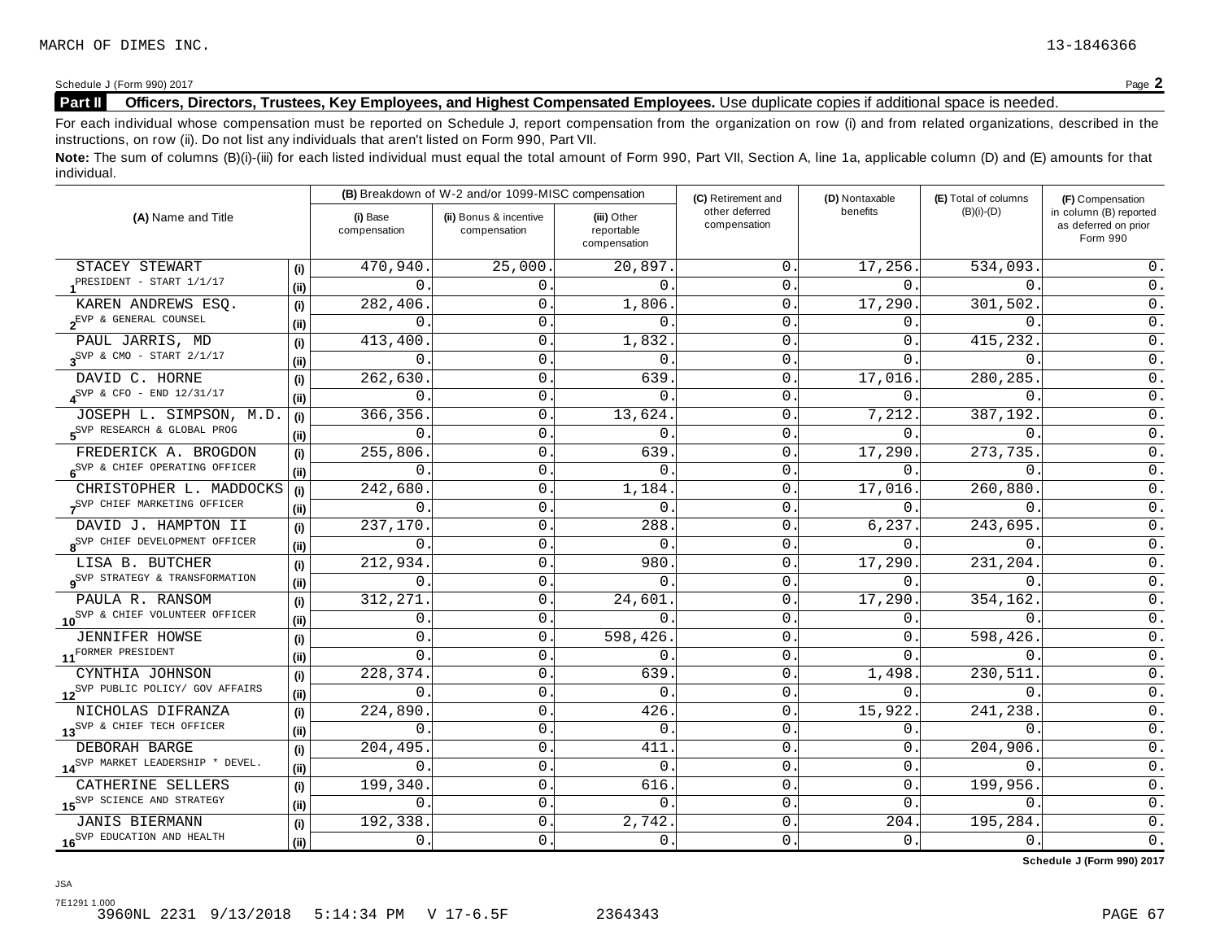MARCH OF DIMES INC. 13-1846366

Schedule J (Form 990) 2017 Page **2**

**Part II** **Officers, Directors, Trustees, Key Employees, and Highest Compensated Employees.** Use duplicate copies if additional space is needed.

For each individual whose compensation must be reported on Schedule J, report compensation from the organization on row (i) and from related organizations, described in the instructions, on row (ii). Do not list any individuals that aren't listed on Form 990, Part VII.

**Note:** The sum of columns (B)(i)-(iii) for each listed individual must equal the total amount of Form 990, Part VII, Section A, line 1a, applicable column (D) and (E) amounts for that individual.

| (A) Name and Title | | (B) Breakdown of W-2 and/or 1099-MISC compensation | | | (C) Retirement and other deferred compensation | (D) Nontaxable benefits | (E) Total of columns (B)(i)-(D) | (F) Compensation in column (B) reported as deferred on prior Form 990 |
|---|---|---|---|---|---|---|---|---|
| | | (i) Base compensation | (ii) Bonus & incentive compensation | (iii) Other reportable compensation | | | | |
| 1 STACEY STEWART | (i) | 470,940. | 25,000. | 20,897. | 0. | 17,256. | 534,093. | 0. |
| PRESIDENT - START 1/1/17 | (ii) | 0. | 0. | 0. | 0. | 0. | 0. | 0. |
| 2 KAREN ANDREWS ESQ. | (i) | 282,406. | 0. | 1,806. | 0. | 17,290. | 301,502. | 0. |
| EVP & GENERAL COUNSEL | (ii) | 0. | 0. | 0. | 0. | 0. | 0. | 0. |
| 3 PAUL JARRIS, MD | (i) | 413,400. | 0. | 1,832. | 0. | 0. | 415,232. | 0. |
| SVP & CMO - START 2/1/17 | (ii) | 0. | 0. | 0. | 0. | 0. | 0. | 0. |
| 4 DAVID C. HORNE | (i) | 262,630. | 0. | 639. | 0. | 17,016. | 280,285. | 0. |
| SVP & CFO - END 12/31/17 | (ii) | 0. | 0. | 0. | 0. | 0. | 0. | 0. |
| 5 JOSEPH L. SIMPSON, M.D. | (i) | 366,356. | 0. | 13,624. | 0. | 7,212. | 387,192. | 0. |
| SVP RESEARCH & GLOBAL PROG | (ii) | 0. | 0. | 0. | 0. | 0. | 0. | 0. |
| 6 FREDERICK A. BROGDON | (i) | 255,806. | 0. | 639. | 0. | 17,290. | 273,735. | 0. |
| SVP & CHIEF OPERATING OFFICER | (ii) | 0. | 0. | 0. | 0. | 0. | 0. | 0. |
| 7 CHRISTOPHER L. MADDOCKS | (i) | 242,680. | 0. | 1,184. | 0. | 17,016. | 260,880. | 0. |
| SVP CHIEF MARKETING OFFICER | (ii) | 0. | 0. | 0. | 0. | 0. | 0. | 0. |
| 8 DAVID J. HAMPTON II | (i) | 237,170. | 0. | 288. | 0. | 6,237. | 243,695. | 0. |
| SVP CHIEF DEVELOPMENT OFFICER | (ii) | 0. | 0. | 0. | 0. | 0. | 0. | 0. |
| 9 LISA B. BUTCHER | (i) | 212,934. | 0. | 980. | 0. | 17,290. | 231,204. | 0. |
| SVP STRATEGY & TRANSFORMATION | (ii) | 0. | 0. | 0. | 0. | 0. | 0. | 0. |
| 10 PAULA R. RANSOM | (i) | 312,271. | 0. | 24,601. | 0. | 17,290. | 354,162. | 0. |
| SVP & CHIEF VOLUNTEER OFFICER | (ii) | 0. | 0. | 0. | 0. | 0. | 0. | 0. |
| 11 JENNIFER HOWSE | (i) | 0. | 0. | 598,426. | 0. | 0. | 598,426. | 0. |
| FORMER PRESIDENT | (ii) | 0. | 0. | 0. | 0. | 0. | 0. | 0. |
| 12 CYNTHIA JOHNSON | (i) | 228,374. | 0. | 639. | 0. | 1,498. | 230,511. | 0. |
| SVP PUBLIC POLICY/ GOV AFFAIRS | (ii) | 0. | 0. | 0. | 0. | 0. | 0. | 0. |
| 13 NICHOLAS DIFRANZA | (i) | 224,890. | 0. | 426. | 0. | 15,922. | 241,238. | 0. |
| SVP & CHIEF TECH OFFICER | (ii) | 0. | 0. | 0. | 0. | 0. | 0. | 0. |
| 14 DEBORAH BARGE | (i) | 204,495. | 0. | 411. | 0. | 0. | 204,906. | 0. |
| SVP MARKET LEADERSHIP * DEVEL. | (ii) | 0. | 0. | 0. | 0. | 0. | 0. | 0. |
| 15 CATHERINE SELLERS | (i) | 199,340. | 0. | 616. | 0. | 0. | 199,956. | 0. |
| SVP SCIENCE AND STRATEGY | (ii) | 0. | 0. | 0. | 0. | 0. | 0. | 0. |
| 16 JANIS BIERMANN | (i) | 192,338. | 0. | 2,742. | 0. | 204. | 195,284. | 0. |
| SVP EDUCATION AND HEALTH | (ii) | 0. | 0. | 0. | 0. | 0. | 0. | 0. |

**Schedule J (Form 990) 2017**

JSA
7E1291 1.000
3960NL 2231 9/13/2018 5:14:34 PM V 17-6.5F 2364343 PAGE 67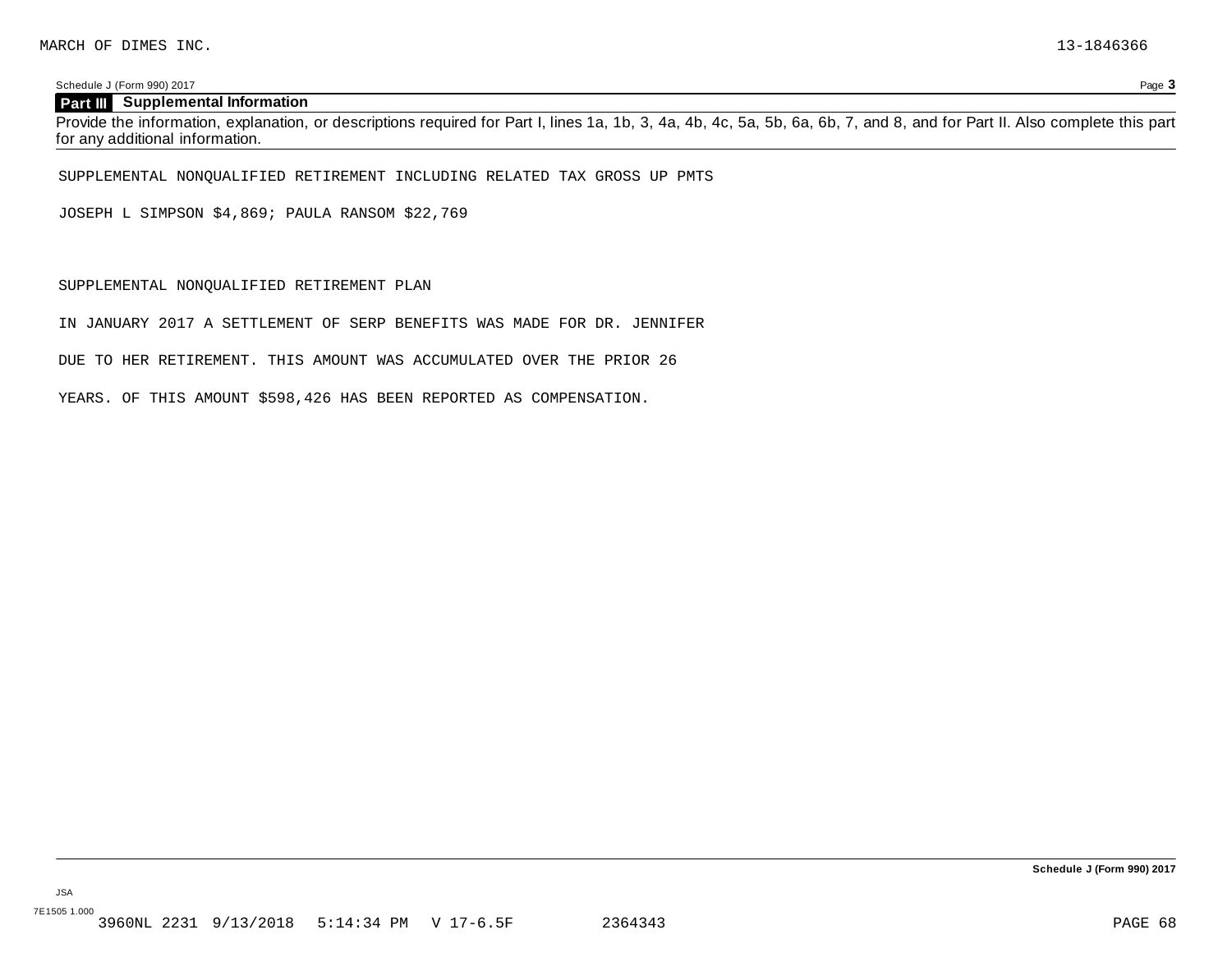MARCH OF DIMES INC. 13-1846366

Schedule J (Form 990) 2017

## Part III Supplemental Information

Provide the information, explanation, or descriptions required for Part I, lines 1a, 1b, 3, 4a, 4b, 4c, 5a, 5b, 6a, 6b, 7, and 8, and for Part II. Also complete this part for any additional information.

SUPPLEMENTAL NONQUALIFIED RETIREMENT INCLUDING RELATED TAX GROSS UP PMTS

JOSEPH L SIMPSON $4,869; PAULA RANSOM $22,769

SUPPLEMENTAL NONQUALIFIED RETIREMENT PLAN

IN JANUARY 2017 A SETTLEMENT OF SERP BENEFITS WAS MADE FOR DR. JENNIFER

DUE TO HER RETIREMENT. THIS AMOUNT WAS ACCUMULATED OVER THE PRIOR 26

YEARS. OF THIS AMOUNT $598,426 HAS BEEN REPORTED AS COMPENSATION.

Schedule J (Form 990) 2017

JSA
7E1505 1.000
3960NL 2231 9/13/2018 5:14:34 PM V 17-6.5F 2364343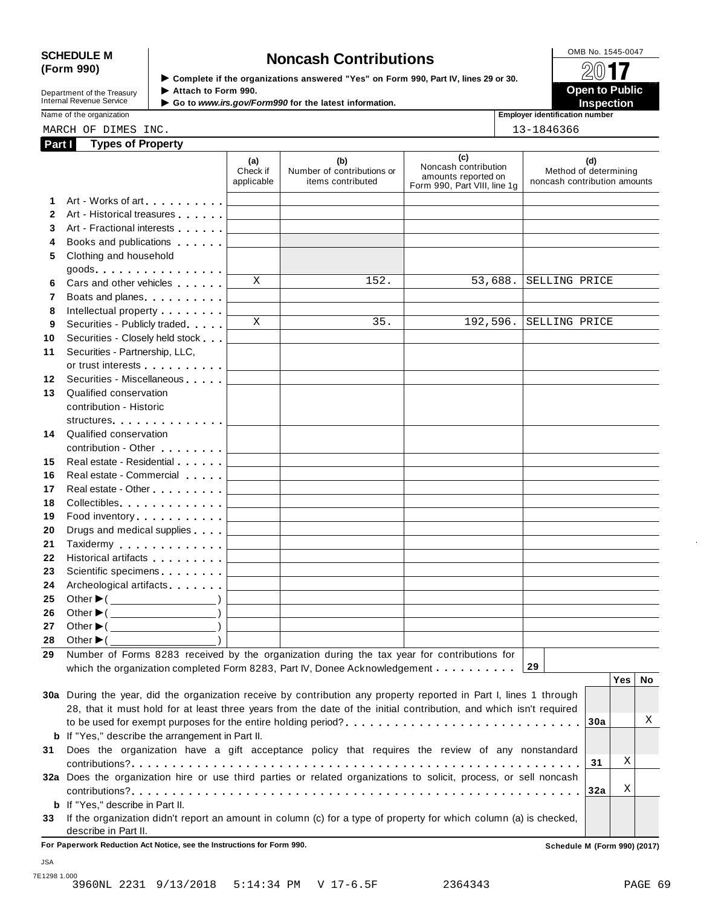**SCHEDULE M (Form 990)**

Department of the Treasury
Internal Revenue Service

# Noncash Contributions

▶ Complete if the organizations answered "Yes" on Form 990, Part IV, lines 29 or 30.
▶ Attach to Form 990.
▶ Go to *www.irs.gov/Form990* for the latest information.

OMB No. 1545-0047

**2017**

**Open to Public Inspection**

Name of the organization: MARCH OF DIMES INC.

Employer identification number: 13-1846366

## Part I Types of Property

| | | (a) Check if applicable | (b) Number of contributions or items contributed | (c) Noncash contribution amounts reported on Form 990, Part VIII, line 1g | (d) Method of determining noncash contribution amounts |
|---|---|---|---|---|---|
| 1 | Art - Works of art | | | | |
| 2 | Art - Historical treasures | | | | |
| 3 | Art - Fractional interests | | | | |
| 4 | Books and publications | | | | |
| 5 | Clothing and household goods | | | | |
| 6 | Cars and other vehicles | X | 152. | 53,688. | SELLING PRICE |
| 7 | Boats and planes | | | | |
| 8 | Intellectual property | | | | |
| 9 | Securities - Publicly traded | X | 35. | 192,596. | SELLING PRICE |
| 10 | Securities - Closely held stock | | | | |
| 11 | Securities - Partnership, LLC, or trust interests | | | | |
| 12 | Securities - Miscellaneous | | | | |
| 13 | Qualified conservation contribution - Historic structures | | | | |
| 14 | Qualified conservation contribution - Other | | | | |
| 15 | Real estate - Residential | | | | |
| 16 | Real estate - Commercial | | | | |
| 17 | Real estate - Other | | | | |
| 18 | Collectibles | | | | |
| 19 | Food inventory | | | | |
| 20 | Drugs and medical supplies | | | | |
| 21 | Taxidermy | | | | |
| 22 | Historical artifacts | | | | |
| 23 | Scientific specimens | | | | |
| 24 | Archeological artifacts | | | | |
| 25 | Other ▶ ( ) | | | | |
| 26 | Other ▶ ( ) | | | | |
| 27 | Other ▶ ( ) | | | | |
| 28 | Other ▶ ( ) | | | | |

29 Number of Forms 8283 received by the organization during the tax year for contributions for which the organization completed Form 8283, Part IV, Donee Acknowledgement . . . . . . . . . . **29**

| | | | Yes | No |
|---|---|---|---|---|
| **30a** | During the year, did the organization receive by contribution any property reported in Part I, lines 1 through 28, that it must hold for at least three years from the date of the initial contribution, and which isn't required to be used for exempt purposes for the entire holding period? | 30a | | X |
| **b** | If "Yes," describe the arrangement in Part II. | | | |
| **31** | Does the organization have a gift acceptance policy that requires the review of any nonstandard contributions? | 31 | X | |
| **32a** | Does the organization hire or use third parties or related organizations to solicit, process, or sell noncash contributions? | 32a | X | |
| **b** | If "Yes," describe in Part II. | | | |
| **33** | If the organization didn't report an amount in column (c) for a type of property for which column (a) is checked, describe in Part II. | | | |

**For Paperwork Reduction Act Notice, see the Instructions for Form 990.** **Schedule M (Form 990) (2017)**

JSA
7E1298 1.000
3960NL 2231 9/13/2018 5:14:34 PM V 17-6.5F 2364343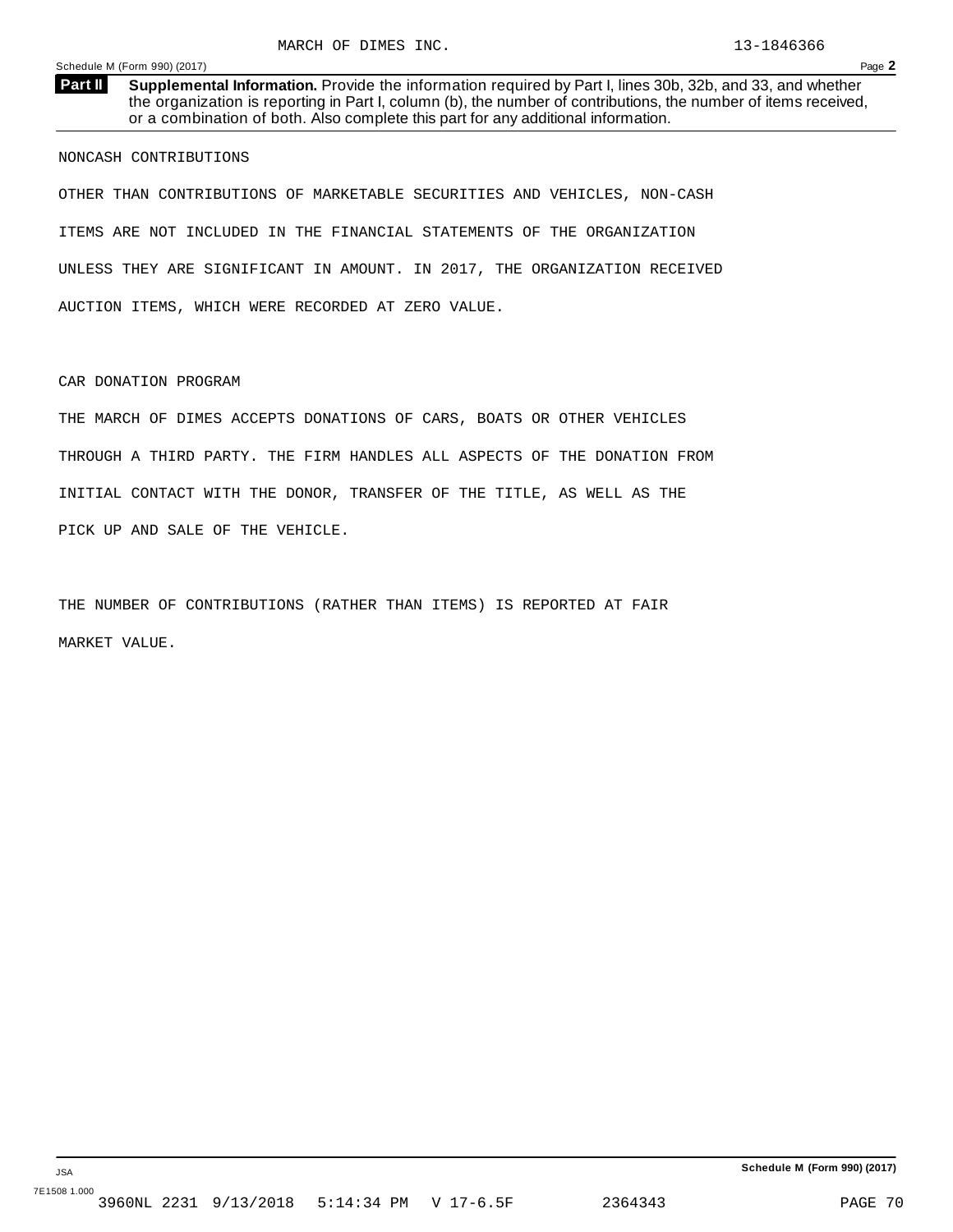MARCH OF DIMES INC. 13-1846366

**Part II** **Supplemental Information.** Provide the information required by Part I, lines 30b, 32b, and 33, and whether the organization is reporting in Part I, column (b), the number of contributions, the number of items received, or a combination of both. Also complete this part for any additional information.

NONCASH CONTRIBUTIONS

OTHER THAN CONTRIBUTIONS OF MARKETABLE SECURITIES AND VEHICLES, NON-CASH ITEMS ARE NOT INCLUDED IN THE FINANCIAL STATEMENTS OF THE ORGANIZATION UNLESS THEY ARE SIGNIFICANT IN AMOUNT. IN 2017, THE ORGANIZATION RECEIVED AUCTION ITEMS, WHICH WERE RECORDED AT ZERO VALUE.

CAR DONATION PROGRAM

THE MARCH OF DIMES ACCEPTS DONATIONS OF CARS, BOATS OR OTHER VEHICLES THROUGH A THIRD PARTY. THE FIRM HANDLES ALL ASPECTS OF THE DONATION FROM INITIAL CONTACT WITH THE DONOR, TRANSFER OF THE TITLE, AS WELL AS THE PICK UP AND SALE OF THE VEHICLE.

THE NUMBER OF CONTRIBUTIONS (RATHER THAN ITEMS) IS REPORTED AT FAIR MARKET VALUE.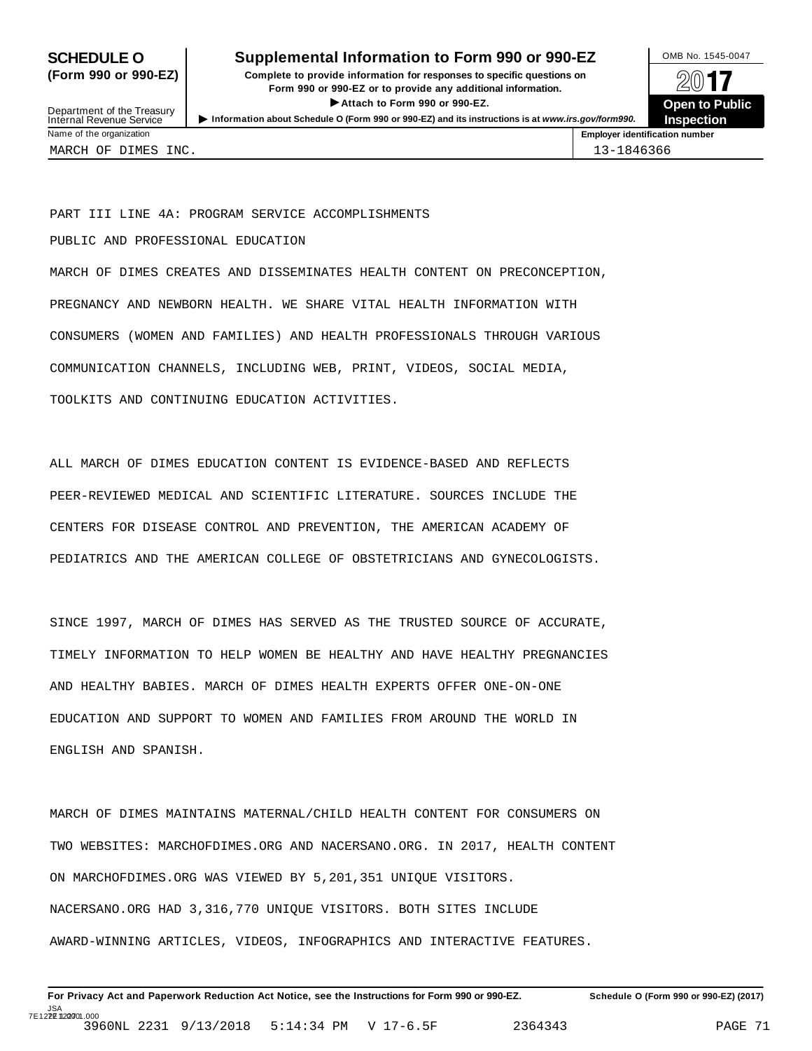**SCHEDULE O (Form 990 or 990-EZ)**

Department of the Treasury
Internal Revenue Service

# Supplemental Information to Form 990 or 990-EZ

**Complete to provide information for responses to specific questions on Form 990 or 990-EZ or to provide any additional information.**

▶ **Attach to Form 990 or 990-EZ.**

▶ **Information about Schedule O (Form 990 or 990-EZ) and its instructions is at www.irs.gov/form990.**

OMB No. 1545-0047

**2017**

**Open to Public Inspection**

| Name of the organization | Employer identification number |
|---|---|
| MARCH OF DIMES INC. | 13-1846366 |

PART III LINE 4A: PROGRAM SERVICE ACCOMPLISHMENTS

PUBLIC AND PROFESSIONAL EDUCATION

MARCH OF DIMES CREATES AND DISSEMINATES HEALTH CONTENT ON PRECONCEPTION, PREGNANCY AND NEWBORN HEALTH. WE SHARE VITAL HEALTH INFORMATION WITH CONSUMERS (WOMEN AND FAMILIES) AND HEALTH PROFESSIONALS THROUGH VARIOUS COMMUNICATION CHANNELS, INCLUDING WEB, PRINT, VIDEOS, SOCIAL MEDIA, TOOLKITS AND CONTINUING EDUCATION ACTIVITIES.

ALL MARCH OF DIMES EDUCATION CONTENT IS EVIDENCE-BASED AND REFLECTS PEER-REVIEWED MEDICAL AND SCIENTIFIC LITERATURE. SOURCES INCLUDE THE CENTERS FOR DISEASE CONTROL AND PREVENTION, THE AMERICAN ACADEMY OF PEDIATRICS AND THE AMERICAN COLLEGE OF OBSTETRICIANS AND GYNECOLOGISTS.

SINCE 1997, MARCH OF DIMES HAS SERVED AS THE TRUSTED SOURCE OF ACCURATE, TIMELY INFORMATION TO HELP WOMEN BE HEALTHY AND HAVE HEALTHY PREGNANCIES AND HEALTHY BABIES. MARCH OF DIMES HEALTH EXPERTS OFFER ONE-ON-ONE EDUCATION AND SUPPORT TO WOMEN AND FAMILIES FROM AROUND THE WORLD IN ENGLISH AND SPANISH.

MARCH OF DIMES MAINTAINS MATERNAL/CHILD HEALTH CONTENT FOR CONSUMERS ON TWO WEBSITES: MARCHOFDIMES.ORG AND NACERSANO.ORG. IN 2017, HEALTH CONTENT ON MARCHOFDIMES.ORG WAS VIEWED BY 5,201,351 UNIQUE VISITORS. NACERSANO.ORG HAD 3,316,770 UNIQUE VISITORS. BOTH SITES INCLUDE AWARD-WINNING ARTICLES, VIDEOS, INFOGRAPHICS AND INTERACTIVE FEATURES.

**For Privacy Act and Paperwork Reduction Act Notice, see the Instructions for Form 990 or 990-EZ.** **Schedule O (Form 990 or 990-EZ) (2017)**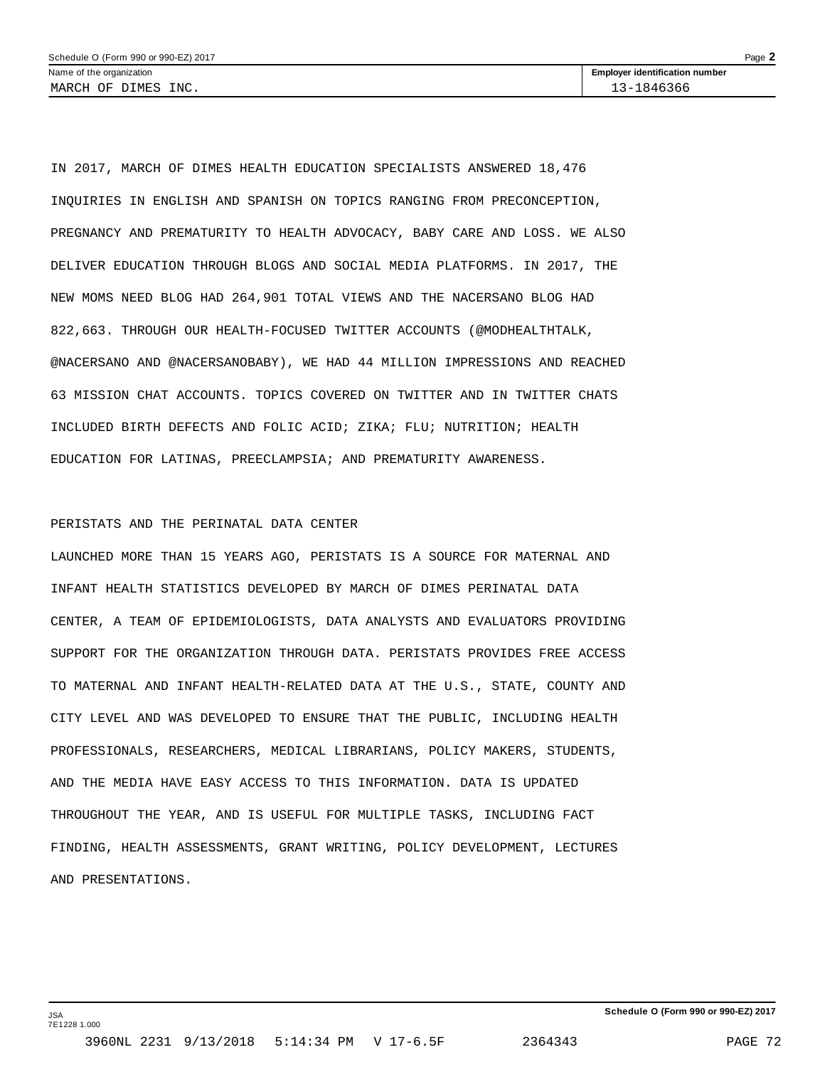IN 2017, MARCH OF DIMES HEALTH EDUCATION SPECIALISTS ANSWERED 18,476 INQUIRIES IN ENGLISH AND SPANISH ON TOPICS RANGING FROM PRECONCEPTION, PREGNANCY AND PREMATURITY TO HEALTH ADVOCACY, BABY CARE AND LOSS. WE ALSO DELIVER EDUCATION THROUGH BLOGS AND SOCIAL MEDIA PLATFORMS. IN 2017, THE NEW MOMS NEED BLOG HAD 264,901 TOTAL VIEWS AND THE NACERSANO BLOG HAD 822,663. THROUGH OUR HEALTH-FOCUSED TWITTER ACCOUNTS (@MODHEALTHTALK, @NACERSANO AND @NACERSANOBABY), WE HAD 44 MILLION IMPRESSIONS AND REACHED 63 MISSION CHAT ACCOUNTS. TOPICS COVERED ON TWITTER AND IN TWITTER CHATS INCLUDED BIRTH DEFECTS AND FOLIC ACID; ZIKA; FLU; NUTRITION; HEALTH EDUCATION FOR LATINAS, PREECLAMPSIA; AND PREMATURITY AWARENESS.

PERISTATS AND THE PERINATAL DATA CENTER

LAUNCHED MORE THAN 15 YEARS AGO, PERISTATS IS A SOURCE FOR MATERNAL AND INFANT HEALTH STATISTICS DEVELOPED BY MARCH OF DIMES PERINATAL DATA CENTER, A TEAM OF EPIDEMIOLOGISTS, DATA ANALYSTS AND EVALUATORS PROVIDING SUPPORT FOR THE ORGANIZATION THROUGH DATA. PERISTATS PROVIDES FREE ACCESS TO MATERNAL AND INFANT HEALTH-RELATED DATA AT THE U.S., STATE, COUNTY AND CITY LEVEL AND WAS DEVELOPED TO ENSURE THAT THE PUBLIC, INCLUDING HEALTH PROFESSIONALS, RESEARCHERS, MEDICAL LIBRARIANS, POLICY MAKERS, STUDENTS, AND THE MEDIA HAVE EASY ACCESS TO THIS INFORMATION. DATA IS UPDATED THROUGHOUT THE YEAR, AND IS USEFUL FOR MULTIPLE TASKS, INCLUDING FACT FINDING, HEALTH ASSESSMENTS, GRANT WRITING, POLICY DEVELOPMENT, LECTURES AND PRESENTATIONS.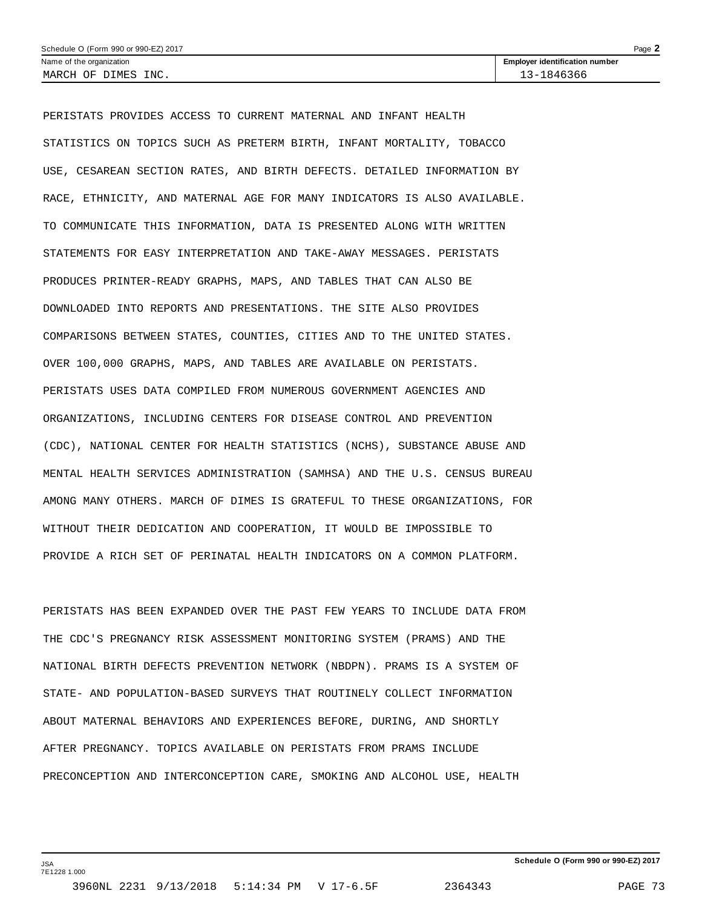PERISTATS PROVIDES ACCESS TO CURRENT MATERNAL AND INFANT HEALTH STATISTICS ON TOPICS SUCH AS PRETERM BIRTH, INFANT MORTALITY, TOBACCO USE, CESAREAN SECTION RATES, AND BIRTH DEFECTS. DETAILED INFORMATION BY RACE, ETHNICITY, AND MATERNAL AGE FOR MANY INDICATORS IS ALSO AVAILABLE. TO COMMUNICATE THIS INFORMATION, DATA IS PRESENTED ALONG WITH WRITTEN STATEMENTS FOR EASY INTERPRETATION AND TAKE-AWAY MESSAGES. PERISTATS PRODUCES PRINTER-READY GRAPHS, MAPS, AND TABLES THAT CAN ALSO BE DOWNLOADED INTO REPORTS AND PRESENTATIONS. THE SITE ALSO PROVIDES COMPARISONS BETWEEN STATES, COUNTIES, CITIES AND TO THE UNITED STATES. OVER 100,000 GRAPHS, MAPS, AND TABLES ARE AVAILABLE ON PERISTATS. PERISTATS USES DATA COMPILED FROM NUMEROUS GOVERNMENT AGENCIES AND ORGANIZATIONS, INCLUDING CENTERS FOR DISEASE CONTROL AND PREVENTION (CDC), NATIONAL CENTER FOR HEALTH STATISTICS (NCHS), SUBSTANCE ABUSE AND MENTAL HEALTH SERVICES ADMINISTRATION (SAMHSA) AND THE U.S. CENSUS BUREAU AMONG MANY OTHERS. MARCH OF DIMES IS GRATEFUL TO THESE ORGANIZATIONS, FOR WITHOUT THEIR DEDICATION AND COOPERATION, IT WOULD BE IMPOSSIBLE TO PROVIDE A RICH SET OF PERINATAL HEALTH INDICATORS ON A COMMON PLATFORM.

PERISTATS HAS BEEN EXPANDED OVER THE PAST FEW YEARS TO INCLUDE DATA FROM THE CDC'S PREGNANCY RISK ASSESSMENT MONITORING SYSTEM (PRAMS) AND THE NATIONAL BIRTH DEFECTS PREVENTION NETWORK (NBDPN). PRAMS IS A SYSTEM OF STATE- AND POPULATION-BASED SURVEYS THAT ROUTINELY COLLECT INFORMATION ABOUT MATERNAL BEHAVIORS AND EXPERIENCES BEFORE, DURING, AND SHORTLY AFTER PREGNANCY. TOPICS AVAILABLE ON PERISTATS FROM PRAMS INCLUDE PRECONCEPTION AND INTERCONCEPTION CARE, SMOKING AND ALCOHOL USE, HEALTH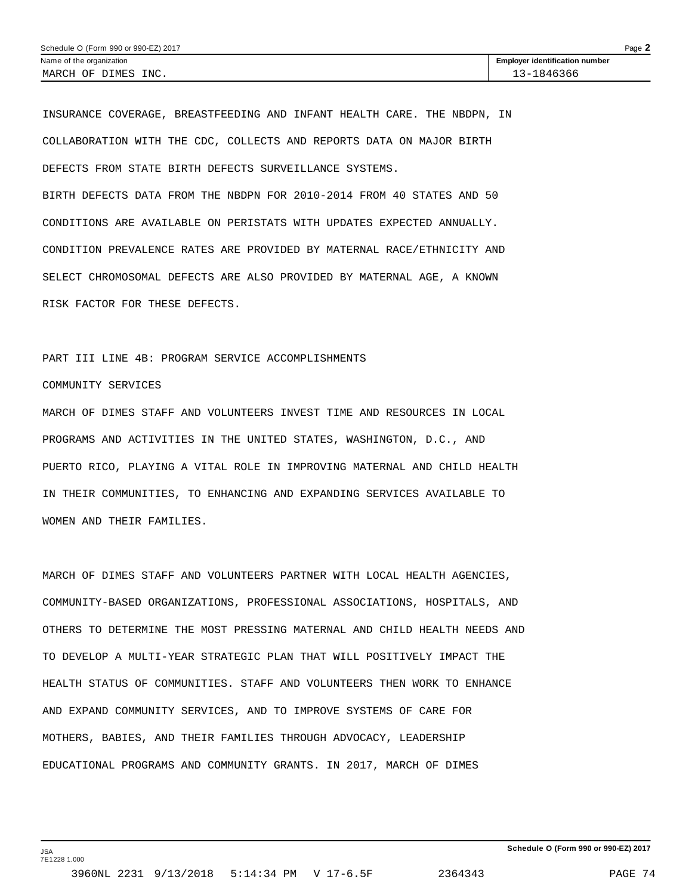INSURANCE COVERAGE, BREASTFEEDING AND INFANT HEALTH CARE. THE NBDPN, IN COLLABORATION WITH THE CDC, COLLECTS AND REPORTS DATA ON MAJOR BIRTH DEFECTS FROM STATE BIRTH DEFECTS SURVEILLANCE SYSTEMS.

BIRTH DEFECTS DATA FROM THE NBDPN FOR 2010-2014 FROM 40 STATES AND 50 CONDITIONS ARE AVAILABLE ON PERISTATS WITH UPDATES EXPECTED ANNUALLY. CONDITION PREVALENCE RATES ARE PROVIDED BY MATERNAL RACE/ETHNICITY AND SELECT CHROMOSOMAL DEFECTS ARE ALSO PROVIDED BY MATERNAL AGE, A KNOWN RISK FACTOR FOR THESE DEFECTS.

PART III LINE 4B: PROGRAM SERVICE ACCOMPLISHMENTS

COMMUNITY SERVICES

MARCH OF DIMES STAFF AND VOLUNTEERS INVEST TIME AND RESOURCES IN LOCAL PROGRAMS AND ACTIVITIES IN THE UNITED STATES, WASHINGTON, D.C., AND PUERTO RICO, PLAYING A VITAL ROLE IN IMPROVING MATERNAL AND CHILD HEALTH IN THEIR COMMUNITIES, TO ENHANCING AND EXPANDING SERVICES AVAILABLE TO WOMEN AND THEIR FAMILIES.

MARCH OF DIMES STAFF AND VOLUNTEERS PARTNER WITH LOCAL HEALTH AGENCIES, COMMUNITY-BASED ORGANIZATIONS, PROFESSIONAL ASSOCIATIONS, HOSPITALS, AND OTHERS TO DETERMINE THE MOST PRESSING MATERNAL AND CHILD HEALTH NEEDS AND TO DEVELOP A MULTI-YEAR STRATEGIC PLAN THAT WILL POSITIVELY IMPACT THE HEALTH STATUS OF COMMUNITIES. STAFF AND VOLUNTEERS THEN WORK TO ENHANCE AND EXPAND COMMUNITY SERVICES, AND TO IMPROVE SYSTEMS OF CARE FOR MOTHERS, BABIES, AND THEIR FAMILIES THROUGH ADVOCACY, LEADERSHIP EDUCATIONAL PROGRAMS AND COMMUNITY GRANTS. IN 2017, MARCH OF DIMES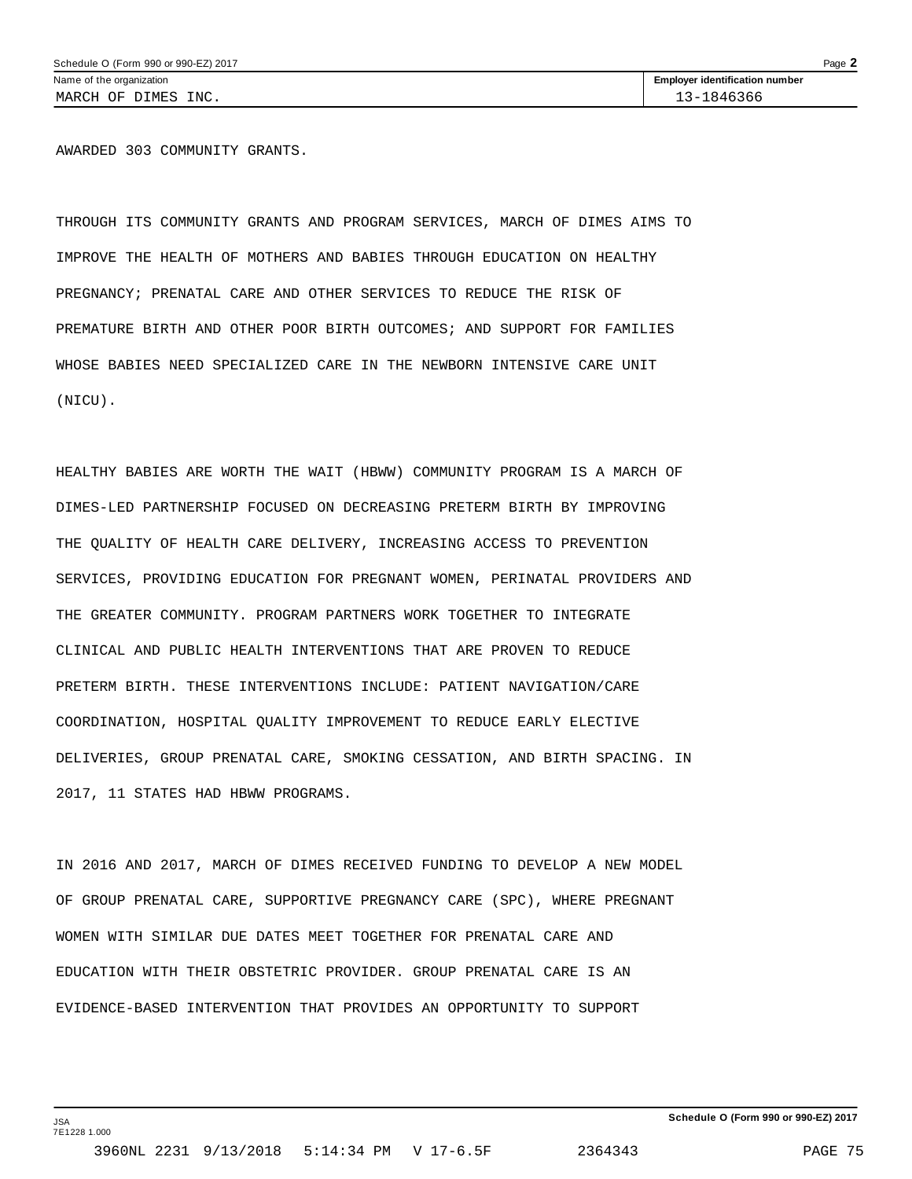AWARDED 303 COMMUNITY GRANTS.

THROUGH ITS COMMUNITY GRANTS AND PROGRAM SERVICES, MARCH OF DIMES AIMS TO IMPROVE THE HEALTH OF MOTHERS AND BABIES THROUGH EDUCATION ON HEALTHY PREGNANCY; PRENATAL CARE AND OTHER SERVICES TO REDUCE THE RISK OF PREMATURE BIRTH AND OTHER POOR BIRTH OUTCOMES; AND SUPPORT FOR FAMILIES WHOSE BABIES NEED SPECIALIZED CARE IN THE NEWBORN INTENSIVE CARE UNIT (NICU).

HEALTHY BABIES ARE WORTH THE WAIT (HBWW) COMMUNITY PROGRAM IS A MARCH OF DIMES-LED PARTNERSHIP FOCUSED ON DECREASING PRETERM BIRTH BY IMPROVING THE QUALITY OF HEALTH CARE DELIVERY, INCREASING ACCESS TO PREVENTION SERVICES, PROVIDING EDUCATION FOR PREGNANT WOMEN, PERINATAL PROVIDERS AND THE GREATER COMMUNITY. PROGRAM PARTNERS WORK TOGETHER TO INTEGRATE CLINICAL AND PUBLIC HEALTH INTERVENTIONS THAT ARE PROVEN TO REDUCE PRETERM BIRTH. THESE INTERVENTIONS INCLUDE: PATIENT NAVIGATION/CARE COORDINATION, HOSPITAL QUALITY IMPROVEMENT TO REDUCE EARLY ELECTIVE DELIVERIES, GROUP PRENATAL CARE, SMOKING CESSATION, AND BIRTH SPACING. IN 2017, 11 STATES HAD HBWW PROGRAMS.

IN 2016 AND 2017, MARCH OF DIMES RECEIVED FUNDING TO DEVELOP A NEW MODEL OF GROUP PRENATAL CARE, SUPPORTIVE PREGNANCY CARE (SPC), WHERE PREGNANT WOMEN WITH SIMILAR DUE DATES MEET TOGETHER FOR PRENATAL CARE AND EDUCATION WITH THEIR OBSTETRIC PROVIDER. GROUP PRENATAL CARE IS AN EVIDENCE-BASED INTERVENTION THAT PROVIDES AN OPPORTUNITY TO SUPPORT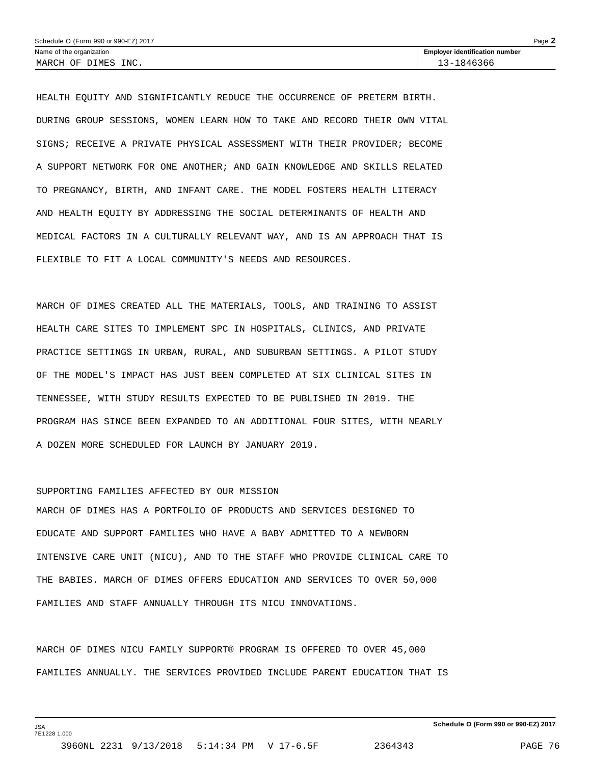HEALTH EQUITY AND SIGNIFICANTLY REDUCE THE OCCURRENCE OF PRETERM BIRTH. DURING GROUP SESSIONS, WOMEN LEARN HOW TO TAKE AND RECORD THEIR OWN VITAL SIGNS; RECEIVE A PRIVATE PHYSICAL ASSESSMENT WITH THEIR PROVIDER; BECOME A SUPPORT NETWORK FOR ONE ANOTHER; AND GAIN KNOWLEDGE AND SKILLS RELATED TO PREGNANCY, BIRTH, AND INFANT CARE. THE MODEL FOSTERS HEALTH LITERACY AND HEALTH EQUITY BY ADDRESSING THE SOCIAL DETERMINANTS OF HEALTH AND MEDICAL FACTORS IN A CULTURALLY RELEVANT WAY, AND IS AN APPROACH THAT IS FLEXIBLE TO FIT A LOCAL COMMUNITY'S NEEDS AND RESOURCES.

MARCH OF DIMES CREATED ALL THE MATERIALS, TOOLS, AND TRAINING TO ASSIST HEALTH CARE SITES TO IMPLEMENT SPC IN HOSPITALS, CLINICS, AND PRIVATE PRACTICE SETTINGS IN URBAN, RURAL, AND SUBURBAN SETTINGS. A PILOT STUDY OF THE MODEL'S IMPACT HAS JUST BEEN COMPLETED AT SIX CLINICAL SITES IN TENNESSEE, WITH STUDY RESULTS EXPECTED TO BE PUBLISHED IN 2019. THE PROGRAM HAS SINCE BEEN EXPANDED TO AN ADDITIONAL FOUR SITES, WITH NEARLY A DOZEN MORE SCHEDULED FOR LAUNCH BY JANUARY 2019.

SUPPORTING FAMILIES AFFECTED BY OUR MISSION

MARCH OF DIMES HAS A PORTFOLIO OF PRODUCTS AND SERVICES DESIGNED TO EDUCATE AND SUPPORT FAMILIES WHO HAVE A BABY ADMITTED TO A NEWBORN INTENSIVE CARE UNIT (NICU), AND TO THE STAFF WHO PROVIDE CLINICAL CARE TO THE BABIES. MARCH OF DIMES OFFERS EDUCATION AND SERVICES TO OVER 50,000 FAMILIES AND STAFF ANNUALLY THROUGH ITS NICU INNOVATIONS.

MARCH OF DIMES NICU FAMILY SUPPORT® PROGRAM IS OFFERED TO OVER 45,000 FAMILIES ANNUALLY. THE SERVICES PROVIDED INCLUDE PARENT EDUCATION THAT IS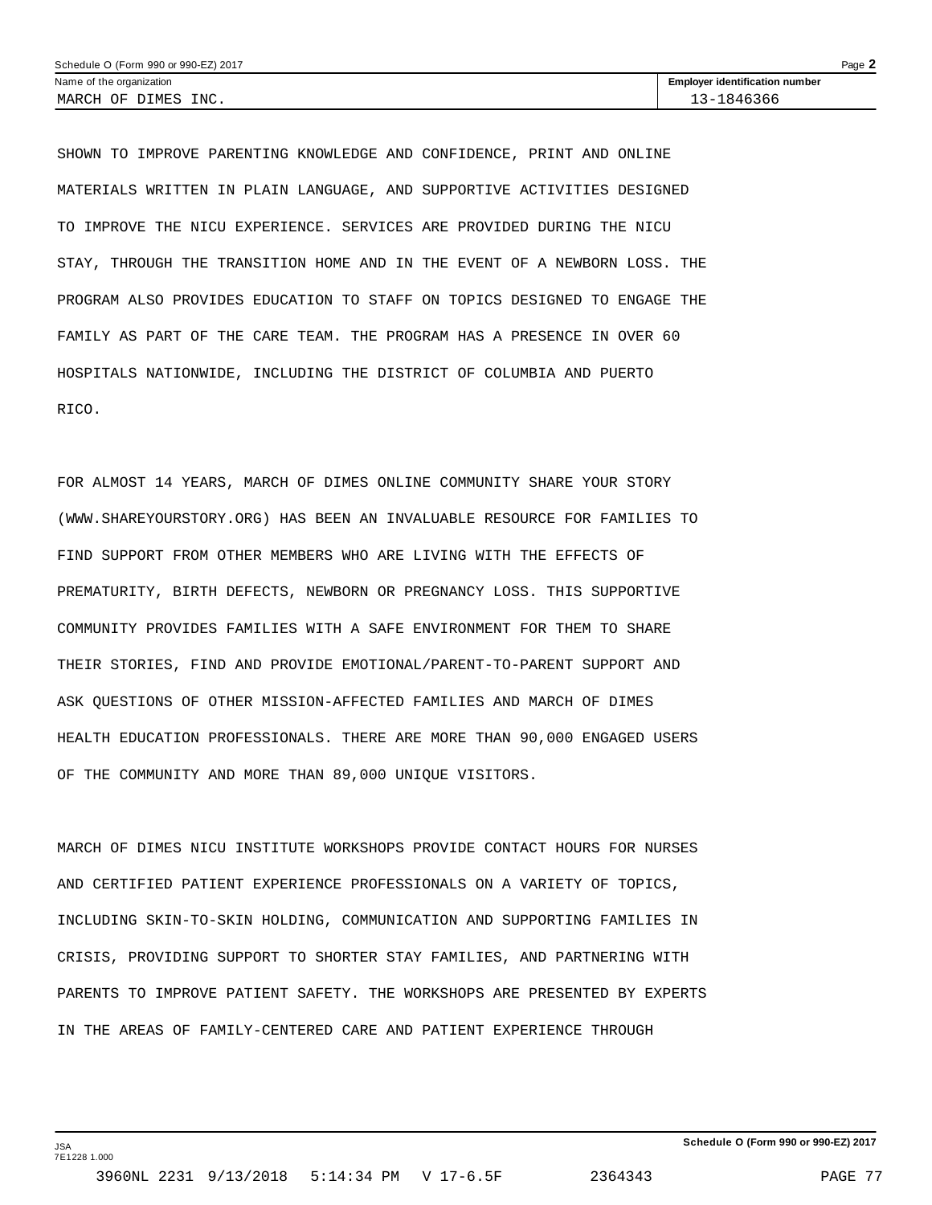SHOWN TO IMPROVE PARENTING KNOWLEDGE AND CONFIDENCE, PRINT AND ONLINE MATERIALS WRITTEN IN PLAIN LANGUAGE, AND SUPPORTIVE ACTIVITIES DESIGNED TO IMPROVE THE NICU EXPERIENCE. SERVICES ARE PROVIDED DURING THE NICU STAY, THROUGH THE TRANSITION HOME AND IN THE EVENT OF A NEWBORN LOSS. THE PROGRAM ALSO PROVIDES EDUCATION TO STAFF ON TOPICS DESIGNED TO ENGAGE THE FAMILY AS PART OF THE CARE TEAM. THE PROGRAM HAS A PRESENCE IN OVER 60 HOSPITALS NATIONWIDE, INCLUDING THE DISTRICT OF COLUMBIA AND PUERTO RICO.

FOR ALMOST 14 YEARS, MARCH OF DIMES ONLINE COMMUNITY SHARE YOUR STORY (WWW.SHAREYOURSTORY.ORG) HAS BEEN AN INVALUABLE RESOURCE FOR FAMILIES TO FIND SUPPORT FROM OTHER MEMBERS WHO ARE LIVING WITH THE EFFECTS OF PREMATURITY, BIRTH DEFECTS, NEWBORN OR PREGNANCY LOSS. THIS SUPPORTIVE COMMUNITY PROVIDES FAMILIES WITH A SAFE ENVIRONMENT FOR THEM TO SHARE THEIR STORIES, FIND AND PROVIDE EMOTIONAL/PARENT-TO-PARENT SUPPORT AND ASK QUESTIONS OF OTHER MISSION-AFFECTED FAMILIES AND MARCH OF DIMES HEALTH EDUCATION PROFESSIONALS. THERE ARE MORE THAN 90,000 ENGAGED USERS OF THE COMMUNITY AND MORE THAN 89,000 UNIQUE VISITORS.

MARCH OF DIMES NICU INSTITUTE WORKSHOPS PROVIDE CONTACT HOURS FOR NURSES AND CERTIFIED PATIENT EXPERIENCE PROFESSIONALS ON A VARIETY OF TOPICS, INCLUDING SKIN-TO-SKIN HOLDING, COMMUNICATION AND SUPPORTING FAMILIES IN CRISIS, PROVIDING SUPPORT TO SHORTER STAY FAMILIES, AND PARTNERING WITH PARENTS TO IMPROVE PATIENT SAFETY. THE WORKSHOPS ARE PRESENTED BY EXPERTS IN THE AREAS OF FAMILY-CENTERED CARE AND PATIENT EXPERIENCE THROUGH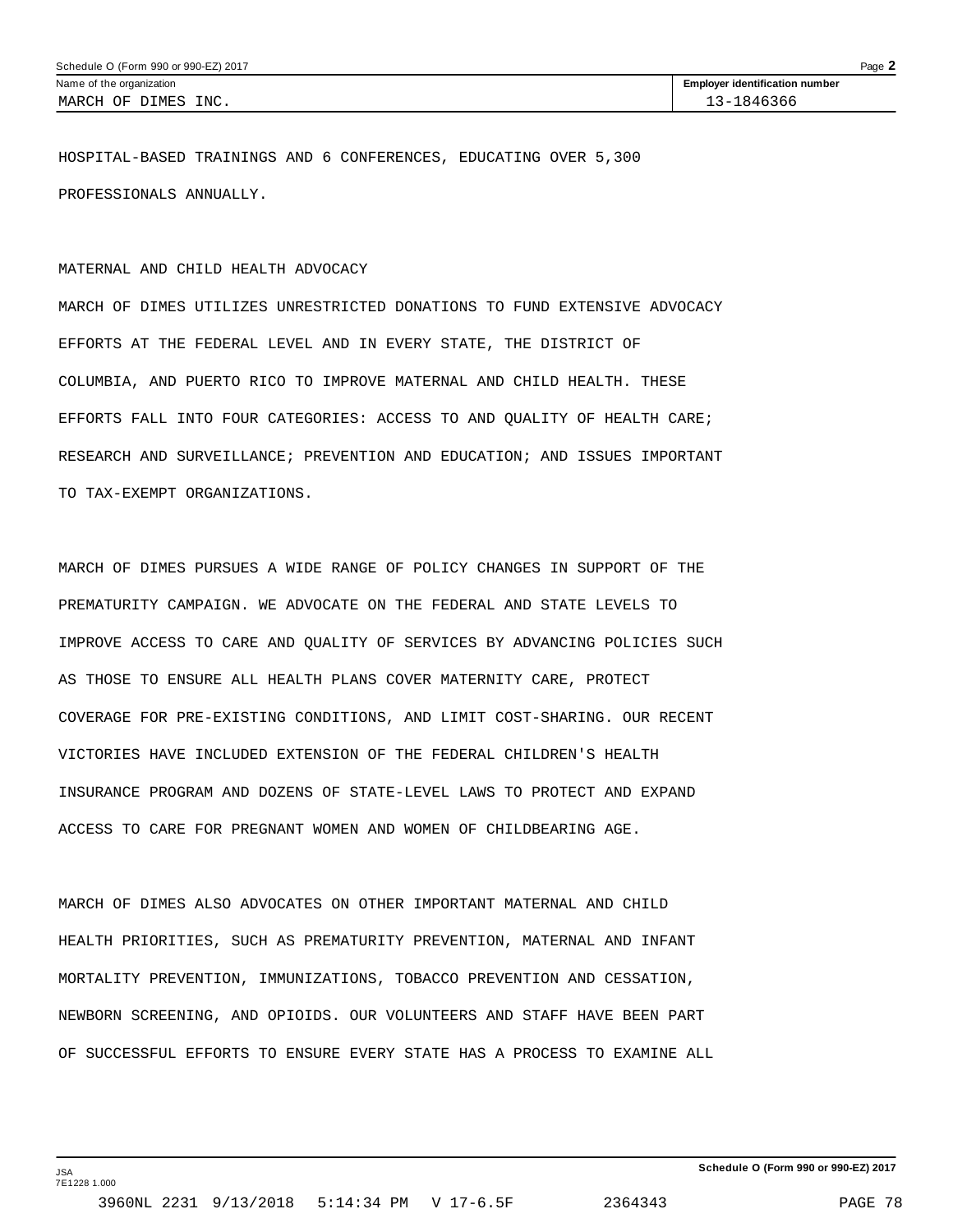Name of the organization: MARCH OF DIMES INC.

Employer identification number: 13-1846366

HOSPITAL-BASED TRAININGS AND 6 CONFERENCES, EDUCATING OVER 5,300 PROFESSIONALS ANNUALLY.

MATERNAL AND CHILD HEALTH ADVOCACY

MARCH OF DIMES UTILIZES UNRESTRICTED DONATIONS TO FUND EXTENSIVE ADVOCACY EFFORTS AT THE FEDERAL LEVEL AND IN EVERY STATE, THE DISTRICT OF COLUMBIA, AND PUERTO RICO TO IMPROVE MATERNAL AND CHILD HEALTH. THESE EFFORTS FALL INTO FOUR CATEGORIES: ACCESS TO AND QUALITY OF HEALTH CARE; RESEARCH AND SURVEILLANCE; PREVENTION AND EDUCATION; AND ISSUES IMPORTANT TO TAX-EXEMPT ORGANIZATIONS.

MARCH OF DIMES PURSUES A WIDE RANGE OF POLICY CHANGES IN SUPPORT OF THE PREMATURITY CAMPAIGN. WE ADVOCATE ON THE FEDERAL AND STATE LEVELS TO IMPROVE ACCESS TO CARE AND QUALITY OF SERVICES BY ADVANCING POLICIES SUCH AS THOSE TO ENSURE ALL HEALTH PLANS COVER MATERNITY CARE, PROTECT COVERAGE FOR PRE-EXISTING CONDITIONS, AND LIMIT COST-SHARING. OUR RECENT VICTORIES HAVE INCLUDED EXTENSION OF THE FEDERAL CHILDREN'S HEALTH INSURANCE PROGRAM AND DOZENS OF STATE-LEVEL LAWS TO PROTECT AND EXPAND ACCESS TO CARE FOR PREGNANT WOMEN AND WOMEN OF CHILDBEARING AGE.

MARCH OF DIMES ALSO ADVOCATES ON OTHER IMPORTANT MATERNAL AND CHILD HEALTH PRIORITIES, SUCH AS PREMATURITY PREVENTION, MATERNAL AND INFANT MORTALITY PREVENTION, IMMUNIZATIONS, TOBACCO PREVENTION AND CESSATION, NEWBORN SCREENING, AND OPIOIDS. OUR VOLUNTEERS AND STAFF HAVE BEEN PART OF SUCCESSFUL EFFORTS TO ENSURE EVERY STATE HAS A PROCESS TO EXAMINE ALL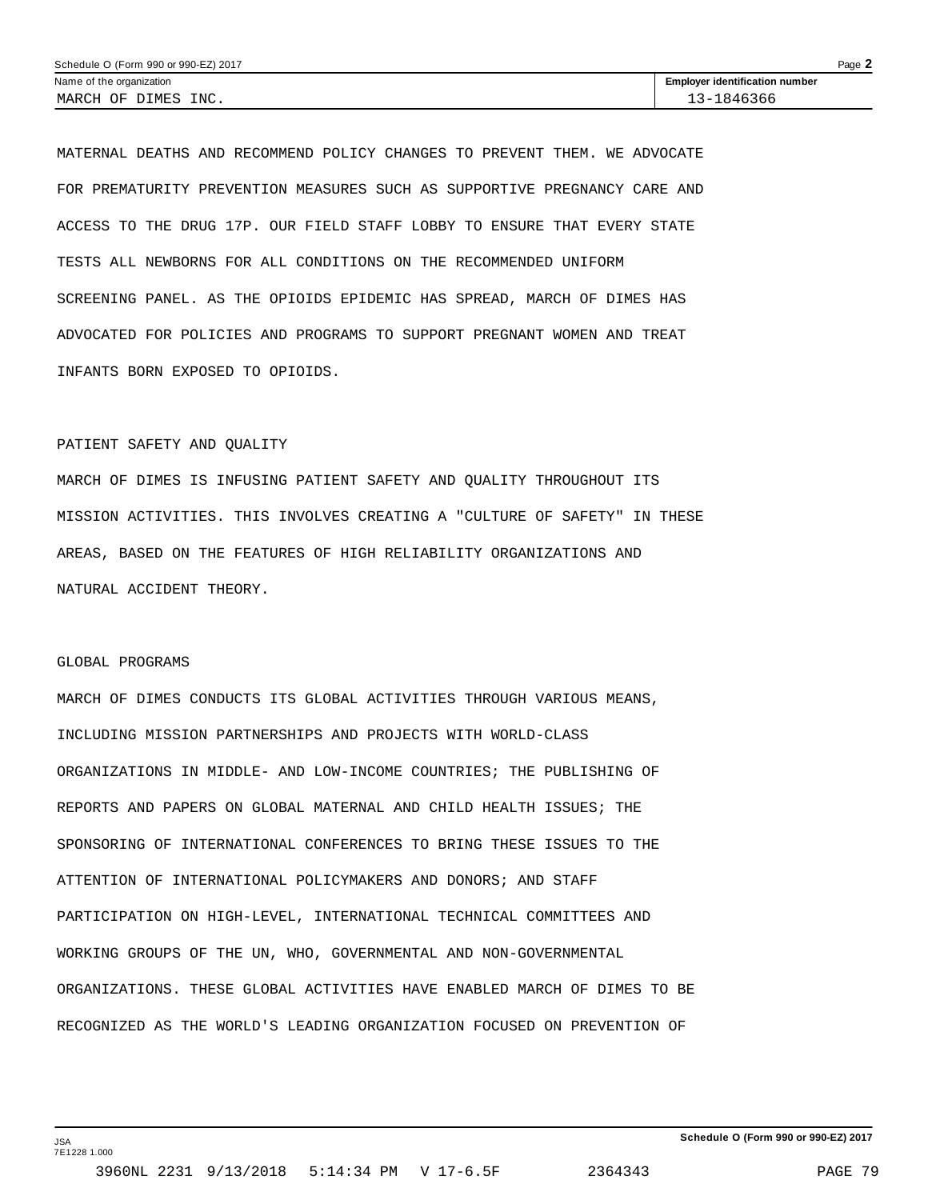MATERNAL DEATHS AND RECOMMEND POLICY CHANGES TO PREVENT THEM. WE ADVOCATE FOR PREMATURITY PREVENTION MEASURES SUCH AS SUPPORTIVE PREGNANCY CARE AND ACCESS TO THE DRUG 17P. OUR FIELD STAFF LOBBY TO ENSURE THAT EVERY STATE TESTS ALL NEWBORNS FOR ALL CONDITIONS ON THE RECOMMENDED UNIFORM SCREENING PANEL. AS THE OPIOIDS EPIDEMIC HAS SPREAD, MARCH OF DIMES HAS ADVOCATED FOR POLICIES AND PROGRAMS TO SUPPORT PREGNANT WOMEN AND TREAT INFANTS BORN EXPOSED TO OPIOIDS.

PATIENT SAFETY AND QUALITY

MARCH OF DIMES IS INFUSING PATIENT SAFETY AND QUALITY THROUGHOUT ITS MISSION ACTIVITIES. THIS INVOLVES CREATING A "CULTURE OF SAFETY" IN THESE AREAS, BASED ON THE FEATURES OF HIGH RELIABILITY ORGANIZATIONS AND NATURAL ACCIDENT THEORY.

GLOBAL PROGRAMS

MARCH OF DIMES CONDUCTS ITS GLOBAL ACTIVITIES THROUGH VARIOUS MEANS, INCLUDING MISSION PARTNERSHIPS AND PROJECTS WITH WORLD-CLASS ORGANIZATIONS IN MIDDLE- AND LOW-INCOME COUNTRIES; THE PUBLISHING OF REPORTS AND PAPERS ON GLOBAL MATERNAL AND CHILD HEALTH ISSUES; THE SPONSORING OF INTERNATIONAL CONFERENCES TO BRING THESE ISSUES TO THE ATTENTION OF INTERNATIONAL POLICYMAKERS AND DONORS; AND STAFF PARTICIPATION ON HIGH-LEVEL, INTERNATIONAL TECHNICAL COMMITTEES AND WORKING GROUPS OF THE UN, WHO, GOVERNMENTAL AND NON-GOVERNMENTAL ORGANIZATIONS. THESE GLOBAL ACTIVITIES HAVE ENABLED MARCH OF DIMES TO BE RECOGNIZED AS THE WORLD'S LEADING ORGANIZATION FOCUSED ON PREVENTION OF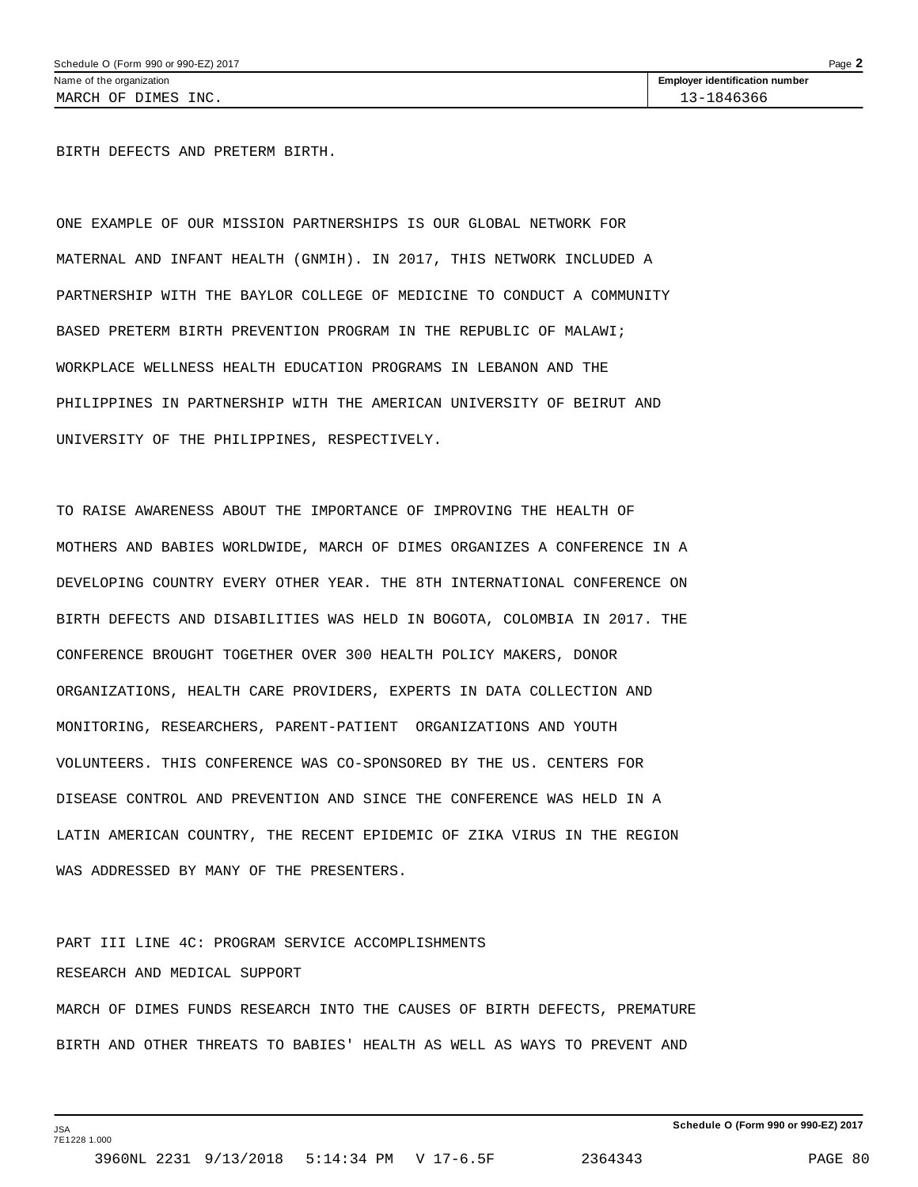BIRTH DEFECTS AND PRETERM BIRTH.

ONE EXAMPLE OF OUR MISSION PARTNERSHIPS IS OUR GLOBAL NETWORK FOR MATERNAL AND INFANT HEALTH (GNMIH). IN 2017, THIS NETWORK INCLUDED A PARTNERSHIP WITH THE BAYLOR COLLEGE OF MEDICINE TO CONDUCT A COMMUNITY BASED PRETERM BIRTH PREVENTION PROGRAM IN THE REPUBLIC OF MALAWI; WORKPLACE WELLNESS HEALTH EDUCATION PROGRAMS IN LEBANON AND THE PHILIPPINES IN PARTNERSHIP WITH THE AMERICAN UNIVERSITY OF BEIRUT AND UNIVERSITY OF THE PHILIPPINES, RESPECTIVELY.

TO RAISE AWARENESS ABOUT THE IMPORTANCE OF IMPROVING THE HEALTH OF MOTHERS AND BABIES WORLDWIDE, MARCH OF DIMES ORGANIZES A CONFERENCE IN A DEVELOPING COUNTRY EVERY OTHER YEAR. THE 8TH INTERNATIONAL CONFERENCE ON BIRTH DEFECTS AND DISABILITIES WAS HELD IN BOGOTA, COLOMBIA IN 2017. THE CONFERENCE BROUGHT TOGETHER OVER 300 HEALTH POLICY MAKERS, DONOR ORGANIZATIONS, HEALTH CARE PROVIDERS, EXPERTS IN DATA COLLECTION AND MONITORING, RESEARCHERS, PARENT-PATIENT ORGANIZATIONS AND YOUTH VOLUNTEERS. THIS CONFERENCE WAS CO-SPONSORED BY THE US. CENTERS FOR DISEASE CONTROL AND PREVENTION AND SINCE THE CONFERENCE WAS HELD IN A LATIN AMERICAN COUNTRY, THE RECENT EPIDEMIC OF ZIKA VIRUS IN THE REGION WAS ADDRESSED BY MANY OF THE PRESENTERS.

PART III LINE 4C: PROGRAM SERVICE ACCOMPLISHMENTS

RESEARCH AND MEDICAL SUPPORT

MARCH OF DIMES FUNDS RESEARCH INTO THE CAUSES OF BIRTH DEFECTS, PREMATURE BIRTH AND OTHER THREATS TO BABIES' HEALTH AS WELL AS WAYS TO PREVENT AND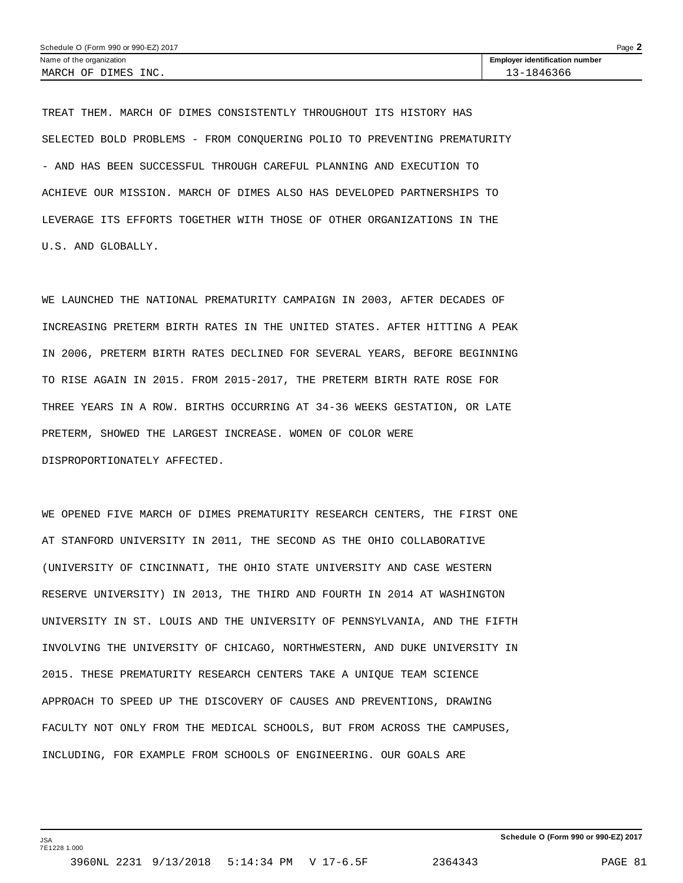TREAT THEM. MARCH OF DIMES CONSISTENTLY THROUGHOUT ITS HISTORY HAS SELECTED BOLD PROBLEMS - FROM CONQUERING POLIO TO PREVENTING PREMATURITY - AND HAS BEEN SUCCESSFUL THROUGH CAREFUL PLANNING AND EXECUTION TO ACHIEVE OUR MISSION. MARCH OF DIMES ALSO HAS DEVELOPED PARTNERSHIPS TO LEVERAGE ITS EFFORTS TOGETHER WITH THOSE OF OTHER ORGANIZATIONS IN THE U.S. AND GLOBALLY.

WE LAUNCHED THE NATIONAL PREMATURITY CAMPAIGN IN 2003, AFTER DECADES OF INCREASING PRETERM BIRTH RATES IN THE UNITED STATES. AFTER HITTING A PEAK IN 2006, PRETERM BIRTH RATES DECLINED FOR SEVERAL YEARS, BEFORE BEGINNING TO RISE AGAIN IN 2015. FROM 2015-2017, THE PRETERM BIRTH RATE ROSE FOR THREE YEARS IN A ROW. BIRTHS OCCURRING AT 34-36 WEEKS GESTATION, OR LATE PRETERM, SHOWED THE LARGEST INCREASE. WOMEN OF COLOR WERE DISPROPORTIONATELY AFFECTED.

WE OPENED FIVE MARCH OF DIMES PREMATURITY RESEARCH CENTERS, THE FIRST ONE AT STANFORD UNIVERSITY IN 2011, THE SECOND AS THE OHIO COLLABORATIVE (UNIVERSITY OF CINCINNATI, THE OHIO STATE UNIVERSITY AND CASE WESTERN RESERVE UNIVERSITY) IN 2013, THE THIRD AND FOURTH IN 2014 AT WASHINGTON UNIVERSITY IN ST. LOUIS AND THE UNIVERSITY OF PENNSYLVANIA, AND THE FIFTH INVOLVING THE UNIVERSITY OF CHICAGO, NORTHWESTERN, AND DUKE UNIVERSITY IN 2015. THESE PREMATURITY RESEARCH CENTERS TAKE A UNIQUE TEAM SCIENCE APPROACH TO SPEED UP THE DISCOVERY OF CAUSES AND PREVENTIONS, DRAWING FACULTY NOT ONLY FROM THE MEDICAL SCHOOLS, BUT FROM ACROSS THE CAMPUSES, INCLUDING, FOR EXAMPLE FROM SCHOOLS OF ENGINEERING. OUR GOALS ARE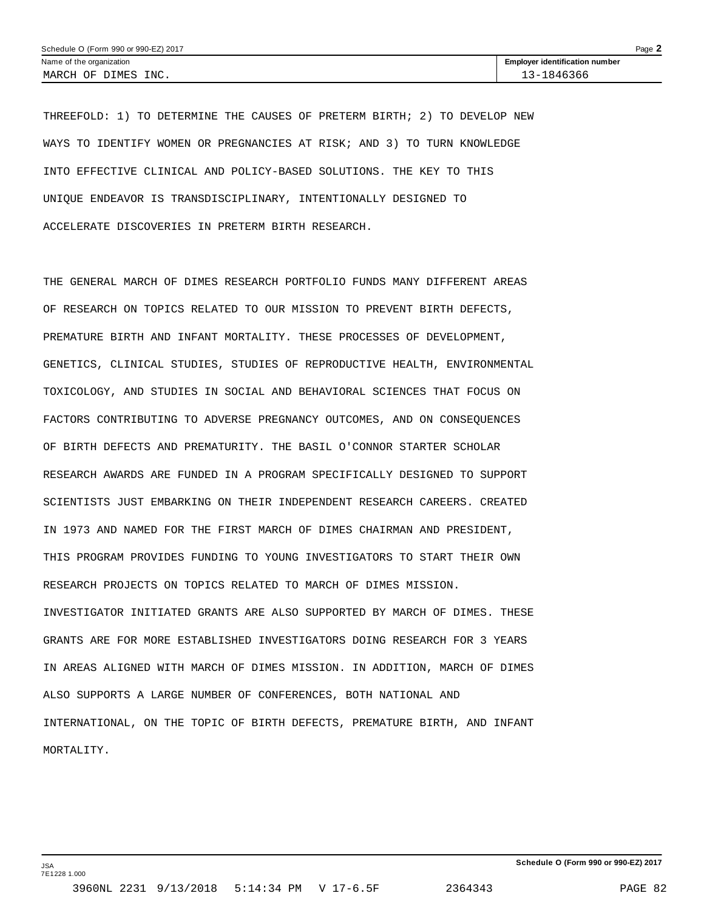| Name of the organization | Employer identification number |
| --- | --- |
| MARCH OF DIMES INC. | 13-1846366 |

THREEFOLD: 1) TO DETERMINE THE CAUSES OF PRETERM BIRTH; 2) TO DEVELOP NEW WAYS TO IDENTIFY WOMEN OR PREGNANCIES AT RISK; AND 3) TO TURN KNOWLEDGE INTO EFFECTIVE CLINICAL AND POLICY-BASED SOLUTIONS. THE KEY TO THIS UNIQUE ENDEAVOR IS TRANSDISCIPLINARY, INTENTIONALLY DESIGNED TO ACCELERATE DISCOVERIES IN PRETERM BIRTH RESEARCH.

THE GENERAL MARCH OF DIMES RESEARCH PORTFOLIO FUNDS MANY DIFFERENT AREAS OF RESEARCH ON TOPICS RELATED TO OUR MISSION TO PREVENT BIRTH DEFECTS, PREMATURE BIRTH AND INFANT MORTALITY. THESE PROCESSES OF DEVELOPMENT, GENETICS, CLINICAL STUDIES, STUDIES OF REPRODUCTIVE HEALTH, ENVIRONMENTAL TOXICOLOGY, AND STUDIES IN SOCIAL AND BEHAVIORAL SCIENCES THAT FOCUS ON FACTORS CONTRIBUTING TO ADVERSE PREGNANCY OUTCOMES, AND ON CONSEQUENCES OF BIRTH DEFECTS AND PREMATURITY. THE BASIL O'CONNOR STARTER SCHOLAR RESEARCH AWARDS ARE FUNDED IN A PROGRAM SPECIFICALLY DESIGNED TO SUPPORT SCIENTISTS JUST EMBARKING ON THEIR INDEPENDENT RESEARCH CAREERS. CREATED IN 1973 AND NAMED FOR THE FIRST MARCH OF DIMES CHAIRMAN AND PRESIDENT, THIS PROGRAM PROVIDES FUNDING TO YOUNG INVESTIGATORS TO START THEIR OWN RESEARCH PROJECTS ON TOPICS RELATED TO MARCH OF DIMES MISSION. INVESTIGATOR INITIATED GRANTS ARE ALSO SUPPORTED BY MARCH OF DIMES. THESE GRANTS ARE FOR MORE ESTABLISHED INVESTIGATORS DOING RESEARCH FOR 3 YEARS IN AREAS ALIGNED WITH MARCH OF DIMES MISSION. IN ADDITION, MARCH OF DIMES ALSO SUPPORTS A LARGE NUMBER OF CONFERENCES, BOTH NATIONAL AND INTERNATIONAL, ON THE TOPIC OF BIRTH DEFECTS, PREMATURE BIRTH, AND INFANT MORTALITY.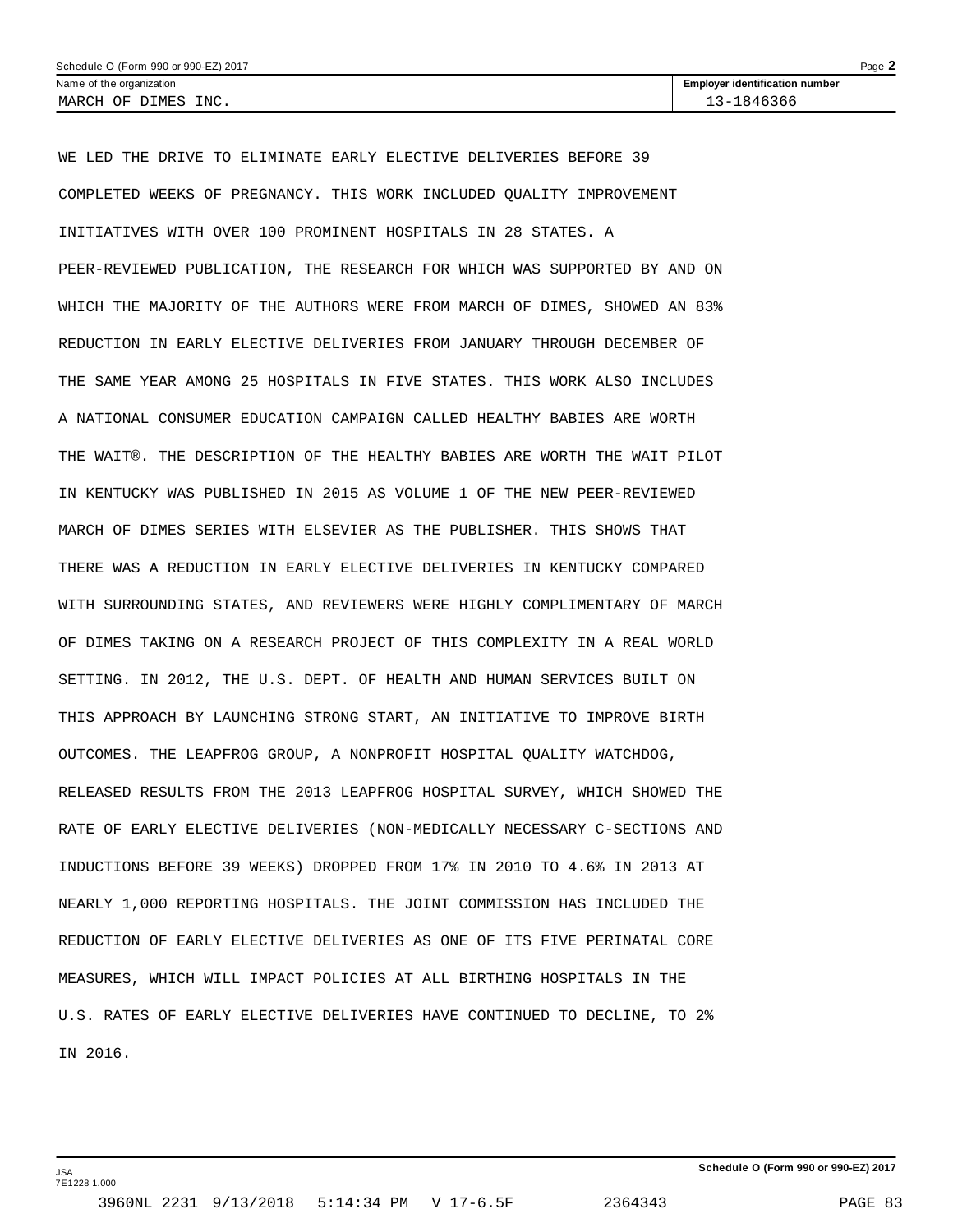| Name of the organization | Employer identification number |
| --- | --- |
| MARCH OF DIMES INC. | 13-1846366 |

WE LED THE DRIVE TO ELIMINATE EARLY ELECTIVE DELIVERIES BEFORE 39 COMPLETED WEEKS OF PREGNANCY. THIS WORK INCLUDED QUALITY IMPROVEMENT INITIATIVES WITH OVER 100 PROMINENT HOSPITALS IN 28 STATES. A PEER-REVIEWED PUBLICATION, THE RESEARCH FOR WHICH WAS SUPPORTED BY AND ON WHICH THE MAJORITY OF THE AUTHORS WERE FROM MARCH OF DIMES, SHOWED AN 83% REDUCTION IN EARLY ELECTIVE DELIVERIES FROM JANUARY THROUGH DECEMBER OF THE SAME YEAR AMONG 25 HOSPITALS IN FIVE STATES. THIS WORK ALSO INCLUDES A NATIONAL CONSUMER EDUCATION CAMPAIGN CALLED HEALTHY BABIES ARE WORTH THE WAIT®. THE DESCRIPTION OF THE HEALTHY BABIES ARE WORTH THE WAIT PILOT IN KENTUCKY WAS PUBLISHED IN 2015 AS VOLUME 1 OF THE NEW PEER-REVIEWED MARCH OF DIMES SERIES WITH ELSEVIER AS THE PUBLISHER. THIS SHOWS THAT THERE WAS A REDUCTION IN EARLY ELECTIVE DELIVERIES IN KENTUCKY COMPARED WITH SURROUNDING STATES, AND REVIEWERS WERE HIGHLY COMPLIMENTARY OF MARCH OF DIMES TAKING ON A RESEARCH PROJECT OF THIS COMPLEXITY IN A REAL WORLD SETTING. IN 2012, THE U.S. DEPT. OF HEALTH AND HUMAN SERVICES BUILT ON THIS APPROACH BY LAUNCHING STRONG START, AN INITIATIVE TO IMPROVE BIRTH OUTCOMES. THE LEAPFROG GROUP, A NONPROFIT HOSPITAL QUALITY WATCHDOG, RELEASED RESULTS FROM THE 2013 LEAPFROG HOSPITAL SURVEY, WHICH SHOWED THE RATE OF EARLY ELECTIVE DELIVERIES (NON-MEDICALLY NECESSARY C-SECTIONS AND INDUCTIONS BEFORE 39 WEEKS) DROPPED FROM 17% IN 2010 TO 4.6% IN 2013 AT NEARLY 1,000 REPORTING HOSPITALS. THE JOINT COMMISSION HAS INCLUDED THE REDUCTION OF EARLY ELECTIVE DELIVERIES AS ONE OF ITS FIVE PERINATAL CORE MEASURES, WHICH WILL IMPACT POLICIES AT ALL BIRTHING HOSPITALS IN THE U.S. RATES OF EARLY ELECTIVE DELIVERIES HAVE CONTINUED TO DECLINE, TO 2% IN 2016.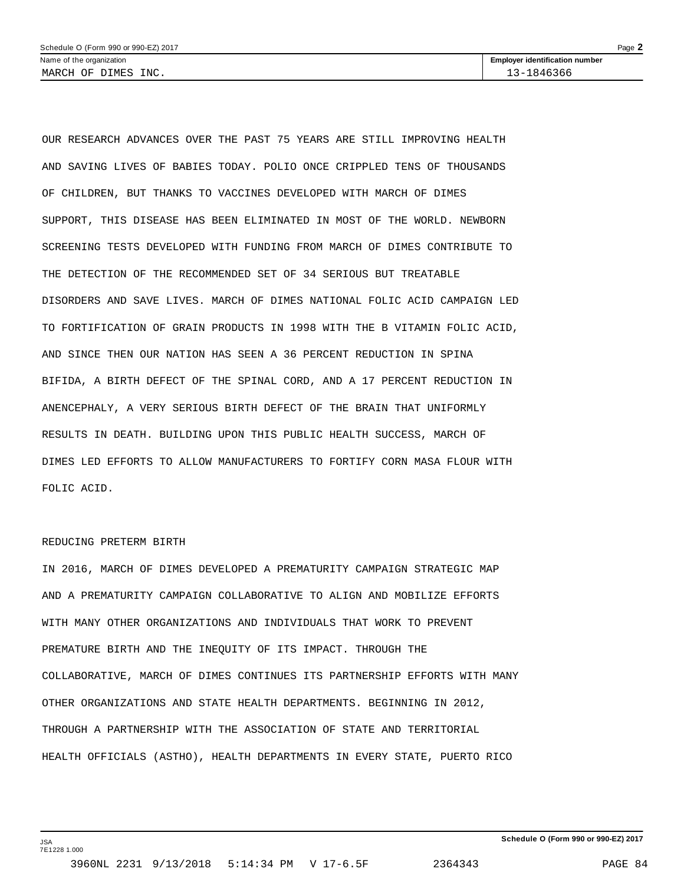OUR RESEARCH ADVANCES OVER THE PAST 75 YEARS ARE STILL IMPROVING HEALTH AND SAVING LIVES OF BABIES TODAY. POLIO ONCE CRIPPLED TENS OF THOUSANDS OF CHILDREN, BUT THANKS TO VACCINES DEVELOPED WITH MARCH OF DIMES SUPPORT, THIS DISEASE HAS BEEN ELIMINATED IN MOST OF THE WORLD. NEWBORN SCREENING TESTS DEVELOPED WITH FUNDING FROM MARCH OF DIMES CONTRIBUTE TO THE DETECTION OF THE RECOMMENDED SET OF 34 SERIOUS BUT TREATABLE DISORDERS AND SAVE LIVES. MARCH OF DIMES NATIONAL FOLIC ACID CAMPAIGN LED TO FORTIFICATION OF GRAIN PRODUCTS IN 1998 WITH THE B VITAMIN FOLIC ACID, AND SINCE THEN OUR NATION HAS SEEN A 36 PERCENT REDUCTION IN SPINA BIFIDA, A BIRTH DEFECT OF THE SPINAL CORD, AND A 17 PERCENT REDUCTION IN ANENCEPHALY, A VERY SERIOUS BIRTH DEFECT OF THE BRAIN THAT UNIFORMLY RESULTS IN DEATH. BUILDING UPON THIS PUBLIC HEALTH SUCCESS, MARCH OF DIMES LED EFFORTS TO ALLOW MANUFACTURERS TO FORTIFY CORN MASA FLOUR WITH FOLIC ACID.

REDUCING PRETERM BIRTH

IN 2016, MARCH OF DIMES DEVELOPED A PREMATURITY CAMPAIGN STRATEGIC MAP AND A PREMATURITY CAMPAIGN COLLABORATIVE TO ALIGN AND MOBILIZE EFFORTS WITH MANY OTHER ORGANIZATIONS AND INDIVIDUALS THAT WORK TO PREVENT PREMATURE BIRTH AND THE INEQUITY OF ITS IMPACT. THROUGH THE COLLABORATIVE, MARCH OF DIMES CONTINUES ITS PARTNERSHIP EFFORTS WITH MANY OTHER ORGANIZATIONS AND STATE HEALTH DEPARTMENTS. BEGINNING IN 2012, THROUGH A PARTNERSHIP WITH THE ASSOCIATION OF STATE AND TERRITORIAL HEALTH OFFICIALS (ASTHO), HEALTH DEPARTMENTS IN EVERY STATE, PUERTO RICO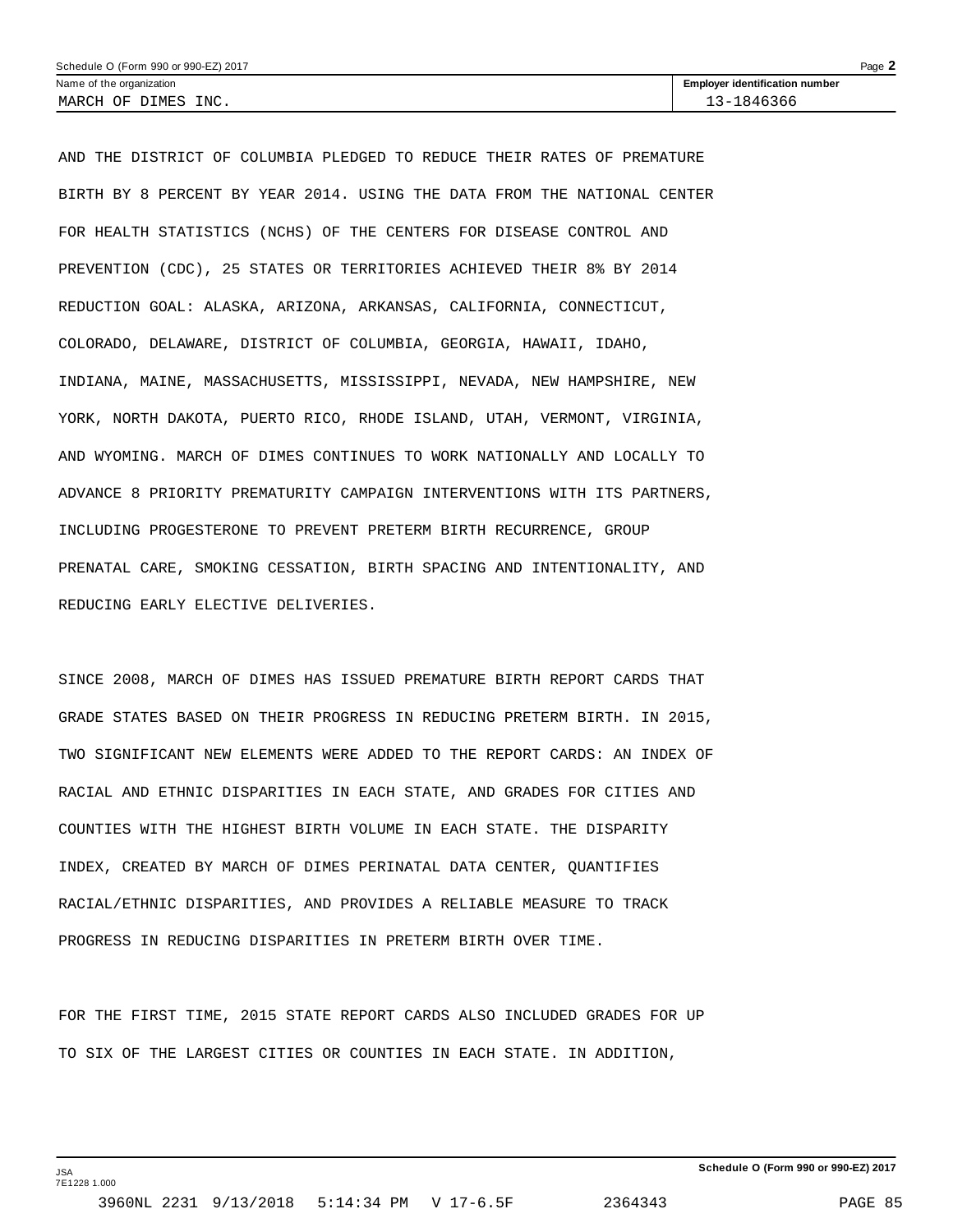AND THE DISTRICT OF COLUMBIA PLEDGED TO REDUCE THEIR RATES OF PREMATURE BIRTH BY 8 PERCENT BY YEAR 2014. USING THE DATA FROM THE NATIONAL CENTER FOR HEALTH STATISTICS (NCHS) OF THE CENTERS FOR DISEASE CONTROL AND PREVENTION (CDC), 25 STATES OR TERRITORIES ACHIEVED THEIR 8% BY 2014 REDUCTION GOAL: ALASKA, ARIZONA, ARKANSAS, CALIFORNIA, CONNECTICUT, COLORADO, DELAWARE, DISTRICT OF COLUMBIA, GEORGIA, HAWAII, IDAHO, INDIANA, MAINE, MASSACHUSETTS, MISSISSIPPI, NEVADA, NEW HAMPSHIRE, NEW YORK, NORTH DAKOTA, PUERTO RICO, RHODE ISLAND, UTAH, VERMONT, VIRGINIA, AND WYOMING. MARCH OF DIMES CONTINUES TO WORK NATIONALLY AND LOCALLY TO ADVANCE 8 PRIORITY PREMATURITY CAMPAIGN INTERVENTIONS WITH ITS PARTNERS, INCLUDING PROGESTERONE TO PREVENT PRETERM BIRTH RECURRENCE, GROUP PRENATAL CARE, SMOKING CESSATION, BIRTH SPACING AND INTENTIONALITY, AND REDUCING EARLY ELECTIVE DELIVERIES.

SINCE 2008, MARCH OF DIMES HAS ISSUED PREMATURE BIRTH REPORT CARDS THAT GRADE STATES BASED ON THEIR PROGRESS IN REDUCING PRETERM BIRTH. IN 2015, TWO SIGNIFICANT NEW ELEMENTS WERE ADDED TO THE REPORT CARDS: AN INDEX OF RACIAL AND ETHNIC DISPARITIES IN EACH STATE, AND GRADES FOR CITIES AND COUNTIES WITH THE HIGHEST BIRTH VOLUME IN EACH STATE. THE DISPARITY INDEX, CREATED BY MARCH OF DIMES PERINATAL DATA CENTER, QUANTIFIES RACIAL/ETHNIC DISPARITIES, AND PROVIDES A RELIABLE MEASURE TO TRACK PROGRESS IN REDUCING DISPARITIES IN PRETERM BIRTH OVER TIME.

FOR THE FIRST TIME, 2015 STATE REPORT CARDS ALSO INCLUDED GRADES FOR UP TO SIX OF THE LARGEST CITIES OR COUNTIES IN EACH STATE. IN ADDITION,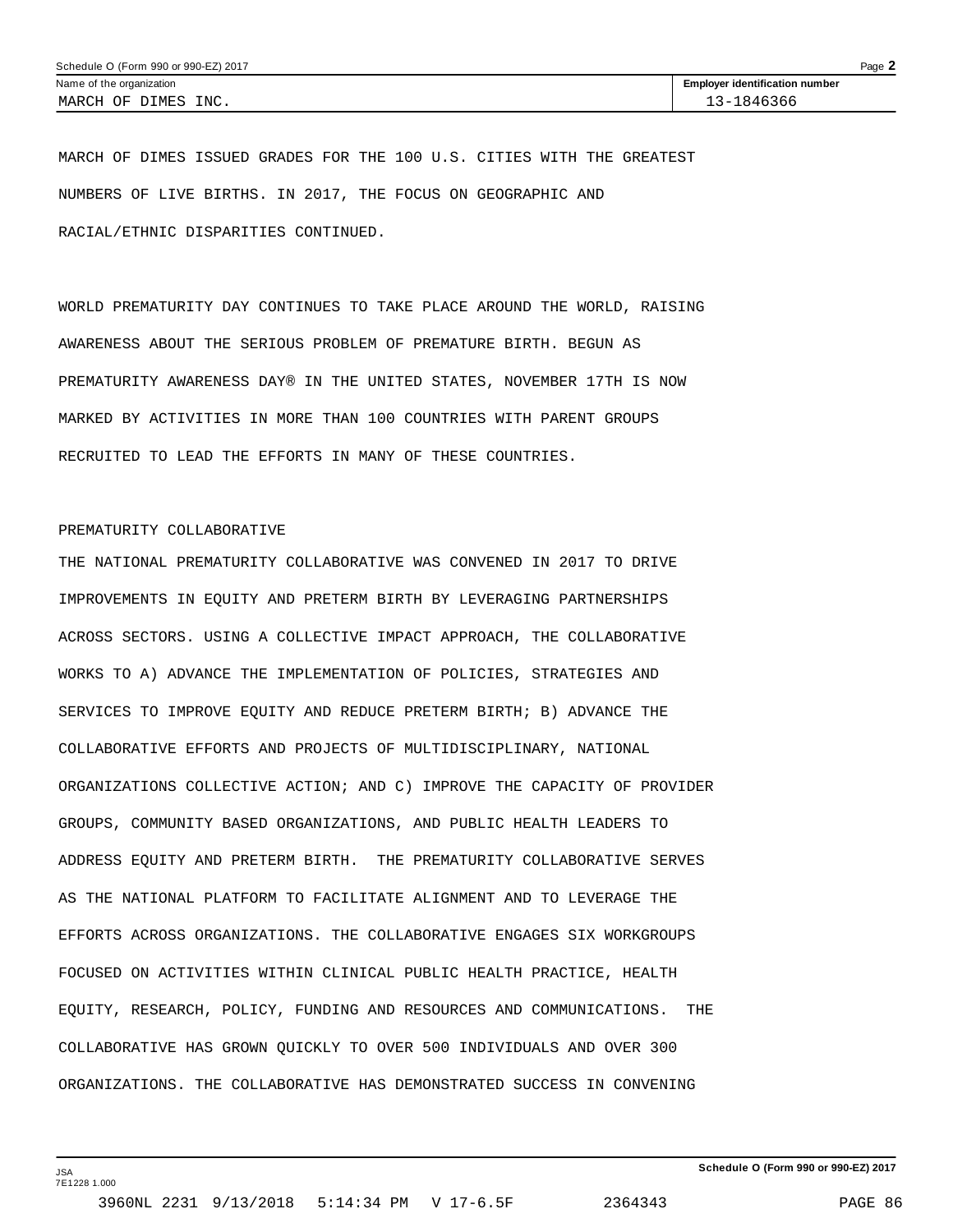MARCH OF DIMES ISSUED GRADES FOR THE 100 U.S. CITIES WITH THE GREATEST NUMBERS OF LIVE BIRTHS. IN 2017, THE FOCUS ON GEOGRAPHIC AND RACIAL/ETHNIC DISPARITIES CONTINUED.

WORLD PREMATURITY DAY CONTINUES TO TAKE PLACE AROUND THE WORLD, RAISING AWARENESS ABOUT THE SERIOUS PROBLEM OF PREMATURE BIRTH. BEGUN AS PREMATURITY AWARENESS DAY® IN THE UNITED STATES, NOVEMBER 17TH IS NOW MARKED BY ACTIVITIES IN MORE THAN 100 COUNTRIES WITH PARENT GROUPS RECRUITED TO LEAD THE EFFORTS IN MANY OF THESE COUNTRIES.

PREMATURITY COLLABORATIVE

THE NATIONAL PREMATURITY COLLABORATIVE WAS CONVENED IN 2017 TO DRIVE IMPROVEMENTS IN EQUITY AND PRETERM BIRTH BY LEVERAGING PARTNERSHIPS ACROSS SECTORS. USING A COLLECTIVE IMPACT APPROACH, THE COLLABORATIVE WORKS TO A) ADVANCE THE IMPLEMENTATION OF POLICIES, STRATEGIES AND SERVICES TO IMPROVE EQUITY AND REDUCE PRETERM BIRTH; B) ADVANCE THE COLLABORATIVE EFFORTS AND PROJECTS OF MULTIDISCIPLINARY, NATIONAL ORGANIZATIONS COLLECTIVE ACTION; AND C) IMPROVE THE CAPACITY OF PROVIDER GROUPS, COMMUNITY BASED ORGANIZATIONS, AND PUBLIC HEALTH LEADERS TO ADDRESS EQUITY AND PRETERM BIRTH. THE PREMATURITY COLLABORATIVE SERVES AS THE NATIONAL PLATFORM TO FACILITATE ALIGNMENT AND TO LEVERAGE THE EFFORTS ACROSS ORGANIZATIONS. THE COLLABORATIVE ENGAGES SIX WORKGROUPS FOCUSED ON ACTIVITIES WITHIN CLINICAL PUBLIC HEALTH PRACTICE, HEALTH EQUITY, RESEARCH, POLICY, FUNDING AND RESOURCES AND COMMUNICATIONS. THE COLLABORATIVE HAS GROWN QUICKLY TO OVER 500 INDIVIDUALS AND OVER 300 ORGANIZATIONS. THE COLLABORATIVE HAS DEMONSTRATED SUCCESS IN CONVENING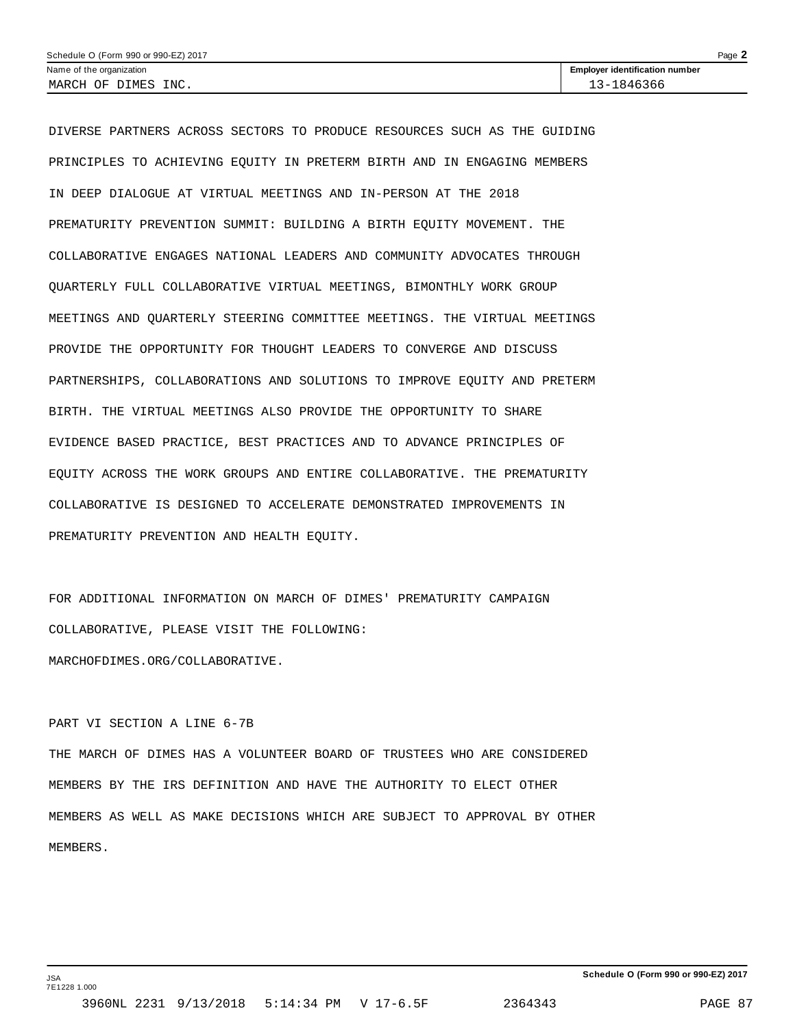DIVERSE PARTNERS ACROSS SECTORS TO PRODUCE RESOURCES SUCH AS THE GUIDING PRINCIPLES TO ACHIEVING EQUITY IN PRETERM BIRTH AND IN ENGAGING MEMBERS IN DEEP DIALOGUE AT VIRTUAL MEETINGS AND IN-PERSON AT THE 2018 PREMATURITY PREVENTION SUMMIT: BUILDING A BIRTH EQUITY MOVEMENT. THE COLLABORATIVE ENGAGES NATIONAL LEADERS AND COMMUNITY ADVOCATES THROUGH QUARTERLY FULL COLLABORATIVE VIRTUAL MEETINGS, BIMONTHLY WORK GROUP MEETINGS AND QUARTERLY STEERING COMMITTEE MEETINGS. THE VIRTUAL MEETINGS PROVIDE THE OPPORTUNITY FOR THOUGHT LEADERS TO CONVERGE AND DISCUSS PARTNERSHIPS, COLLABORATIONS AND SOLUTIONS TO IMPROVE EQUITY AND PRETERM BIRTH. THE VIRTUAL MEETINGS ALSO PROVIDE THE OPPORTUNITY TO SHARE EVIDENCE BASED PRACTICE, BEST PRACTICES AND TO ADVANCE PRINCIPLES OF EQUITY ACROSS THE WORK GROUPS AND ENTIRE COLLABORATIVE. THE PREMATURITY COLLABORATIVE IS DESIGNED TO ACCELERATE DEMONSTRATED IMPROVEMENTS IN PREMATURITY PREVENTION AND HEALTH EQUITY.

FOR ADDITIONAL INFORMATION ON MARCH OF DIMES' PREMATURITY CAMPAIGN COLLABORATIVE, PLEASE VISIT THE FOLLOWING:
MARCHOFDIMES.ORG/COLLABORATIVE.

PART VI SECTION A LINE 6-7B

THE MARCH OF DIMES HAS A VOLUNTEER BOARD OF TRUSTEES WHO ARE CONSIDERED MEMBERS BY THE IRS DEFINITION AND HAVE THE AUTHORITY TO ELECT OTHER MEMBERS AS WELL AS MAKE DECISIONS WHICH ARE SUBJECT TO APPROVAL BY OTHER MEMBERS.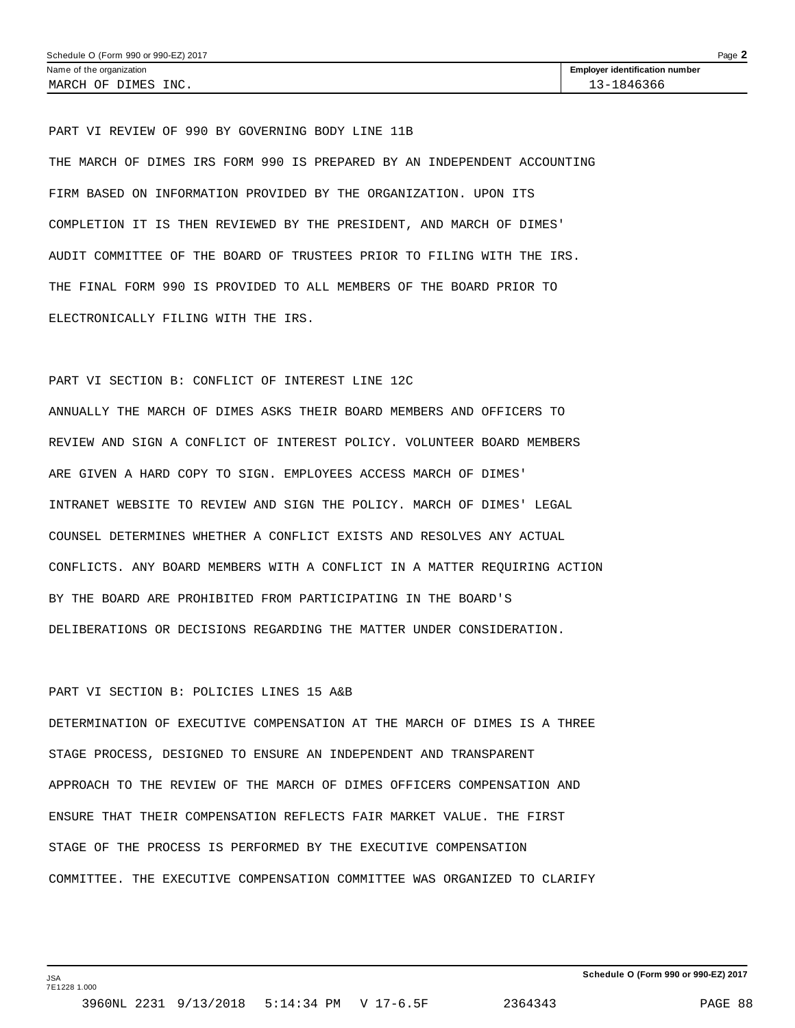Name of the organization: MARCH OF DIMES INC.

Employer identification number: 13-1846366

PART VI REVIEW OF 990 BY GOVERNING BODY LINE 11B

THE MARCH OF DIMES IRS FORM 990 IS PREPARED BY AN INDEPENDENT ACCOUNTING FIRM BASED ON INFORMATION PROVIDED BY THE ORGANIZATION. UPON ITS COMPLETION IT IS THEN REVIEWED BY THE PRESIDENT, AND MARCH OF DIMES' AUDIT COMMITTEE OF THE BOARD OF TRUSTEES PRIOR TO FILING WITH THE IRS. THE FINAL FORM 990 IS PROVIDED TO ALL MEMBERS OF THE BOARD PRIOR TO ELECTRONICALLY FILING WITH THE IRS.

PART VI SECTION B: CONFLICT OF INTEREST LINE 12C

ANNUALLY THE MARCH OF DIMES ASKS THEIR BOARD MEMBERS AND OFFICERS TO REVIEW AND SIGN A CONFLICT OF INTEREST POLICY. VOLUNTEER BOARD MEMBERS ARE GIVEN A HARD COPY TO SIGN. EMPLOYEES ACCESS MARCH OF DIMES' INTRANET WEBSITE TO REVIEW AND SIGN THE POLICY. MARCH OF DIMES' LEGAL COUNSEL DETERMINES WHETHER A CONFLICT EXISTS AND RESOLVES ANY ACTUAL CONFLICTS. ANY BOARD MEMBERS WITH A CONFLICT IN A MATTER REQUIRING ACTION BY THE BOARD ARE PROHIBITED FROM PARTICIPATING IN THE BOARD'S DELIBERATIONS OR DECISIONS REGARDING THE MATTER UNDER CONSIDERATION.

PART VI SECTION B: POLICIES LINES 15 A&B

DETERMINATION OF EXECUTIVE COMPENSATION AT THE MARCH OF DIMES IS A THREE STAGE PROCESS, DESIGNED TO ENSURE AN INDEPENDENT AND TRANSPARENT APPROACH TO THE REVIEW OF THE MARCH OF DIMES OFFICERS COMPENSATION AND ENSURE THAT THEIR COMPENSATION REFLECTS FAIR MARKET VALUE. THE FIRST STAGE OF THE PROCESS IS PERFORMED BY THE EXECUTIVE COMPENSATION COMMITTEE. THE EXECUTIVE COMPENSATION COMMITTEE WAS ORGANIZED TO CLARIFY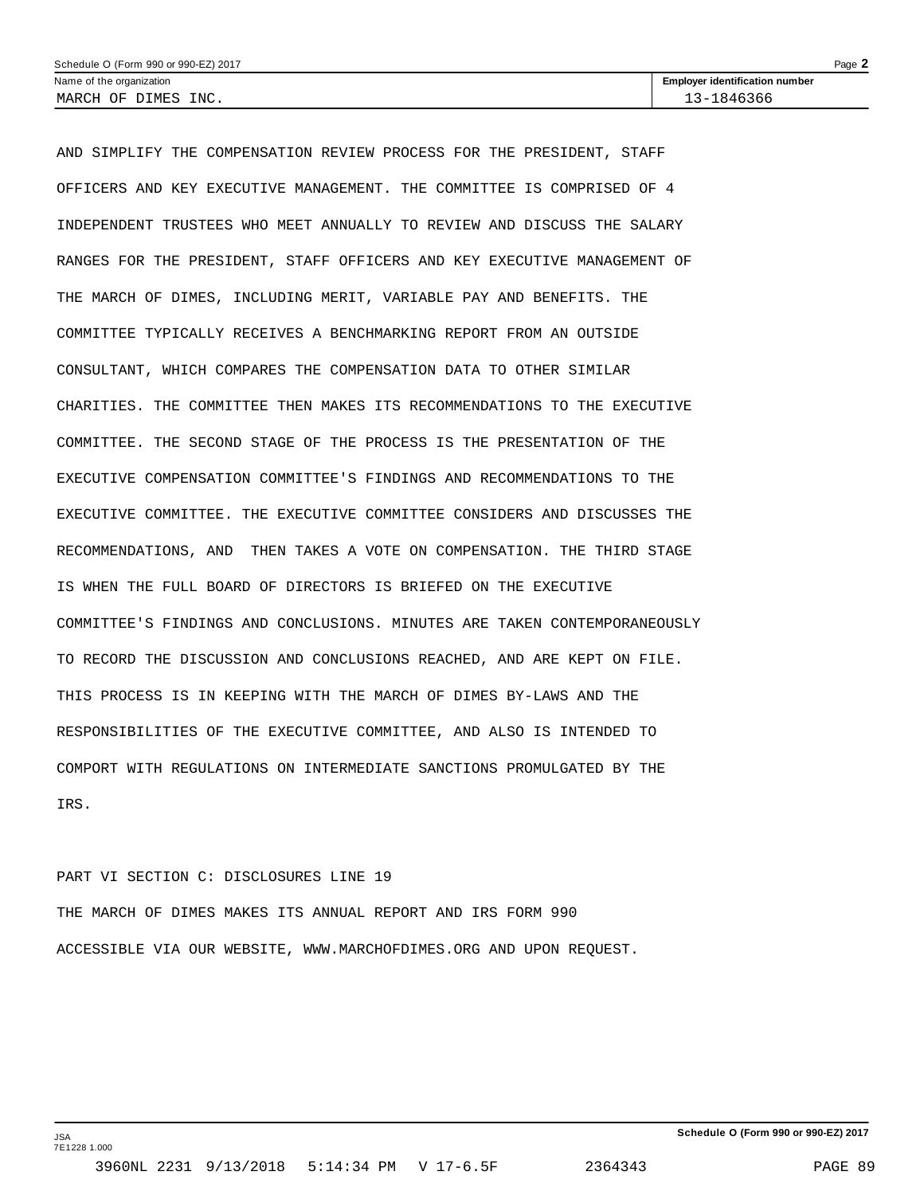| Name of the organization | Employer identification number |
| --- | --- |
| MARCH OF DIMES INC. | 13-1846366 |

AND SIMPLIFY THE COMPENSATION REVIEW PROCESS FOR THE PRESIDENT, STAFF OFFICERS AND KEY EXECUTIVE MANAGEMENT. THE COMMITTEE IS COMPRISED OF 4 INDEPENDENT TRUSTEES WHO MEET ANNUALLY TO REVIEW AND DISCUSS THE SALARY RANGES FOR THE PRESIDENT, STAFF OFFICERS AND KEY EXECUTIVE MANAGEMENT OF THE MARCH OF DIMES, INCLUDING MERIT, VARIABLE PAY AND BENEFITS. THE COMMITTEE TYPICALLY RECEIVES A BENCHMARKING REPORT FROM AN OUTSIDE CONSULTANT, WHICH COMPARES THE COMPENSATION DATA TO OTHER SIMILAR CHARITIES. THE COMMITTEE THEN MAKES ITS RECOMMENDATIONS TO THE EXECUTIVE COMMITTEE. THE SECOND STAGE OF THE PROCESS IS THE PRESENTATION OF THE EXECUTIVE COMPENSATION COMMITTEE'S FINDINGS AND RECOMMENDATIONS TO THE EXECUTIVE COMMITTEE. THE EXECUTIVE COMMITTEE CONSIDERS AND DISCUSSES THE RECOMMENDATIONS, AND THEN TAKES A VOTE ON COMPENSATION. THE THIRD STAGE IS WHEN THE FULL BOARD OF DIRECTORS IS BRIEFED ON THE EXECUTIVE COMMITTEE'S FINDINGS AND CONCLUSIONS. MINUTES ARE TAKEN CONTEMPORANEOUSLY TO RECORD THE DISCUSSION AND CONCLUSIONS REACHED, AND ARE KEPT ON FILE. THIS PROCESS IS IN KEEPING WITH THE MARCH OF DIMES BY-LAWS AND THE RESPONSIBILITIES OF THE EXECUTIVE COMMITTEE, AND ALSO IS INTENDED TO COMPORT WITH REGULATIONS ON INTERMEDIATE SANCTIONS PROMULGATED BY THE IRS.

PART VI SECTION C: DISCLOSURES LINE 19

THE MARCH OF DIMES MAKES ITS ANNUAL REPORT AND IRS FORM 990 ACCESSIBLE VIA OUR WEBSITE, WWW.MARCHOFDIMES.ORG AND UPON REQUEST.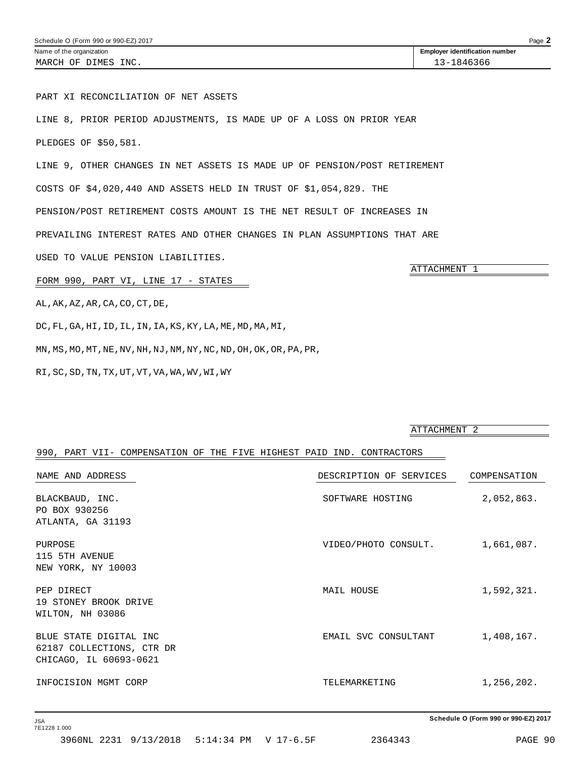Name of the organization: MARCH OF DIMES INC.

Employer identification number: 13-1846366

PART XI RECONCILIATION OF NET ASSETS

LINE 8, PRIOR PERIOD ADJUSTMENTS, IS MADE UP OF A LOSS ON PRIOR YEAR PLEDGES OF $50,581.

LINE 9, OTHER CHANGES IN NET ASSETS IS MADE UP OF PENSION/POST RETIREMENT COSTS OF $4,020,440 AND ASSETS HELD IN TRUST OF $1,054,829. THE PENSION/POST RETIREMENT COSTS AMOUNT IS THE NET RESULT OF INCREASES IN PREVAILING INTEREST RATES AND OTHER CHANGES IN PLAN ASSUMPTIONS THAT ARE USED TO VALUE PENSION LIABILITIES.

ATTACHMENT 1

FORM 990, PART VI, LINE 17 - STATES

AL,AK,AZ,AR,CA,CO,CT,DE,

DC,FL,GA,HI,ID,IL,IN,IA,KS,KY,LA,ME,MD,MA,MI,

MN,MS,MO,MT,NE,NV,NH,NJ,NM,NY,NC,ND,OH,OK,OR,PA,PR,

RI,SC,SD,TN,TX,UT,VT,VA,WA,WV,WI,WY

ATTACHMENT 2

990, PART VII- COMPENSATION OF THE FIVE HIGHEST PAID IND. CONTRACTORS

| NAME AND ADDRESS | DESCRIPTION OF SERVICES | COMPENSATION |
|---|---|---|
| BLACKBAUD, INC.<br>PO BOX 930256<br>ATLANTA, GA 31193 | SOFTWARE HOSTING | 2,052,863. |
| PURPOSE<br>115 5TH AVENUE<br>NEW YORK, NY 10003 | VIDEO/PHOTO CONSULT. | 1,661,087. |
| PEP DIRECT<br>19 STONEY BROOK DRIVE<br>WILTON, NH 03086 | MAIL HOUSE | 1,592,321. |
| BLUE STATE DIGITAL INC<br>62187 COLLECTIONS, CTR DR<br>CHICAGO, IL 60693-0621 | EMAIL SVC CONSULTANT | 1,408,167. |
| INFOCISION MGMT CORP | TELEMARKETING | 1,256,202. |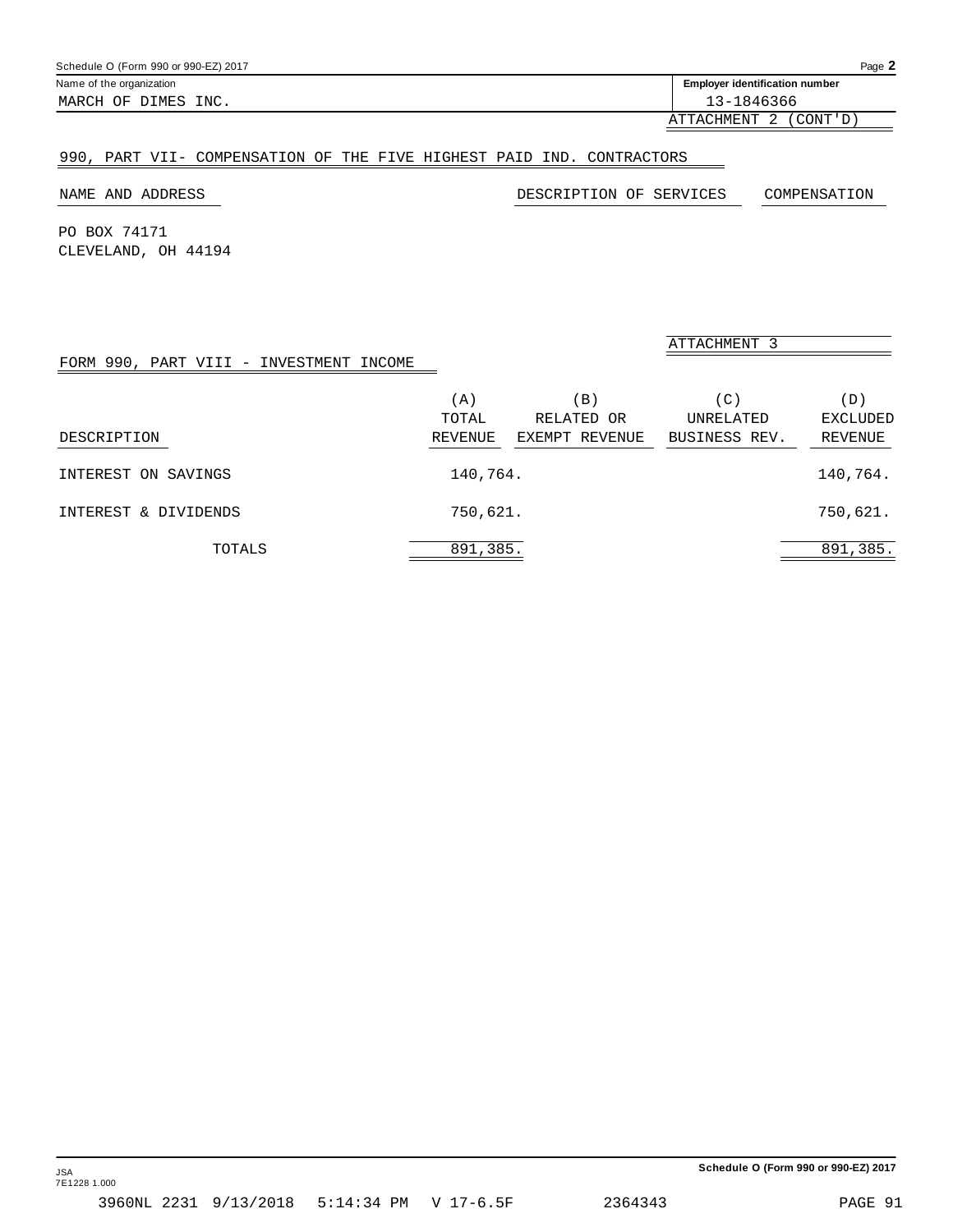Name of the organization: MARCH OF DIMES INC.

Employer identification number: 13-1846366

ATTACHMENT 2 (CONT'D)

## 990, PART VII- COMPENSATION OF THE FIVE HIGHEST PAID IND. CONTRACTORS

| NAME AND ADDRESS | DESCRIPTION OF SERVICES | COMPENSATION |
|---|---|---|
| PO BOX 74171<br>CLEVELAND, OH 44194 | | |

ATTACHMENT 3

## FORM 990, PART VIII - INVESTMENT INCOME

| DESCRIPTION | (A) TOTAL REVENUE | (B) RELATED OR EXEMPT REVENUE | (C) UNRELATED BUSINESS REV. | (D) EXCLUDED REVENUE |
|---|---|---|---|---|
| INTEREST ON SAVINGS | 140,764. | | | 140,764. |
| INTEREST & DIVIDENDS | 750,621. | | | 750,621. |
| TOTALS | 891,385. | | | 891,385. |

JSA
7E1228 1.000

3960NL 2231 9/13/2018 5:14:34 PM V 17-6.5F 2364343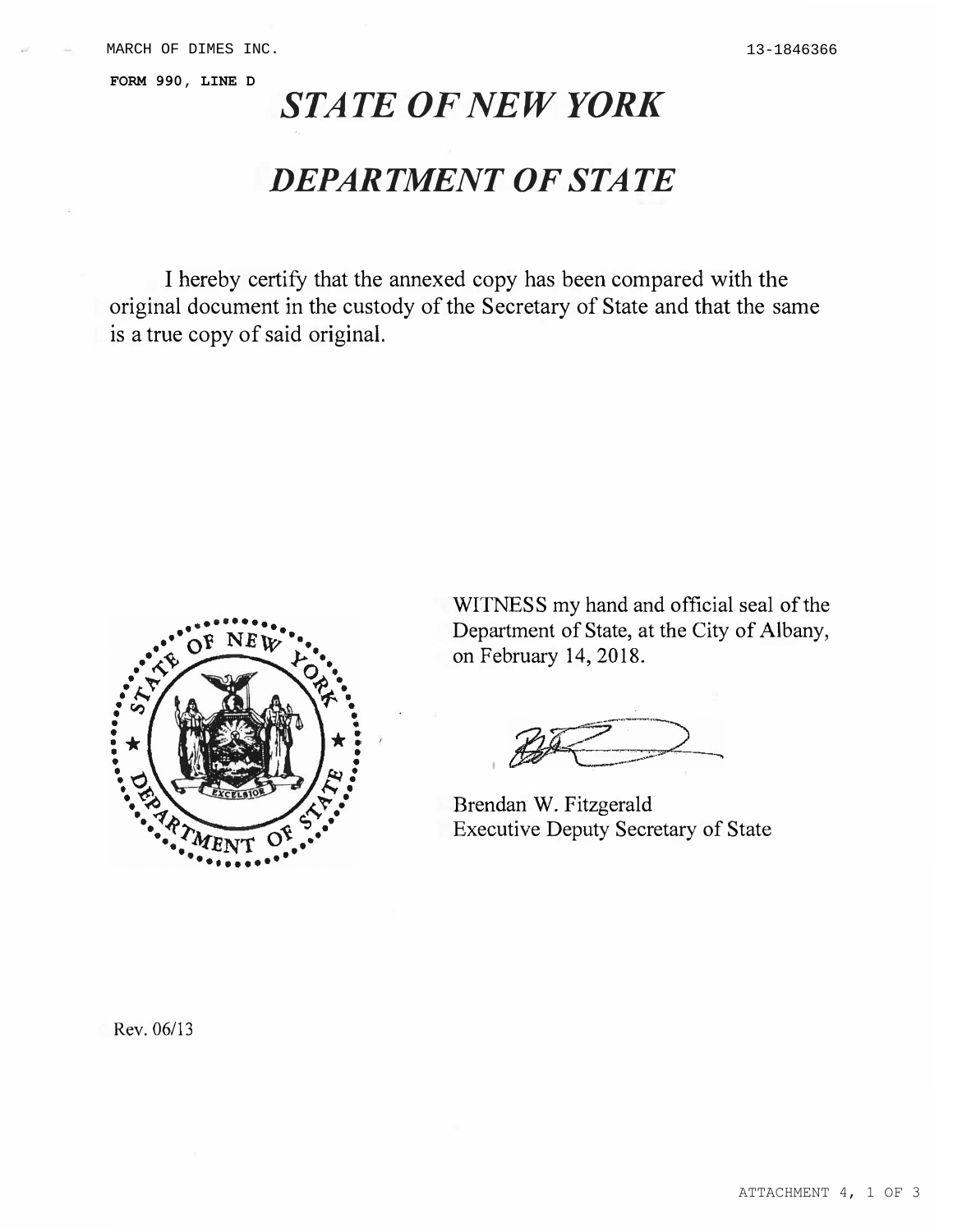MARCH OF DIMES INC. 13-1846366

**FORM 990, LINE D**

# *STATE OF NEW YORK*

# *DEPARTMENT OF STATE*

I hereby certify that the annexed copy has been compared with the original document in the custody of the Secretary of State and that the same is a true copy of said original.

WITNESS my hand and official seal of the Department of State, at the City of Albany, on February 14, 2018.

Brendan W. Fitzgerald
Executive Deputy Secretary of State

Rev. 06/13

ATTACHMENT 4, 1 OF 3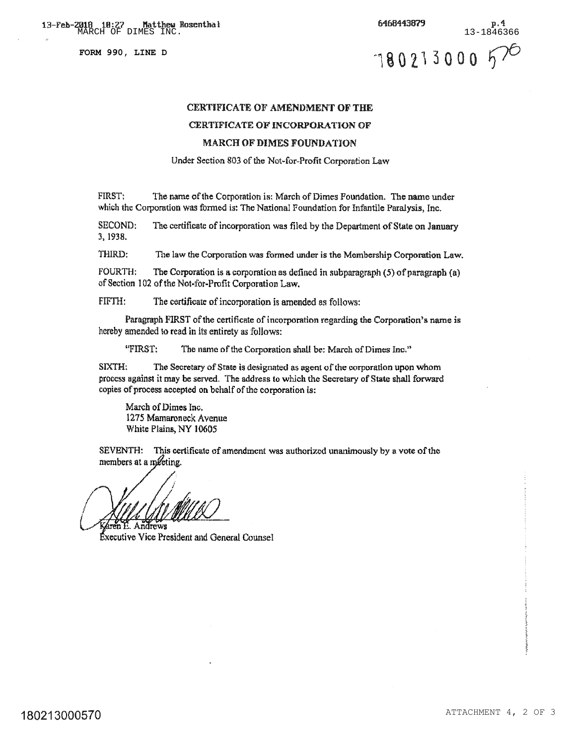FORM 990, LINE D

# CERTIFICATE OF AMENDMENT OF THE CERTIFICATE OF INCORPORATION OF MARCH OF DIMES FOUNDATION

Under Section 803 of the Not-for-Profit Corporation Law

FIRST: The name of the Corporation is: March of Dimes Foundation. The name under which the Corporation was formed is: The National Foundation for Infantile Paralysis, Inc.

SECOND: The certificate of incorporation was filed by the Department of State on January 3, 1938.

THIRD: The law the Corporation was formed under is the Membership Corporation Law.

FOURTH: The Corporation is a corporation as defined in subparagraph (5) of paragraph (a) of Section 102 of the Not-for-Profit Corporation Law.

FIFTH: The certificate of incorporation is amended as follows:

Paragraph FIRST of the certificate of incorporation regarding the Corporation's name is hereby amended to read in its entirety as follows:

"FIRST: The name of the Corporation shall be: March of Dimes Inc."

SIXTH: The Secretary of State is designated as agent of the corporation upon whom process against it may be served. The address to which the Secretary of State shall forward copies of process accepted on behalf of the corporation is:

March of Dimes Inc.
1275 Mamaroneck Avenue
White Plains, NY 10605

SEVENTH: This certificate of amendment was authorized unanimously by a vote of the members at a meeting.

Karen E. Andrews
Executive Vice President and General Counsel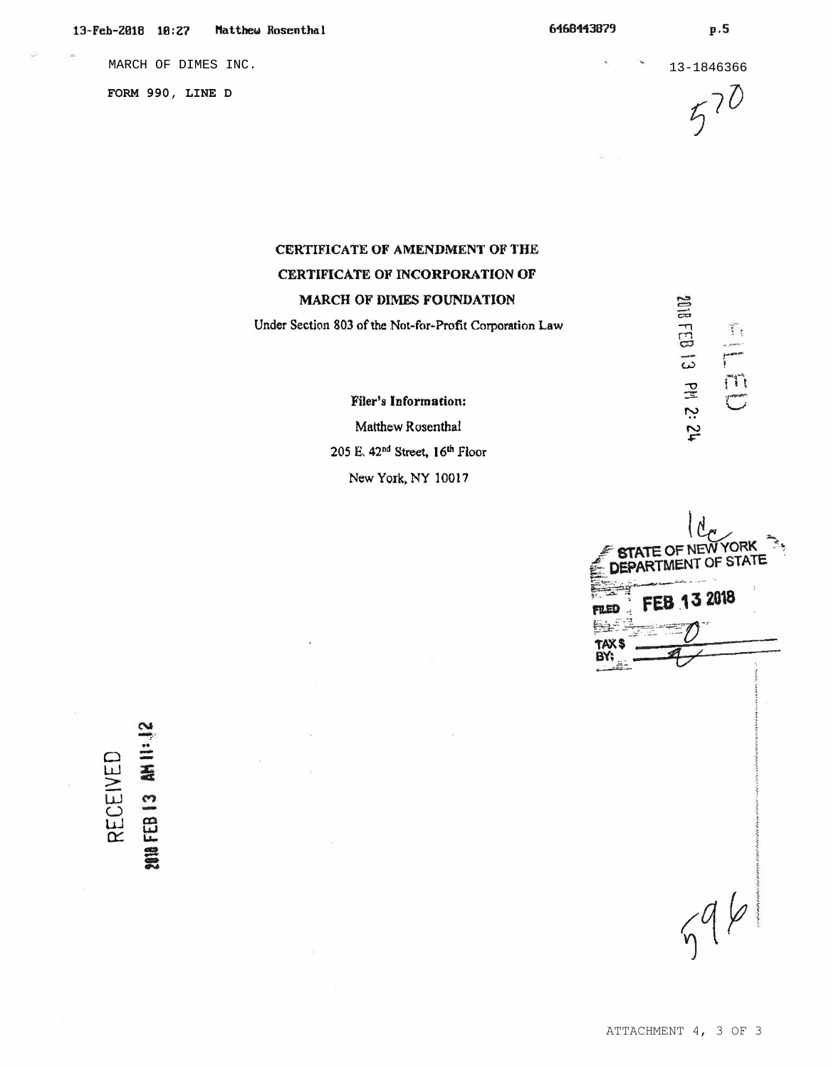MARCH OF DIMES INC.

13-1846366

**FORM 990, LINE D**

**CERTIFICATE OF AMENDMENT OF THE**
**CERTIFICATE OF INCORPORATION OF**
**MARCH OF DIMES FOUNDATION**

Under Section 803 of the Not-for-Profit Corporation Law

**Filer's Information:**

Matthew Rosenthal

205 E. 42nd Street, 16th Floor

New York, NY 10017

STATE OF NEW YORK
DEPARTMENT OF STATE
FILED FEB 13 2018
TAX $ 0
BY:

FILED 2018 FEB 13 PM 2:24

RECEIVED 2018 FEB 13 AM 11:12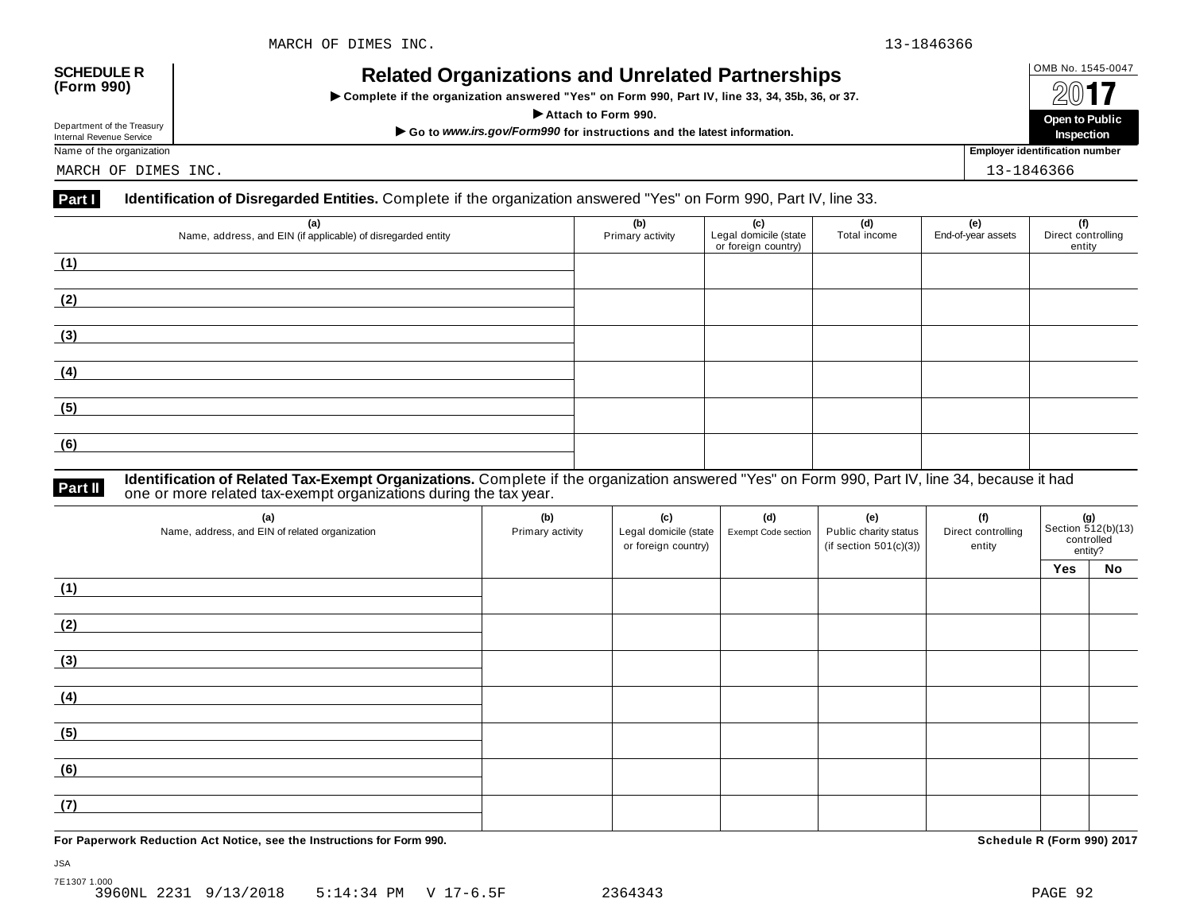MARCH OF DIMES INC. 13-1846366

**SCHEDULE R (Form 990)**

Department of the Treasury
Internal Revenue Service

# Related Organizations and Unrelated Partnerships

▶ **Complete if the organization answered "Yes" on Form 990, Part IV, line 33, 34, 35b, 36, or 37.**

▶ **Attach to Form 990.**

▶ **Go to *www.irs.gov/Form990* for instructions and the latest information.**

OMB No. 1545-0047

**2017**

**Open to Public Inspection**

Name of the organization: MARCH OF DIMES INC.

**Employer identification number**: 13-1846366

**Part I** **Identification of Disregarded Entities.** Complete if the organization answered "Yes" on Form 990, Part IV, line 33.

| (a) Name, address, and EIN (if applicable) of disregarded entity | (b) Primary activity | (c) Legal domicile (state or foreign country) | (d) Total income | (e) End-of-year assets | (f) Direct controlling entity |
|---|---|---|---|---|---|
| (1) | | | | | |
| (2) | | | | | |
| (3) | | | | | |
| (4) | | | | | |
| (5) | | | | | |
| (6) | | | | | |

**Part II** **Identification of Related Tax-Exempt Organizations.** Complete if the organization answered "Yes" on Form 990, Part IV, line 34, because it had one or more related tax-exempt organizations during the tax year.

| (a) Name, address, and EIN of related organization | (b) Primary activity | (c) Legal domicile (state or foreign country) | (d) Exempt Code section | (e) Public charity status (if section 501(c)(3)) | (f) Direct controlling entity | (g) Section 512(b)(13) controlled entity? | |
|---|---|---|---|---|---|---|---|
| | | | | | | Yes | No |
| (1) | | | | | | | |
| (2) | | | | | | | |
| (3) | | | | | | | |
| (4) | | | | | | | |
| (5) | | | | | | | |
| (6) | | | | | | | |
| (7) | | | | | | | |

**For Paperwork Reduction Act Notice, see the Instructions for Form 990.** **Schedule R (Form 990) 2017**

JSA
7E1307 1.000
3960NL 2231 9/13/2018 5:14:34 PM V 17-6.5F 2364343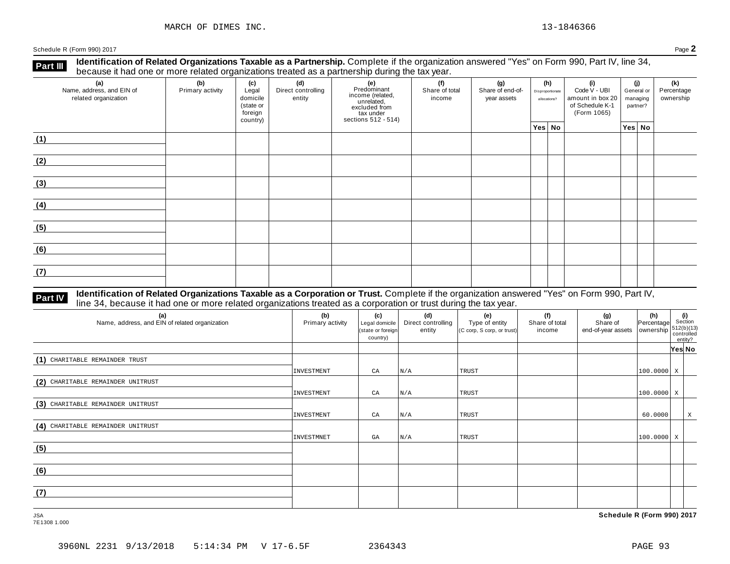MARCH OF DIMES INC. 13-1846366

Schedule R (Form 990) 2017 Page **2**

## Part III Identification of Related Organizations Taxable as a Partnership.

Complete if the organization answered "Yes" on Form 990, Part IV, line 34, because it had one or more related organizations treated as a partnership during the tax year.

| (a) Name, address, and EIN of related organization | (b) Primary activity | (c) Legal domicile (state or foreign country) | (d) Direct controlling entity | (e) Predominant income (related, unrelated, excluded from tax under sections 512 - 514) | (f) Share of total income | (g) Share of end-of-year assets | (h) Disproportionate allocations? | | (i) Code V - UBI amount in box 20 of Schedule K-1 (Form 1065) | (j) General or managing partner? | | (k) Percentage ownership |
|---|---|---|---|---|---|---|---|---|---|---|---|---|
| | | | | | | | Yes | No | | Yes | No | |
| (1) | | | | | | | | | | | | |
| (2) | | | | | | | | | | | | |
| (3) | | | | | | | | | | | | |
| (4) | | | | | | | | | | | | |
| (5) | | | | | | | | | | | | |
| (6) | | | | | | | | | | | | |
| (7) | | | | | | | | | | | | |

## Part IV Identification of Related Organizations Taxable as a Corporation or Trust.

Complete if the organization answered "Yes" on Form 990, Part IV, line 34, because it had one or more related organizations treated as a corporation or trust during the tax year.

| (a) Name, address, and EIN of related organization | (b) Primary activity | (c) Legal domicile (state or foreign country) | (d) Direct controlling entity | (e) Type of entity (C corp, S corp, or trust) | (f) Share of total income | (g) Share of end-of-year assets | (h) Percentage ownership | (i) Section 512(b)(13) controlled entity? | |
|---|---|---|---|---|---|---|---|---|---|
| | | | | | | | | Yes | No |
| (1) CHARITABLE REMAINDER TRUST | INVESTMENT | CA | N/A | TRUST | | | 100.0000 | X | |
| (2) CHARITABLE REMAINDER UNITRUST | INVESTMENT | CA | N/A | TRUST | | | 100.0000 | X | |
| (3) CHARITABLE REMAINDER UNITRUST | INVESTMENT | CA | N/A | TRUST | | | 60.0000 | | X |
| (4) CHARITABLE REMAINDER UNITRUST | INVESTMNET | GA | N/A | TRUST | | | 100.0000 | X | |
| (5) | | | | | | | | | |
| (6) | | | | | | | | | |
| (7) | | | | | | | | | |

JSA
7E1308 1.000

**Schedule R (Form 990) 2017**

3960NL 2231 9/13/2018 5:14:34 PM V 17-6.5F 2364343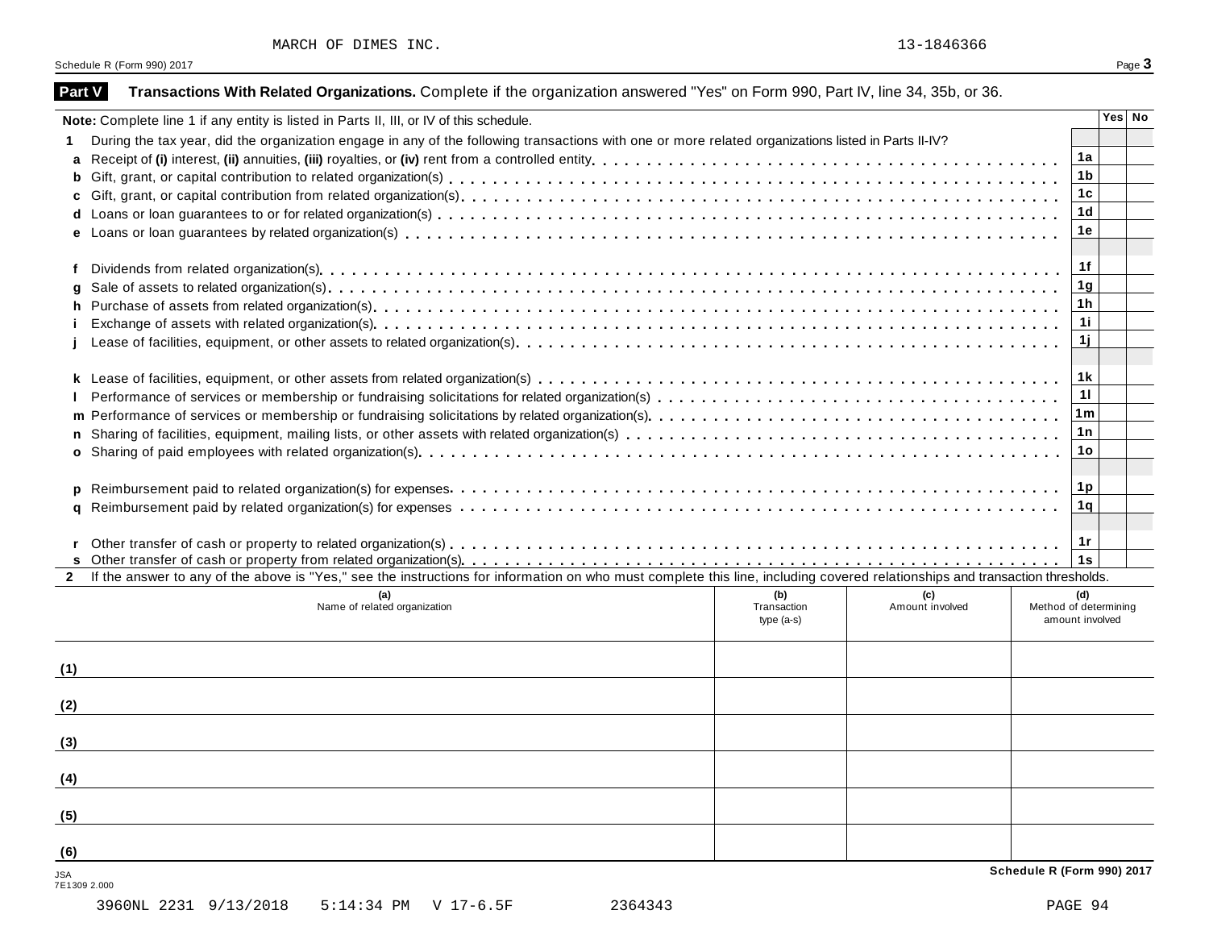MARCH OF DIMES INC. 13-1846366

Schedule R (Form 990) 2017

## Part V Transactions With Related Organizations. Complete if the organization answered "Yes" on Form 990, Part IV, line 34, 35b, or 36.

| Note: Complete line 1 if any entity is listed in Parts II, III, or IV of this schedule. | | Yes | No |
|---|---|---|---|
| **1** During the tax year, did the organization engage in any of the following transactions with one or more related organizations listed in Parts II-IV? | | | |
| **a** Receipt of **(i)** interest, **(ii)** annuities, **(iii)** royalties, or **(iv)** rent from a controlled entity | 1a | | |
| **b** Gift, grant, or capital contribution to related organization(s) | 1b | | |
| **c** Gift, grant, or capital contribution from related organization(s) | 1c | | |
| **d** Loans or loan guarantees to or for related organization(s) | 1d | | |
| **e** Loans or loan guarantees by related organization(s) | 1e | | |
| **f** Dividends from related organization(s) | 1f | | |
| **g** Sale of assets to related organization(s) | 1g | | |
| **h** Purchase of assets from related organization(s) | 1h | | |
| **i** Exchange of assets with related organization(s) | 1i | | |
| **j** Lease of facilities, equipment, or other assets to related organization(s) | 1j | | |
| **k** Lease of facilities, equipment, or other assets from related organization(s) | 1k | | |
| **l** Performance of services or membership or fundraising solicitations for related organization(s) | 1l | | |
| **m** Performance of services or membership or fundraising solicitations by related organization(s) | 1m | | |
| **n** Sharing of facilities, equipment, mailing lists, or other assets with related organization(s) | 1n | | |
| **o** Sharing of paid employees with related organization(s) | 1o | | |
| **p** Reimbursement paid to related organization(s) for expenses | 1p | | |
| **q** Reimbursement paid by related organization(s) for expenses | 1q | | |
| **r** Other transfer of cash or property to related organization(s) | 1r | | |
| **s** Other transfer of cash or property from related organization(s) | 1s | | |

**2** If the answer to any of the above is "Yes," see the instructions for information on who must complete this line, including covered relationships and transaction thresholds.

| | (a) Name of related organization | (b) Transaction type (a-s) | (c) Amount involved | (d) Method of determining amount involved |
|---|---|---|---|---|
| (1) | | | | |
| (2) | | | | |
| (3) | | | | |
| (4) | | | | |
| (5) | | | | |
| (6) | | | | |

JSA
7E1309 2.000

Schedule R (Form 990) 2017

3960NL 2231 9/13/2018 5:14:34 PM V 17-6.5F 2364343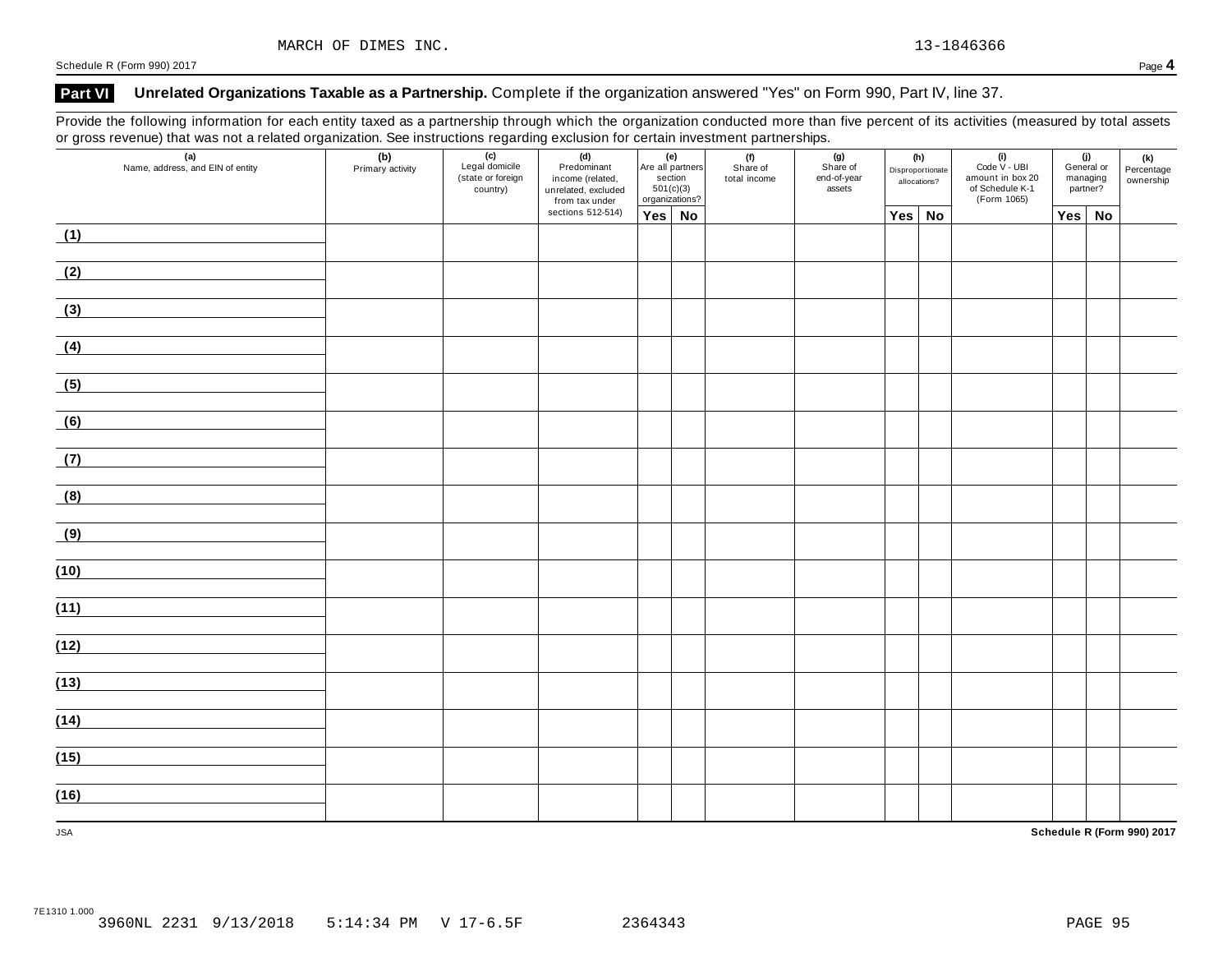MARCH OF DIMES INC. 13-1846366

Schedule R (Form 990) 2017

**Part VI** **Unrelated Organizations Taxable as a Partnership.** Complete if the organization answered "Yes" on Form 990, Part IV, line 37.

Provide the following information for each entity taxed as a partnership through which the organization conducted more than five percent of its activities (measured by total assets or gross revenue) that was not a related organization. See instructions regarding exclusion for certain investment partnerships.

| (a) Name, address, and EIN of entity | (b) Primary activity | (c) Legal domicile (state or foreign country) | (d) Predominant income (related, unrelated, excluded from tax under sections 512-514) | (e) Are all partners section 501(c)(3) organizations? | | (f) Share of total income | (g) Share of end-of-year assets | (h) Disproportionate allocations? | | (i) Code V - UBI amount in box 20 of Schedule K-1 (Form 1065) | (j) General or managing partner? | | (k) Percentage ownership |
|---|---|---|---|---|---|---|---|---|---|---|---|---|---|
| | | | | Yes | No | | | Yes | No | | Yes | No | |
| (1) | | | | | | | | | | | | | |
| (2) | | | | | | | | | | | | | |
| (3) | | | | | | | | | | | | | |
| (4) | | | | | | | | | | | | | |
| (5) | | | | | | | | | | | | | |
| (6) | | | | | | | | | | | | | |
| (7) | | | | | | | | | | | | | |
| (8) | | | | | | | | | | | | | |
| (9) | | | | | | | | | | | | | |
| (10) | | | | | | | | | | | | | |
| (11) | | | | | | | | | | | | | |
| (12) | | | | | | | | | | | | | |
| (13) | | | | | | | | | | | | | |
| (14) | | | | | | | | | | | | | |
| (15) | | | | | | | | | | | | | |
| (16) | | | | | | | | | | | | | |

JSA

**Schedule R (Form 990) 2017**

7E1310 1.000
3960NL 2231 9/13/2018 5:14:34 PM V 17-6.5F 2364343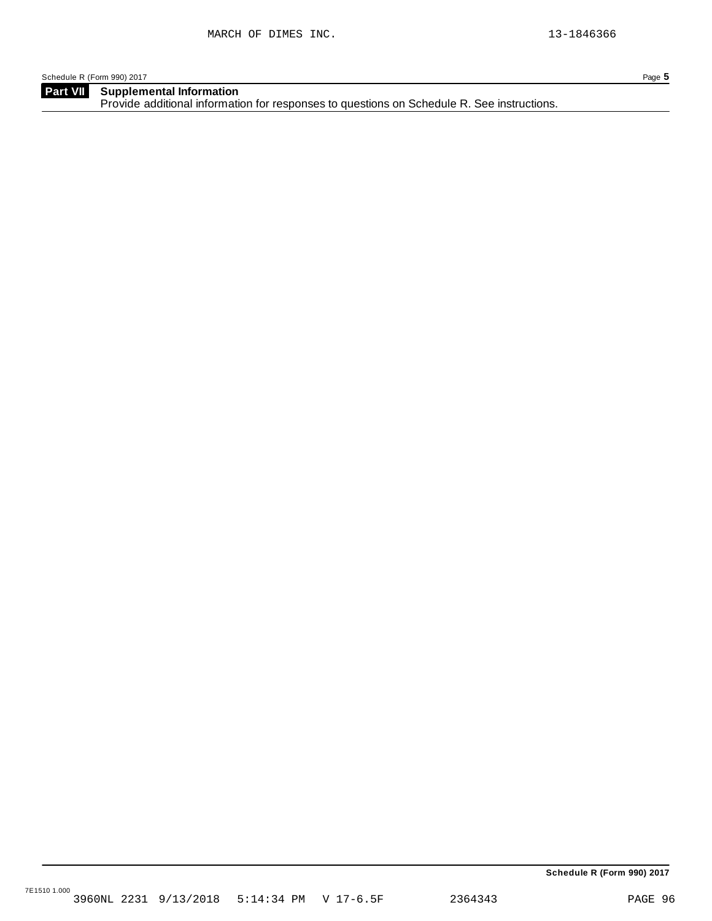MARCH OF DIMES INC. 13-1846366

Schedule R (Form 990) 2017 Page **5**

**Part VII Supplemental Information**

Provide additional information for responses to questions on Schedule R. See instructions.

**Schedule R (Form 990) 2017**

7E1510 1.000
3960NL 2231 9/13/2018 5:14:34 PM V 17-6.5F 2364343